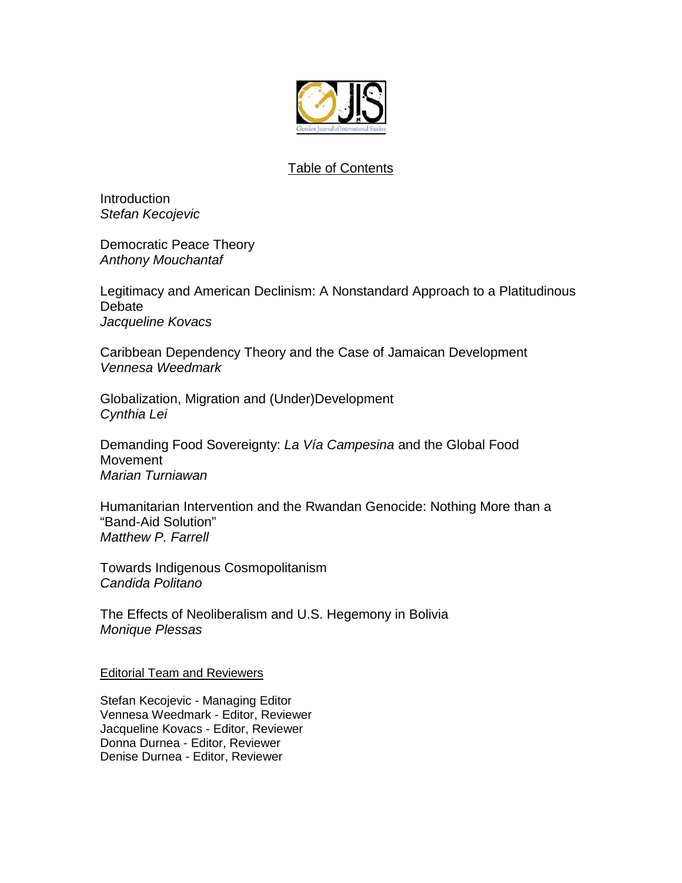## Table of Contents

Introduction
*Stefan Kecojevic*

Democratic Peace Theory
*Anthony Mouchantaf*

Legitimacy and American Declinism: A Nonstandard Approach to a Platitudinous Debate
*Jacqueline Kovacs*

Caribbean Dependency Theory and the Case of Jamaican Development
*Vennesa Weedmark*

Globalization, Migration and (Under)Development
*Cynthia Lei*

Demanding Food Sovereignty: *La Vía Campesina* and the Global Food Movement
*Marian Turniawan*

Humanitarian Intervention and the Rwandan Genocide: Nothing More than a "Band-Aid Solution"
*Matthew P. Farrell*

Towards Indigenous Cosmopolitanism
*Candida Politano*

The Effects of Neoliberalism and U.S. Hegemony in Bolivia
*Monique Plessas*

### Editorial Team and Reviewers

Stefan Kecojevic - Managing Editor
Vennesa Weedmark - Editor, Reviewer
Jacqueline Kovacs - Editor, Reviewer
Donna Durnea - Editor, Reviewer
Denise Durnea - Editor, Reviewer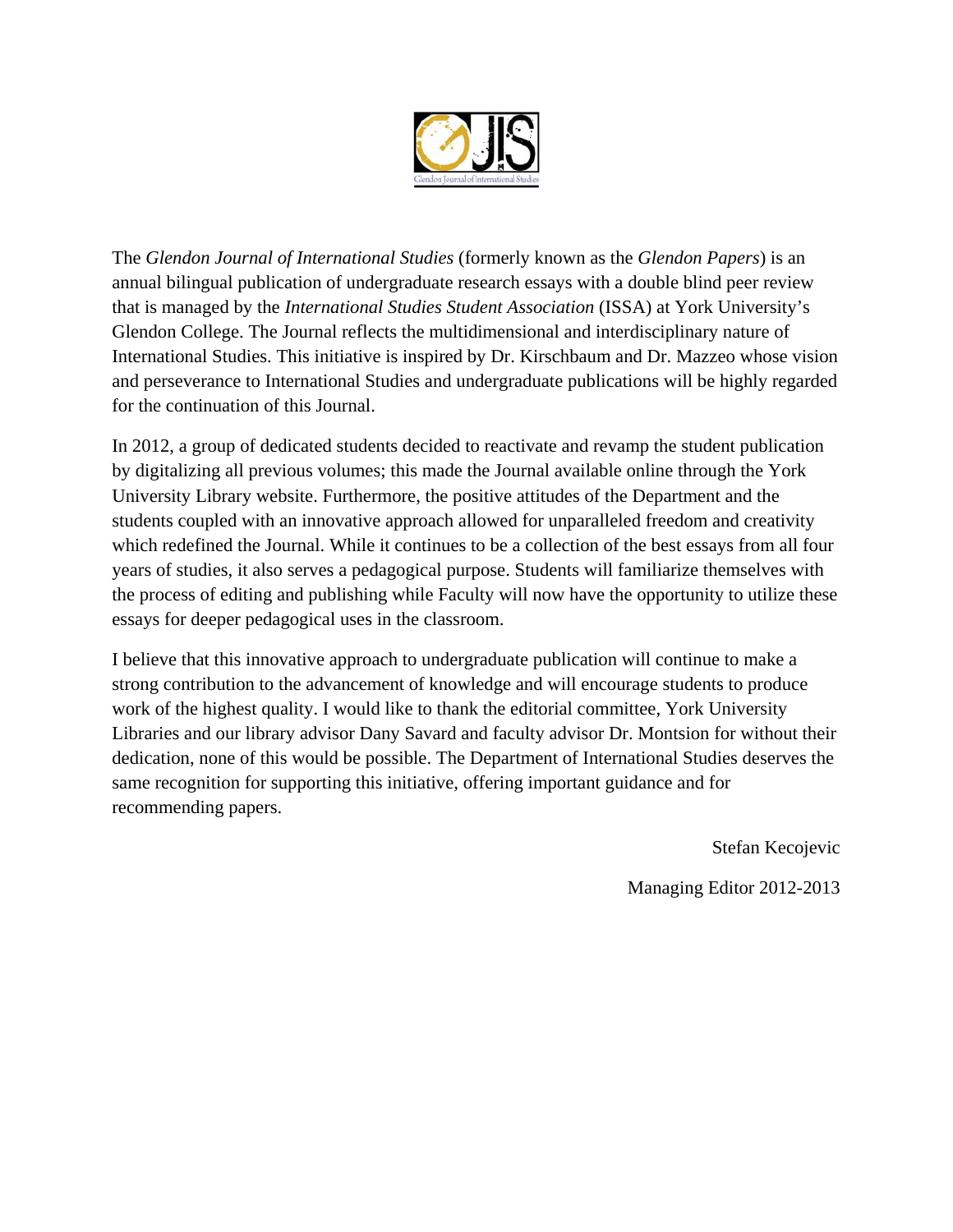The *Glendon Journal of International Studies* (formerly known as the *Glendon Papers*) is an annual bilingual publication of undergraduate research essays with a double blind peer review that is managed by the *International Studies Student Association* (ISSA) at York University's Glendon College. The Journal reflects the multidimensional and interdisciplinary nature of International Studies. This initiative is inspired by Dr. Kirschbaum and Dr. Mazzeo whose vision and perseverance to International Studies and undergraduate publications will be highly regarded for the continuation of this Journal.

In 2012, a group of dedicated students decided to reactivate and revamp the student publication by digitalizing all previous volumes; this made the Journal available online through the York University Library website. Furthermore, the positive attitudes of the Department and the students coupled with an innovative approach allowed for unparalleled freedom and creativity which redefined the Journal. While it continues to be a collection of the best essays from all four years of studies, it also serves a pedagogical purpose. Students will familiarize themselves with the process of editing and publishing while Faculty will now have the opportunity to utilize these essays for deeper pedagogical uses in the classroom.

I believe that this innovative approach to undergraduate publication will continue to make a strong contribution to the advancement of knowledge and will encourage students to produce work of the highest quality. I would like to thank the editorial committee, York University Libraries and our library advisor Dany Savard and faculty advisor Dr. Montsion for without their dedication, none of this would be possible. The Department of International Studies deserves the same recognition for supporting this initiative, offering important guidance and for recommending papers.

Stefan Kecojevic

Managing Editor 2012-2013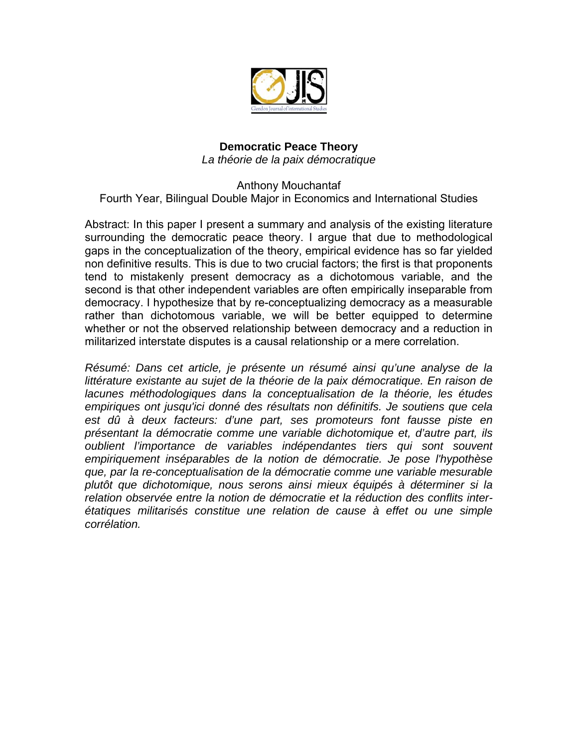**Democratic Peace Theory**

*La théorie de la paix démocratique*

Anthony Mouchantaf

Fourth Year, Bilingual Double Major in Economics and International Studies

Abstract: In this paper I present a summary and analysis of the existing literature surrounding the democratic peace theory. I argue that due to methodological gaps in the conceptualization of the theory, empirical evidence has so far yielded non definitive results. This is due to two crucial factors; the first is that proponents tend to mistakenly present democracy as a dichotomous variable, and the second is that other independent variables are often empirically inseparable from democracy. I hypothesize that by re-conceptualizing democracy as a measurable rather than dichotomous variable, we will be better equipped to determine whether or not the observed relationship between democracy and a reduction in militarized interstate disputes is a causal relationship or a mere correlation.

*Résumé: Dans cet article, je présente un résumé ainsi qu'une analyse de la littérature existante au sujet de la théorie de la paix démocratique. En raison de lacunes méthodologiques dans la conceptualisation de la théorie, les études empiriques ont jusqu'ici donné des résultats non définitifs. Je soutiens que cela est dû à deux facteurs: d'une part, ses promoteurs font fausse piste en présentant la démocratie comme une variable dichotomique et, d'autre part, ils oublient l'importance de variables indépendantes tiers qui sont souvent empiriquement inséparables de la notion de démocratie. Je pose l'hypothèse que, par la re-conceptualisation de la démocratie comme une variable mesurable plutôt que dichotomique, nous serons ainsi mieux équipés à déterminer si la relation observée entre la notion de démocratie et la réduction des conflits inter-étatiques militarisés constitue une relation de cause à effet ou une simple corrélation.*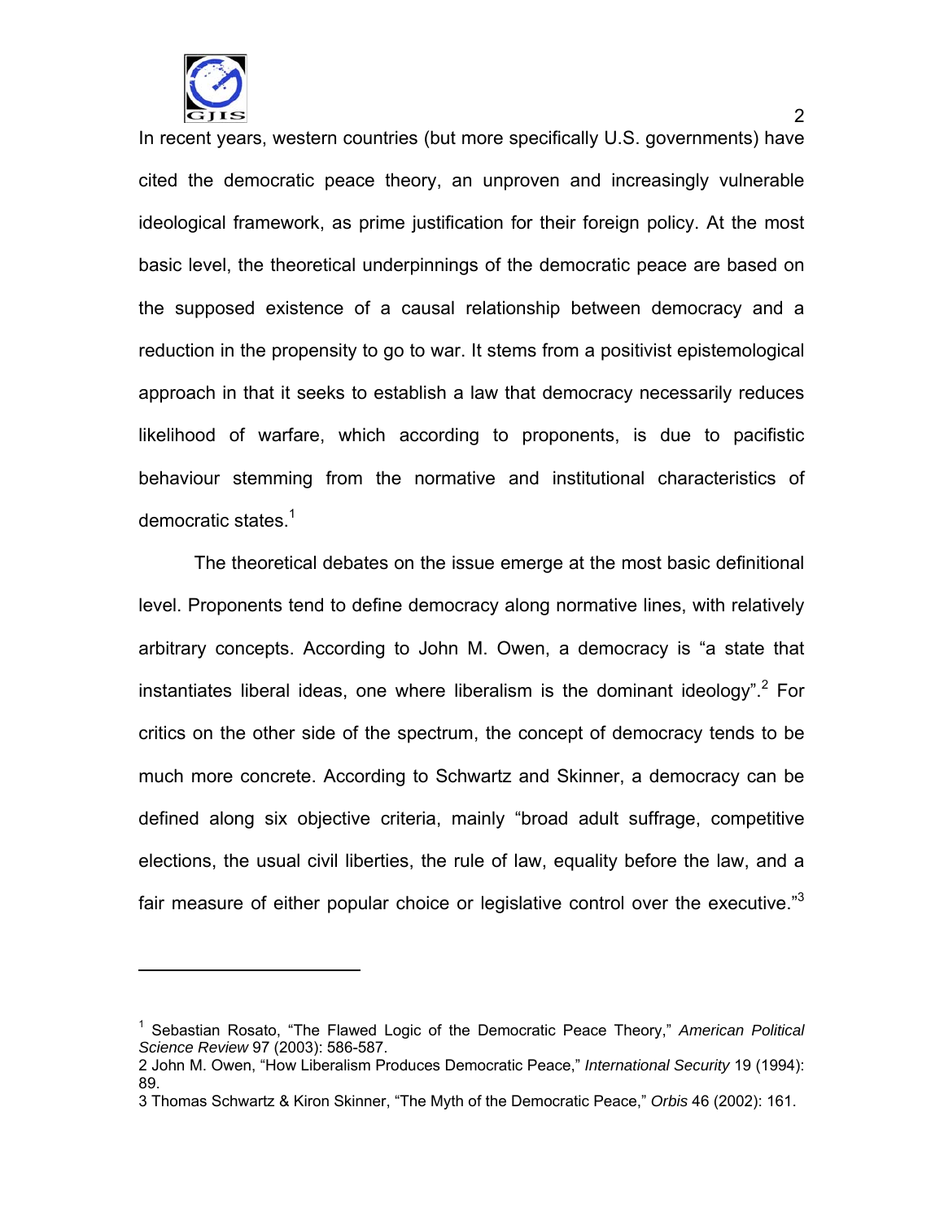In recent years, western countries (but more specifically U.S. governments) have cited the democratic peace theory, an unproven and increasingly vulnerable ideological framework, as prime justification for their foreign policy. At the most basic level, the theoretical underpinnings of the democratic peace are based on the supposed existence of a causal relationship between democracy and a reduction in the propensity to go to war. It stems from a positivist epistemological approach in that it seeks to establish a law that democracy necessarily reduces likelihood of warfare, which according to proponents, is due to pacifistic behaviour stemming from the normative and institutional characteristics of democratic states.[1]

The theoretical debates on the issue emerge at the most basic definitional level. Proponents tend to define democracy along normative lines, with relatively arbitrary concepts. According to John M. Owen, a democracy is "a state that instantiates liberal ideas, one where liberalism is the dominant ideology".[2] For critics on the other side of the spectrum, the concept of democracy tends to be much more concrete. According to Schwartz and Skinner, a democracy can be defined along six objective criteria, mainly "broad adult suffrage, competitive elections, the usual civil liberties, the rule of law, equality before the law, and a fair measure of either popular choice or legislative control over the executive."[3]

---

[1] Sebastian Rosato, "The Flawed Logic of the Democratic Peace Theory," *American Political Science Review* 97 (2003): 586-587.

[2] John M. Owen, "How Liberalism Produces Democratic Peace," *International Security* 19 (1994): 89.

[3] Thomas Schwartz & Kiron Skinner, "The Myth of the Democratic Peace," *Orbis* 46 (2002): 161.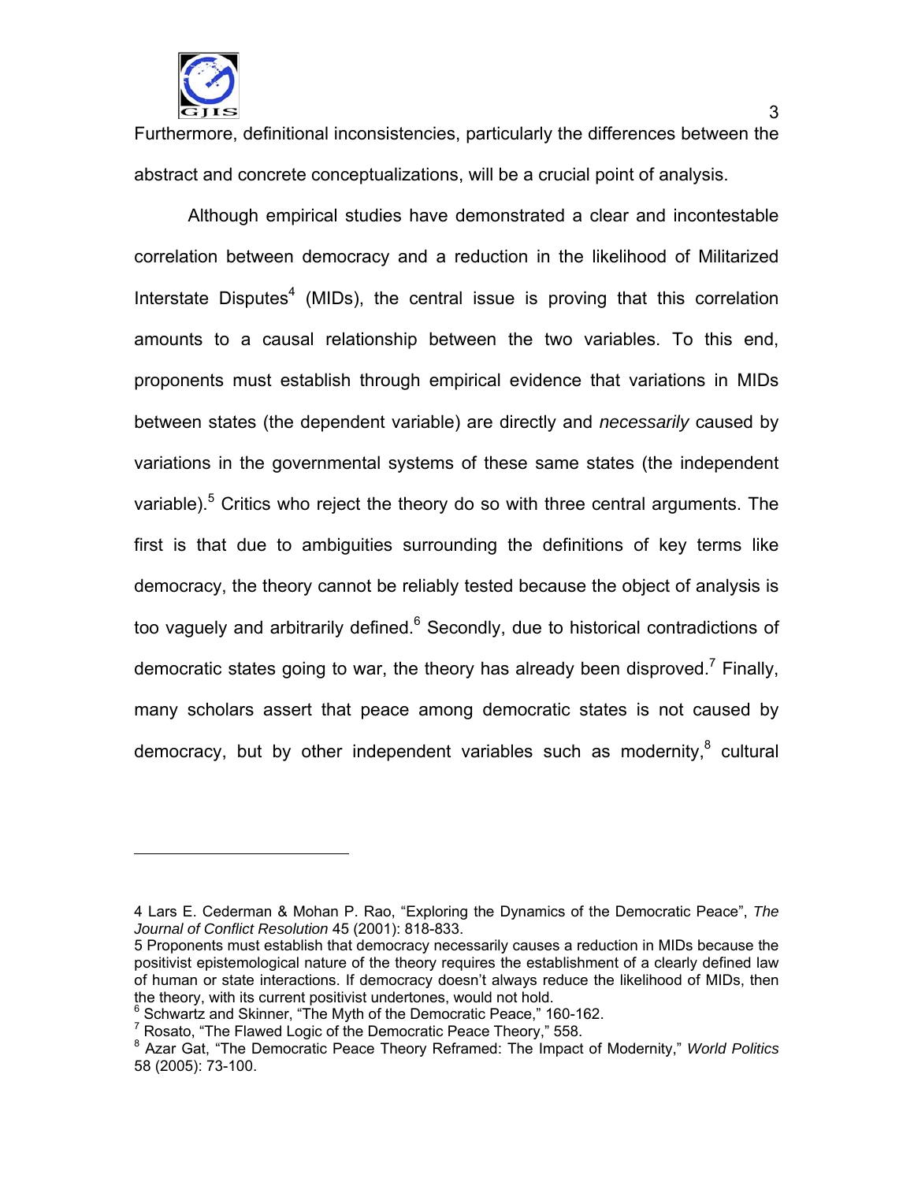Furthermore, definitional inconsistencies, particularly the differences between the abstract and concrete conceptualizations, will be a crucial point of analysis.

Although empirical studies have demonstrated a clear and incontestable correlation between democracy and a reduction in the likelihood of Militarized Interstate Disputes[4] (MIDs), the central issue is proving that this correlation amounts to a causal relationship between the two variables. To this end, proponents must establish through empirical evidence that variations in MIDs between states (the dependent variable) are directly and *necessarily* caused by variations in the governmental systems of these same states (the independent variable).[5] Critics who reject the theory do so with three central arguments. The first is that due to ambiguities surrounding the definitions of key terms like democracy, the theory cannot be reliably tested because the object of analysis is too vaguely and arbitrarily defined.[6] Secondly, due to historical contradictions of democratic states going to war, the theory has already been disproved.[7] Finally, many scholars assert that peace among democratic states is not caused by democracy, but by other independent variables such as modernity,[8] cultural

---

4 Lars E. Cederman & Mohan P. Rao, "Exploring the Dynamics of the Democratic Peace", *The Journal of Conflict Resolution* 45 (2001): 818-833.

5 Proponents must establish that democracy necessarily causes a reduction in MIDs because the positivist epistemological nature of the theory requires the establishment of a clearly defined law of human or state interactions. If democracy doesn't always reduce the likelihood of MIDs, then the theory, with its current positivist undertones, would not hold.

6 Schwartz and Skinner, "The Myth of the Democratic Peace," 160-162.

7 Rosato, "The Flawed Logic of the Democratic Peace Theory," 558.

8 Azar Gat, "The Democratic Peace Theory Reframed: The Impact of Modernity," *World Politics* 58 (2005): 73-100.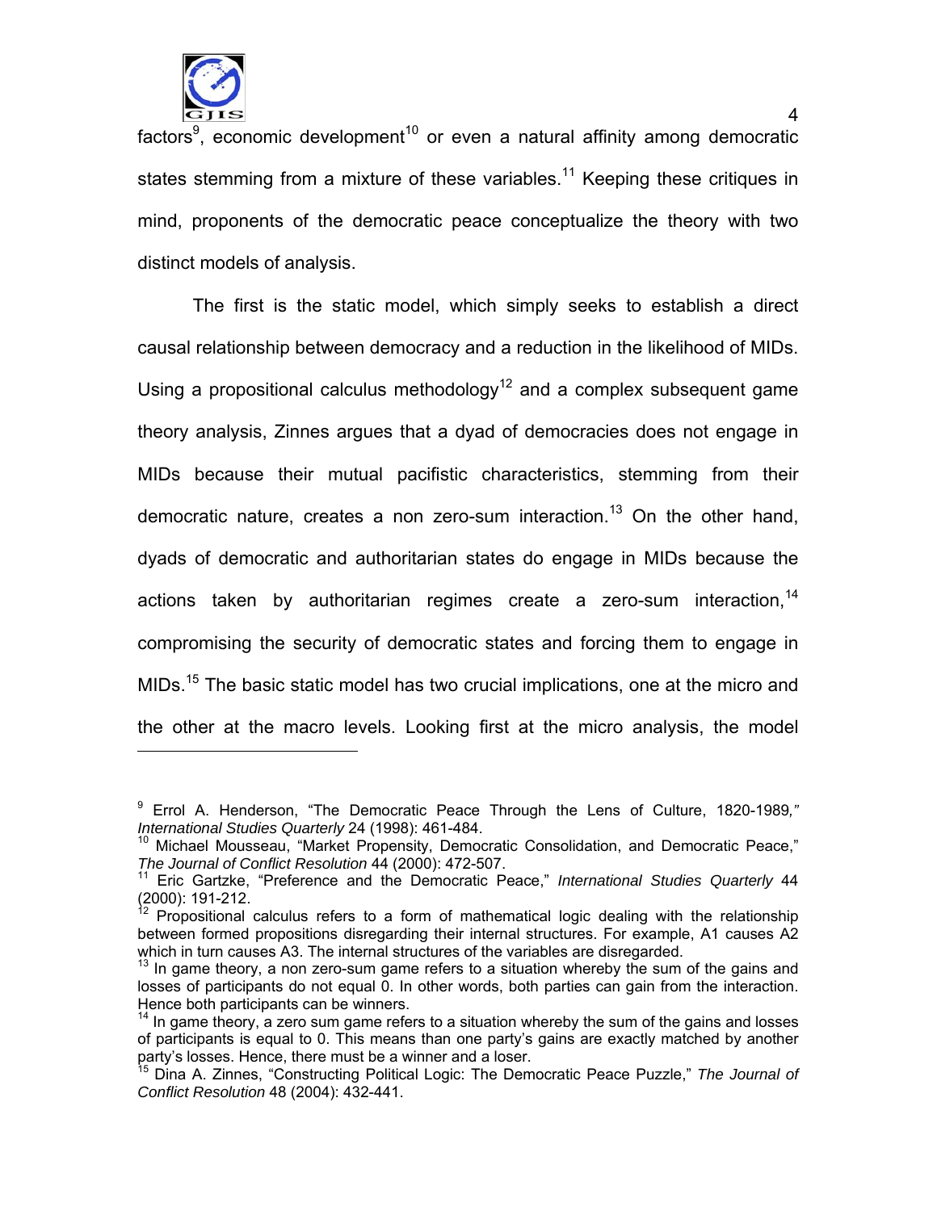factors[9], economic development[10] or even a natural affinity among democratic states stemming from a mixture of these variables.[11] Keeping these critiques in mind, proponents of the democratic peace conceptualize the theory with two distinct models of analysis.

The first is the static model, which simply seeks to establish a direct causal relationship between democracy and a reduction in the likelihood of MIDs. Using a propositional calculus methodology[12] and a complex subsequent game theory analysis, Zinnes argues that a dyad of democracies does not engage in MIDs because their mutual pacifistic characteristics, stemming from their democratic nature, creates a non zero-sum interaction.[13] On the other hand, dyads of democratic and authoritarian states do engage in MIDs because the actions taken by authoritarian regimes create a zero-sum interaction,[14] compromising the security of democratic states and forcing them to engage in MIDs.[15] The basic static model has two crucial implications, one at the micro and the other at the macro levels. Looking first at the micro analysis, the model

---

[9] Errol A. Henderson, "The Democratic Peace Through the Lens of Culture, 1820-1989," *International Studies Quarterly* 24 (1998): 461-484.

[10] Michael Mousseau, "Market Propensity, Democratic Consolidation, and Democratic Peace," *The Journal of Conflict Resolution* 44 (2000): 472-507.

[11] Eric Gartzke, "Preference and the Democratic Peace," *International Studies Quarterly* 44 (2000): 191-212.

[12] Propositional calculus refers to a form of mathematical logic dealing with the relationship between formed propositions disregarding their internal structures. For example, A1 causes A2 which in turn causes A3. The internal structures of the variables are disregarded.

[13] In game theory, a non zero-sum game refers to a situation whereby the sum of the gains and losses of participants do not equal 0. In other words, both parties can gain from the interaction. Hence both participants can be winners.

[14] In game theory, a zero sum game refers to a situation whereby the sum of the gains and losses of participants is equal to 0. This means than one party's gains are exactly matched by another party's losses. Hence, there must be a winner and a loser.

[15] Dina A. Zinnes, "Constructing Political Logic: The Democratic Peace Puzzle," *The Journal of Conflict Resolution* 48 (2004): 432-441.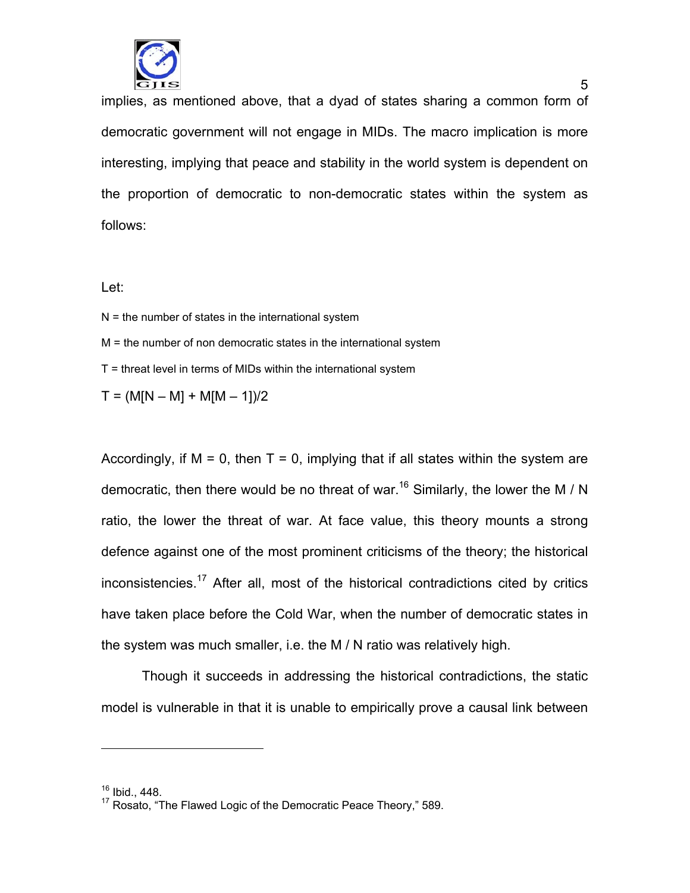implies, as mentioned above, that a dyad of states sharing a common form of democratic government will not engage in MIDs. The macro implication is more interesting, implying that peace and stability in the world system is dependent on the proportion of democratic to non-democratic states within the system as follows:

Let:

$N$ = the number of states in the international system

$M$ = the number of non democratic states in the international system

$T$ = threat level in terms of MIDs within the international system

$$T = (M[N - M] + M[M - 1])/2$$

Accordingly, if $M = 0$, then $T = 0$, implying that if all states within the system are democratic, then there would be no threat of war.[16] Similarly, the lower the $M / N$ ratio, the lower the threat of war. At face value, this theory mounts a strong defence against one of the most prominent criticisms of the theory; the historical inconsistencies.[17] After all, most of the historical contradictions cited by critics have taken place before the Cold War, when the number of democratic states in the system was much smaller, i.e. the $M / N$ ratio was relatively high.

Though it succeeds in addressing the historical contradictions, the static model is vulnerable in that it is unable to empirically prove a causal link between

---

[16] Ibid., 448.

[17] Rosato, "The Flawed Logic of the Democratic Peace Theory," 589.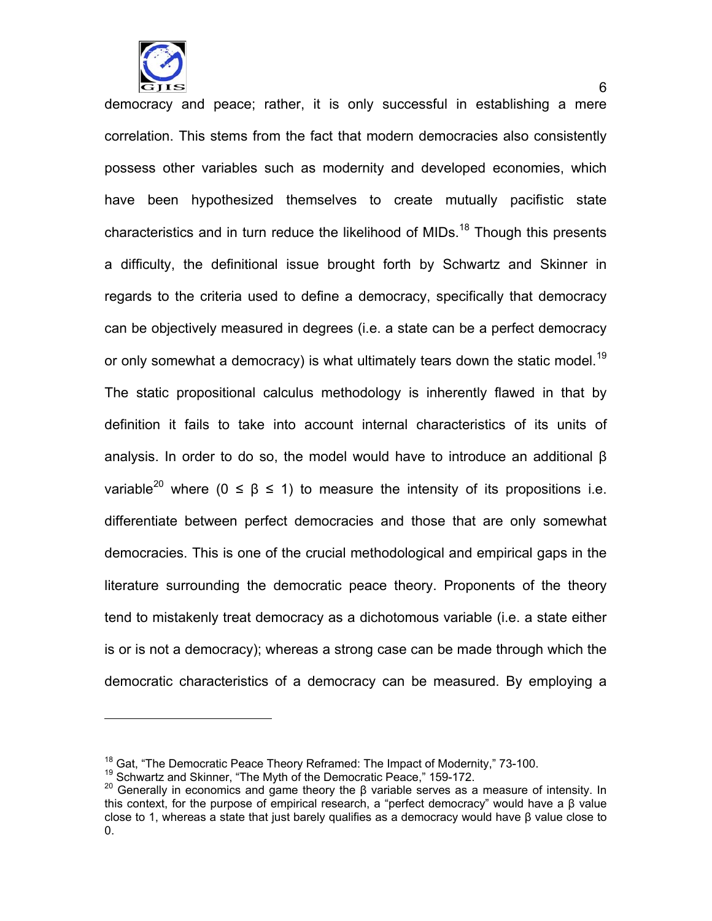democracy and peace; rather, it is only successful in establishing a mere correlation. This stems from the fact that modern democracies also consistently possess other variables such as modernity and developed economies, which have been hypothesized themselves to create mutually pacifistic state characteristics and in turn reduce the likelihood of MIDs.[18] Though this presents a difficulty, the definitional issue brought forth by Schwartz and Skinner in regards to the criteria used to define a democracy, specifically that democracy can be objectively measured in degrees (i.e. a state can be a perfect democracy or only somewhat a democracy) is what ultimately tears down the static model.[19] The static propositional calculus methodology is inherently flawed in that by definition it fails to take into account internal characteristics of its units of analysis. In order to do so, the model would have to introduce an additional β variable[20] where ($0 \leq \beta \leq 1$) to measure the intensity of its propositions i.e. differentiate between perfect democracies and those that are only somewhat democracies. This is one of the crucial methodological and empirical gaps in the literature surrounding the democratic peace theory. Proponents of the theory tend to mistakenly treat democracy as a dichotomous variable (i.e. a state either is or is not a democracy); whereas a strong case can be made through which the democratic characteristics of a democracy can be measured. By employing a

---

[18] Gat, "The Democratic Peace Theory Reframed: The Impact of Modernity," 73-100.

[19] Schwartz and Skinner, "The Myth of the Democratic Peace," 159-172.

[20] Generally in economics and game theory the β variable serves as a measure of intensity. In this context, for the purpose of empirical research, a "perfect democracy" would have a β value close to 1, whereas a state that just barely qualifies as a democracy would have β value close to 0.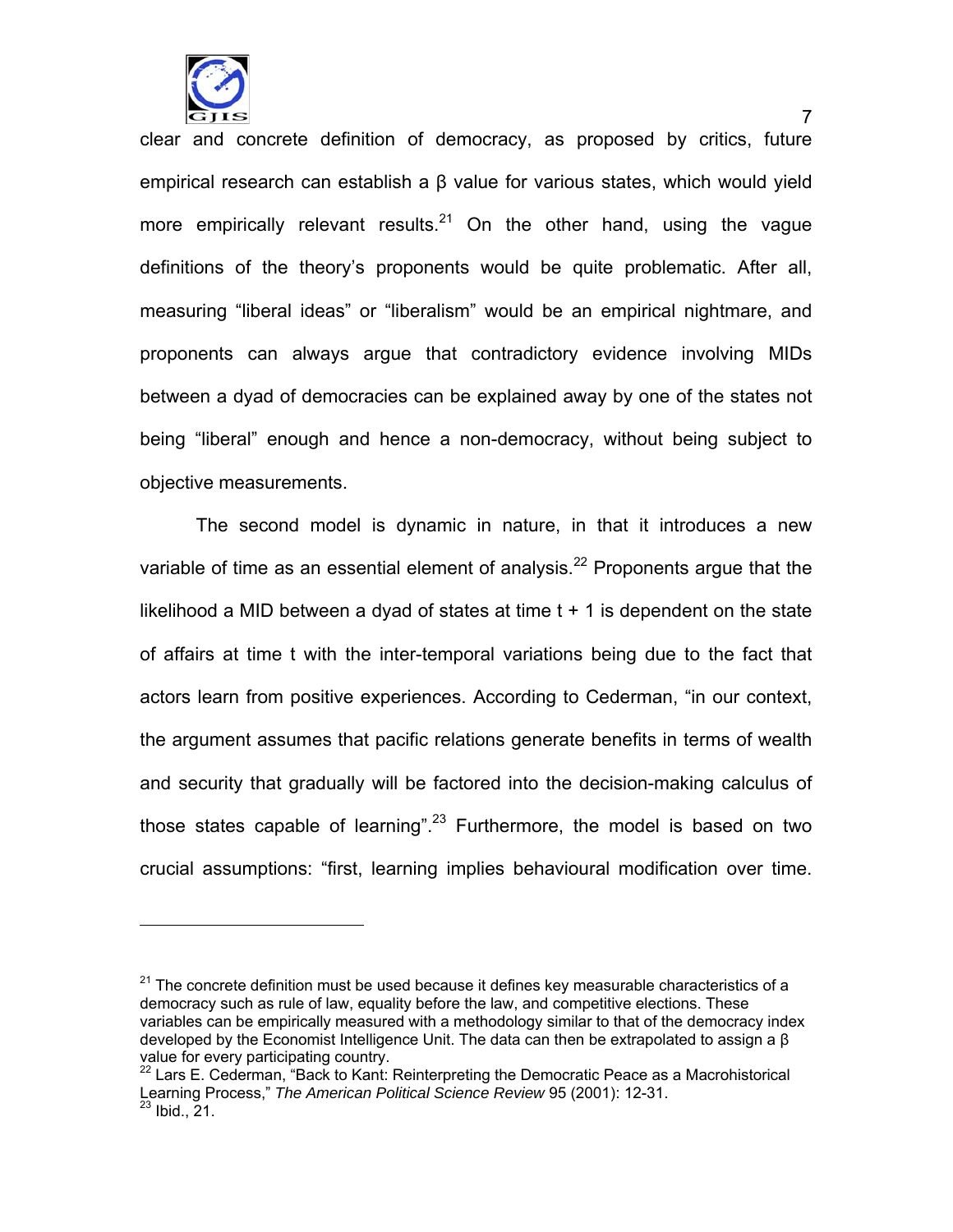clear and concrete definition of democracy, as proposed by critics, future empirical research can establish a β value for various states, which would yield more empirically relevant results.[21] On the other hand, using the vague definitions of the theory's proponents would be quite problematic. After all, measuring "liberal ideas" or "liberalism" would be an empirical nightmare, and proponents can always argue that contradictory evidence involving MIDs between a dyad of democracies can be explained away by one of the states not being "liberal" enough and hence a non-democracy, without being subject to objective measurements.

The second model is dynamic in nature, in that it introduces a new variable of time as an essential element of analysis.[22] Proponents argue that the likelihood a MID between a dyad of states at time t + 1 is dependent on the state of affairs at time t with the inter-temporal variations being due to the fact that actors learn from positive experiences. According to Cederman, "in our context, the argument assumes that pacific relations generate benefits in terms of wealth and security that gradually will be factored into the decision-making calculus of those states capable of learning".[23] Furthermore, the model is based on two crucial assumptions: "first, learning implies behavioural modification over time.

---

[21] The concrete definition must be used because it defines key measurable characteristics of a democracy such as rule of law, equality before the law, and competitive elections. These variables can be empirically measured with a methodology similar to that of the democracy index developed by the Economist Intelligence Unit. The data can then be extrapolated to assign a β value for every participating country.

[22] Lars E. Cederman, "Back to Kant: Reinterpreting the Democratic Peace as a Macrohistorical Learning Process," *The American Political Science Review* 95 (2001): 12-31.

[23] Ibid., 21.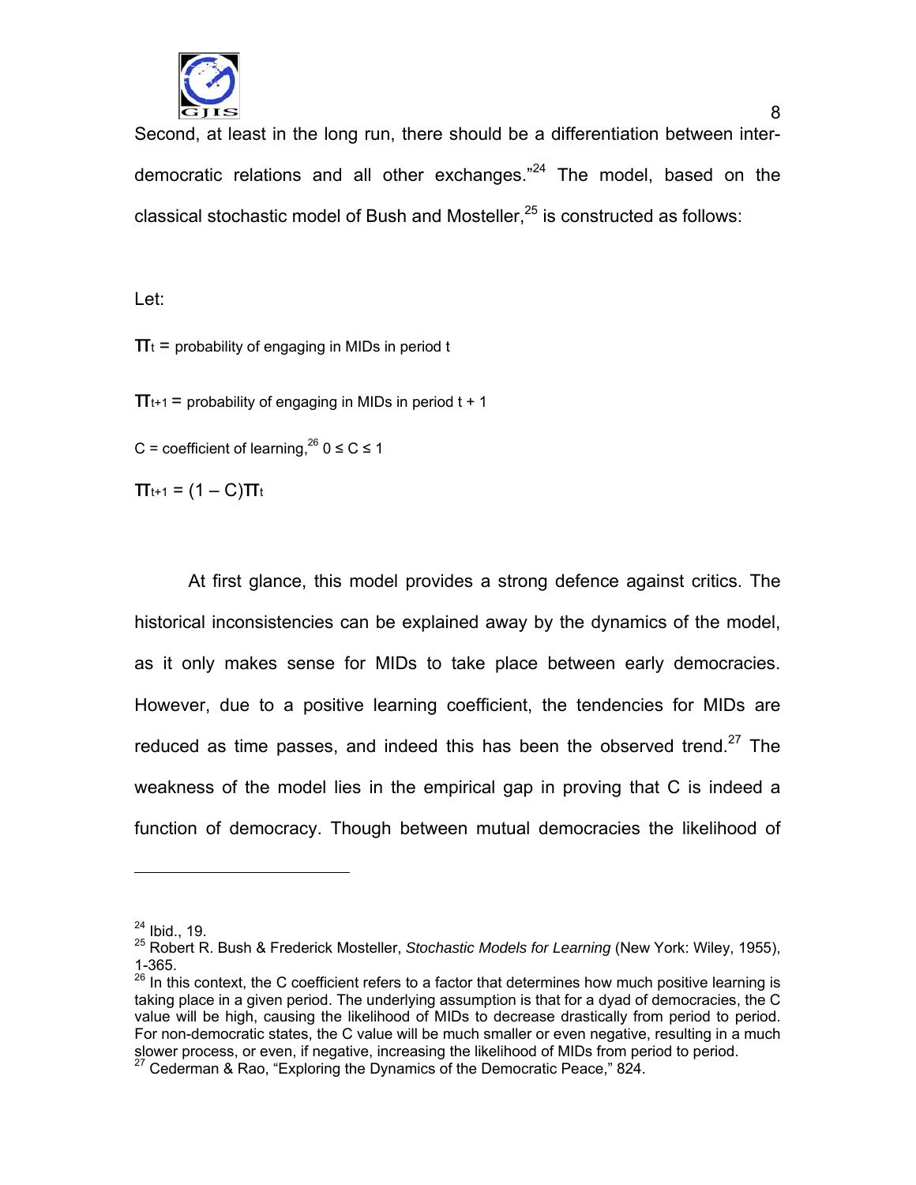Second, at least in the long run, there should be a differentiation between inter-democratic relations and all other exchanges."[24] The model, based on the classical stochastic model of Bush and Mosteller,[25] is constructed as follows:

Let:

$\pi_t$ = probability of engaging in MIDs in period t

$\pi_{t+1}$ = probability of engaging in MIDs in period t + 1

C = coefficient of learning,[26] $0 \leq C \leq 1$

$\pi_{t+1} = (1 - C)\pi_t$

At first glance, this model provides a strong defence against critics. The historical inconsistencies can be explained away by the dynamics of the model, as it only makes sense for MIDs to take place between early democracies. However, due to a positive learning coefficient, the tendencies for MIDs are reduced as time passes, and indeed this has been the observed trend.[27] The weakness of the model lies in the empirical gap in proving that C is indeed a function of democracy. Though between mutual democracies the likelihood of

---

[24] Ibid., 19.

[25] Robert R. Bush & Frederick Mosteller, *Stochastic Models for Learning* (New York: Wiley, 1955), 1-365.

[26] In this context, the C coefficient refers to a factor that determines how much positive learning is taking place in a given period. The underlying assumption is that for a dyad of democracies, the C value will be high, causing the likelihood of MIDs to decrease drastically from period to period. For non-democratic states, the C value will be much smaller or even negative, resulting in a much slower process, or even, if negative, increasing the likelihood of MIDs from period to period.

[27] Cederman & Rao, "Exploring the Dynamics of the Democratic Peace," 824.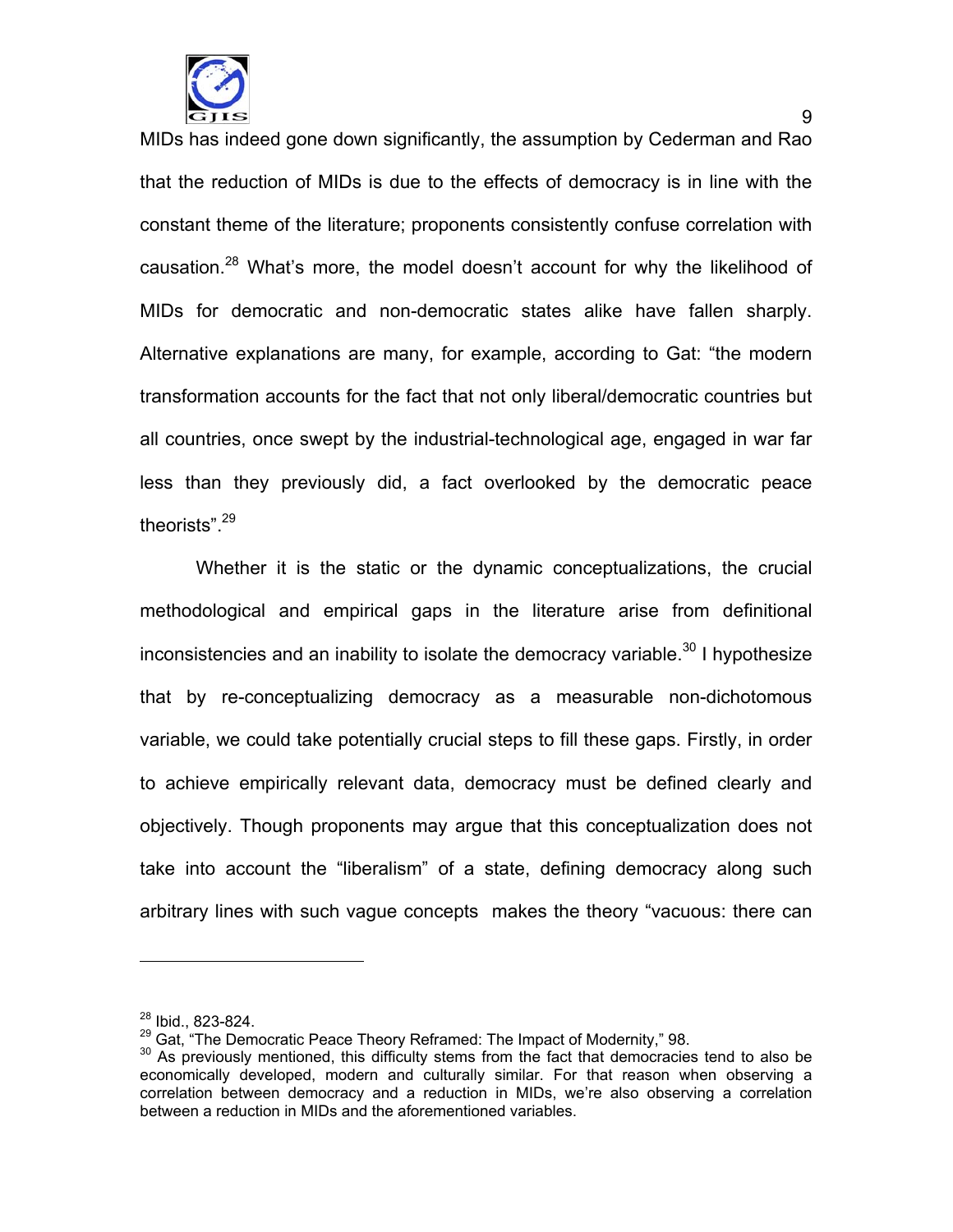MIDs has indeed gone down significantly, the assumption by Cederman and Rao that the reduction of MIDs is due to the effects of democracy is in line with the constant theme of the literature; proponents consistently confuse correlation with causation.[28] What's more, the model doesn't account for why the likelihood of MIDs for democratic and non-democratic states alike have fallen sharply. Alternative explanations are many, for example, according to Gat: "the modern transformation accounts for the fact that not only liberal/democratic countries but all countries, once swept by the industrial-technological age, engaged in war far less than they previously did, a fact overlooked by the democratic peace theorists".[29]

Whether it is the static or the dynamic conceptualizations, the crucial methodological and empirical gaps in the literature arise from definitional inconsistencies and an inability to isolate the democracy variable.[30] I hypothesize that by re-conceptualizing democracy as a measurable non-dichotomous variable, we could take potentially crucial steps to fill these gaps. Firstly, in order to achieve empirically relevant data, democracy must be defined clearly and objectively. Though proponents may argue that this conceptualization does not take into account the "liberalism" of a state, defining democracy along such arbitrary lines with such vague concepts makes the theory "vacuous: there can

---

[28] Ibid., 823-824.

[29] Gat, "The Democratic Peace Theory Reframed: The Impact of Modernity," 98.

[30] As previously mentioned, this difficulty stems from the fact that democracies tend to also be economically developed, modern and culturally similar. For that reason when observing a correlation between democracy and a reduction in MIDs, we're also observing a correlation between a reduction in MIDs and the aforementioned variables.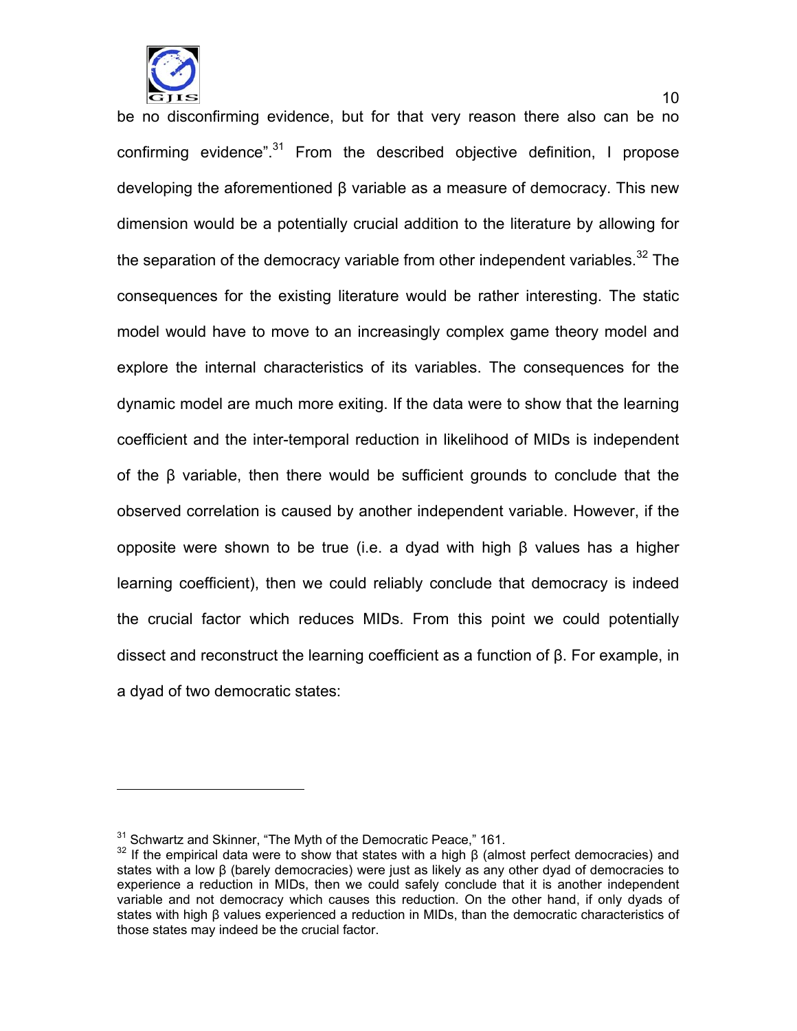be no disconfirming evidence, but for that very reason there also can be no confirming evidence".[31] From the described objective definition, I propose developing the aforementioned β variable as a measure of democracy. This new dimension would be a potentially crucial addition to the literature by allowing for the separation of the democracy variable from other independent variables.[32] The consequences for the existing literature would be rather interesting. The static model would have to move to an increasingly complex game theory model and explore the internal characteristics of its variables. The consequences for the dynamic model are much more exiting. If the data were to show that the learning coefficient and the inter-temporal reduction in likelihood of MIDs is independent of the β variable, then there would be sufficient grounds to conclude that the observed correlation is caused by another independent variable. However, if the opposite were shown to be true (i.e. a dyad with high β values has a higher learning coefficient), then we could reliably conclude that democracy is indeed the crucial factor which reduces MIDs. From this point we could potentially dissect and reconstruct the learning coefficient as a function of β. For example, in a dyad of two democratic states:

---

[31] Schwartz and Skinner, "The Myth of the Democratic Peace," 161.

[32] If the empirical data were to show that states with a high β (almost perfect democracies) and states with a low β (barely democracies) were just as likely as any other dyad of democracies to experience a reduction in MIDs, then we could safely conclude that it is another independent variable and not democracy which causes this reduction. On the other hand, if only dyads of states with high β values experienced a reduction in MIDs, than the democratic characteristics of those states may indeed be the crucial factor.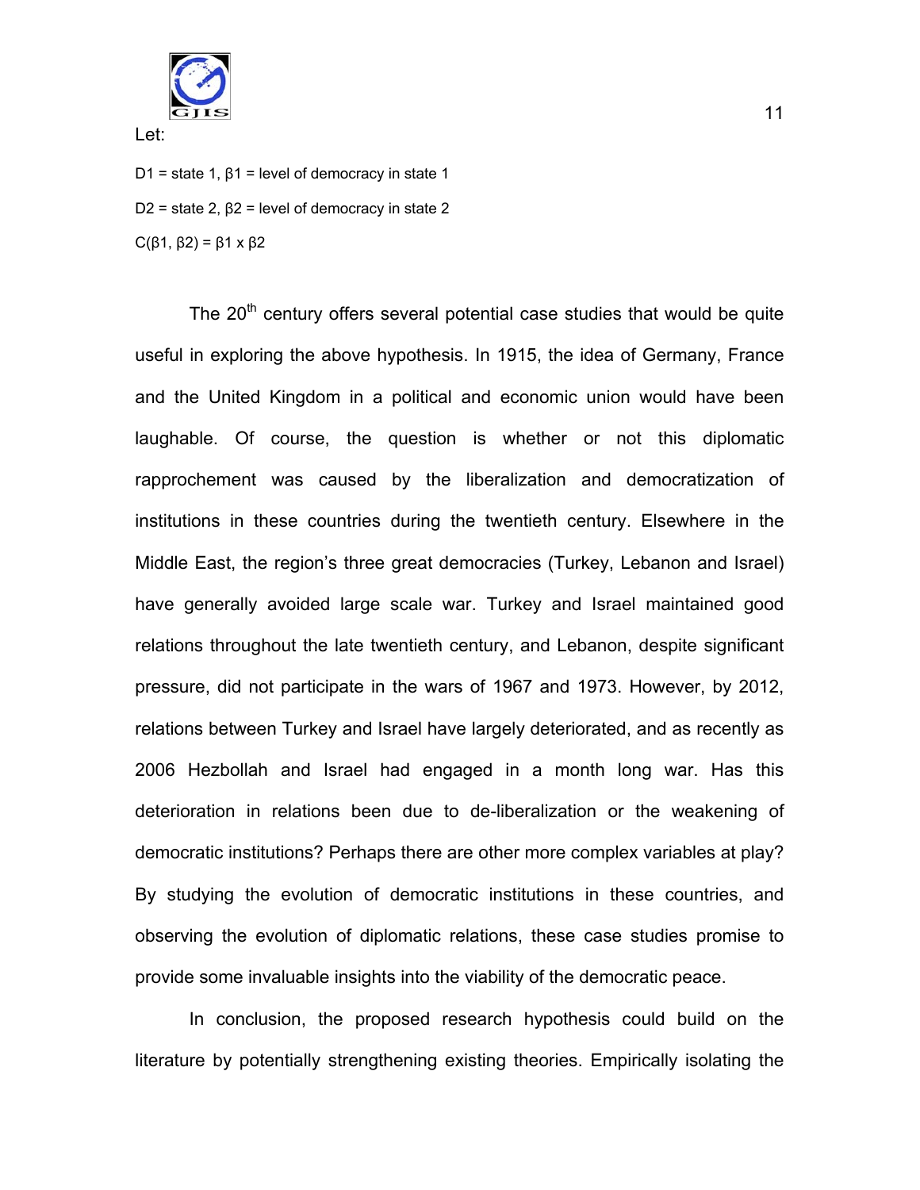Let:

$D1$ = state 1, $\beta 1$ = level of democracy in state 1

$D2$ = state 2, $\beta 2$ = level of democracy in state 2

$C(\beta 1, \beta 2) = \beta 1 \times \beta 2$

The 20th century offers several potential case studies that would be quite useful in exploring the above hypothesis. In 1915, the idea of Germany, France and the United Kingdom in a political and economic union would have been laughable. Of course, the question is whether or not this diplomatic rapprochement was caused by the liberalization and democratization of institutions in these countries during the twentieth century. Elsewhere in the Middle East, the region's three great democracies (Turkey, Lebanon and Israel) have generally avoided large scale war. Turkey and Israel maintained good relations throughout the late twentieth century, and Lebanon, despite significant pressure, did not participate in the wars of 1967 and 1973. However, by 2012, relations between Turkey and Israel have largely deteriorated, and as recently as 2006 Hezbollah and Israel had engaged in a month long war. Has this deterioration in relations been due to de-liberalization or the weakening of democratic institutions? Perhaps there are other more complex variables at play? By studying the evolution of democratic institutions in these countries, and observing the evolution of diplomatic relations, these case studies promise to provide some invaluable insights into the viability of the democratic peace.

In conclusion, the proposed research hypothesis could build on the literature by potentially strengthening existing theories. Empirically isolating the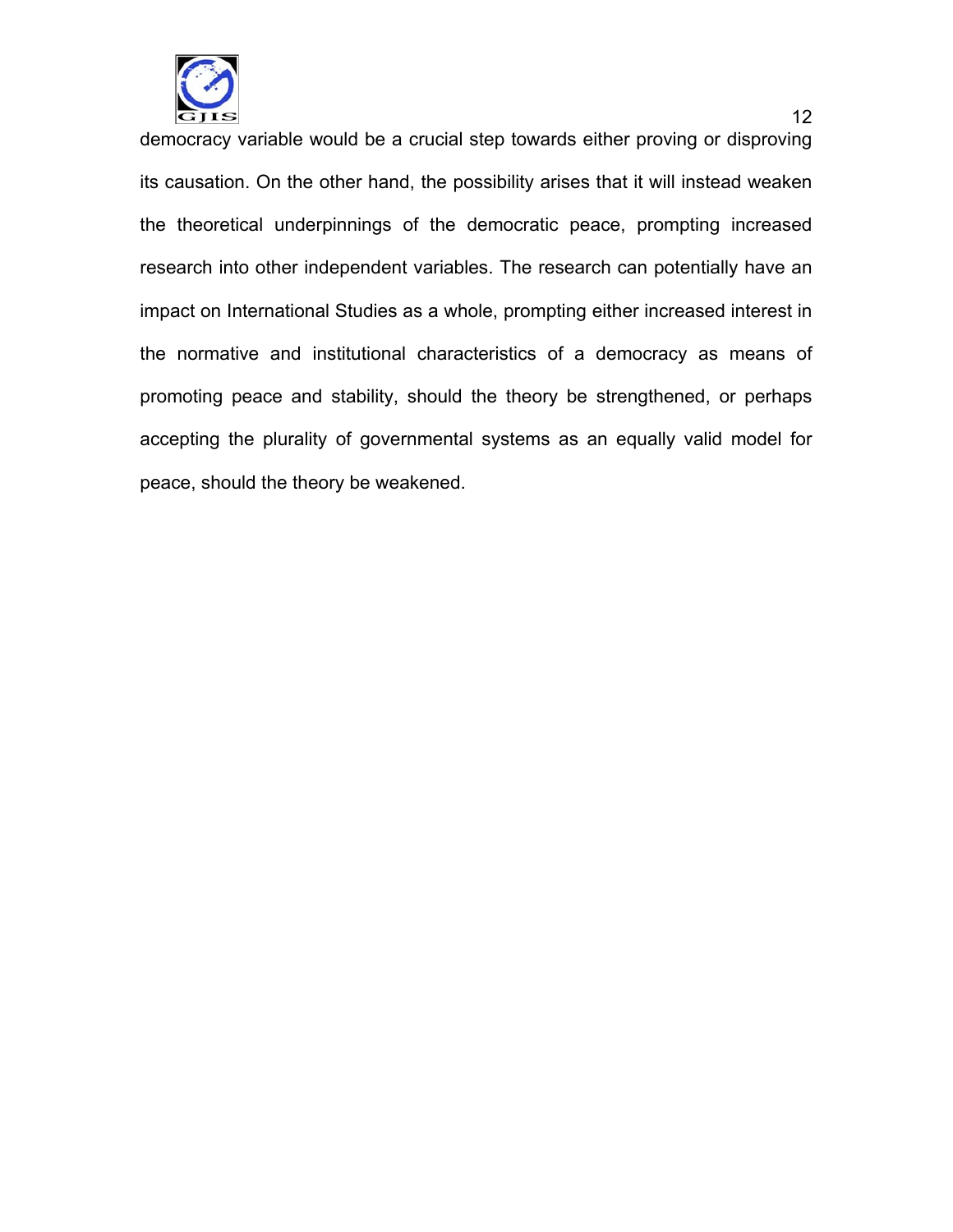democracy variable would be a crucial step towards either proving or disproving its causation. On the other hand, the possibility arises that it will instead weaken the theoretical underpinnings of the democratic peace, prompting increased research into other independent variables. The research can potentially have an impact on International Studies as a whole, prompting either increased interest in the normative and institutional characteristics of a democracy as means of promoting peace and stability, should the theory be strengthened, or perhaps accepting the plurality of governmental systems as an equally valid model for peace, should the theory be weakened.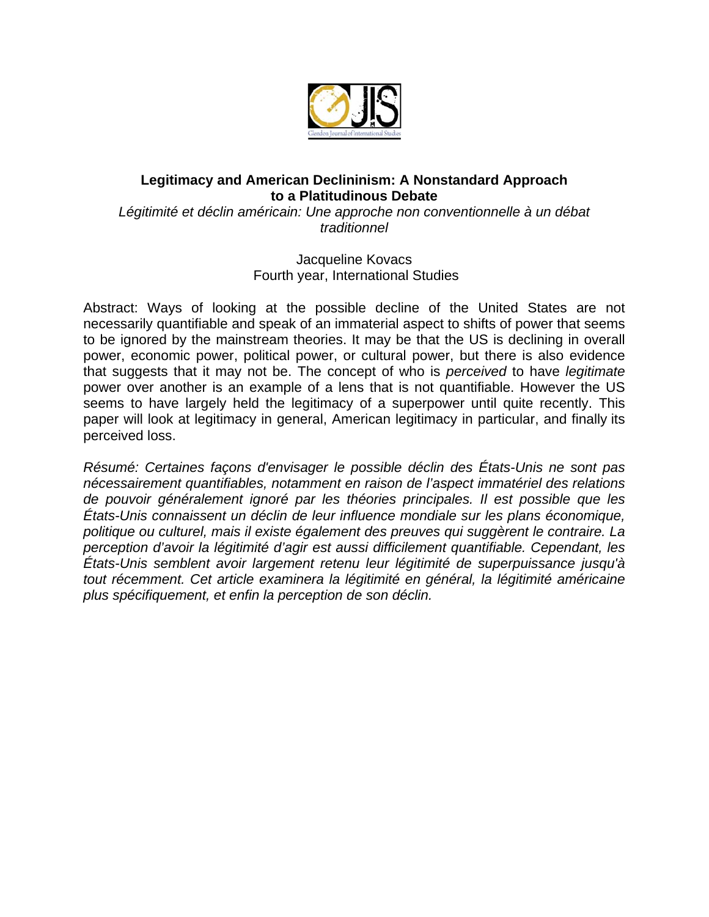**Legitimacy and American Declininism: A Nonstandard Approach to a Platitudinous Debate**

*Légitimité et déclin américain: Une approche non conventionnelle à un débat traditionnel*

Jacqueline Kovacs
Fourth year, International Studies

Abstract: Ways of looking at the possible decline of the United States are not necessarily quantifiable and speak of an immaterial aspect to shifts of power that seems to be ignored by the mainstream theories. It may be that the US is declining in overall power, economic power, political power, or cultural power, but there is also evidence that suggests that it may not be. The concept of who is *perceived* to have *legitimate* power over another is an example of a lens that is not quantifiable. However the US seems to have largely held the legitimacy of a superpower until quite recently. This paper will look at legitimacy in general, American legitimacy in particular, and finally its perceived loss.

*Résumé: Certaines façons d'envisager le possible déclin des États-Unis ne sont pas nécessairement quantifiables, notamment en raison de l'aspect immatériel des relations de pouvoir généralement ignoré par les théories principales. Il est possible que les États-Unis connaissent un déclin de leur influence mondiale sur les plans économique, politique ou culturel, mais il existe également des preuves qui suggèrent le contraire. La perception d'avoir la légitimité d'agir est aussi difficilement quantifiable. Cependant, les États-Unis semblent avoir largement retenu leur légitimité de superpuissance jusqu'à tout récemment. Cet article examinera la légitimité en général, la légitimité américaine plus spécifiquement, et enfin la perception de son déclin.*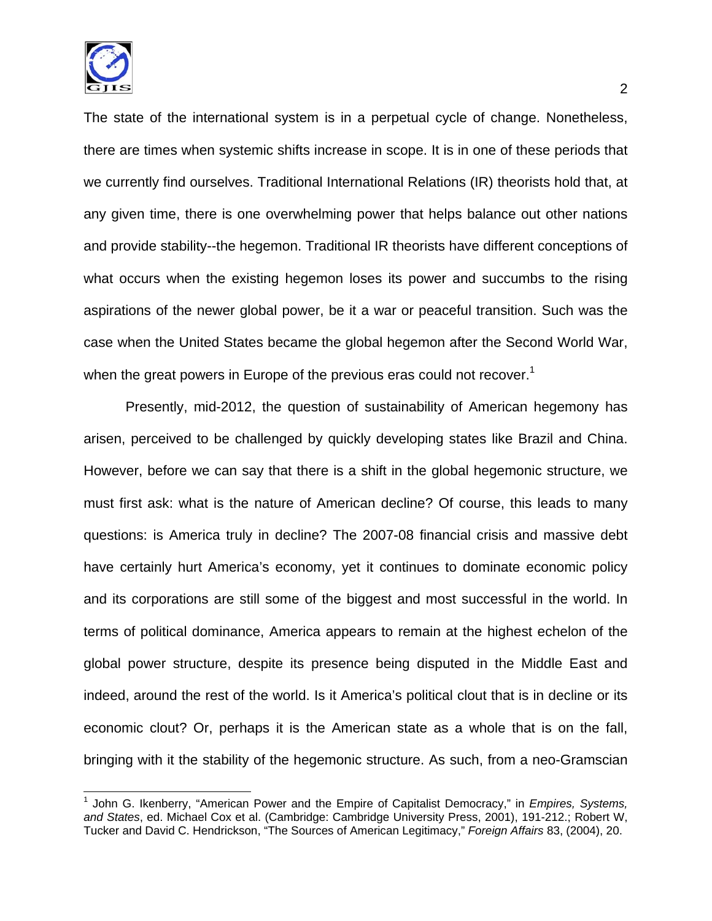The state of the international system is in a perpetual cycle of change. Nonetheless, there are times when systemic shifts increase in scope. It is in one of these periods that we currently find ourselves. Traditional International Relations (IR) theorists hold that, at any given time, there is one overwhelming power that helps balance out other nations and provide stability--the hegemon. Traditional IR theorists have different conceptions of what occurs when the existing hegemon loses its power and succumbs to the rising aspirations of the newer global power, be it a war or peaceful transition. Such was the case when the United States became the global hegemon after the Second World War, when the great powers in Europe of the previous eras could not recover.[1]

Presently, mid-2012, the question of sustainability of American hegemony has arisen, perceived to be challenged by quickly developing states like Brazil and China. However, before we can say that there is a shift in the global hegemonic structure, we must first ask: what is the nature of American decline? Of course, this leads to many questions: is America truly in decline? The 2007-08 financial crisis and massive debt have certainly hurt America's economy, yet it continues to dominate economic policy and its corporations are still some of the biggest and most successful in the world. In terms of political dominance, America appears to remain at the highest echelon of the global power structure, despite its presence being disputed in the Middle East and indeed, around the rest of the world. Is it America's political clout that is in decline or its economic clout? Or, perhaps it is the American state as a whole that is on the fall, bringing with it the stability of the hegemonic structure. As such, from a neo-Gramscian

---

[1] John G. Ikenberry, "American Power and the Empire of Capitalist Democracy," in *Empires, Systems, and States*, ed. Michael Cox et al. (Cambridge: Cambridge University Press, 2001), 191-212.; Robert W, Tucker and David C. Hendrickson, "The Sources of American Legitimacy," *Foreign Affairs* 83, (2004), 20.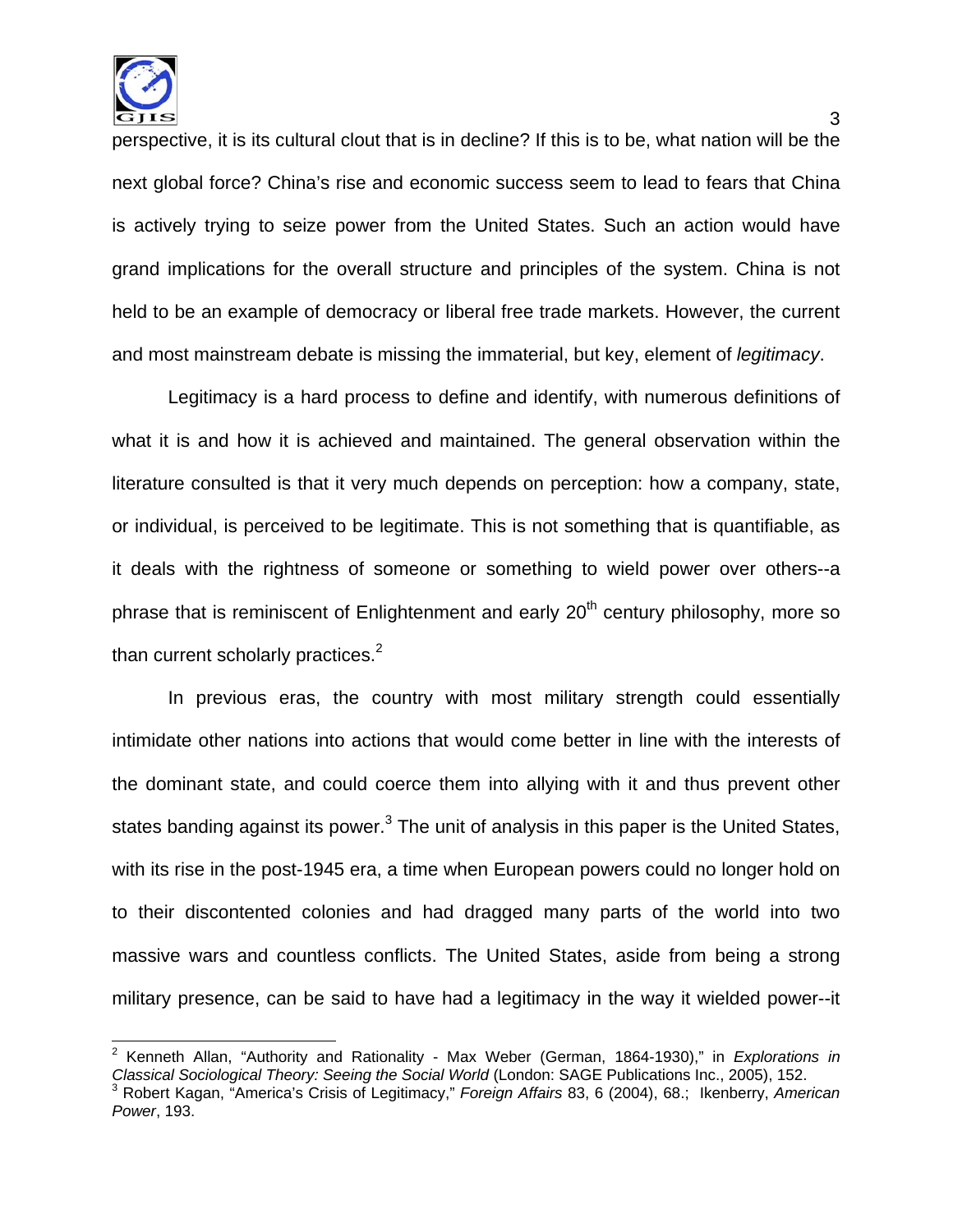perspective, it is its cultural clout that is in decline? If this is to be, what nation will be the next global force? China's rise and economic success seem to lead to fears that China is actively trying to seize power from the United States. Such an action would have grand implications for the overall structure and principles of the system. China is not held to be an example of democracy or liberal free trade markets. However, the current and most mainstream debate is missing the immaterial, but key, element of *legitimacy*.

Legitimacy is a hard process to define and identify, with numerous definitions of what it is and how it is achieved and maintained. The general observation within the literature consulted is that it very much depends on perception: how a company, state, or individual, is perceived to be legitimate. This is not something that is quantifiable, as it deals with the rightness of someone or something to wield power over others--a phrase that is reminiscent of Enlightenment and early 20th century philosophy, more so than current scholarly practices.[2]

In previous eras, the country with most military strength could essentially intimidate other nations into actions that would come better in line with the interests of the dominant state, and could coerce them into allying with it and thus prevent other states banding against its power.[3] The unit of analysis in this paper is the United States, with its rise in the post-1945 era, a time when European powers could no longer hold on to their discontented colonies and had dragged many parts of the world into two massive wars and countless conflicts. The United States, aside from being a strong military presence, can be said to have had a legitimacy in the way it wielded power--it

---

[2] Kenneth Allan, "Authority and Rationality - Max Weber (German, 1864-1930)," in *Explorations in Classical Sociological Theory: Seeing the Social World* (London: SAGE Publications Inc., 2005), 152.

[3] Robert Kagan, "America's Crisis of Legitimacy," *Foreign Affairs* 83, 6 (2004), 68.; Ikenberry, *American Power*, 193.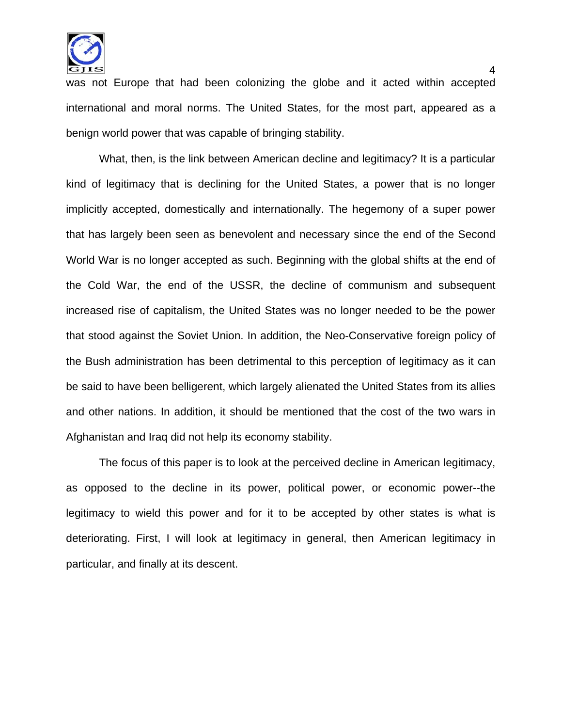was not Europe that had been colonizing the globe and it acted within accepted international and moral norms. The United States, for the most part, appeared as a benign world power that was capable of bringing stability.

What, then, is the link between American decline and legitimacy? It is a particular kind of legitimacy that is declining for the United States, a power that is no longer implicitly accepted, domestically and internationally. The hegemony of a super power that has largely been seen as benevolent and necessary since the end of the Second World War is no longer accepted as such. Beginning with the global shifts at the end of the Cold War, the end of the USSR, the decline of communism and subsequent increased rise of capitalism, the United States was no longer needed to be the power that stood against the Soviet Union. In addition, the Neo-Conservative foreign policy of the Bush administration has been detrimental to this perception of legitimacy as it can be said to have been belligerent, which largely alienated the United States from its allies and other nations. In addition, it should be mentioned that the cost of the two wars in Afghanistan and Iraq did not help its economy stability.

The focus of this paper is to look at the perceived decline in American legitimacy, as opposed to the decline in its power, political power, or economic power--the legitimacy to wield this power and for it to be accepted by other states is what is deteriorating. First, I will look at legitimacy in general, then American legitimacy in particular, and finally at its descent.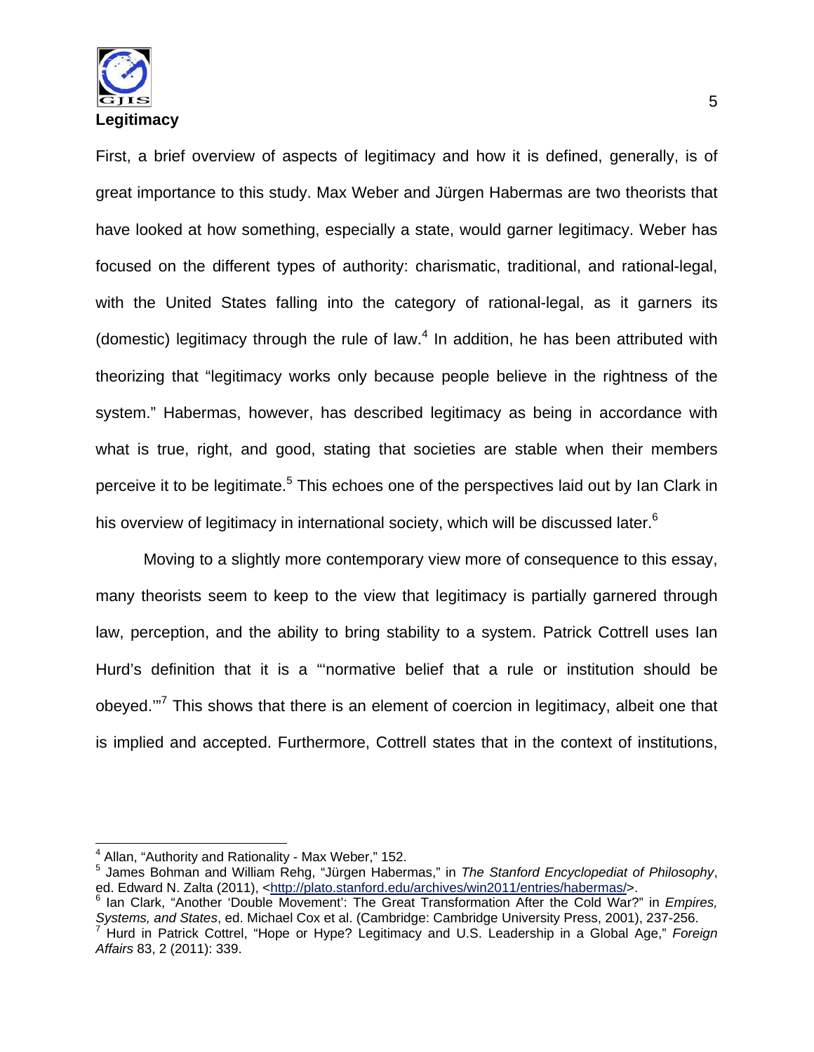## Legitimacy

First, a brief overview of aspects of legitimacy and how it is defined, generally, is of great importance to this study. Max Weber and Jürgen Habermas are two theorists that have looked at how something, especially a state, would garner legitimacy. Weber has focused on the different types of authority: charismatic, traditional, and rational-legal, with the United States falling into the category of rational-legal, as it garners its (domestic) legitimacy through the rule of law.[4] In addition, he has been attributed with theorizing that "legitimacy works only because people believe in the rightness of the system." Habermas, however, has described legitimacy as being in accordance with what is true, right, and good, stating that societies are stable when their members perceive it to be legitimate.[5] This echoes one of the perspectives laid out by Ian Clark in his overview of legitimacy in international society, which will be discussed later.[6]

Moving to a slightly more contemporary view more of consequence to this essay, many theorists seem to keep to the view that legitimacy is partially garnered through law, perception, and the ability to bring stability to a system. Patrick Cottrell uses Ian Hurd's definition that it is a "'normative belief that a rule or institution should be obeyed.'"[7] This shows that there is an element of coercion in legitimacy, albeit one that is implied and accepted. Furthermore, Cottrell states that in the context of institutions,

---

[4] Allan, "Authority and Rationality - Max Weber," 152.

[5] James Bohman and William Rehg, "Jürgen Habermas," in *The Stanford Encyclopediat of Philosophy*, ed. Edward N. Zalta (2011), <http://plato.stanford.edu/archives/win2011/entries/habermas/>.

[6] Ian Clark, "Another 'Double Movement': The Great Transformation After the Cold War?" in *Empires, Systems, and States*, ed. Michael Cox et al. (Cambridge: Cambridge University Press, 2001), 237-256.

[7] Hurd in Patrick Cottrel, "Hope or Hype? Legitimacy and U.S. Leadership in a Global Age," *Foreign Affairs* 83, 2 (2011): 339.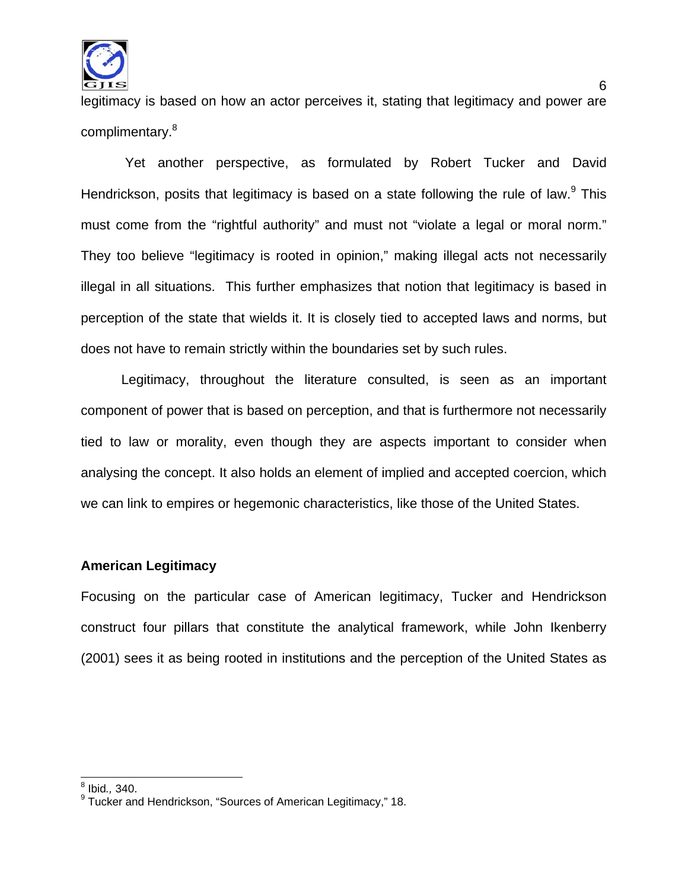legitimacy is based on how an actor perceives it, stating that legitimacy and power are complimentary.[8]

Yet another perspective, as formulated by Robert Tucker and David Hendrickson, posits that legitimacy is based on a state following the rule of law.[9] This must come from the "rightful authority" and must not "violate a legal or moral norm." They too believe "legitimacy is rooted in opinion," making illegal acts not necessarily illegal in all situations. This further emphasizes that notion that legitimacy is based in perception of the state that wields it. It is closely tied to accepted laws and norms, but does not have to remain strictly within the boundaries set by such rules.

Legitimacy, throughout the literature consulted, is seen as an important component of power that is based on perception, and that is furthermore not necessarily tied to law or morality, even though they are aspects important to consider when analysing the concept. It also holds an element of implied and accepted coercion, which we can link to empires or hegemonic characteristics, like those of the United States.

**American Legitimacy**

Focusing on the particular case of American legitimacy, Tucker and Hendrickson construct four pillars that constitute the analytical framework, while John Ikenberry (2001) sees it as being rooted in institutions and the perception of the United States as

---

[8] Ibid*.,* 340.

[9] Tucker and Hendrickson, "Sources of American Legitimacy," 18.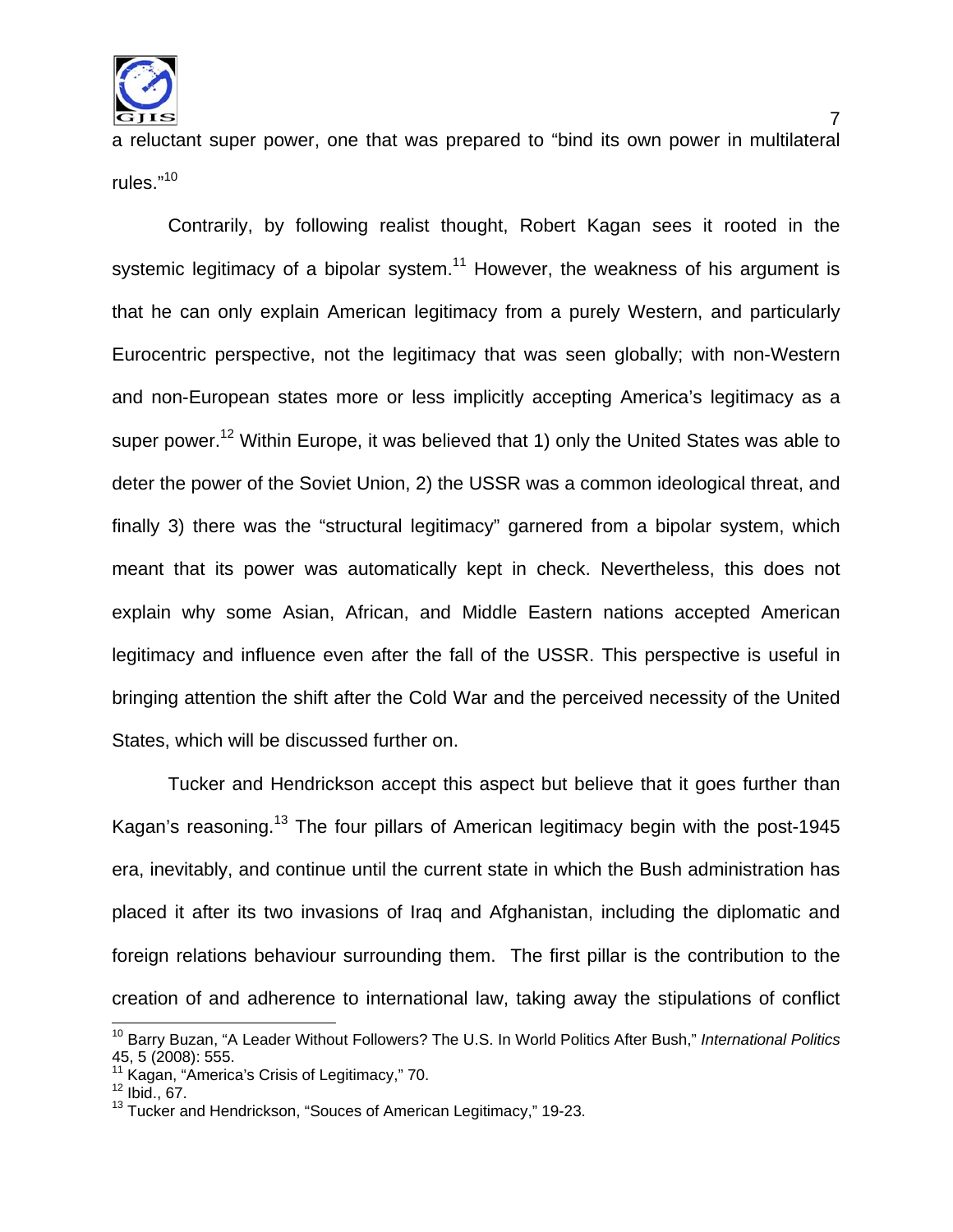a reluctant super power, one that was prepared to "bind its own power in multilateral rules."[10]

Contrarily, by following realist thought, Robert Kagan sees it rooted in the systemic legitimacy of a bipolar system.[11] However, the weakness of his argument is that he can only explain American legitimacy from a purely Western, and particularly Eurocentric perspective, not the legitimacy that was seen globally; with non-Western and non-European states more or less implicitly accepting America's legitimacy as a super power.[12] Within Europe, it was believed that 1) only the United States was able to deter the power of the Soviet Union, 2) the USSR was a common ideological threat, and finally 3) there was the "structural legitimacy" garnered from a bipolar system, which meant that its power was automatically kept in check. Nevertheless, this does not explain why some Asian, African, and Middle Eastern nations accepted American legitimacy and influence even after the fall of the USSR. This perspective is useful in bringing attention the shift after the Cold War and the perceived necessity of the United States, which will be discussed further on.

Tucker and Hendrickson accept this aspect but believe that it goes further than Kagan's reasoning.[13] The four pillars of American legitimacy begin with the post-1945 era, inevitably, and continue until the current state in which the Bush administration has placed it after its two invasions of Iraq and Afghanistan, including the diplomatic and foreign relations behaviour surrounding them. The first pillar is the contribution to the creation of and adherence to international law, taking away the stipulations of conflict

---

[10] Barry Buzan, "A Leader Without Followers? The U.S. In World Politics After Bush," *International Politics* 45, 5 (2008): 555.

[11] Kagan, "America's Crisis of Legitimacy," 70.

[12] Ibid., 67.

[13] Tucker and Hendrickson, "Souces of American Legitimacy," 19-23.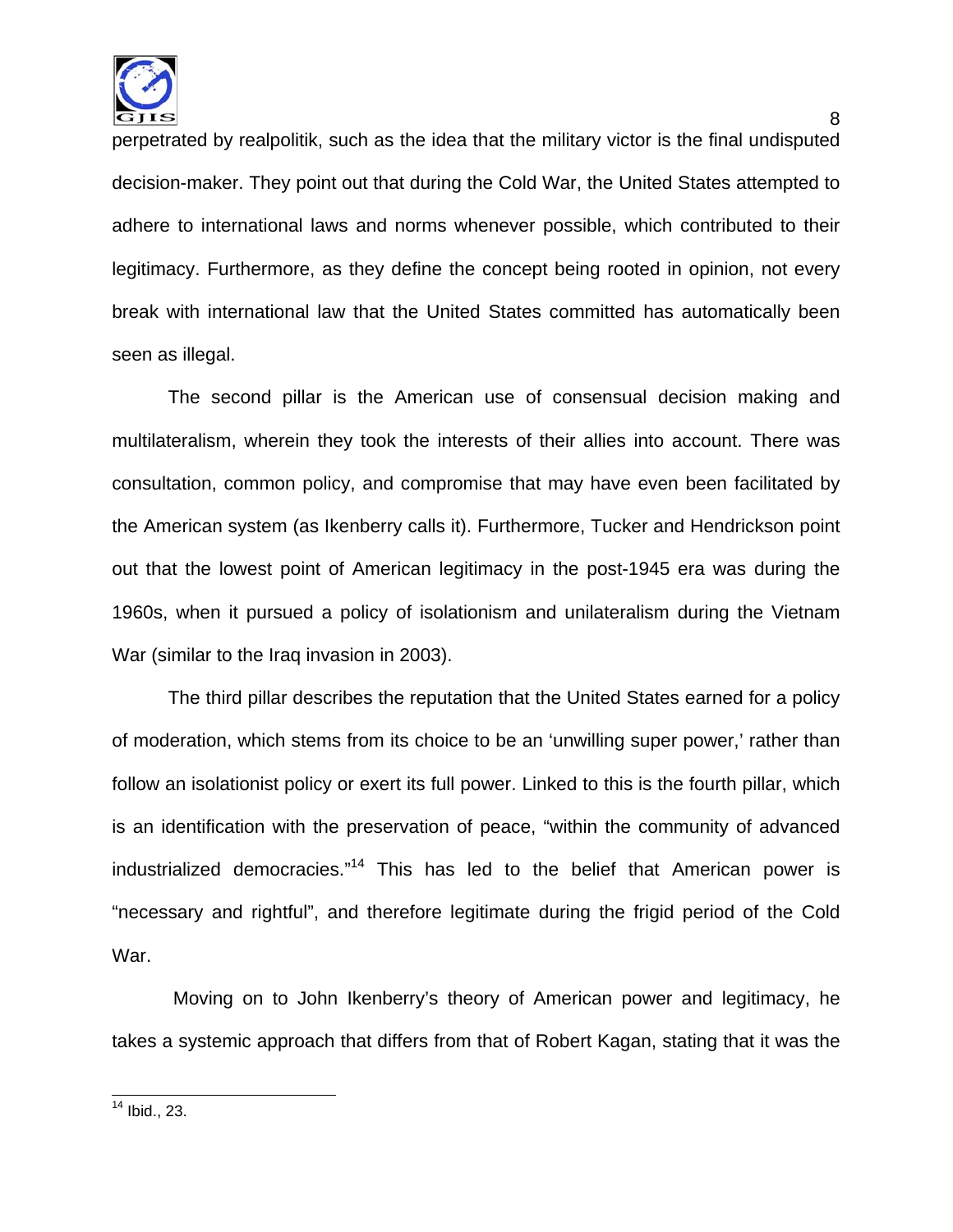perpetrated by realpolitik, such as the idea that the military victor is the final undisputed decision-maker. They point out that during the Cold War, the United States attempted to adhere to international laws and norms whenever possible, which contributed to their legitimacy. Furthermore, as they define the concept being rooted in opinion, not every break with international law that the United States committed has automatically been seen as illegal.

The second pillar is the American use of consensual decision making and multilateralism, wherein they took the interests of their allies into account. There was consultation, common policy, and compromise that may have even been facilitated by the American system (as Ikenberry calls it). Furthermore, Tucker and Hendrickson point out that the lowest point of American legitimacy in the post-1945 era was during the 1960s, when it pursued a policy of isolationism and unilateralism during the Vietnam War (similar to the Iraq invasion in 2003).

The third pillar describes the reputation that the United States earned for a policy of moderation, which stems from its choice to be an 'unwilling super power,' rather than follow an isolationist policy or exert its full power. Linked to this is the fourth pillar, which is an identification with the preservation of peace, "within the community of advanced industrialized democracies."[14] This has led to the belief that American power is "necessary and rightful", and therefore legitimate during the frigid period of the Cold War.

Moving on to John Ikenberry's theory of American power and legitimacy, he takes a systemic approach that differs from that of Robert Kagan, stating that it was the

---

[14] Ibid., 23.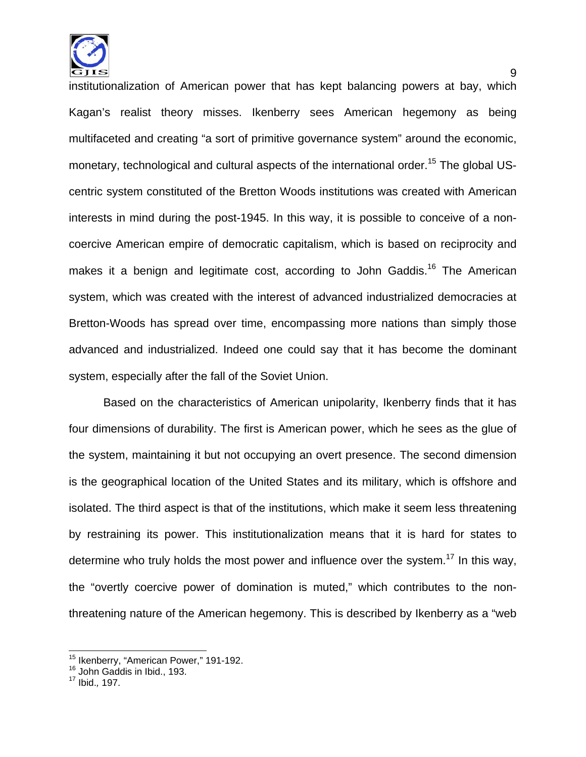institutionalization of American power that has kept balancing powers at bay, which Kagan's realist theory misses. Ikenberry sees American hegemony as being multifaceted and creating "a sort of primitive governance system" around the economic, monetary, technological and cultural aspects of the international order.[15] The global US-centric system constituted of the Bretton Woods institutions was created with American interests in mind during the post-1945. In this way, it is possible to conceive of a non-coercive American empire of democratic capitalism, which is based on reciprocity and makes it a benign and legitimate cost, according to John Gaddis.[16] The American system, which was created with the interest of advanced industrialized democracies at Bretton-Woods has spread over time, encompassing more nations than simply those advanced and industrialized. Indeed one could say that it has become the dominant system, especially after the fall of the Soviet Union.

Based on the characteristics of American unipolarity, Ikenberry finds that it has four dimensions of durability. The first is American power, which he sees as the glue of the system, maintaining it but not occupying an overt presence. The second dimension is the geographical location of the United States and its military, which is offshore and isolated. The third aspect is that of the institutions, which make it seem less threatening by restraining its power. This institutionalization means that it is hard for states to determine who truly holds the most power and influence over the system.[17] In this way, the "overtly coercive power of domination is muted," which contributes to the non-threatening nature of the American hegemony. This is described by Ikenberry as a "web

[15] Ikenberry, "American Power," 191-192.
[16] John Gaddis in Ibid., 193.
[17] Ibid., 197.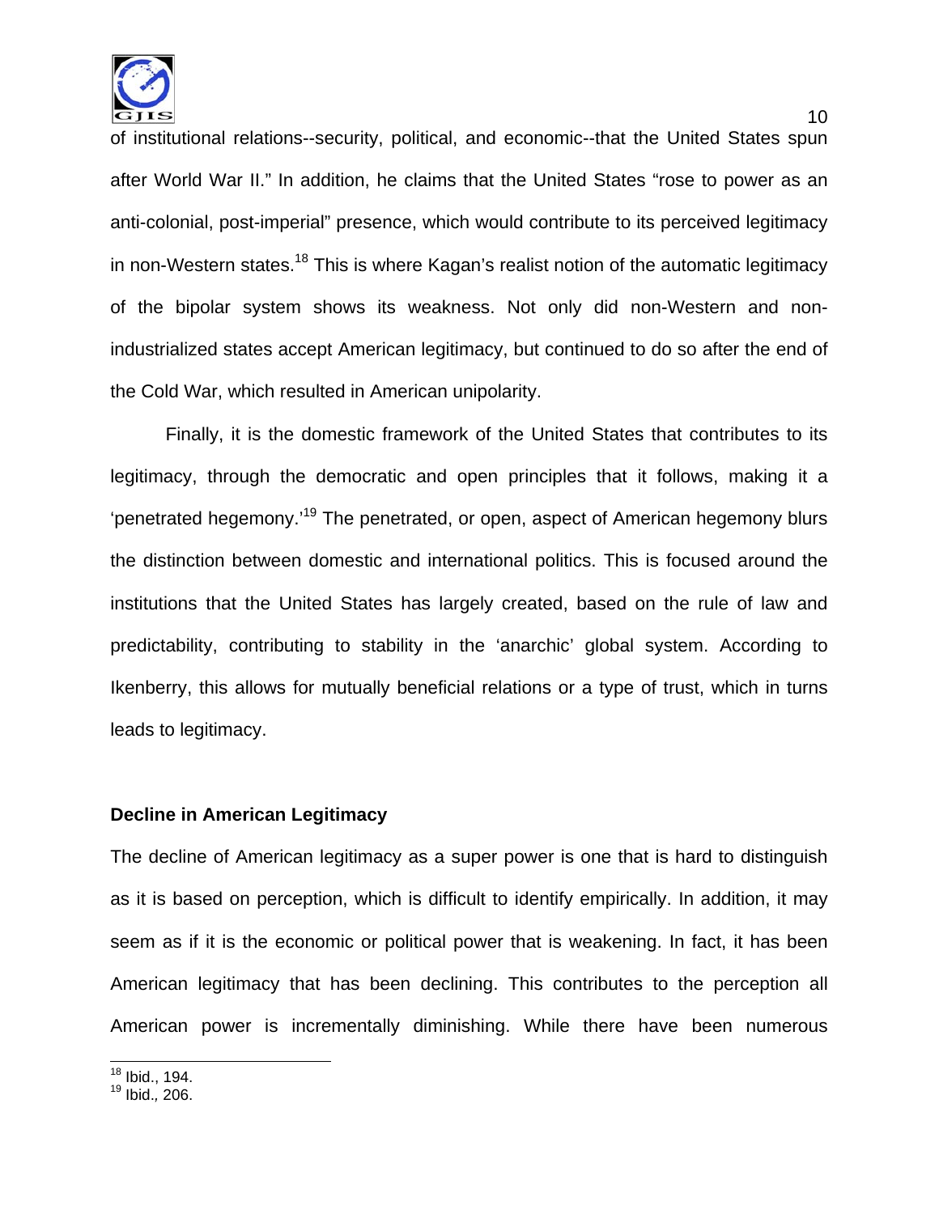of institutional relations--security, political, and economic--that the United States spun after World War II." In addition, he claims that the United States "rose to power as an anti-colonial, post-imperial" presence, which would contribute to its perceived legitimacy in non-Western states.[18] This is where Kagan's realist notion of the automatic legitimacy of the bipolar system shows its weakness. Not only did non-Western and non-industrialized states accept American legitimacy, but continued to do so after the end of the Cold War, which resulted in American unipolarity.

Finally, it is the domestic framework of the United States that contributes to its legitimacy, through the democratic and open principles that it follows, making it a 'penetrated hegemony.'[19] The penetrated, or open, aspect of American hegemony blurs the distinction between domestic and international politics. This is focused around the institutions that the United States has largely created, based on the rule of law and predictability, contributing to stability in the 'anarchic' global system. According to Ikenberry, this allows for mutually beneficial relations or a type of trust, which in turns leads to legitimacy.

**Decline in American Legitimacy**

The decline of American legitimacy as a super power is one that is hard to distinguish as it is based on perception, which is difficult to identify empirically. In addition, it may seem as if it is the economic or political power that is weakening. In fact, it has been American legitimacy that has been declining. This contributes to the perception all American power is incrementally diminishing. While there have been numerous

[18] Ibid., 194.
[19] Ibid., 206.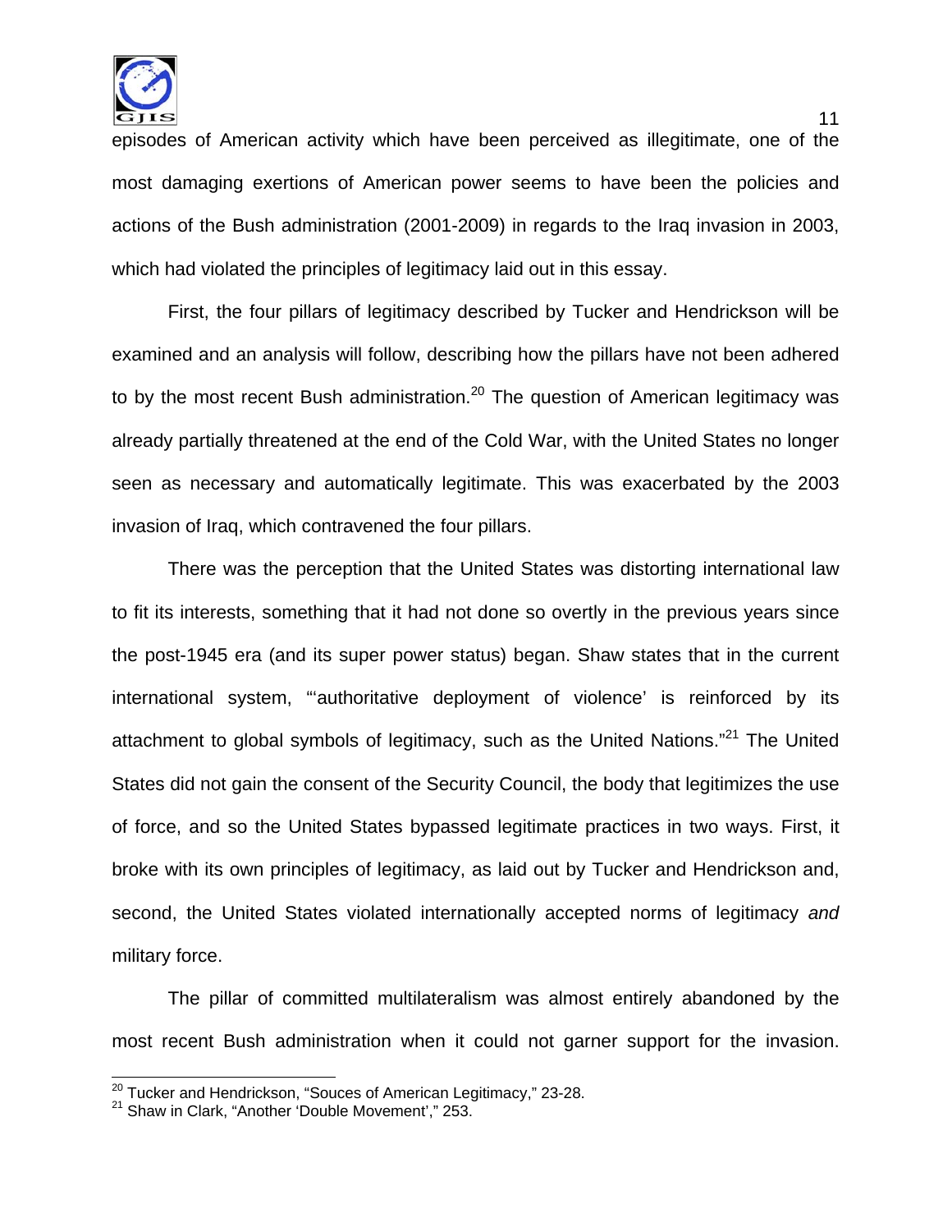episodes of American activity which have been perceived as illegitimate, one of the most damaging exertions of American power seems to have been the policies and actions of the Bush administration (2001-2009) in regards to the Iraq invasion in 2003, which had violated the principles of legitimacy laid out in this essay.

First, the four pillars of legitimacy described by Tucker and Hendrickson will be examined and an analysis will follow, describing how the pillars have not been adhered to by the most recent Bush administration.[20] The question of American legitimacy was already partially threatened at the end of the Cold War, with the United States no longer seen as necessary and automatically legitimate. This was exacerbated by the 2003 invasion of Iraq, which contravened the four pillars.

There was the perception that the United States was distorting international law to fit its interests, something that it had not done so overtly in the previous years since the post-1945 era (and its super power status) began. Shaw states that in the current international system, "'authoritative deployment of violence' is reinforced by its attachment to global symbols of legitimacy, such as the United Nations."[21] The United States did not gain the consent of the Security Council, the body that legitimizes the use of force, and so the United States bypassed legitimate practices in two ways. First, it broke with its own principles of legitimacy, as laid out by Tucker and Hendrickson and, second, the United States violated internationally accepted norms of legitimacy *and* military force.

The pillar of committed multilateralism was almost entirely abandoned by the most recent Bush administration when it could not garner support for the invasion.

---

[20] Tucker and Hendrickson, "Souces of American Legitimacy," 23-28.

[21] Shaw in Clark, "Another 'Double Movement'," 253.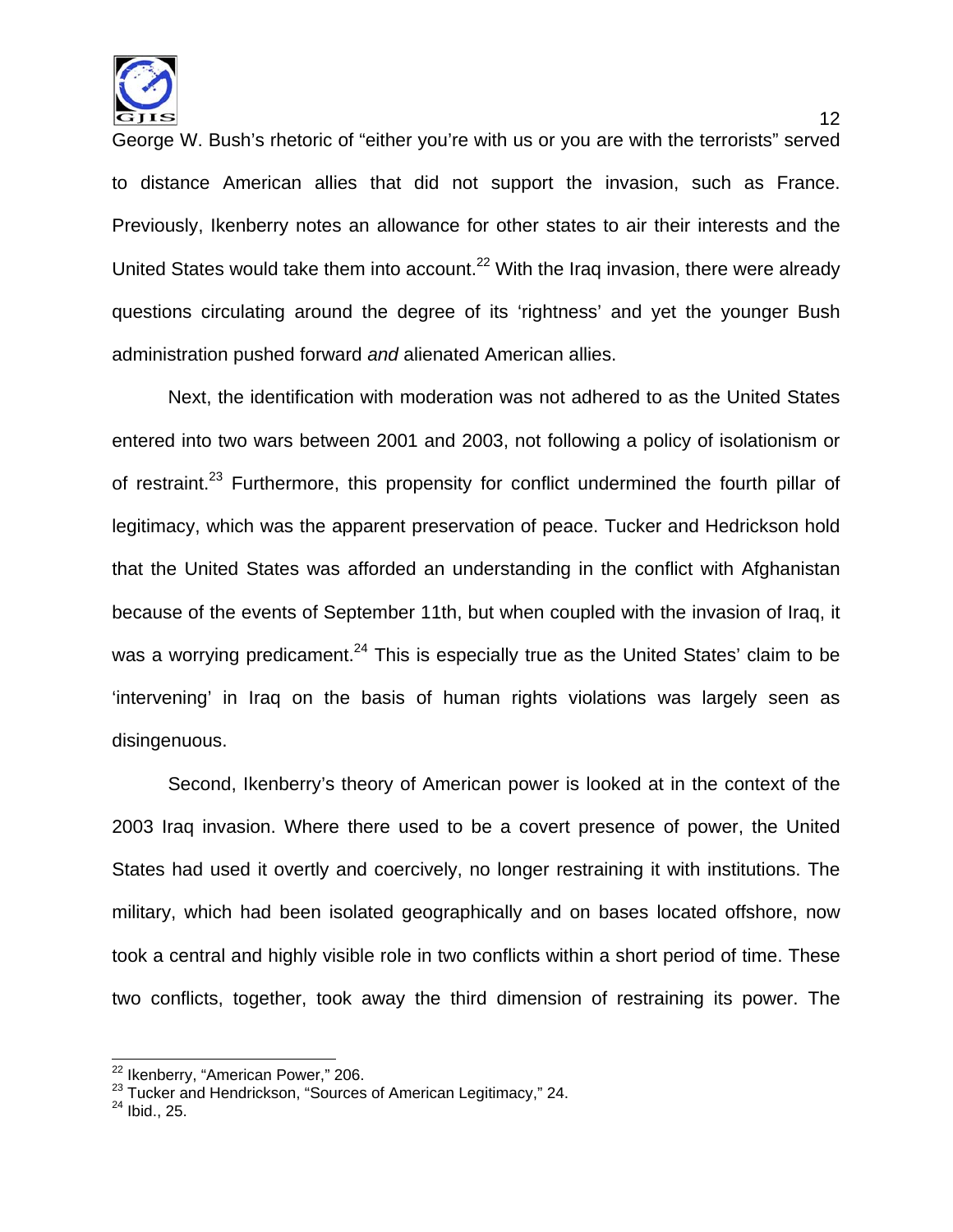George W. Bush's rhetoric of "either you're with us or you are with the terrorists" served to distance American allies that did not support the invasion, such as France. Previously, Ikenberry notes an allowance for other states to air their interests and the United States would take them into account.[22] With the Iraq invasion, there were already questions circulating around the degree of its 'rightness' and yet the younger Bush administration pushed forward *and* alienated American allies.

Next, the identification with moderation was not adhered to as the United States entered into two wars between 2001 and 2003, not following a policy of isolationism or of restraint.[23] Furthermore, this propensity for conflict undermined the fourth pillar of legitimacy, which was the apparent preservation of peace. Tucker and Hedrickson hold that the United States was afforded an understanding in the conflict with Afghanistan because of the events of September 11th, but when coupled with the invasion of Iraq, it was a worrying predicament.[24] This is especially true as the United States' claim to be 'intervening' in Iraq on the basis of human rights violations was largely seen as disingenuous.

Second, Ikenberry's theory of American power is looked at in the context of the 2003 Iraq invasion. Where there used to be a covert presence of power, the United States had used it overtly and coercively, no longer restraining it with institutions. The military, which had been isolated geographically and on bases located offshore, now took a central and highly visible role in two conflicts within a short period of time. These two conflicts, together, took away the third dimension of restraining its power. The

[22] Ikenberry, "American Power," 206.
[23] Tucker and Hendrickson, "Sources of American Legitimacy," 24.
[24] Ibid., 25.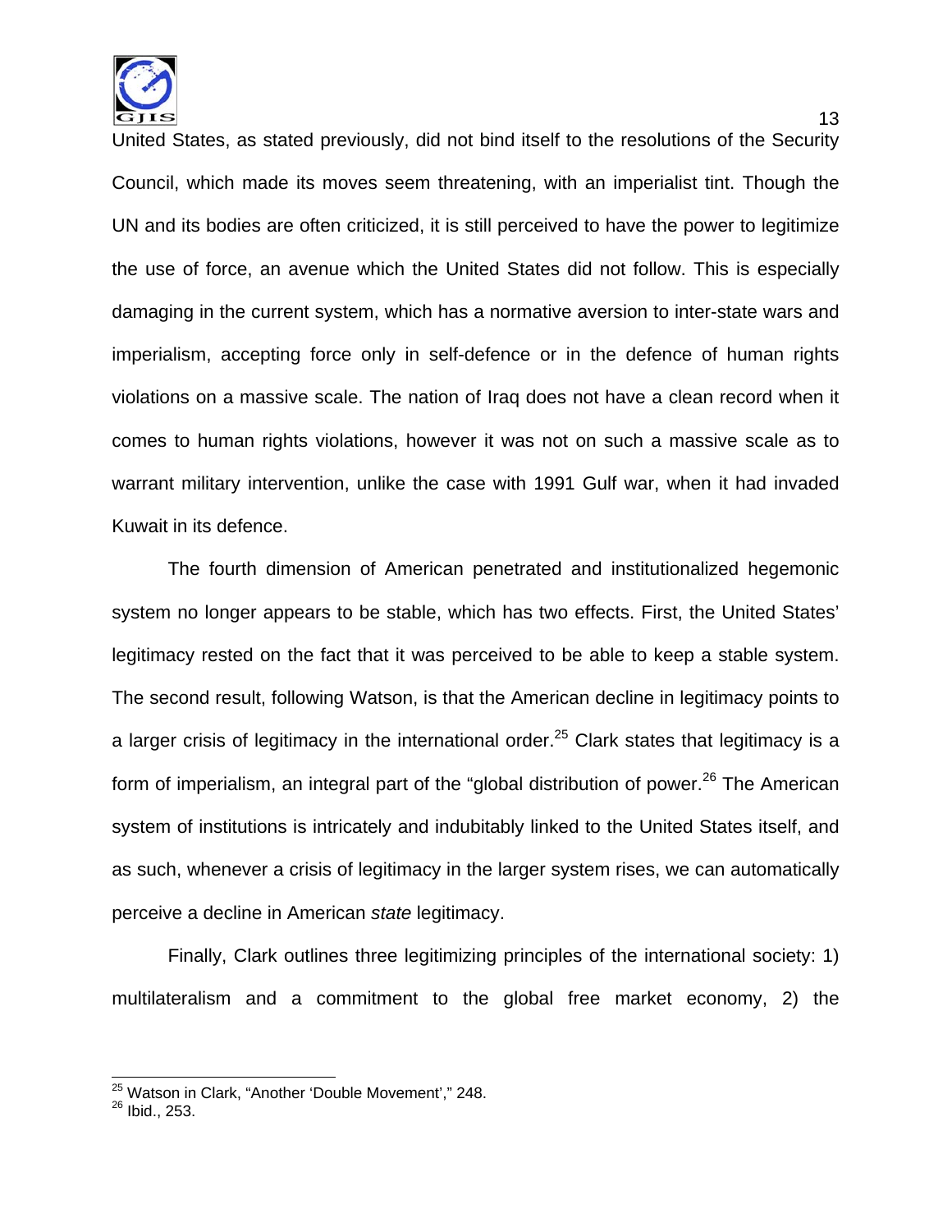United States, as stated previously, did not bind itself to the resolutions of the Security Council, which made its moves seem threatening, with an imperialist tint. Though the UN and its bodies are often criticized, it is still perceived to have the power to legitimize the use of force, an avenue which the United States did not follow. This is especially damaging in the current system, which has a normative aversion to inter-state wars and imperialism, accepting force only in self-defence or in the defence of human rights violations on a massive scale. The nation of Iraq does not have a clean record when it comes to human rights violations, however it was not on such a massive scale as to warrant military intervention, unlike the case with 1991 Gulf war, when it had invaded Kuwait in its defence.

The fourth dimension of American penetrated and institutionalized hegemonic system no longer appears to be stable, which has two effects. First, the United States' legitimacy rested on the fact that it was perceived to be able to keep a stable system. The second result, following Watson, is that the American decline in legitimacy points to a larger crisis of legitimacy in the international order.[25] Clark states that legitimacy is a form of imperialism, an integral part of the "global distribution of power.[26] The American system of institutions is intricately and indubitably linked to the United States itself, and as such, whenever a crisis of legitimacy in the larger system rises, we can automatically perceive a decline in American *state* legitimacy.

Finally, Clark outlines three legitimizing principles of the international society: 1) multilateralism and a commitment to the global free market economy, 2) the

---

[25] Watson in Clark, "Another 'Double Movement'," 248.
[26] Ibid., 253.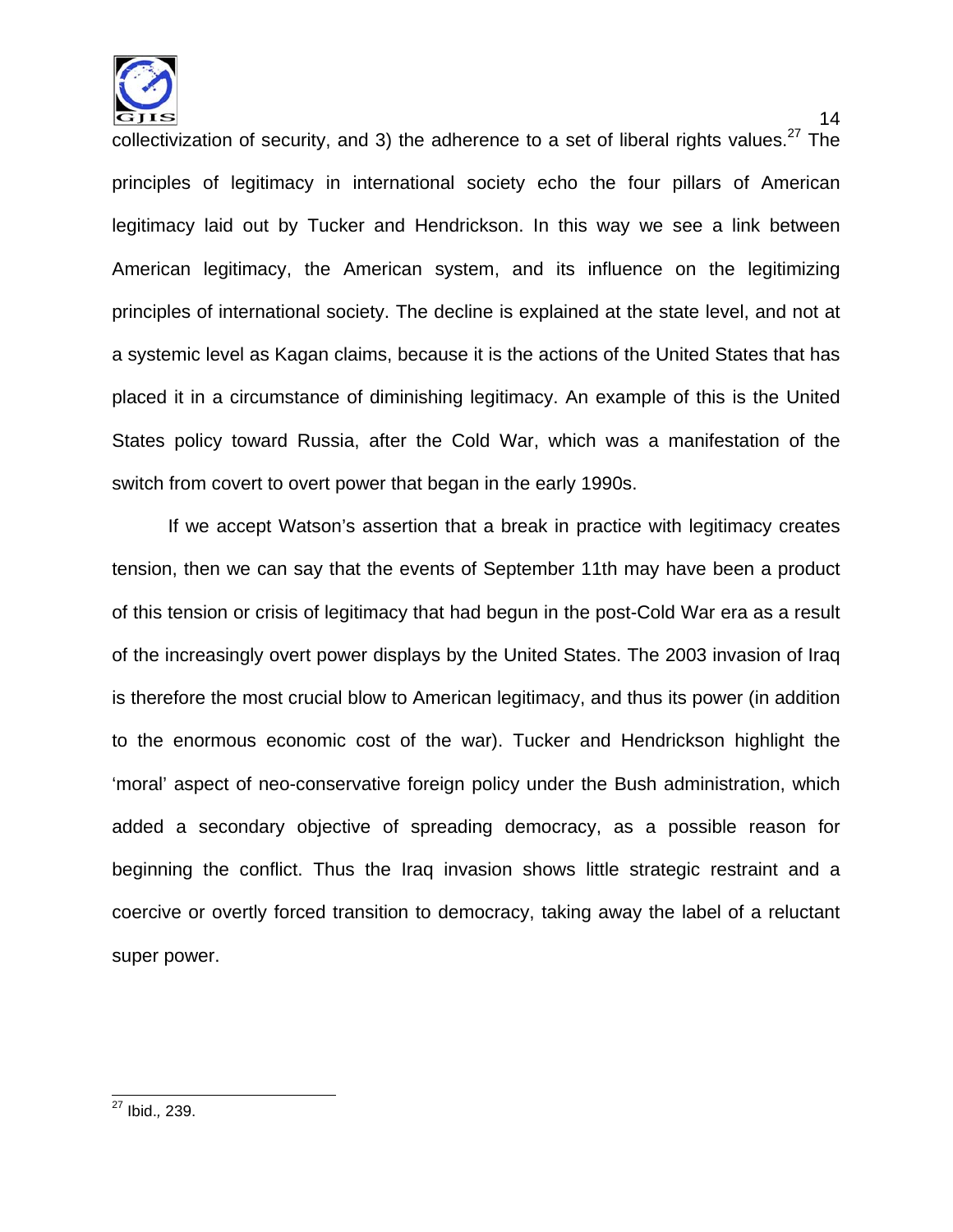collectivization of security, and 3) the adherence to a set of liberal rights values.[27] The principles of legitimacy in international society echo the four pillars of American legitimacy laid out by Tucker and Hendrickson. In this way we see a link between American legitimacy, the American system, and its influence on the legitimizing principles of international society. The decline is explained at the state level, and not at a systemic level as Kagan claims, because it is the actions of the United States that has placed it in a circumstance of diminishing legitimacy. An example of this is the United States policy toward Russia, after the Cold War, which was a manifestation of the switch from covert to overt power that began in the early 1990s.

If we accept Watson's assertion that a break in practice with legitimacy creates tension, then we can say that the events of September 11th may have been a product of this tension or crisis of legitimacy that had begun in the post-Cold War era as a result of the increasingly overt power displays by the United States. The 2003 invasion of Iraq is therefore the most crucial blow to American legitimacy, and thus its power (in addition to the enormous economic cost of the war). Tucker and Hendrickson highlight the 'moral' aspect of neo-conservative foreign policy under the Bush administration, which added a secondary objective of spreading democracy, as a possible reason for beginning the conflict. Thus the Iraq invasion shows little strategic restraint and a coercive or overtly forced transition to democracy, taking away the label of a reluctant super power.

[27] Ibid., 239.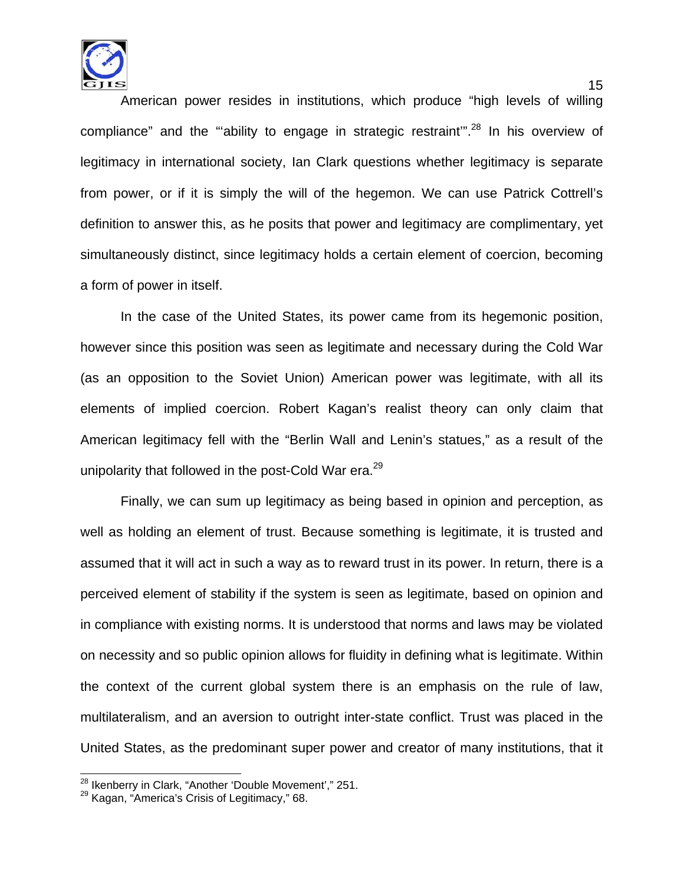American power resides in institutions, which produce "high levels of willing compliance" and the "'ability to engage in strategic restraint'".[28] In his overview of legitimacy in international society, Ian Clark questions whether legitimacy is separate from power, or if it is simply the will of the hegemon. We can use Patrick Cottrell's definition to answer this, as he posits that power and legitimacy are complimentary, yet simultaneously distinct, since legitimacy holds a certain element of coercion, becoming a form of power in itself.

In the case of the United States, its power came from its hegemonic position, however since this position was seen as legitimate and necessary during the Cold War (as an opposition to the Soviet Union) American power was legitimate, with all its elements of implied coercion. Robert Kagan's realist theory can only claim that American legitimacy fell with the "Berlin Wall and Lenin's statues," as a result of the unipolarity that followed in the post-Cold War era.[29]

Finally, we can sum up legitimacy as being based in opinion and perception, as well as holding an element of trust. Because something is legitimate, it is trusted and assumed that it will act in such a way as to reward trust in its power. In return, there is a perceived element of stability if the system is seen as legitimate, based on opinion and in compliance with existing norms. It is understood that norms and laws may be violated on necessity and so public opinion allows for fluidity in defining what is legitimate. Within the context of the current global system there is an emphasis on the rule of law, multilateralism, and an aversion to outright inter-state conflict. Trust was placed in the United States, as the predominant super power and creator of many institutions, that it

[28] Ikenberry in Clark, "Another 'Double Movement'," 251.

[29] Kagan, "America's Crisis of Legitimacy," 68.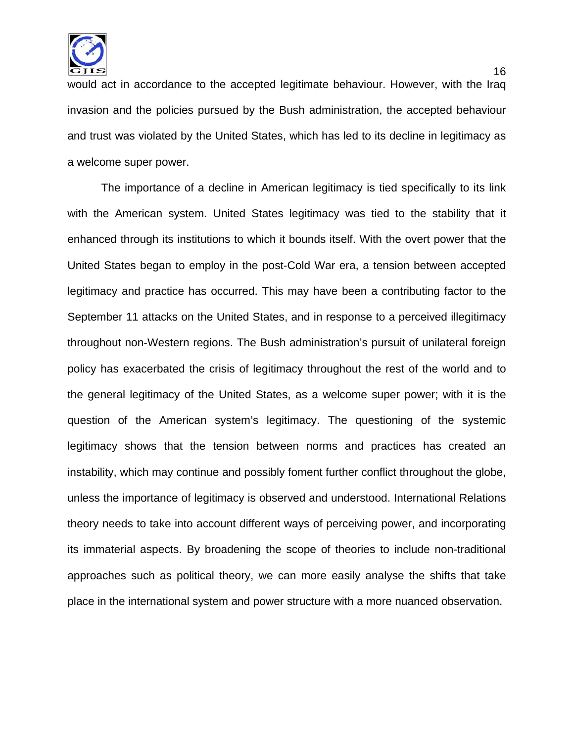would act in accordance to the accepted legitimate behaviour. However, with the Iraq invasion and the policies pursued by the Bush administration, the accepted behaviour and trust was violated by the United States, which has led to its decline in legitimacy as a welcome super power.

The importance of a decline in American legitimacy is tied specifically to its link with the American system. United States legitimacy was tied to the stability that it enhanced through its institutions to which it bounds itself. With the overt power that the United States began to employ in the post-Cold War era, a tension between accepted legitimacy and practice has occurred. This may have been a contributing factor to the September 11 attacks on the United States, and in response to a perceived illegitimacy throughout non-Western regions. The Bush administration's pursuit of unilateral foreign policy has exacerbated the crisis of legitimacy throughout the rest of the world and to the general legitimacy of the United States, as a welcome super power; with it is the question of the American system's legitimacy. The questioning of the systemic legitimacy shows that the tension between norms and practices has created an instability, which may continue and possibly foment further conflict throughout the globe, unless the importance of legitimacy is observed and understood. International Relations theory needs to take into account different ways of perceiving power, and incorporating its immaterial aspects. By broadening the scope of theories to include non-traditional approaches such as political theory, we can more easily analyse the shifts that take place in the international system and power structure with a more nuanced observation.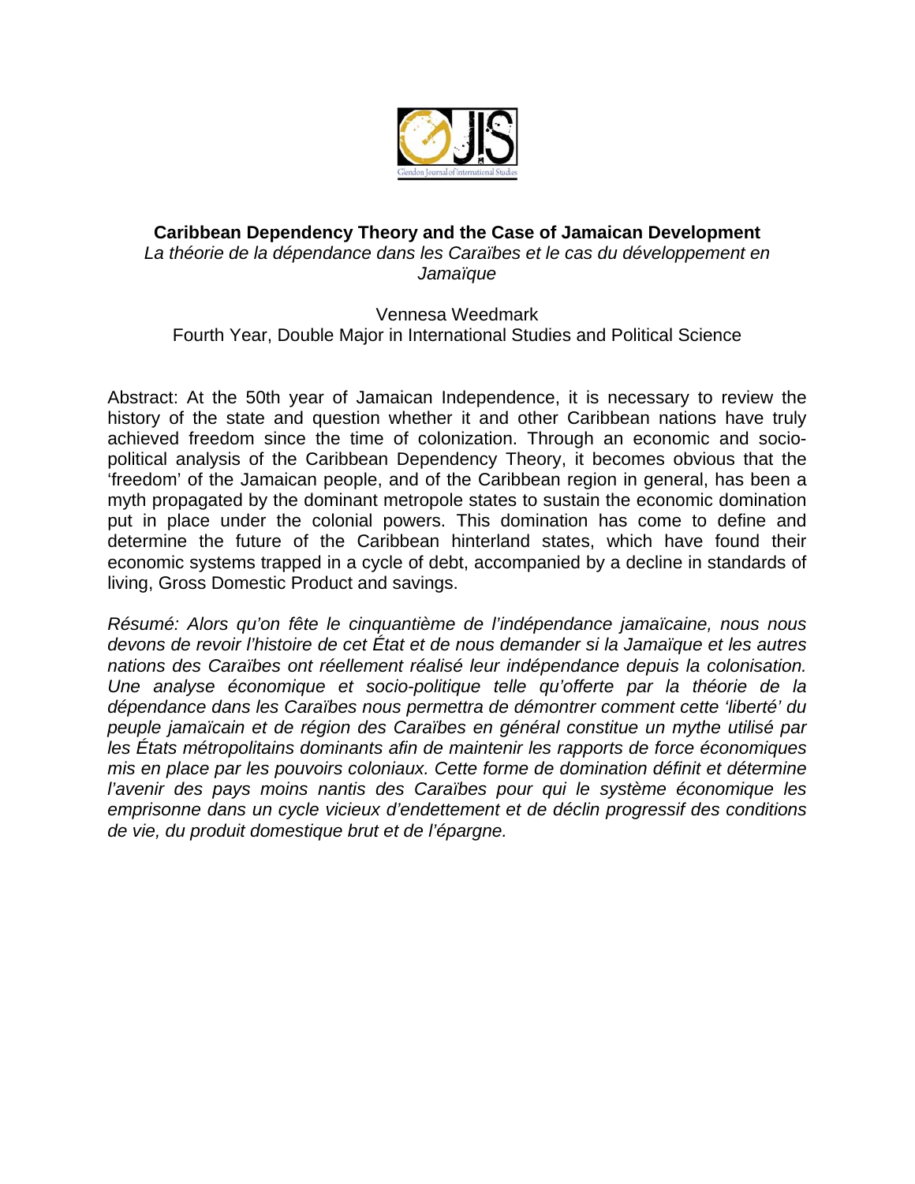# Caribbean Dependency Theory and the Case of Jamaican Development

*La théorie de la dépendance dans les Caraïbes et le cas du développement en Jamaïque*

Vennesa Weedmark
Fourth Year, Double Major in International Studies and Political Science

Abstract: At the 50th year of Jamaican Independence, it is necessary to review the history of the state and question whether it and other Caribbean nations have truly achieved freedom since the time of colonization. Through an economic and socio-political analysis of the Caribbean Dependency Theory, it becomes obvious that the 'freedom' of the Jamaican people, and of the Caribbean region in general, has been a myth propagated by the dominant metropole states to sustain the economic domination put in place under the colonial powers. This domination has come to define and determine the future of the Caribbean hinterland states, which have found their economic systems trapped in a cycle of debt, accompanied by a decline in standards of living, Gross Domestic Product and savings.

*Résumé: Alors qu'on fête le cinquantième de l'indépendance jamaïcaine, nous nous devons de revoir l'histoire de cet État et de nous demander si la Jamaïque et les autres nations des Caraïbes ont réellement réalisé leur indépendance depuis la colonisation. Une analyse économique et socio-politique telle qu'offerte par la théorie de la dépendance dans les Caraïbes nous permettra de démontrer comment cette 'liberté' du peuple jamaïcain et de région des Caraïbes en général constitue un mythe utilisé par les États métropolitains dominants afin de maintenir les rapports de force économiques mis en place par les pouvoirs coloniaux. Cette forme de domination définit et détermine l'avenir des pays moins nantis des Caraïbes pour qui le système économique les emprisonne dans un cycle vicieux d'endettement et de déclin progressif des conditions de vie, du produit domestique brut et de l'épargne.*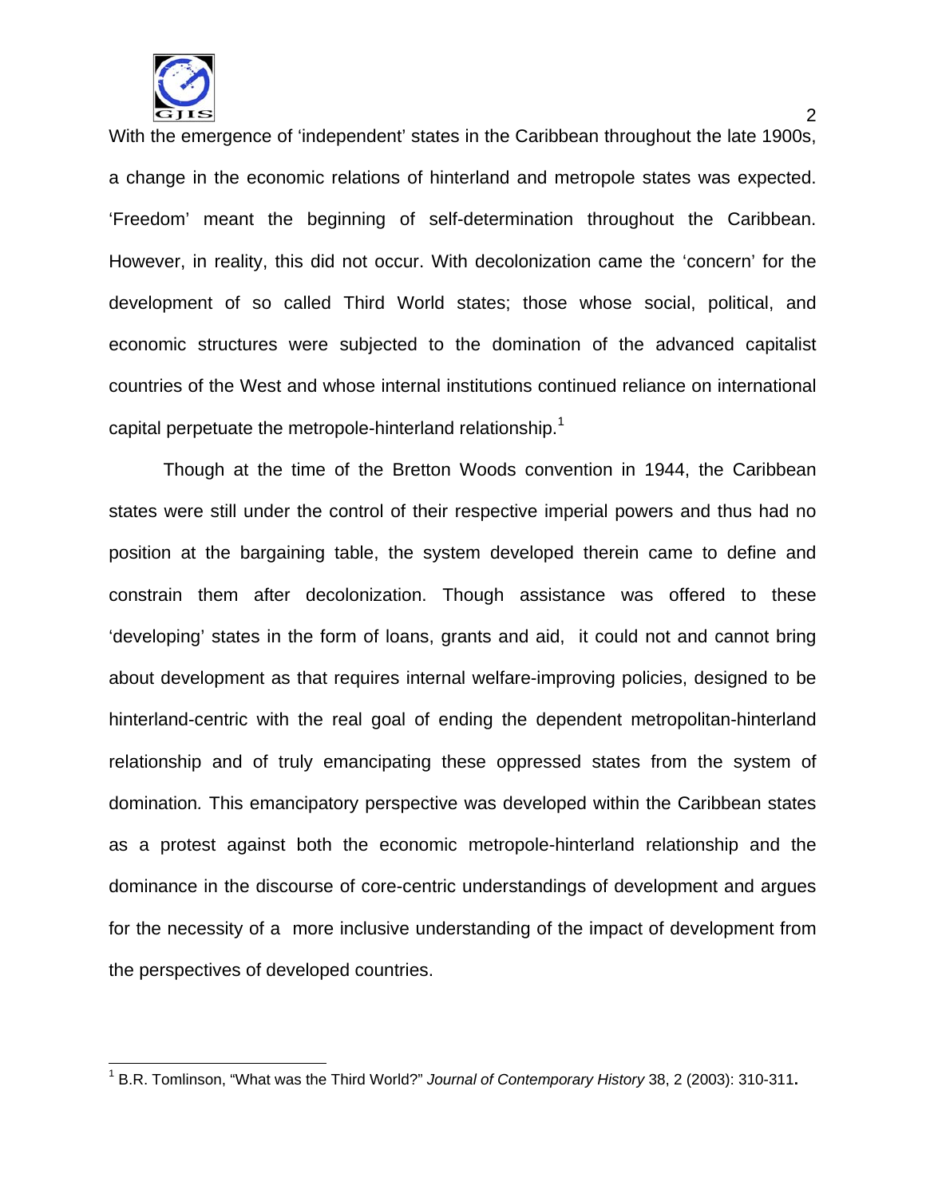With the emergence of 'independent' states in the Caribbean throughout the late 1900s, a change in the economic relations of hinterland and metropole states was expected. 'Freedom' meant the beginning of self-determination throughout the Caribbean. However, in reality, this did not occur. With decolonization came the 'concern' for the development of so called Third World states; those whose social, political, and economic structures were subjected to the domination of the advanced capitalist countries of the West and whose internal institutions continued reliance on international capital perpetuate the metropole-hinterland relationship.[1]

Though at the time of the Bretton Woods convention in 1944, the Caribbean states were still under the control of their respective imperial powers and thus had no position at the bargaining table, the system developed therein came to define and constrain them after decolonization. Though assistance was offered to these 'developing' states in the form of loans, grants and aid, it could not and cannot bring about development as that requires internal welfare-improving policies, designed to be hinterland-centric with the real goal of ending the dependent metropolitan-hinterland relationship and of truly emancipating these oppressed states from the system of domination. This emancipatory perspective was developed within the Caribbean states as a protest against both the economic metropole-hinterland relationship and the dominance in the discourse of core-centric understandings of development and argues for the necessity of a more inclusive understanding of the impact of development from the perspectives of developed countries.

[1] B.R. Tomlinson, "What was the Third World?" *Journal of Contemporary History* 38, 2 (2003): 310-311.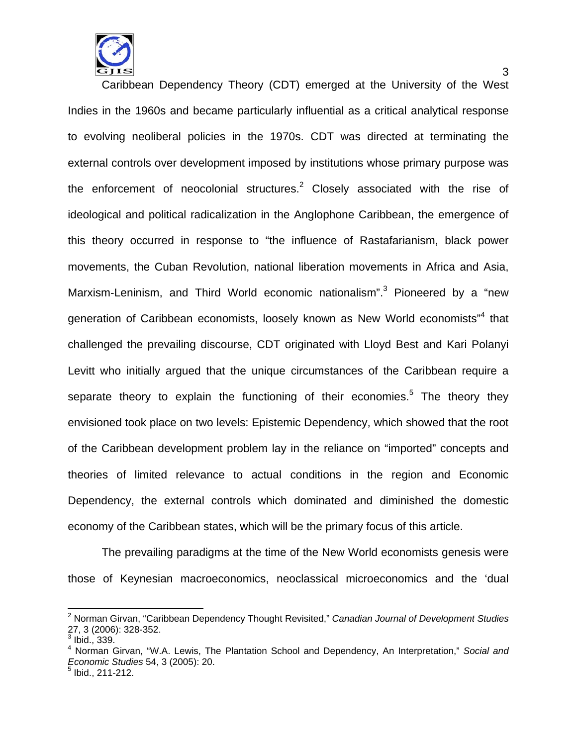Caribbean Dependency Theory (CDT) emerged at the University of the West Indies in the 1960s and became particularly influential as a critical analytical response to evolving neoliberal policies in the 1970s. CDT was directed at terminating the external controls over development imposed by institutions whose primary purpose was the enforcement of neocolonial structures.[2] Closely associated with the rise of ideological and political radicalization in the Anglophone Caribbean, the emergence of this theory occurred in response to "the influence of Rastafarianism, black power movements, the Cuban Revolution, national liberation movements in Africa and Asia, Marxism-Leninism, and Third World economic nationalism".[3] Pioneered by a "new generation of Caribbean economists, loosely known as New World economists"[4] that challenged the prevailing discourse, CDT originated with Lloyd Best and Kari Polanyi Levitt who initially argued that the unique circumstances of the Caribbean require a separate theory to explain the functioning of their economies.[5] The theory they envisioned took place on two levels: Epistemic Dependency, which showed that the root of the Caribbean development problem lay in the reliance on "imported" concepts and theories of limited relevance to actual conditions in the region and Economic Dependency, the external controls which dominated and diminished the domestic economy of the Caribbean states, which will be the primary focus of this article.

The prevailing paradigms at the time of the New World economists genesis were those of Keynesian macroeconomics, neoclassical microeconomics and the 'dual

---

[2] Norman Girvan, "Caribbean Dependency Thought Revisited," *Canadian Journal of Development Studies* 27, 3 (2006): 328-352.

[3] Ibid., 339.

[4] Norman Girvan, "W.A. Lewis, The Plantation School and Dependency, An Interpretation," *Social and Economic Studies* 54, 3 (2005): 20.

[5] Ibid., 211-212.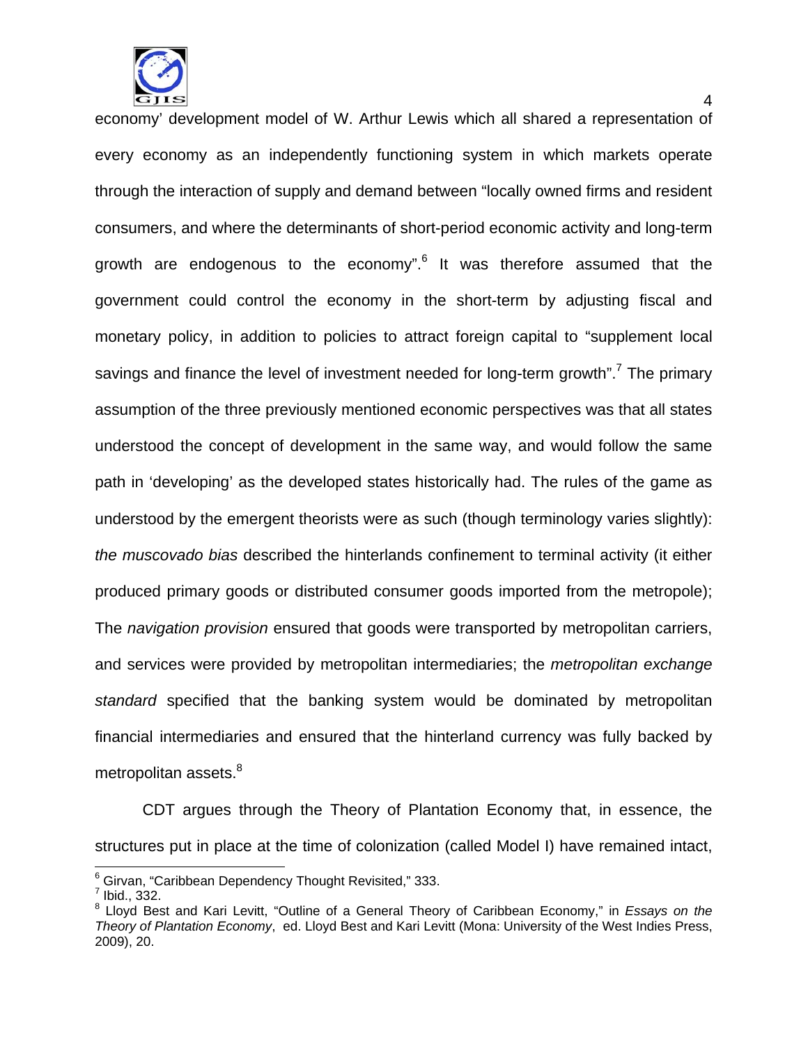economy' development model of W. Arthur Lewis which all shared a representation of every economy as an independently functioning system in which markets operate through the interaction of supply and demand between "locally owned firms and resident consumers, and where the determinants of short-period economic activity and long-term growth are endogenous to the economy".[6] It was therefore assumed that the government could control the economy in the short-term by adjusting fiscal and monetary policy, in addition to policies to attract foreign capital to "supplement local savings and finance the level of investment needed for long-term growth".[7] The primary assumption of the three previously mentioned economic perspectives was that all states understood the concept of development in the same way, and would follow the same path in 'developing' as the developed states historically had. The rules of the game as understood by the emergent theorists were as such (though terminology varies slightly): *the muscovado bias* described the hinterlands confinement to terminal activity (it either produced primary goods or distributed consumer goods imported from the metropole); The *navigation provision* ensured that goods were transported by metropolitan carriers, and services were provided by metropolitan intermediaries; the *metropolitan exchange standard* specified that the banking system would be dominated by metropolitan financial intermediaries and ensured that the hinterland currency was fully backed by metropolitan assets.[8]

CDT argues through the Theory of Plantation Economy that, in essence, the structures put in place at the time of colonization (called Model I) have remained intact,

---

[6] Girvan, "Caribbean Dependency Thought Revisited," 333.
[7] Ibid., 332.
[8] Lloyd Best and Kari Levitt, "Outline of a General Theory of Caribbean Economy," in *Essays on the Theory of Plantation Economy*, ed. Lloyd Best and Kari Levitt (Mona: University of the West Indies Press, 2009), 20.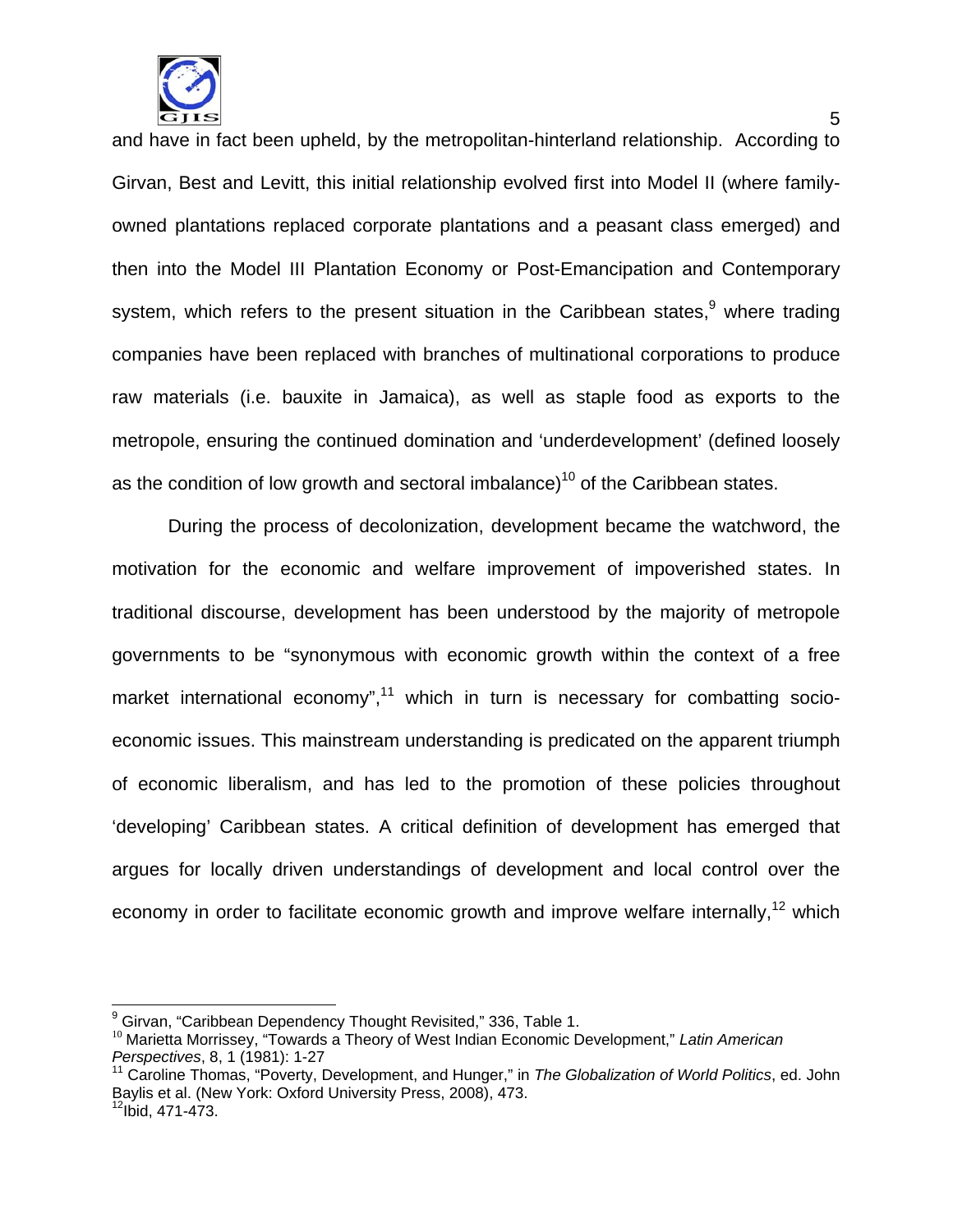and have in fact been upheld, by the metropolitan-hinterland relationship. According to Girvan, Best and Levitt, this initial relationship evolved first into Model II (where family-owned plantations replaced corporate plantations and a peasant class emerged) and then into the Model III Plantation Economy or Post-Emancipation and Contemporary system, which refers to the present situation in the Caribbean states,[9] where trading companies have been replaced with branches of multinational corporations to produce raw materials (i.e. bauxite in Jamaica), as well as staple food as exports to the metropole, ensuring the continued domination and 'underdevelopment' (defined loosely as the condition of low growth and sectoral imbalance)[10] of the Caribbean states.

During the process of decolonization, development became the watchword, the motivation for the economic and welfare improvement of impoverished states. In traditional discourse, development has been understood by the majority of metropole governments to be "synonymous with economic growth within the context of a free market international economy",[11] which in turn is necessary for combatting socio-economic issues. This mainstream understanding is predicated on the apparent triumph of economic liberalism, and has led to the promotion of these policies throughout 'developing' Caribbean states. A critical definition of development has emerged that argues for locally driven understandings of development and local control over the economy in order to facilitate economic growth and improve welfare internally,[12] which

---

[9] Girvan, "Caribbean Dependency Thought Revisited," 336, Table 1.

[10] Marietta Morrissey, "Towards a Theory of West Indian Economic Development," *Latin American Perspectives*, 8, 1 (1981): 1-27

[11] Caroline Thomas, "Poverty, Development, and Hunger," in *The Globalization of World Politics*, ed. John Baylis et al. (New York: Oxford University Press, 2008), 473.

[12] Ibid, 471-473.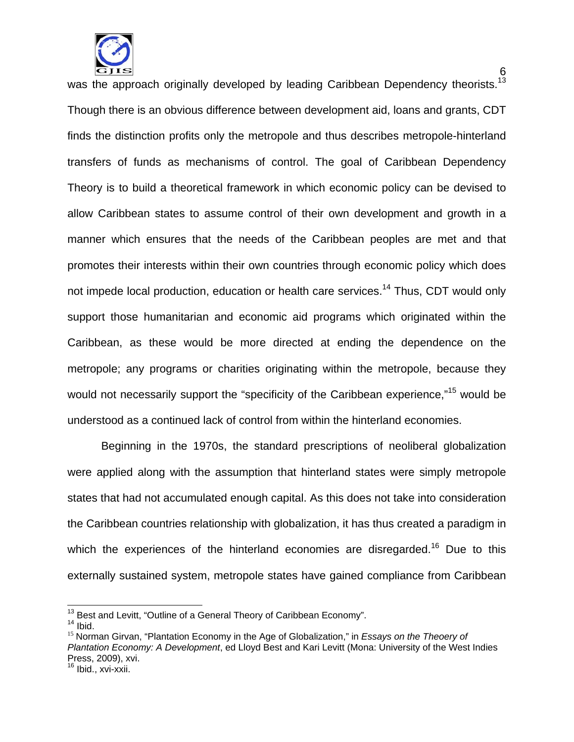was the approach originally developed by leading Caribbean Dependency theorists.[13] Though there is an obvious difference between development aid, loans and grants, CDT finds the distinction profits only the metropole and thus describes metropole-hinterland transfers of funds as mechanisms of control. The goal of Caribbean Dependency Theory is to build a theoretical framework in which economic policy can be devised to allow Caribbean states to assume control of their own development and growth in a manner which ensures that the needs of the Caribbean peoples are met and that promotes their interests within their own countries through economic policy which does not impede local production, education or health care services.[14] Thus, CDT would only support those humanitarian and economic aid programs which originated within the Caribbean, as these would be more directed at ending the dependence on the metropole; any programs or charities originating within the metropole, because they would not necessarily support the "specificity of the Caribbean experience,"[15] would be understood as a continued lack of control from within the hinterland economies.

Beginning in the 1970s, the standard prescriptions of neoliberal globalization were applied along with the assumption that hinterland states were simply metropole states that had not accumulated enough capital. As this does not take into consideration the Caribbean countries relationship with globalization, it has thus created a paradigm in which the experiences of the hinterland economies are disregarded.[16] Due to this externally sustained system, metropole states have gained compliance from Caribbean

---

[13] Best and Levitt, "Outline of a General Theory of Caribbean Economy".

[14] Ibid.

[15] Norman Girvan, "Plantation Economy in the Age of Globalization," in *Essays on the Theoery of Plantation Economy: A Development*, ed Lloyd Best and Kari Levitt (Mona: University of the West Indies Press, 2009), xvi.

[16] Ibid., xvi-xxii.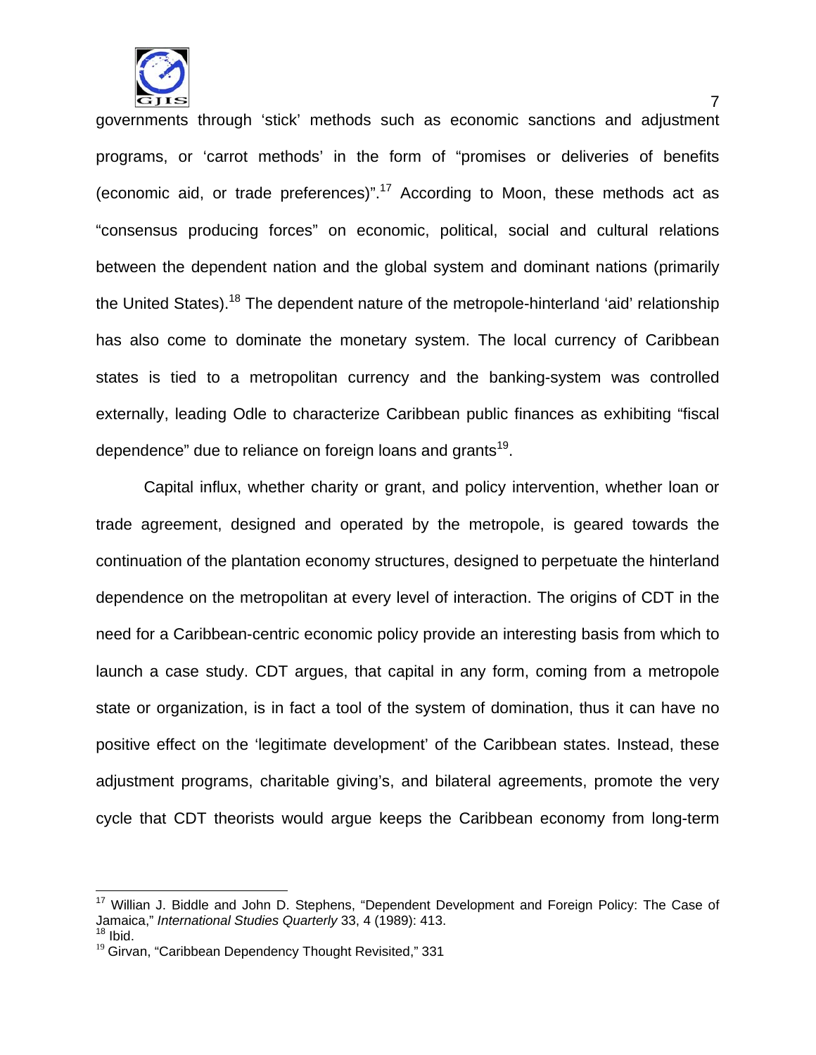governments through 'stick' methods such as economic sanctions and adjustment programs, or 'carrot methods' in the form of "promises or deliveries of benefits (economic aid, or trade preferences)".[17] According to Moon, these methods act as "consensus producing forces" on economic, political, social and cultural relations between the dependent nation and the global system and dominant nations (primarily the United States).[18] The dependent nature of the metropole-hinterland 'aid' relationship has also come to dominate the monetary system. The local currency of Caribbean states is tied to a metropolitan currency and the banking-system was controlled externally, leading Odle to characterize Caribbean public finances as exhibiting "fiscal dependence" due to reliance on foreign loans and grants[19].

Capital influx, whether charity or grant, and policy intervention, whether loan or trade agreement, designed and operated by the metropole, is geared towards the continuation of the plantation economy structures, designed to perpetuate the hinterland dependence on the metropolitan at every level of interaction. The origins of CDT in the need for a Caribbean-centric economic policy provide an interesting basis from which to launch a case study. CDT argues, that capital in any form, coming from a metropole state or organization, is in fact a tool of the system of domination, thus it can have no positive effect on the 'legitimate development' of the Caribbean states. Instead, these adjustment programs, charitable giving's, and bilateral agreements, promote the very cycle that CDT theorists would argue keeps the Caribbean economy from long-term

---

[17] Willian J. Biddle and John D. Stephens, "Dependent Development and Foreign Policy: The Case of Jamaica," *International Studies Quarterly* 33, 4 (1989): 413.

[18] Ibid.

[19] Girvan, "Caribbean Dependency Thought Revisited," 331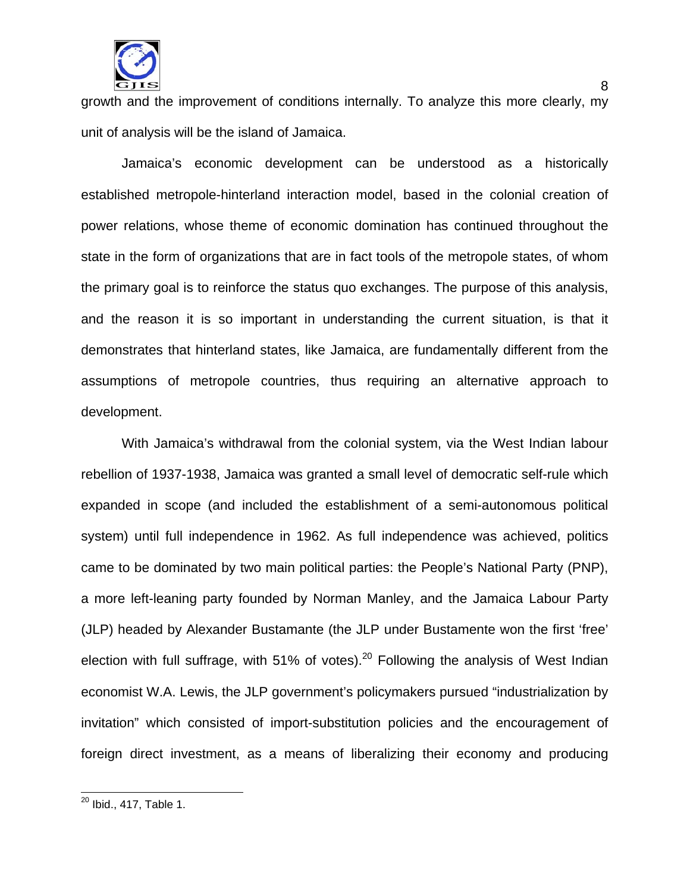growth and the improvement of conditions internally. To analyze this more clearly, my unit of analysis will be the island of Jamaica.

Jamaica's economic development can be understood as a historically established metropole-hinterland interaction model, based in the colonial creation of power relations, whose theme of economic domination has continued throughout the state in the form of organizations that are in fact tools of the metropole states, of whom the primary goal is to reinforce the status quo exchanges. The purpose of this analysis, and the reason it is so important in understanding the current situation, is that it demonstrates that hinterland states, like Jamaica, are fundamentally different from the assumptions of metropole countries, thus requiring an alternative approach to development.

With Jamaica's withdrawal from the colonial system, via the West Indian labour rebellion of 1937-1938, Jamaica was granted a small level of democratic self-rule which expanded in scope (and included the establishment of a semi-autonomous political system) until full independence in 1962. As full independence was achieved, politics came to be dominated by two main political parties: the People's National Party (PNP), a more left-leaning party founded by Norman Manley, and the Jamaica Labour Party (JLP) headed by Alexander Bustamante (the JLP under Bustamente won the first 'free' election with full suffrage, with 51% of votes).[20] Following the analysis of West Indian economist W.A. Lewis, the JLP government's policymakers pursued "industrialization by invitation" which consisted of import-substitution policies and the encouragement of foreign direct investment, as a means of liberalizing their economy and producing

[20] Ibid., 417, Table 1.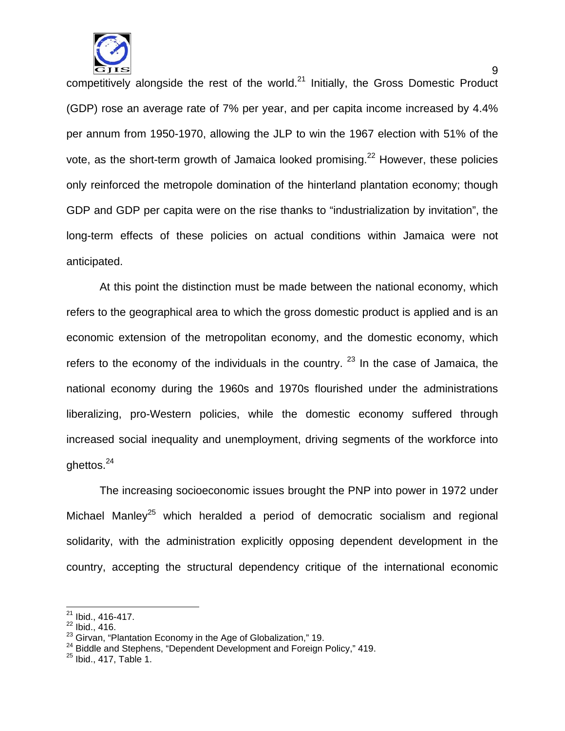competitively alongside the rest of the world.[21] Initially, the Gross Domestic Product (GDP) rose an average rate of 7% per year, and per capita income increased by 4.4% per annum from 1950-1970, allowing the JLP to win the 1967 election with 51% of the vote, as the short-term growth of Jamaica looked promising.[22] However, these policies only reinforced the metropole domination of the hinterland plantation economy; though GDP and GDP per capita were on the rise thanks to "industrialization by invitation", the long-term effects of these policies on actual conditions within Jamaica were not anticipated.

At this point the distinction must be made between the national economy, which refers to the geographical area to which the gross domestic product is applied and is an economic extension of the metropolitan economy, and the domestic economy, which refers to the economy of the individuals in the country. [23] In the case of Jamaica, the national economy during the 1960s and 1970s flourished under the administrations liberalizing, pro-Western policies, while the domestic economy suffered through increased social inequality and unemployment, driving segments of the workforce into ghettos.[24]

The increasing socioeconomic issues brought the PNP into power in 1972 under Michael Manley[25] which heralded a period of democratic socialism and regional solidarity, with the administration explicitly opposing dependent development in the country, accepting the structural dependency critique of the international economic

[21] Ibid., 416-417.
[22] Ibid., 416.
[23] Girvan, "Plantation Economy in the Age of Globalization," 19.
[24] Biddle and Stephens, "Dependent Development and Foreign Policy," 419.
[25] Ibid., 417, Table 1.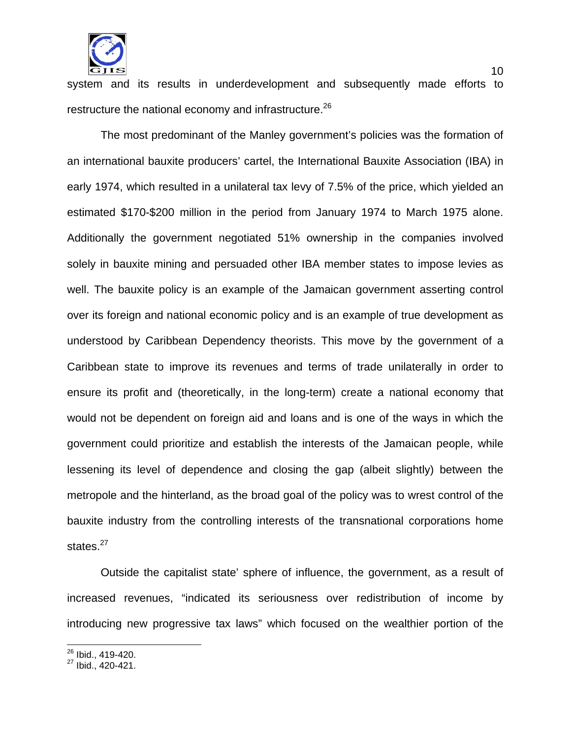system and its results in underdevelopment and subsequently made efforts to restructure the national economy and infrastructure.[26]

The most predominant of the Manley government's policies was the formation of an international bauxite producers' cartel, the International Bauxite Association (IBA) in early 1974, which resulted in a unilateral tax levy of 7.5% of the price, which yielded an estimated $170-$200 million in the period from January 1974 to March 1975 alone. Additionally the government negotiated 51% ownership in the companies involved solely in bauxite mining and persuaded other IBA member states to impose levies as well. The bauxite policy is an example of the Jamaican government asserting control over its foreign and national economic policy and is an example of true development as understood by Caribbean Dependency theorists. This move by the government of a Caribbean state to improve its revenues and terms of trade unilaterally in order to ensure its profit and (theoretically, in the long-term) create a national economy that would not be dependent on foreign aid and loans and is one of the ways in which the government could prioritize and establish the interests of the Jamaican people, while lessening its level of dependence and closing the gap (albeit slightly) between the metropole and the hinterland, as the broad goal of the policy was to wrest control of the bauxite industry from the controlling interests of the transnational corporations home states.[27]

Outside the capitalist state' sphere of influence, the government, as a result of increased revenues, "indicated its seriousness over redistribution of income by introducing new progressive tax laws" which focused on the wealthier portion of the

---

[26] Ibid., 419-420.
[27] Ibid., 420-421.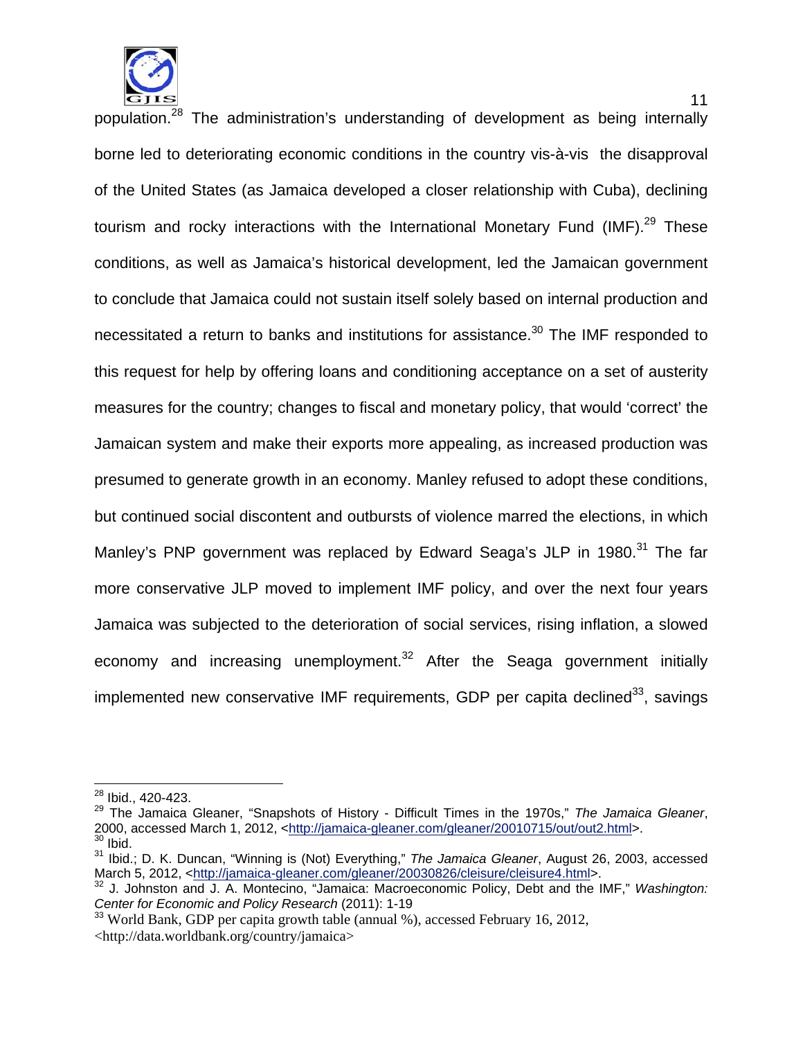population.[28] The administration's understanding of development as being internally borne led to deteriorating economic conditions in the country vis-à-vis the disapproval of the United States (as Jamaica developed a closer relationship with Cuba), declining tourism and rocky interactions with the International Monetary Fund (IMF).[29] These conditions, as well as Jamaica's historical development, led the Jamaican government to conclude that Jamaica could not sustain itself solely based on internal production and necessitated a return to banks and institutions for assistance.[30] The IMF responded to this request for help by offering loans and conditioning acceptance on a set of austerity measures for the country; changes to fiscal and monetary policy, that would 'correct' the Jamaican system and make their exports more appealing, as increased production was presumed to generate growth in an economy. Manley refused to adopt these conditions, but continued social discontent and outbursts of violence marred the elections, in which Manley's PNP government was replaced by Edward Seaga's JLP in 1980.[31] The far more conservative JLP moved to implement IMF policy, and over the next four years Jamaica was subjected to the deterioration of social services, rising inflation, a slowed economy and increasing unemployment.[32] After the Seaga government initially implemented new conservative IMF requirements, GDP per capita declined[33], savings

---

[28] Ibid., 420-423.

[29] The Jamaica Gleaner, "Snapshots of History - Difficult Times in the 1970s," *The Jamaica Gleaner*, 2000, accessed March 1, 2012, <http://jamaica-gleaner.com/gleaner/20010715/out/out2.html>.

[30] Ibid.

[31] Ibid.; D. K. Duncan, "Winning is (Not) Everything," *The Jamaica Gleaner*, August 26, 2003, accessed March 5, 2012, <http://jamaica-gleaner.com/gleaner/20030826/cleisure/cleisure4.html>.

[32] J. Johnston and J. A. Montecino, "Jamaica: Macroeconomic Policy, Debt and the IMF," *Washington: Center for Economic and Policy Research* (2011): 1-19

[33] World Bank, GDP per capita growth table (annual %), accessed February 16, 2012, <http://data.worldbank.org/country/jamaica>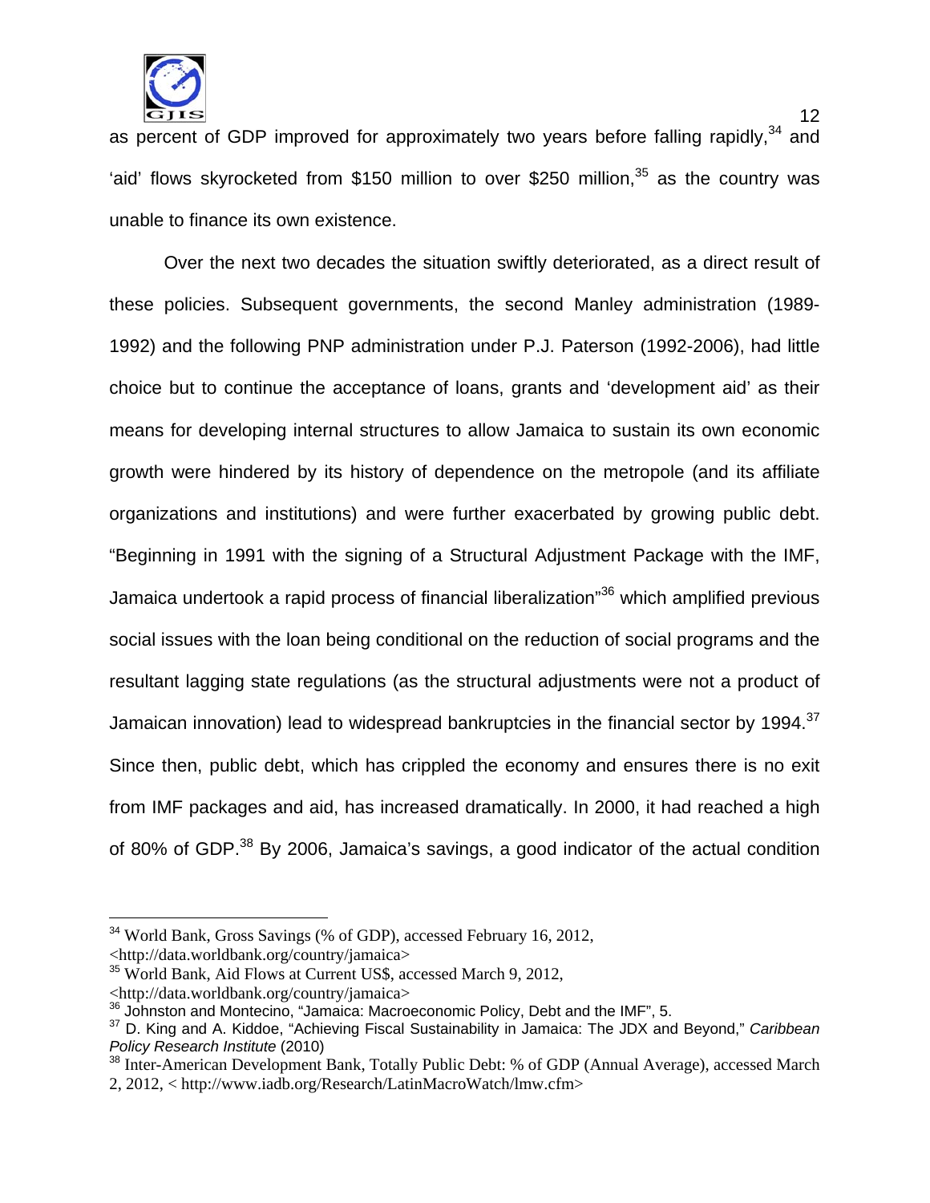as percent of GDP improved for approximately two years before falling rapidly,[34] and 'aid' flows skyrocketed from \$150 million to over \$250 million,[35] as the country was unable to finance its own existence.

Over the next two decades the situation swiftly deteriorated, as a direct result of these policies. Subsequent governments, the second Manley administration (1989-1992) and the following PNP administration under P.J. Paterson (1992-2006), had little choice but to continue the acceptance of loans, grants and 'development aid' as their means for developing internal structures to allow Jamaica to sustain its own economic growth were hindered by its history of dependence on the metropole (and its affiliate organizations and institutions) and were further exacerbated by growing public debt. "Beginning in 1991 with the signing of a Structural Adjustment Package with the IMF, Jamaica undertook a rapid process of financial liberalization"[36] which amplified previous social issues with the loan being conditional on the reduction of social programs and the resultant lagging state regulations (as the structural adjustments were not a product of Jamaican innovation) lead to widespread bankruptcies in the financial sector by 1994.[37] Since then, public debt, which has crippled the economy and ensures there is no exit from IMF packages and aid, has increased dramatically. In 2000, it had reached a high of 80% of GDP.[38] By 2006, Jamaica's savings, a good indicator of the actual condition

---

[34] World Bank, Gross Savings (% of GDP), accessed February 16, 2012, <http://data.worldbank.org/country/jamaica>

[35] World Bank, Aid Flows at Current US\$, accessed March 9, 2012, <http://data.worldbank.org/country/jamaica>

[36] Johnston and Montecino, "Jamaica: Macroeconomic Policy, Debt and the IMF", 5.

[37] D. King and A. Kiddoe, "Achieving Fiscal Sustainability in Jamaica: The JDX and Beyond," *Caribbean Policy Research Institute* (2010)

[38] Inter-American Development Bank, Totally Public Debt: % of GDP (Annual Average), accessed March 2, 2012, < http://www.iadb.org/Research/LatinMacroWatch/lmw.cfm>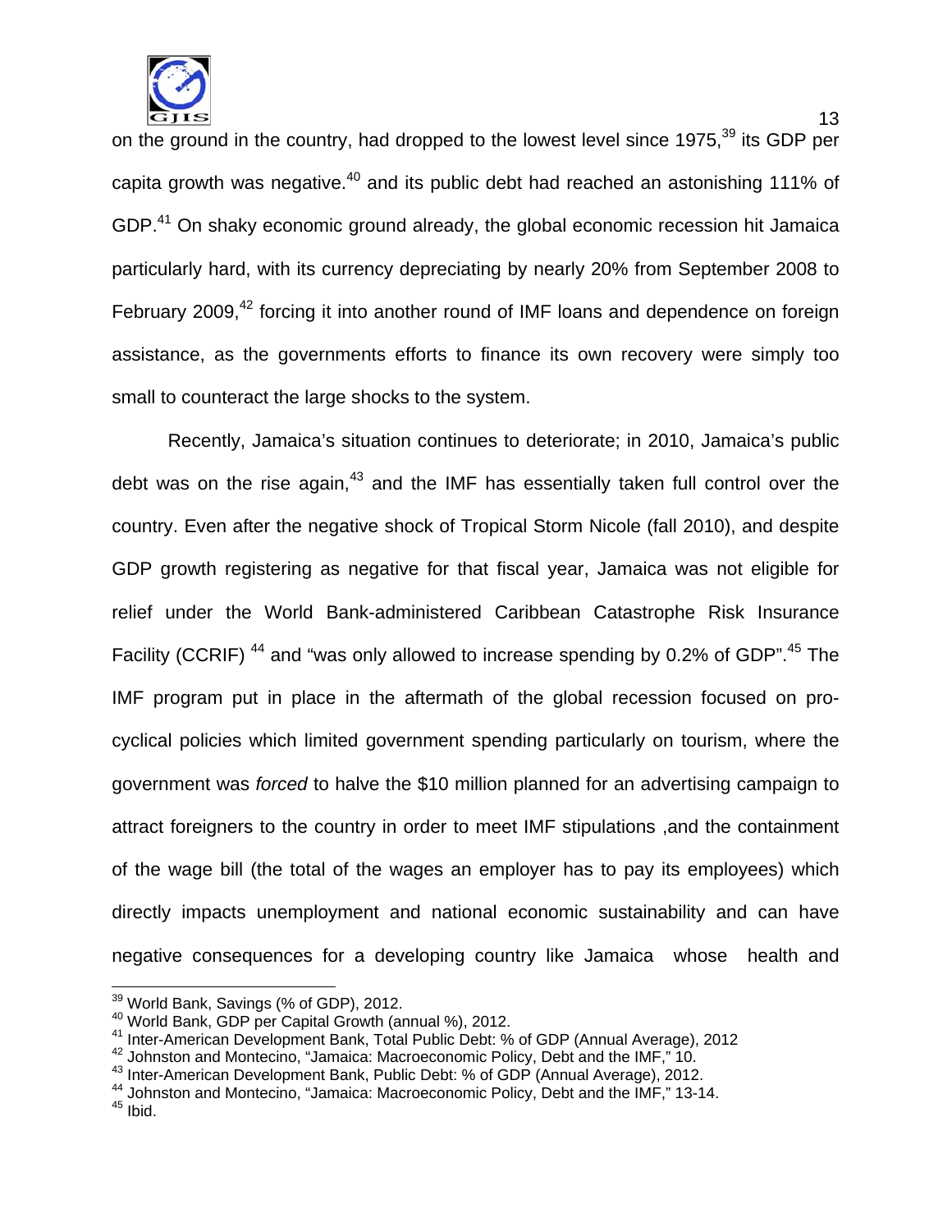on the ground in the country, had dropped to the lowest level since 1975,[39] its GDP per capita growth was negative.[40] and its public debt had reached an astonishing 111% of GDP.[41] On shaky economic ground already, the global economic recession hit Jamaica particularly hard, with its currency depreciating by nearly 20% from September 2008 to February 2009,[42] forcing it into another round of IMF loans and dependence on foreign assistance, as the governments efforts to finance its own recovery were simply too small to counteract the large shocks to the system.

Recently, Jamaica's situation continues to deteriorate; in 2010, Jamaica's public debt was on the rise again,[43] and the IMF has essentially taken full control over the country. Even after the negative shock of Tropical Storm Nicole (fall 2010), and despite GDP growth registering as negative for that fiscal year, Jamaica was not eligible for relief under the World Bank-administered Caribbean Catastrophe Risk Insurance Facility (CCRIF) [44] and "was only allowed to increase spending by 0.2% of GDP".[45] The IMF program put in place in the aftermath of the global recession focused on pro-cyclical policies which limited government spending particularly on tourism, where the government was *forced* to halve the $10 million planned for an advertising campaign to attract foreigners to the country in order to meet IMF stipulations ,and the containment of the wage bill (the total of the wages an employer has to pay its employees) which directly impacts unemployment and national economic sustainability and can have negative consequences for a developing country like Jamaica whose health and

[39] World Bank, Savings (% of GDP), 2012.
[40] World Bank, GDP per Capital Growth (annual %), 2012.
[41] Inter-American Development Bank, Total Public Debt: % of GDP (Annual Average), 2012
[42] Johnston and Montecino, "Jamaica: Macroeconomic Policy, Debt and the IMF," 10.
[43] Inter-American Development Bank, Public Debt: % of GDP (Annual Average), 2012.
[44] Johnston and Montecino, "Jamaica: Macroeconomic Policy, Debt and the IMF," 13-14.
[45] Ibid.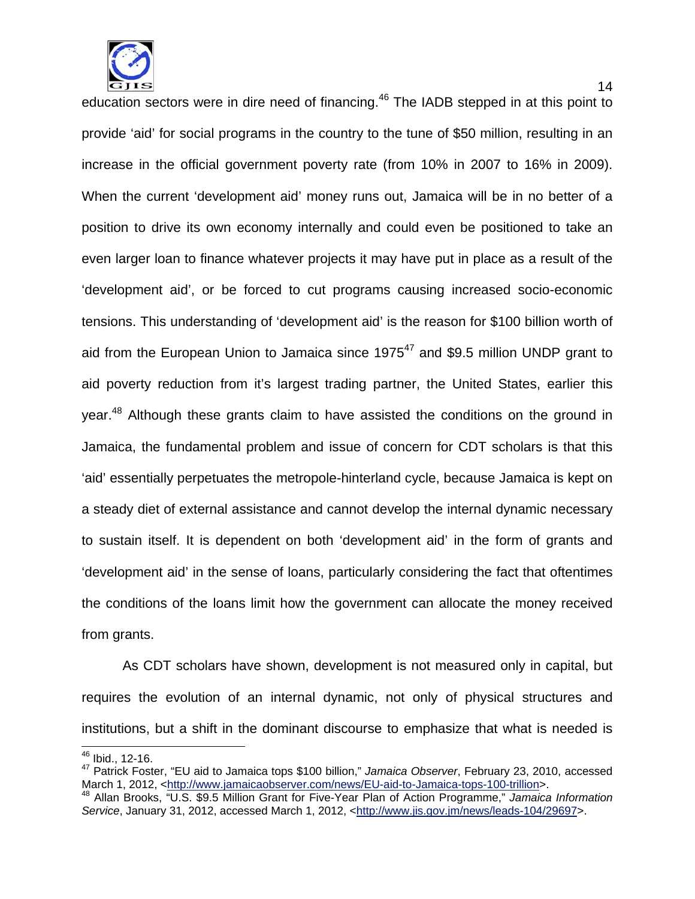education sectors were in dire need of financing.[46] The IADB stepped in at this point to provide 'aid' for social programs in the country to the tune of \$50 million, resulting in an increase in the official government poverty rate (from 10% in 2007 to 16% in 2009). When the current 'development aid' money runs out, Jamaica will be in no better of a position to drive its own economy internally and could even be positioned to take an even larger loan to finance whatever projects it may have put in place as a result of the 'development aid', or be forced to cut programs causing increased socio-economic tensions. This understanding of 'development aid' is the reason for \$100 billion worth of aid from the European Union to Jamaica since 1975[47] and \$9.5 million UNDP grant to aid poverty reduction from it's largest trading partner, the United States, earlier this year.[48] Although these grants claim to have assisted the conditions on the ground in Jamaica, the fundamental problem and issue of concern for CDT scholars is that this 'aid' essentially perpetuates the metropole-hinterland cycle, because Jamaica is kept on a steady diet of external assistance and cannot develop the internal dynamic necessary to sustain itself. It is dependent on both 'development aid' in the form of grants and 'development aid' in the sense of loans, particularly considering the fact that oftentimes the conditions of the loans limit how the government can allocate the money received from grants.

As CDT scholars have shown, development is not measured only in capital, but requires the evolution of an internal dynamic, not only of physical structures and institutions, but a shift in the dominant discourse to emphasize that what is needed is

---

[46] Ibid., 12-16.

[47] Patrick Foster, "EU aid to Jamaica tops \$100 billion," *Jamaica Observer*, February 23, 2010, accessed March 1, 2012, <http://www.jamaicaobserver.com/news/EU-aid-to-Jamaica-tops-100-trillion>.

[48] Allan Brooks, "U.S. \$9.5 Million Grant for Five-Year Plan of Action Programme," *Jamaica Information Service*, January 31, 2012, accessed March 1, 2012, <http://www.jis.gov.jm/news/leads-104/29697>.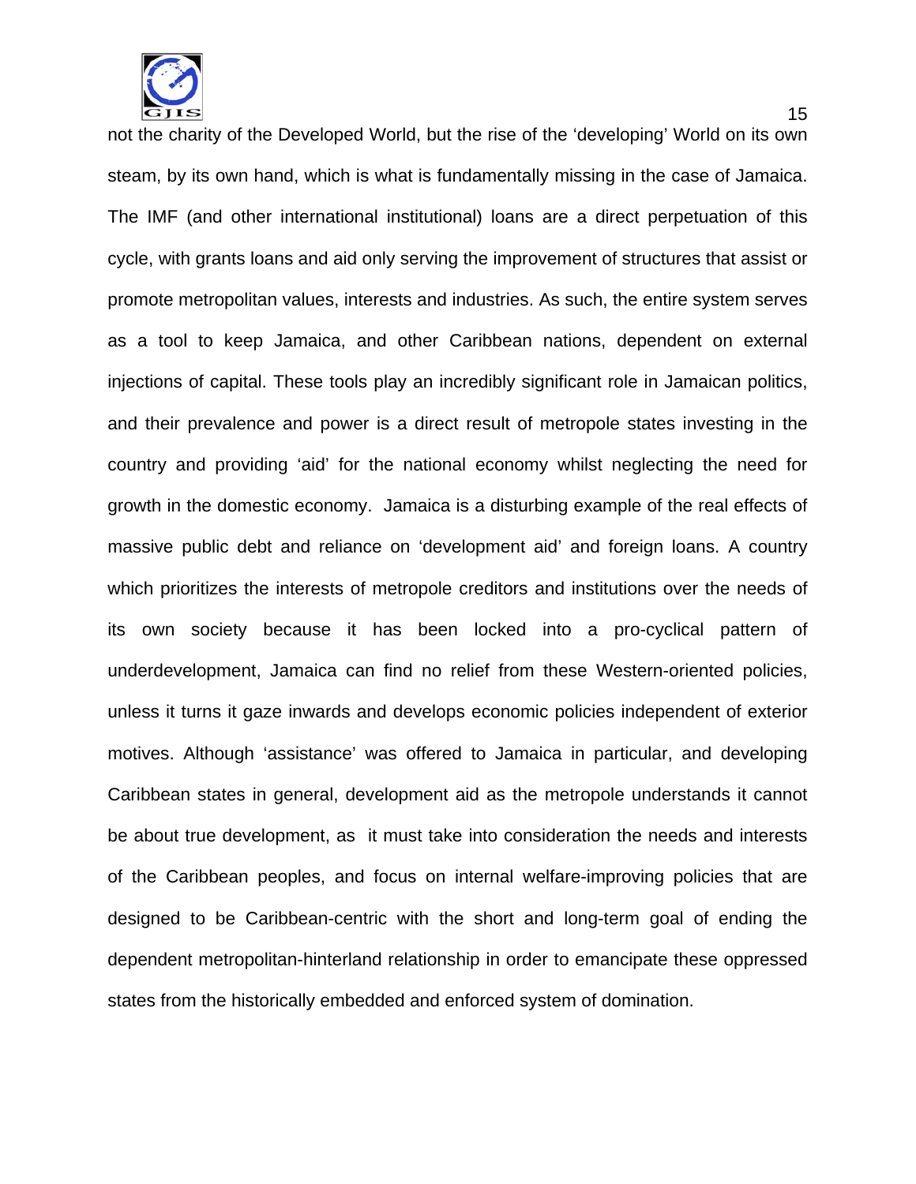not the charity of the Developed World, but the rise of the 'developing' World on its own steam, by its own hand, which is what is fundamentally missing in the case of Jamaica. The IMF (and other international institutional) loans are a direct perpetuation of this cycle, with grants loans and aid only serving the improvement of structures that assist or promote metropolitan values, interests and industries. As such, the entire system serves as a tool to keep Jamaica, and other Caribbean nations, dependent on external injections of capital. These tools play an incredibly significant role in Jamaican politics, and their prevalence and power is a direct result of metropole states investing in the country and providing 'aid' for the national economy whilst neglecting the need for growth in the domestic economy. Jamaica is a disturbing example of the real effects of massive public debt and reliance on 'development aid' and foreign loans. A country which prioritizes the interests of metropole creditors and institutions over the needs of its own society because it has been locked into a pro-cyclical pattern of underdevelopment, Jamaica can find no relief from these Western-oriented policies, unless it turns it gaze inwards and develops economic policies independent of exterior motives. Although 'assistance' was offered to Jamaica in particular, and developing Caribbean states in general, development aid as the metropole understands it cannot be about true development, as it must take into consideration the needs and interests of the Caribbean peoples, and focus on internal welfare-improving policies that are designed to be Caribbean-centric with the short and long-term goal of ending the dependent metropolitan-hinterland relationship in order to emancipate these oppressed states from the historically embedded and enforced system of domination.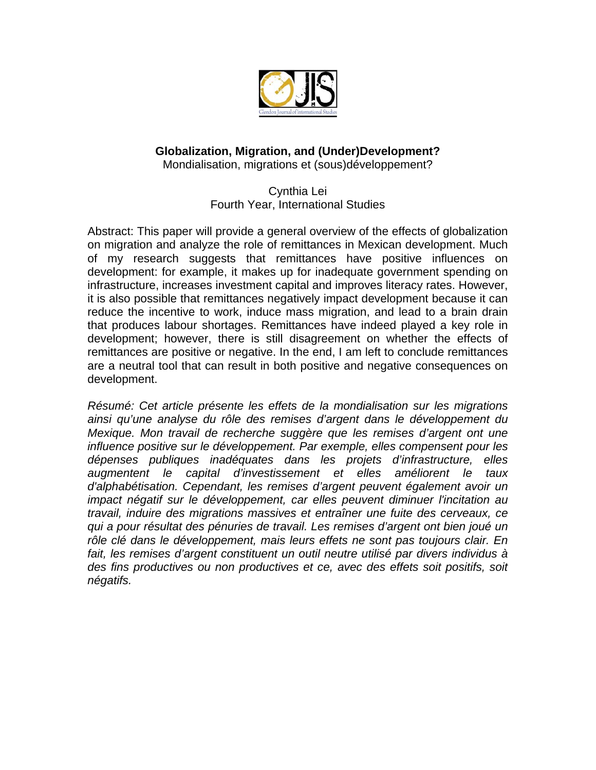**Globalization, Migration, and (Under)Development?**

Mondialisation, migrations et (sous)développement?

Cynthia Lei
Fourth Year, International Studies

Abstract: This paper will provide a general overview of the effects of globalization on migration and analyze the role of remittances in Mexican development. Much of my research suggests that remittances have positive influences on development: for example, it makes up for inadequate government spending on infrastructure, increases investment capital and improves literacy rates. However, it is also possible that remittances negatively impact development because it can reduce the incentive to work, induce mass migration, and lead to a brain drain that produces labour shortages. Remittances have indeed played a key role in development; however, there is still disagreement on whether the effects of remittances are positive or negative. In the end, I am left to conclude remittances are a neutral tool that can result in both positive and negative consequences on development.

*Résumé: Cet article présente les effets de la mondialisation sur les migrations ainsi qu'une analyse du rôle des remises d'argent dans le développement du Mexique. Mon travail de recherche suggère que les remises d'argent ont une influence positive sur le développement. Par exemple, elles compensent pour les dépenses publiques inadéquates dans les projets d'infrastructure, elles augmentent le capital d'investissement et elles améliorent le taux d'alphabétisation. Cependant, les remises d'argent peuvent également avoir un impact négatif sur le développement, car elles peuvent diminuer l'incitation au travail, induire des migrations massives et entraîner une fuite des cerveaux, ce qui a pour résultat des pénuries de travail. Les remises d'argent ont bien joué un rôle clé dans le développement, mais leurs effets ne sont pas toujours clair. En fait, les remises d'argent constituent un outil neutre utilisé par divers individus à des fins productives ou non productives et ce, avec des effets soit positifs, soit négatifs.*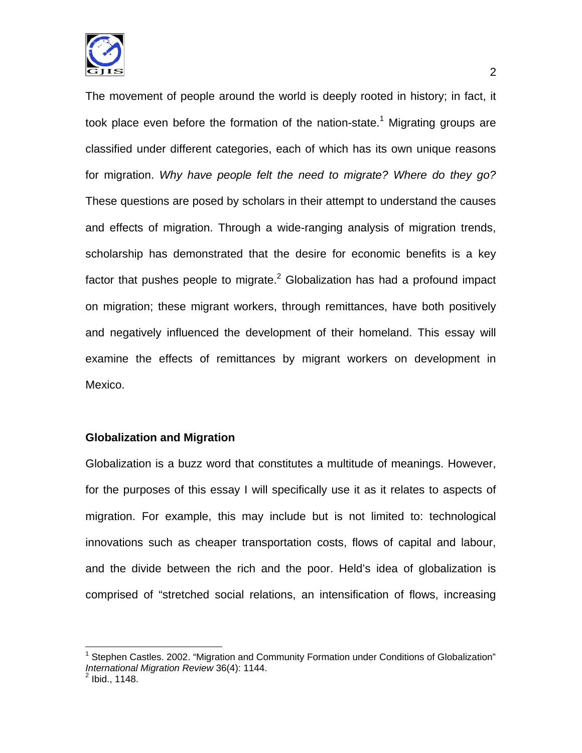The movement of people around the world is deeply rooted in history; in fact, it took place even before the formation of the nation-state.[1] Migrating groups are classified under different categories, each of which has its own unique reasons for migration. *Why have people felt the need to migrate? Where do they go?* These questions are posed by scholars in their attempt to understand the causes and effects of migration. Through a wide-ranging analysis of migration trends, scholarship has demonstrated that the desire for economic benefits is a key factor that pushes people to migrate.[2] Globalization has had a profound impact on migration; these migrant workers, through remittances, have both positively and negatively influenced the development of their homeland. This essay will examine the effects of remittances by migrant workers on development in Mexico.

**Globalization and Migration**

Globalization is a buzz word that constitutes a multitude of meanings. However, for the purposes of this essay I will specifically use it as it relates to aspects of migration. For example, this may include but is not limited to: technological innovations such as cheaper transportation costs, flows of capital and labour, and the divide between the rich and the poor. Held's idea of globalization is comprised of "stretched social relations, an intensification of flows, increasing

---

[1] Stephen Castles. 2002. "Migration and Community Formation under Conditions of Globalization" *International Migration Review* 36(4): 1144.

[2] Ibid., 1148.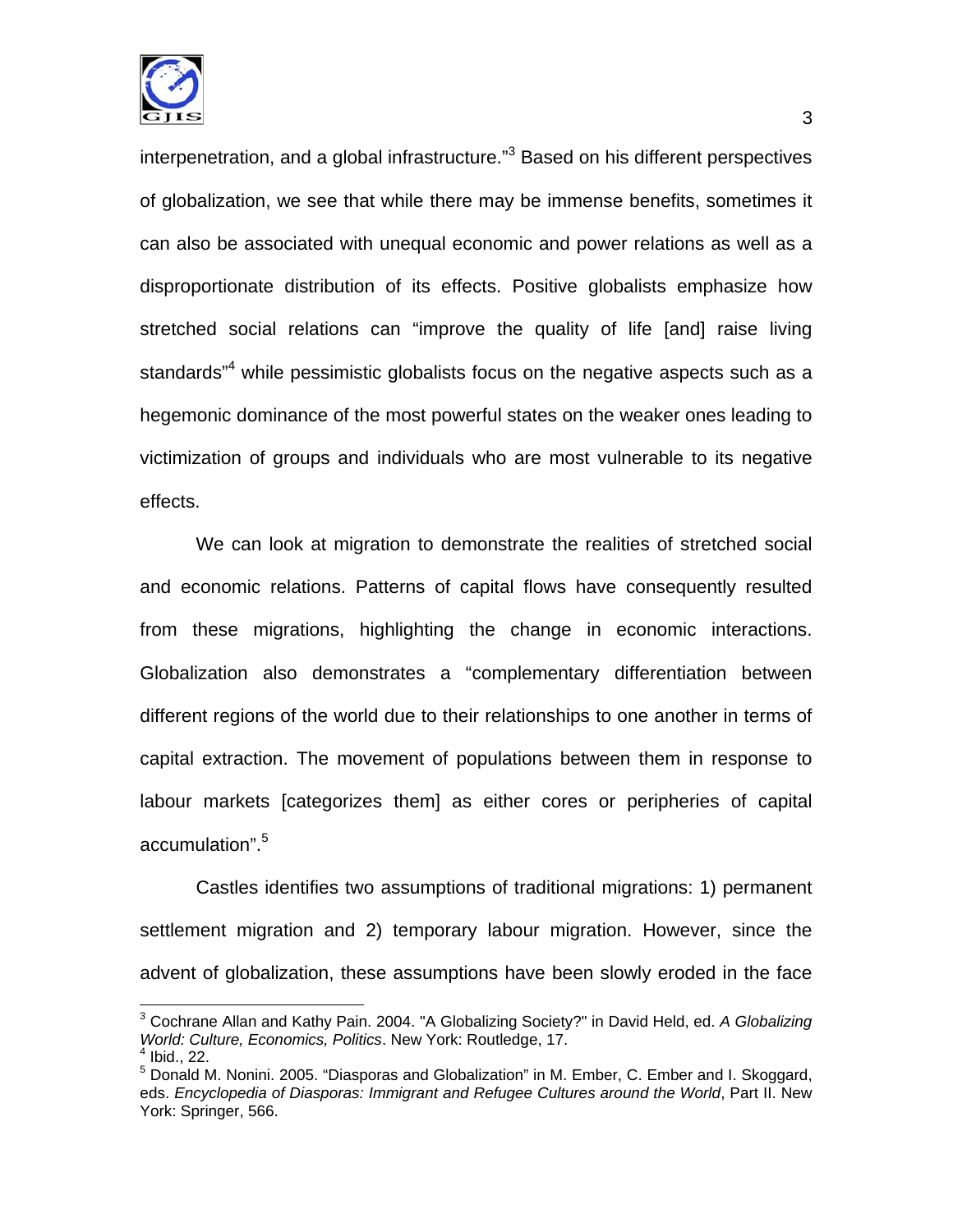interpenetration, and a global infrastructure."[3] Based on his different perspectives of globalization, we see that while there may be immense benefits, sometimes it can also be associated with unequal economic and power relations as well as a disproportionate distribution of its effects. Positive globalists emphasize how stretched social relations can "improve the quality of life [and] raise living standards"[4] while pessimistic globalists focus on the negative aspects such as a hegemonic dominance of the most powerful states on the weaker ones leading to victimization of groups and individuals who are most vulnerable to its negative effects.

We can look at migration to demonstrate the realities of stretched social and economic relations. Patterns of capital flows have consequently resulted from these migrations, highlighting the change in economic interactions. Globalization also demonstrates a "complementary differentiation between different regions of the world due to their relationships to one another in terms of capital extraction. The movement of populations between them in response to labour markets [categorizes them] as either cores or peripheries of capital accumulation".[5]

Castles identifies two assumptions of traditional migrations: 1) permanent settlement migration and 2) temporary labour migration. However, since the advent of globalization, these assumptions have been slowly eroded in the face

---

[3] Cochrane Allan and Kathy Pain. 2004. "A Globalizing Society?" in David Held, ed. *A Globalizing World: Culture, Economics, Politics*. New York: Routledge, 17.

[4] Ibid., 22.

[5] Donald M. Nonini. 2005. "Diasporas and Globalization" in M. Ember, C. Ember and I. Skoggard, eds. *Encyclopedia of Diasporas: Immigrant and Refugee Cultures around the World*, Part II. New York: Springer, 566.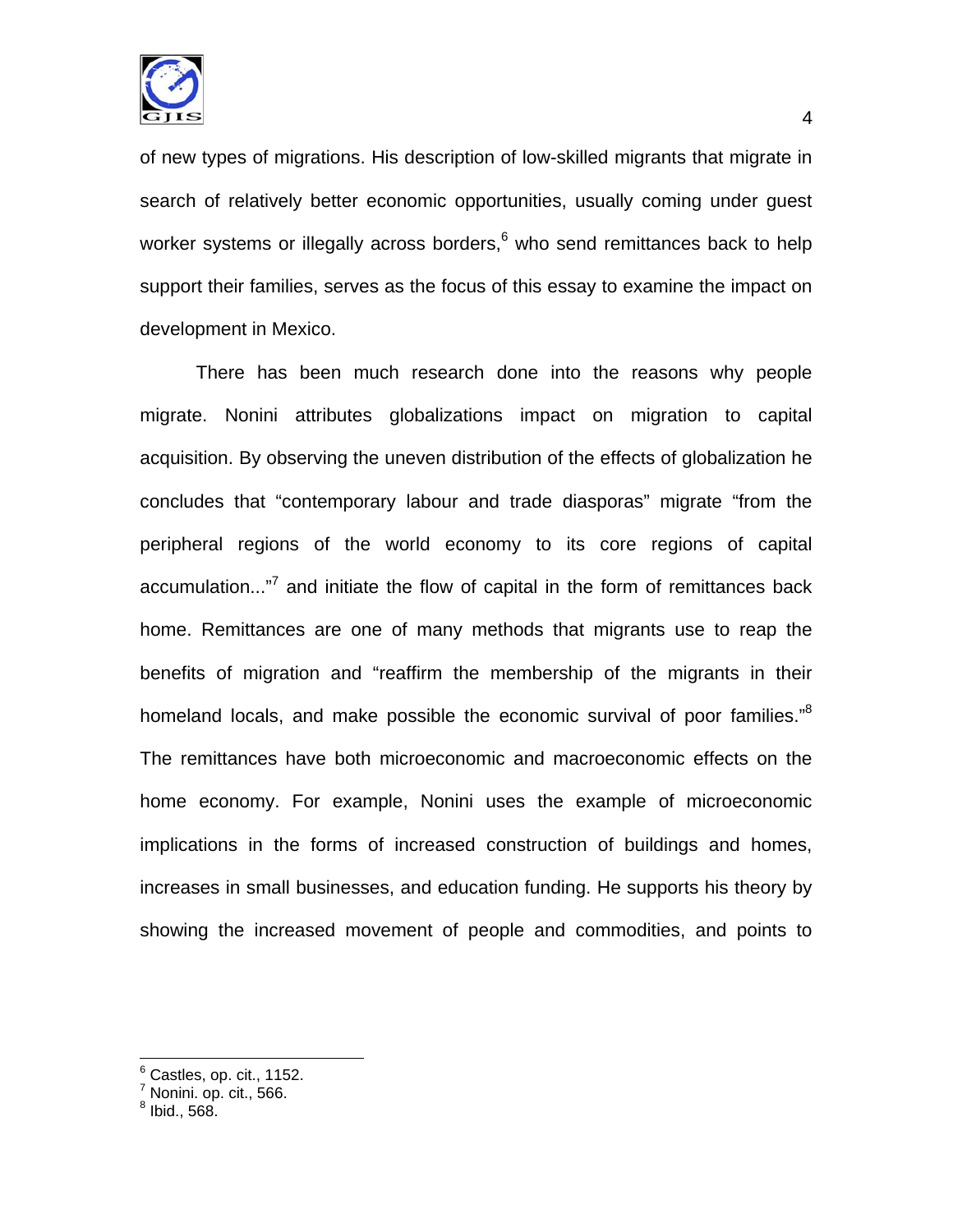of new types of migrations. His description of low-skilled migrants that migrate in search of relatively better economic opportunities, usually coming under guest worker systems or illegally across borders,[6] who send remittances back to help support their families, serves as the focus of this essay to examine the impact on development in Mexico.

There has been much research done into the reasons why people migrate. Nonini attributes globalizations impact on migration to capital acquisition. By observing the uneven distribution of the effects of globalization he concludes that "contemporary labour and trade diasporas" migrate "from the peripheral regions of the world economy to its core regions of capital accumulation..."[7] and initiate the flow of capital in the form of remittances back home. Remittances are one of many methods that migrants use to reap the benefits of migration and "reaffirm the membership of the migrants in their homeland locals, and make possible the economic survival of poor families."[8] The remittances have both microeconomic and macroeconomic effects on the home economy. For example, Nonini uses the example of microeconomic implications in the forms of increased construction of buildings and homes, increases in small businesses, and education funding. He supports his theory by showing the increased movement of people and commodities, and points to

---

[6] Castles, op. cit., 1152.
[7] Nonini. op. cit., 566.
[8] Ibid., 568.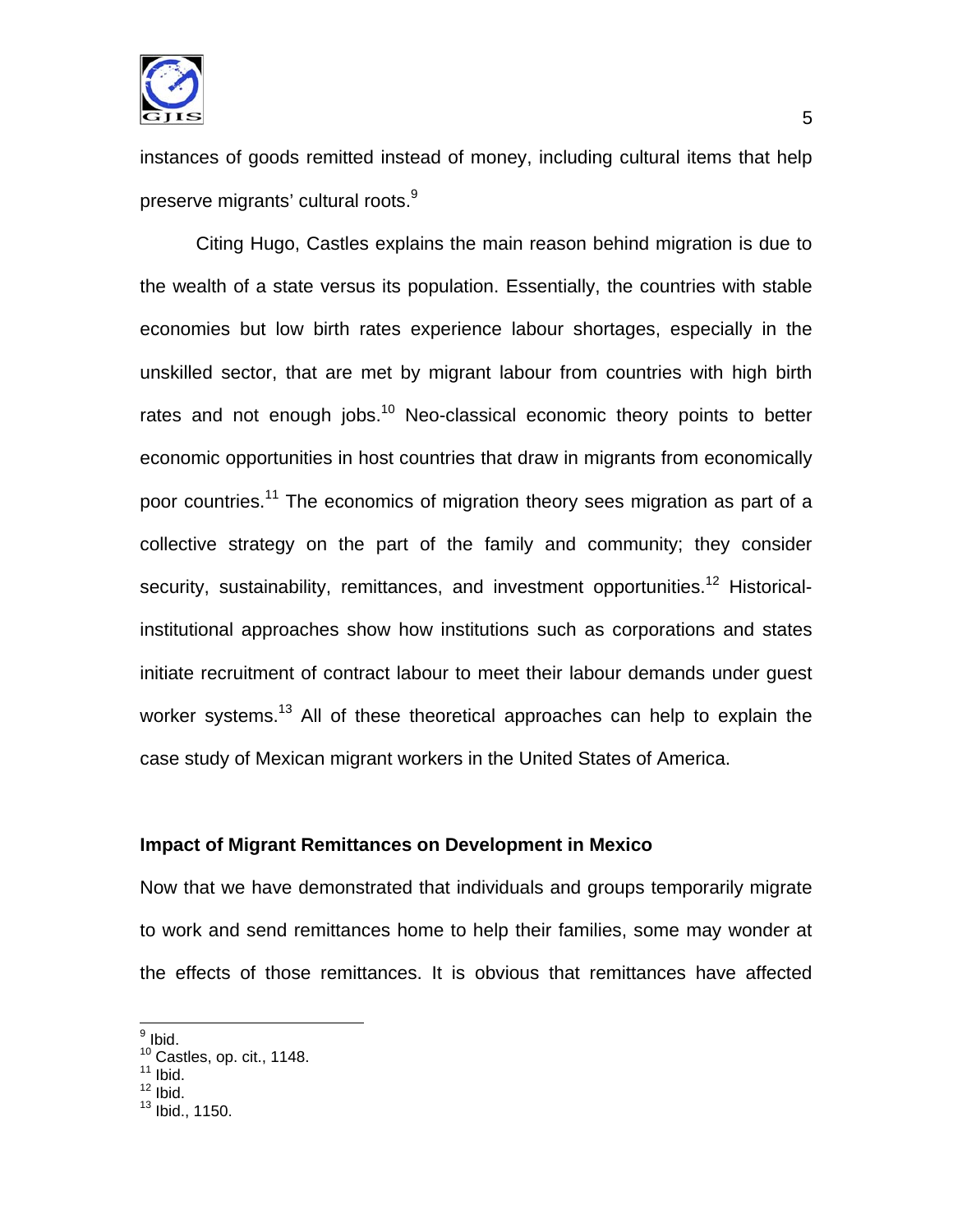instances of goods remitted instead of money, including cultural items that help preserve migrants' cultural roots.[9]

Citing Hugo, Castles explains the main reason behind migration is due to the wealth of a state versus its population. Essentially, the countries with stable economies but low birth rates experience labour shortages, especially in the unskilled sector, that are met by migrant labour from countries with high birth rates and not enough jobs.[10] Neo-classical economic theory points to better economic opportunities in host countries that draw in migrants from economically poor countries.[11] The economics of migration theory sees migration as part of a collective strategy on the part of the family and community; they consider security, sustainability, remittances, and investment opportunities.[12] Historical-institutional approaches show how institutions such as corporations and states initiate recruitment of contract labour to meet their labour demands under guest worker systems.[13] All of these theoretical approaches can help to explain the case study of Mexican migrant workers in the United States of America.

**Impact of Migrant Remittances on Development in Mexico**

Now that we have demonstrated that individuals and groups temporarily migrate to work and send remittances home to help their families, some may wonder at the effects of those remittances. It is obvious that remittances have affected

[9] Ibid.
[10] Castles, op. cit., 1148.
[11] Ibid.
[12] Ibid.
[13] Ibid., 1150.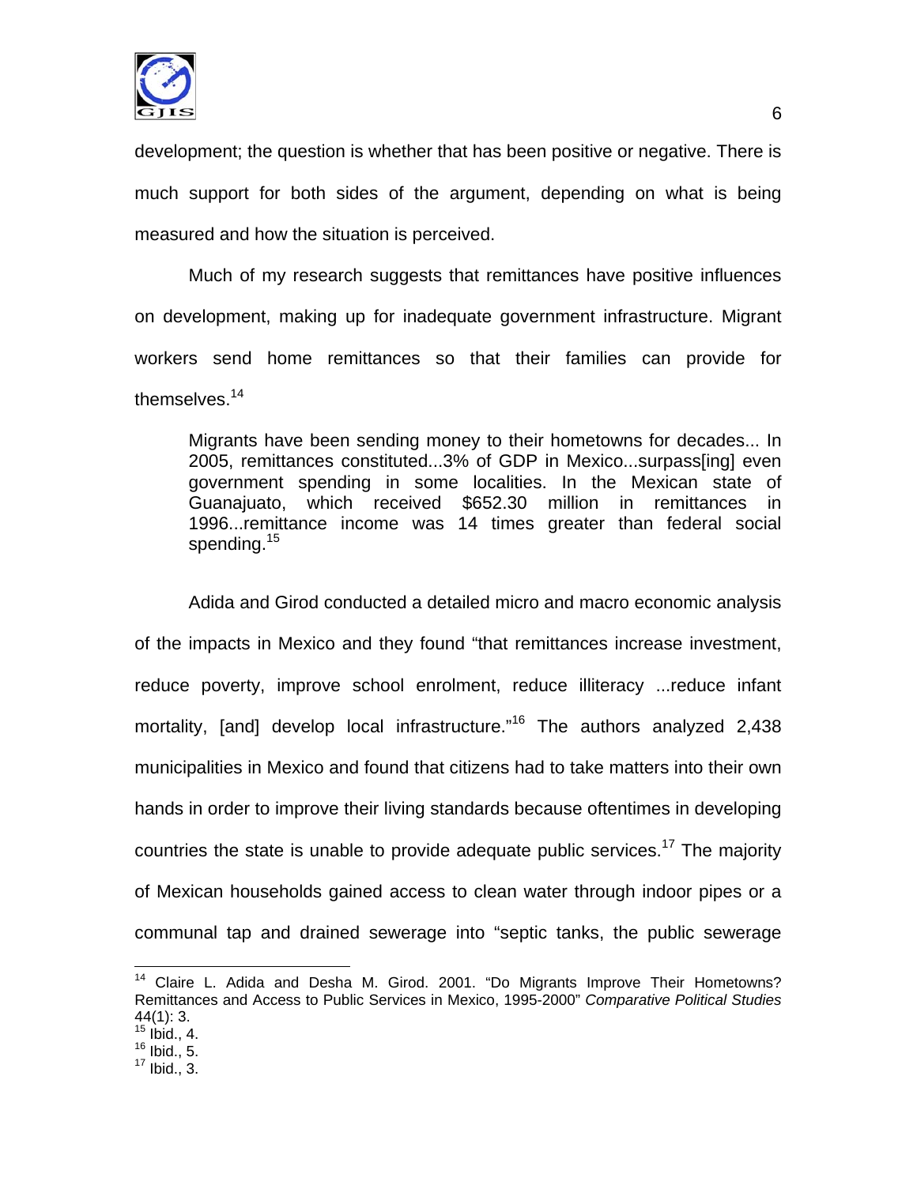development; the question is whether that has been positive or negative. There is much support for both sides of the argument, depending on what is being measured and how the situation is perceived.

Much of my research suggests that remittances have positive influences on development, making up for inadequate government infrastructure. Migrant workers send home remittances so that their families can provide for themselves.[14]

> Migrants have been sending money to their hometowns for decades... In 2005, remittances constituted...3% of GDP in Mexico...surpass[ing] even government spending in some localities. In the Mexican state of Guanajuato, which received $652.30 million in remittances in 1996...remittance income was 14 times greater than federal social spending.[15]

Adida and Girod conducted a detailed micro and macro economic analysis of the impacts in Mexico and they found "that remittances increase investment, reduce poverty, improve school enrolment, reduce illiteracy ...reduce infant mortality, [and] develop local infrastructure."[16] The authors analyzed 2,438 municipalities in Mexico and found that citizens had to take matters into their own hands in order to improve their living standards because oftentimes in developing countries the state is unable to provide adequate public services.[17] The majority of Mexican households gained access to clean water through indoor pipes or a communal tap and drained sewerage into "septic tanks, the public sewerage

---

[14] Claire L. Adida and Desha M. Girod. 2001. "Do Migrants Improve Their Hometowns? Remittances and Access to Public Services in Mexico, 1995-2000" *Comparative Political Studies* 44(1): 3.

[15] Ibid., 4.

[16] Ibid., 5.

[17] Ibid., 3.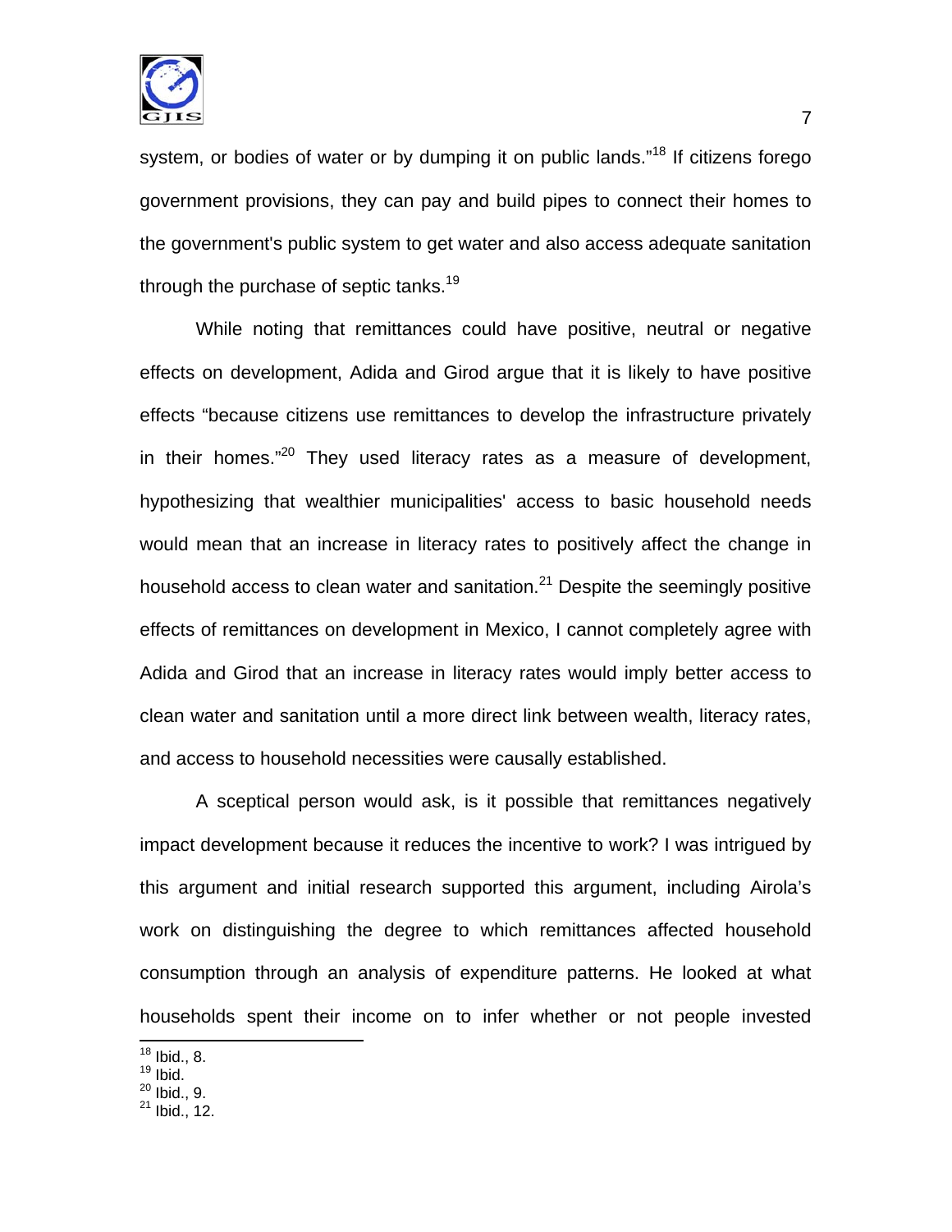system, or bodies of water or by dumping it on public lands."[18] If citizens forego government provisions, they can pay and build pipes to connect their homes to the government's public system to get water and also access adequate sanitation through the purchase of septic tanks.[19]

While noting that remittances could have positive, neutral or negative effects on development, Adida and Girod argue that it is likely to have positive effects "because citizens use remittances to develop the infrastructure privately in their homes."[20] They used literacy rates as a measure of development, hypothesizing that wealthier municipalities' access to basic household needs would mean that an increase in literacy rates to positively affect the change in household access to clean water and sanitation.[21] Despite the seemingly positive effects of remittances on development in Mexico, I cannot completely agree with Adida and Girod that an increase in literacy rates would imply better access to clean water and sanitation until a more direct link between wealth, literacy rates, and access to household necessities were causally established.

A sceptical person would ask, is it possible that remittances negatively impact development because it reduces the incentive to work? I was intrigued by this argument and initial research supported this argument, including Airola's work on distinguishing the degree to which remittances affected household consumption through an analysis of expenditure patterns. He looked at what households spent their income on to infer whether or not people invested

[18] Ibid., 8.
[19] Ibid.
[20] Ibid., 9.
[21] Ibid., 12.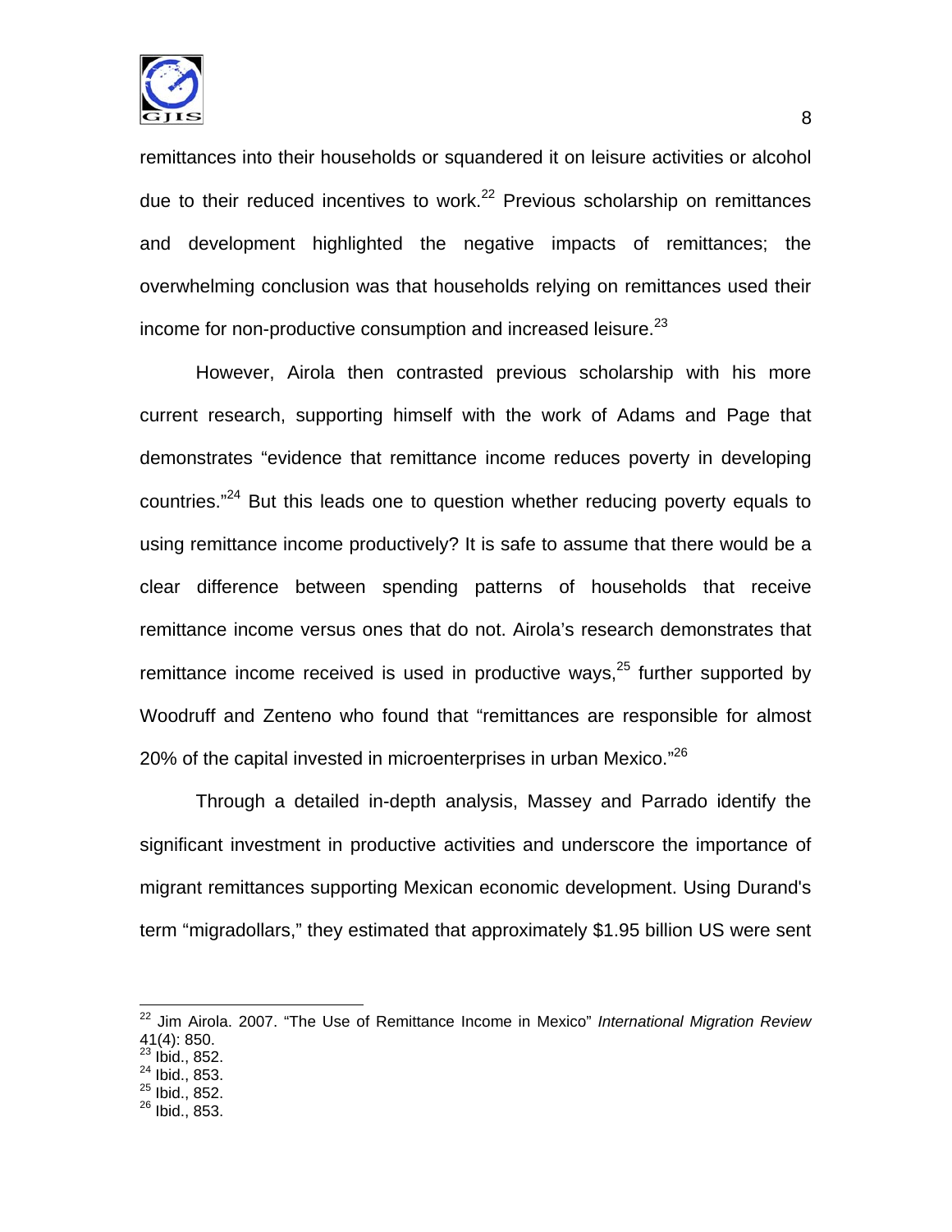remittances into their households or squandered it on leisure activities or alcohol due to their reduced incentives to work.[22] Previous scholarship on remittances and development highlighted the negative impacts of remittances; the overwhelming conclusion was that households relying on remittances used their income for non-productive consumption and increased leisure.[23]

However, Airola then contrasted previous scholarship with his more current research, supporting himself with the work of Adams and Page that demonstrates "evidence that remittance income reduces poverty in developing countries."[24] But this leads one to question whether reducing poverty equals to using remittance income productively? It is safe to assume that there would be a clear difference between spending patterns of households that receive remittance income versus ones that do not. Airola's research demonstrates that remittance income received is used in productive ways,[25] further supported by Woodruff and Zenteno who found that "remittances are responsible for almost 20% of the capital invested in microenterprises in urban Mexico."[26]

Through a detailed in-depth analysis, Massey and Parrado identify the significant investment in productive activities and underscore the importance of migrant remittances supporting Mexican economic development. Using Durand's term "migradollars," they estimated that approximately $1.95 billion US were sent

---

[22] Jim Airola. 2007. "The Use of Remittance Income in Mexico" *International Migration Review* 41(4): 850.

[23] Ibid., 852.

[24] Ibid., 853.

[25] Ibid., 852.

[26] Ibid., 853.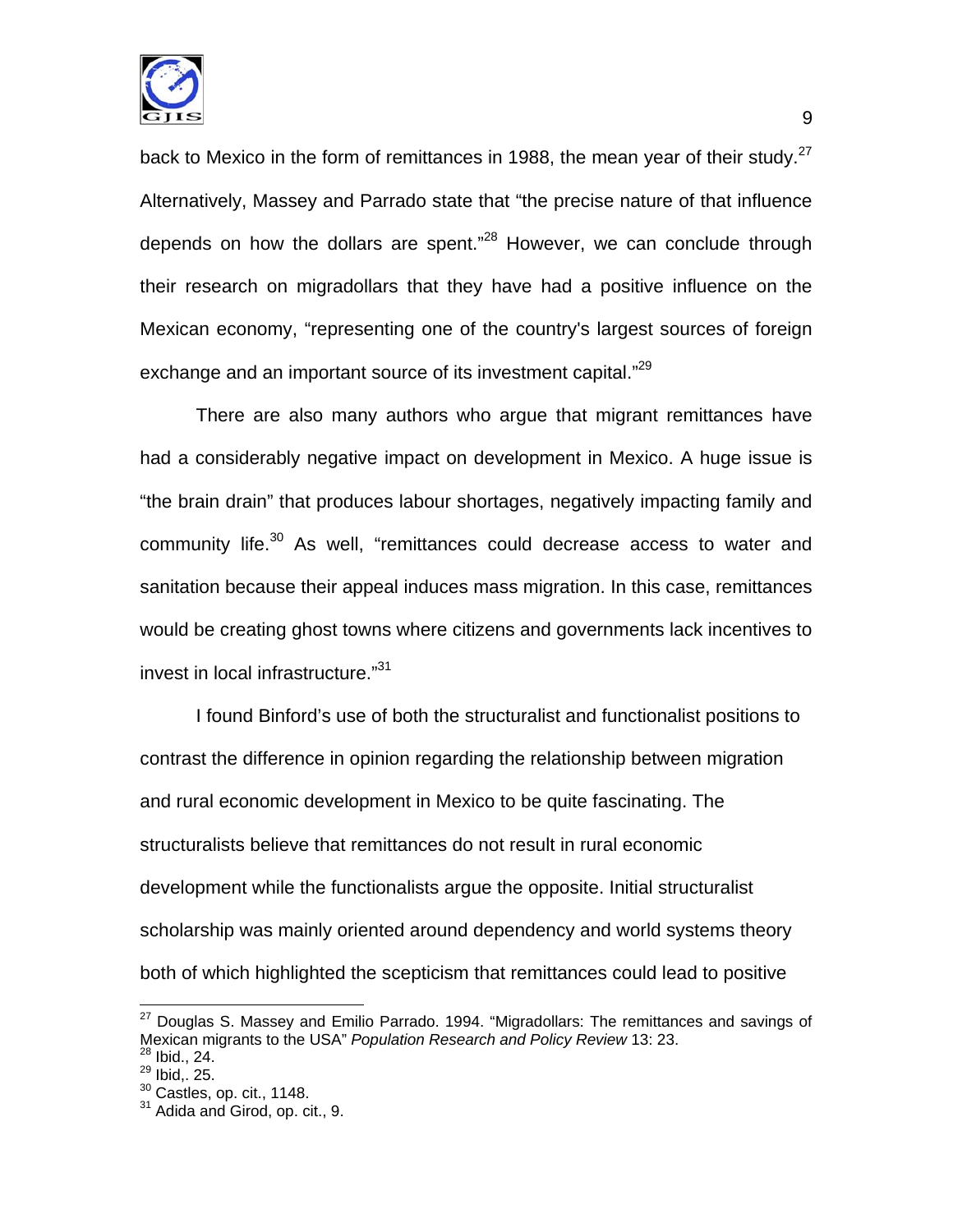back to Mexico in the form of remittances in 1988, the mean year of their study.[27] Alternatively, Massey and Parrado state that "the precise nature of that influence depends on how the dollars are spent."[28] However, we can conclude through their research on migradollars that they have had a positive influence on the Mexican economy, "representing one of the country's largest sources of foreign exchange and an important source of its investment capital."[29]

There are also many authors who argue that migrant remittances have had a considerably negative impact on development in Mexico. A huge issue is "the brain drain" that produces labour shortages, negatively impacting family and community life.[30] As well, "remittances could decrease access to water and sanitation because their appeal induces mass migration. In this case, remittances would be creating ghost towns where citizens and governments lack incentives to invest in local infrastructure."[31]

I found Binford's use of both the structuralist and functionalist positions to contrast the difference in opinion regarding the relationship between migration and rural economic development in Mexico to be quite fascinating. The structuralists believe that remittances do not result in rural economic development while the functionalists argue the opposite. Initial structuralist scholarship was mainly oriented around dependency and world systems theory both of which highlighted the scepticism that remittances could lead to positive

---

[27] Douglas S. Massey and Emilio Parrado. 1994. "Migradollars: The remittances and savings of Mexican migrants to the USA" *Population Research and Policy Review* 13: 23.
[28] Ibid., 24.
[29] Ibid,. 25.
[30] Castles, op. cit., 1148.
[31] Adida and Girod, op. cit., 9.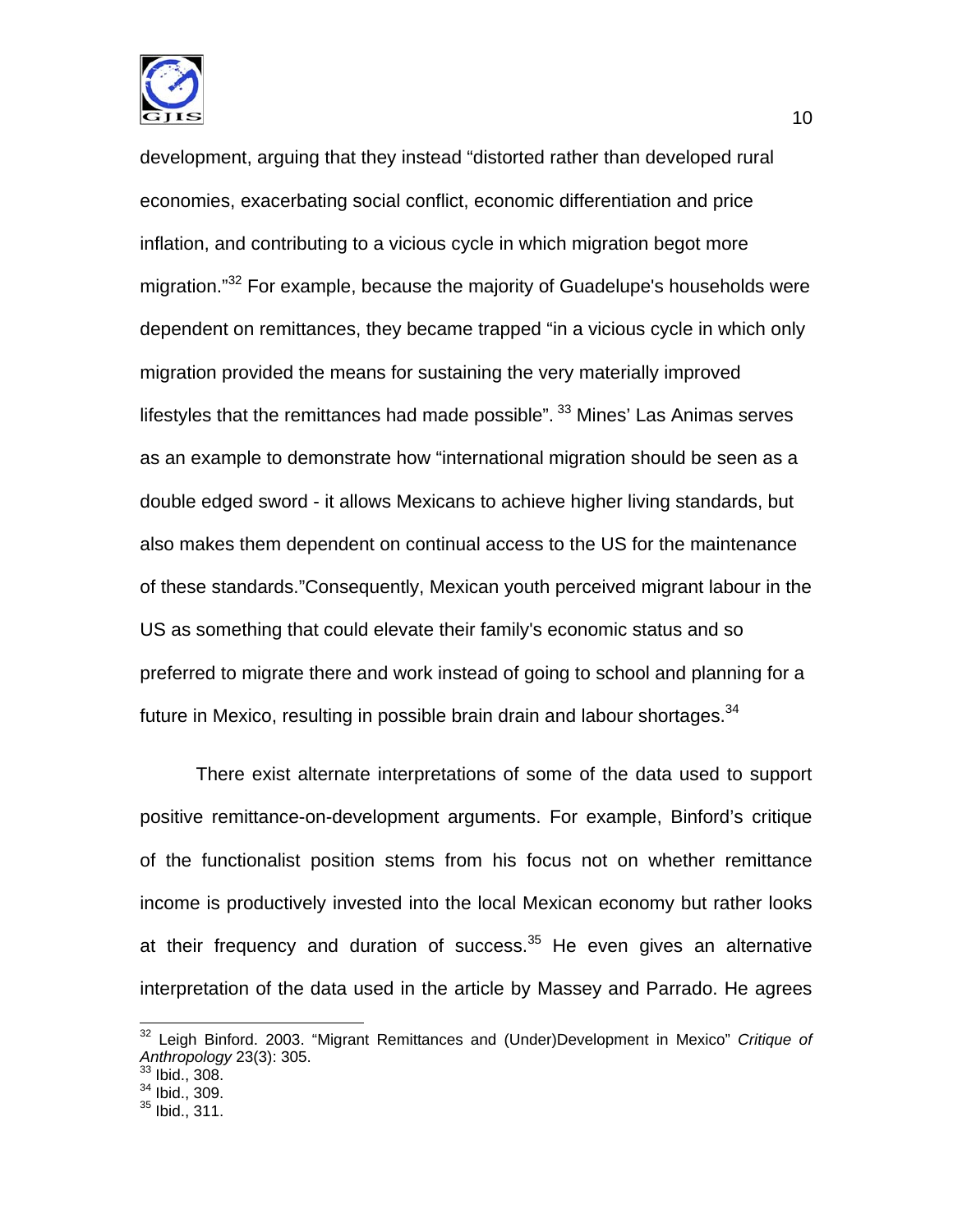development, arguing that they instead “distorted rather than developed rural economies, exacerbating social conflict, economic differentiation and price inflation, and contributing to a vicious cycle in which migration begot more migration.”[32] For example, because the majority of Guadelupe's households were dependent on remittances, they became trapped “in a vicious cycle in which only migration provided the means for sustaining the very materially improved lifestyles that the remittances had made possible”. [33] Mines' Las Animas serves as an example to demonstrate how “international migration should be seen as a double edged sword - it allows Mexicans to achieve higher living standards, but also makes them dependent on continual access to the US for the maintenance of these standards.”Consequently, Mexican youth perceived migrant labour in the US as something that could elevate their family's economic status and so preferred to migrate there and work instead of going to school and planning for a future in Mexico, resulting in possible brain drain and labour shortages.[34]

There exist alternate interpretations of some of the data used to support positive remittance-on-development arguments. For example, Binford's critique of the functionalist position stems from his focus not on whether remittance income is productively invested into the local Mexican economy but rather looks at their frequency and duration of success.[35] He even gives an alternative interpretation of the data used in the article by Massey and Parrado. He agrees

---

[32] Leigh Binford. 2003. “Migrant Remittances and (Under)Development in Mexico” *Critique of Anthropology* 23(3): 305.

[33] Ibid., 308.

[34] Ibid., 309.

[35] Ibid., 311.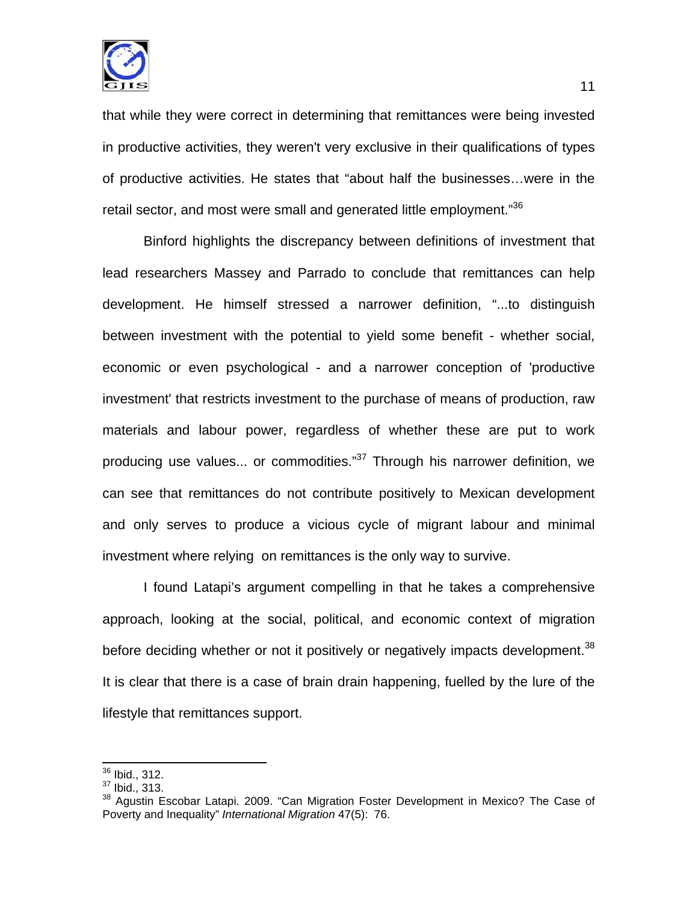that while they were correct in determining that remittances were being invested in productive activities, they weren't very exclusive in their qualifications of types of productive activities. He states that "about half the businesses…were in the retail sector, and most were small and generated little employment."[36]

Binford highlights the discrepancy between definitions of investment that lead researchers Massey and Parrado to conclude that remittances can help development. He himself stressed a narrower definition, "...to distinguish between investment with the potential to yield some benefit - whether social, economic or even psychological - and a narrower conception of 'productive investment' that restricts investment to the purchase of means of production, raw materials and labour power, regardless of whether these are put to work producing use values... or commodities."[37] Through his narrower definition, we can see that remittances do not contribute positively to Mexican development and only serves to produce a vicious cycle of migrant labour and minimal investment where relying on remittances is the only way to survive.

I found Latapi's argument compelling in that he takes a comprehensive approach, looking at the social, political, and economic context of migration before deciding whether or not it positively or negatively impacts development.[38] It is clear that there is a case of brain drain happening, fuelled by the lure of the lifestyle that remittances support.

---

[36] Ibid., 312.
[37] Ibid., 313.
[38] Agustin Escobar Latapi. 2009. "Can Migration Foster Development in Mexico? The Case of Poverty and Inequality" *International Migration* 47(5): 76.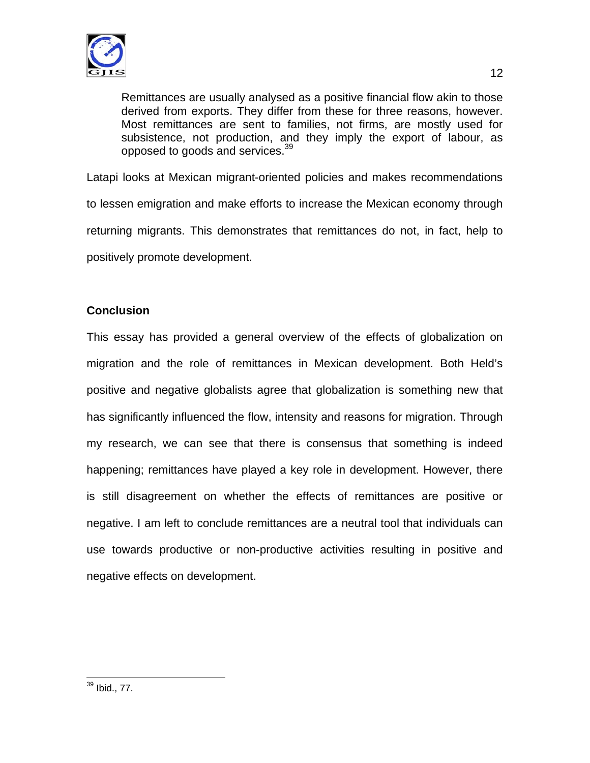> Remittances are usually analysed as a positive financial flow akin to those derived from exports. They differ from these for three reasons, however. Most remittances are sent to families, not firms, are mostly used for subsistence, not production, and they imply the export of labour, as opposed to goods and services.[39]

Latapi looks at Mexican migrant-oriented policies and makes recommendations to lessen emigration and make efforts to increase the Mexican economy through returning migrants. This demonstrates that remittances do not, in fact, help to positively promote development.

## Conclusion

This essay has provided a general overview of the effects of globalization on migration and the role of remittances in Mexican development. Both Held's positive and negative globalists agree that globalization is something new that has significantly influenced the flow, intensity and reasons for migration. Through my research, we can see that there is consensus that something is indeed happening; remittances have played a key role in development. However, there is still disagreement on whether the effects of remittances are positive or negative. I am left to conclude remittances are a neutral tool that individuals can use towards productive or non-productive activities resulting in positive and negative effects on development.

---

[39] Ibid., 77.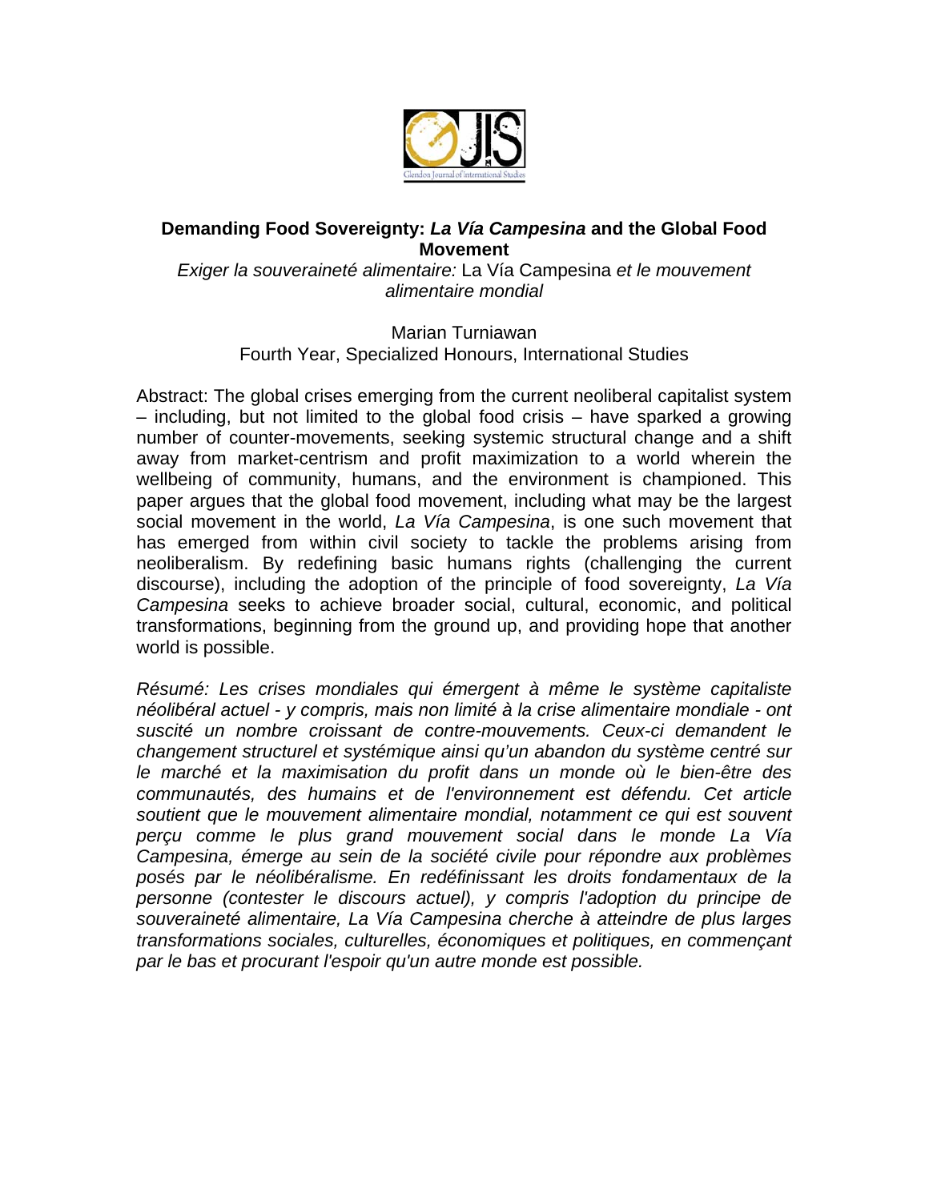**Demanding Food Sovereignty: *La Vía Campesina* and the Global Food Movement**

*Exiger la souveraineté alimentaire:* La Vía Campesina *et le mouvement alimentaire mondial*

Marian Turniawan
Fourth Year, Specialized Honours, International Studies

Abstract: The global crises emerging from the current neoliberal capitalist system – including, but not limited to the global food crisis – have sparked a growing number of counter-movements, seeking systemic structural change and a shift away from market-centrism and profit maximization to a world wherein the wellbeing of community, humans, and the environment is championed. This paper argues that the global food movement, including what may be the largest social movement in the world, *La Vía Campesina*, is one such movement that has emerged from within civil society to tackle the problems arising from neoliberalism. By redefining basic humans rights (challenging the current discourse), including the adoption of the principle of food sovereignty, *La Vía Campesina* seeks to achieve broader social, cultural, economic, and political transformations, beginning from the ground up, and providing hope that another world is possible.

*Résumé: Les crises mondiales qui émergent à même le système capitaliste néolibéral actuel - y compris, mais non limité à la crise alimentaire mondiale - ont suscité un nombre croissant de contre-mouvements. Ceux-ci demandent le changement structurel et systémique ainsi qu'un abandon du système centré sur le marché et la maximisation du profit dans un monde où le bien-être des communautés, des humains et de l'environnement est défendu. Cet article soutient que le mouvement alimentaire mondial, notamment ce qui est souvent perçu comme le plus grand mouvement social dans le monde La Vía Campesina, émerge au sein de la société civile pour répondre aux problèmes posés par le néolibéralisme. En redéfinissant les droits fondamentaux de la personne (contester le discours actuel), y compris l'adoption du principe de souveraineté alimentaire, La Vía Campesina cherche à atteindre de plus larges transformations sociales, culturelles, économiques et politiques, en commençant par le bas et procurant l'espoir qu'un autre monde est possible.*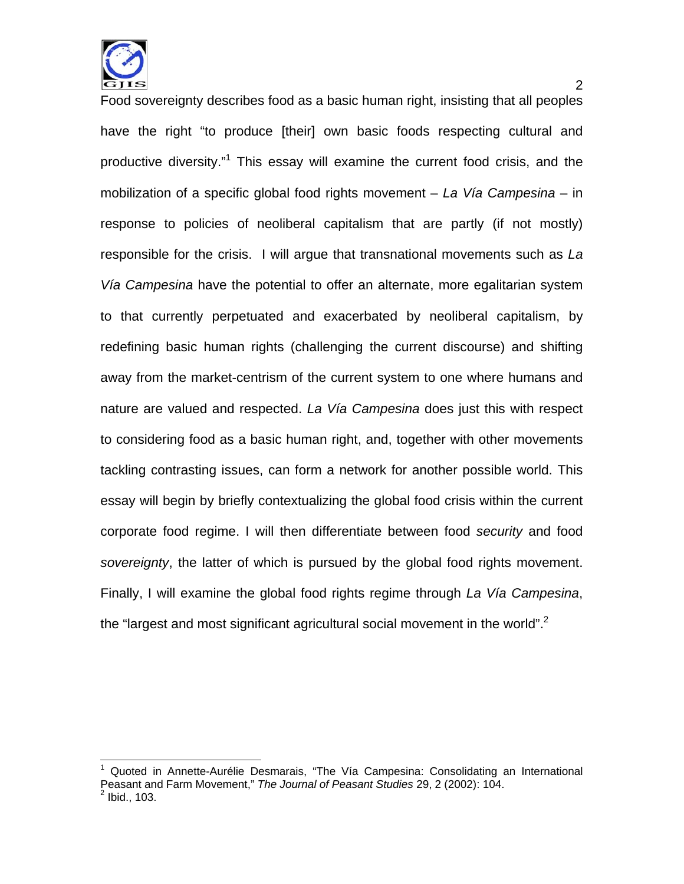Food sovereignty describes food as a basic human right, insisting that all peoples have the right "to produce [their] own basic foods respecting cultural and productive diversity."[1] This essay will examine the current food crisis, and the mobilization of a specific global food rights movement – *La Vía Campesina* – in response to policies of neoliberal capitalism that are partly (if not mostly) responsible for the crisis. I will argue that transnational movements such as *La Vía Campesina* have the potential to offer an alternate, more egalitarian system to that currently perpetuated and exacerbated by neoliberal capitalism, by redefining basic human rights (challenging the current discourse) and shifting away from the market-centrism of the current system to one where humans and nature are valued and respected. *La Vía Campesina* does just this with respect to considering food as a basic human right, and, together with other movements tackling contrasting issues, can form a network for another possible world. This essay will begin by briefly contextualizing the global food crisis within the current corporate food regime. I will then differentiate between food *security* and food *sovereignty*, the latter of which is pursued by the global food rights movement. Finally, I will examine the global food rights regime through *La Vía Campesina*, the "largest and most significant agricultural social movement in the world".[2]

---

[1] Quoted in Annette-Aurélie Desmarais, "The Vía Campesina: Consolidating an International Peasant and Farm Movement," *The Journal of Peasant Studies* 29, 2 (2002): 104.

[2] Ibid., 103.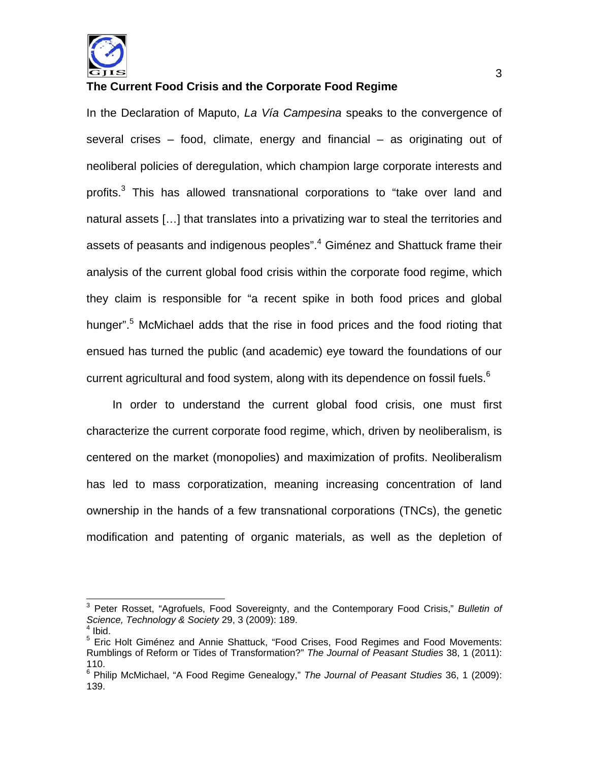## The Current Food Crisis and the Corporate Food Regime

In the Declaration of Maputo, *La Vía Campesina* speaks to the convergence of several crises – food, climate, energy and financial – as originating out of neoliberal policies of deregulation, which champion large corporate interests and profits.[3] This has allowed transnational corporations to "take over land and natural assets […] that translates into a privatizing war to steal the territories and assets of peasants and indigenous peoples".[4] Giménez and Shattuck frame their analysis of the current global food crisis within the corporate food regime, which they claim is responsible for "a recent spike in both food prices and global hunger".[5] McMichael adds that the rise in food prices and the food rioting that ensued has turned the public (and academic) eye toward the foundations of our current agricultural and food system, along with its dependence on fossil fuels.[6]

In order to understand the current global food crisis, one must first characterize the current corporate food regime, which, driven by neoliberalism, is centered on the market (monopolies) and maximization of profits. Neoliberalism has led to mass corporatization, meaning increasing concentration of land ownership in the hands of a few transnational corporations (TNCs), the genetic modification and patenting of organic materials, as well as the depletion of

---

[3] Peter Rosset, "Agrofuels, Food Sovereignty, and the Contemporary Food Crisis," *Bulletin of Science, Technology & Society* 29, 3 (2009): 189.

[4] Ibid.

[5] Eric Holt Giménez and Annie Shattuck, "Food Crises, Food Regimes and Food Movements: Rumblings of Reform or Tides of Transformation?" *The Journal of Peasant Studies* 38, 1 (2011): 110.

[6] Philip McMichael, "A Food Regime Genealogy," *The Journal of Peasant Studies* 36, 1 (2009): 139.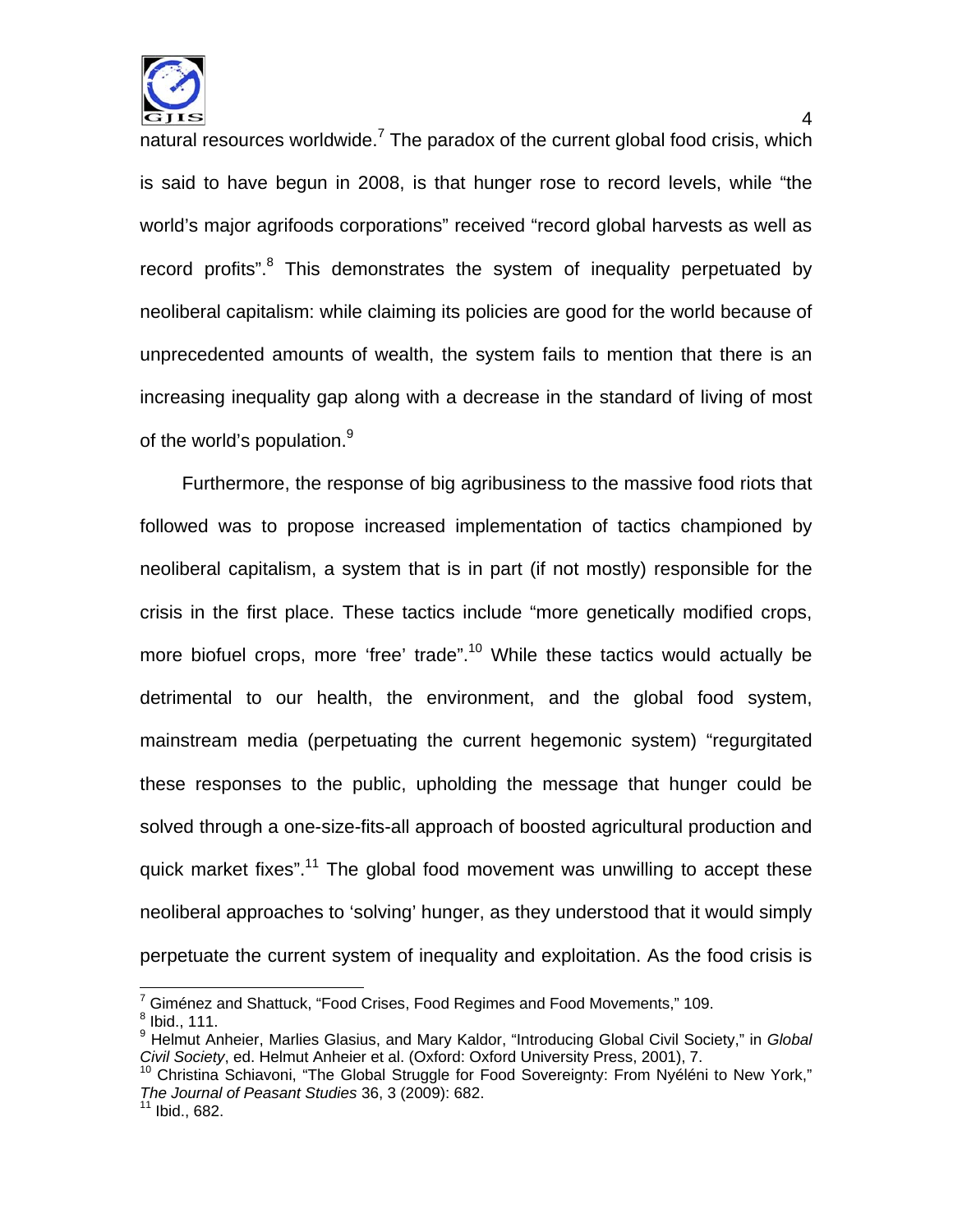natural resources worldwide.[7] The paradox of the current global food crisis, which is said to have begun in 2008, is that hunger rose to record levels, while "the world's major agrifoods corporations" received "record global harvests as well as record profits".[8] This demonstrates the system of inequality perpetuated by neoliberal capitalism: while claiming its policies are good for the world because of unprecedented amounts of wealth, the system fails to mention that there is an increasing inequality gap along with a decrease in the standard of living of most of the world's population.[9]

Furthermore, the response of big agribusiness to the massive food riots that followed was to propose increased implementation of tactics championed by neoliberal capitalism, a system that is in part (if not mostly) responsible for the crisis in the first place. These tactics include "more genetically modified crops, more biofuel crops, more 'free' trade".[10] While these tactics would actually be detrimental to our health, the environment, and the global food system, mainstream media (perpetuating the current hegemonic system) "regurgitated these responses to the public, upholding the message that hunger could be solved through a one-size-fits-all approach of boosted agricultural production and quick market fixes".[11] The global food movement was unwilling to accept these neoliberal approaches to 'solving' hunger, as they understood that it would simply perpetuate the current system of inequality and exploitation. As the food crisis is

---

[7] Giménez and Shattuck, "Food Crises, Food Regimes and Food Movements," 109.

[8] Ibid., 111.

[9] Helmut Anheier, Marlies Glasius, and Mary Kaldor, "Introducing Global Civil Society," in *Global Civil Society*, ed. Helmut Anheier et al. (Oxford: Oxford University Press, 2001), 7.

[10] Christina Schiavoni, "The Global Struggle for Food Sovereignty: From Nyéléni to New York," *The Journal of Peasant Studies* 36, 3 (2009): 682.

[11] Ibid., 682.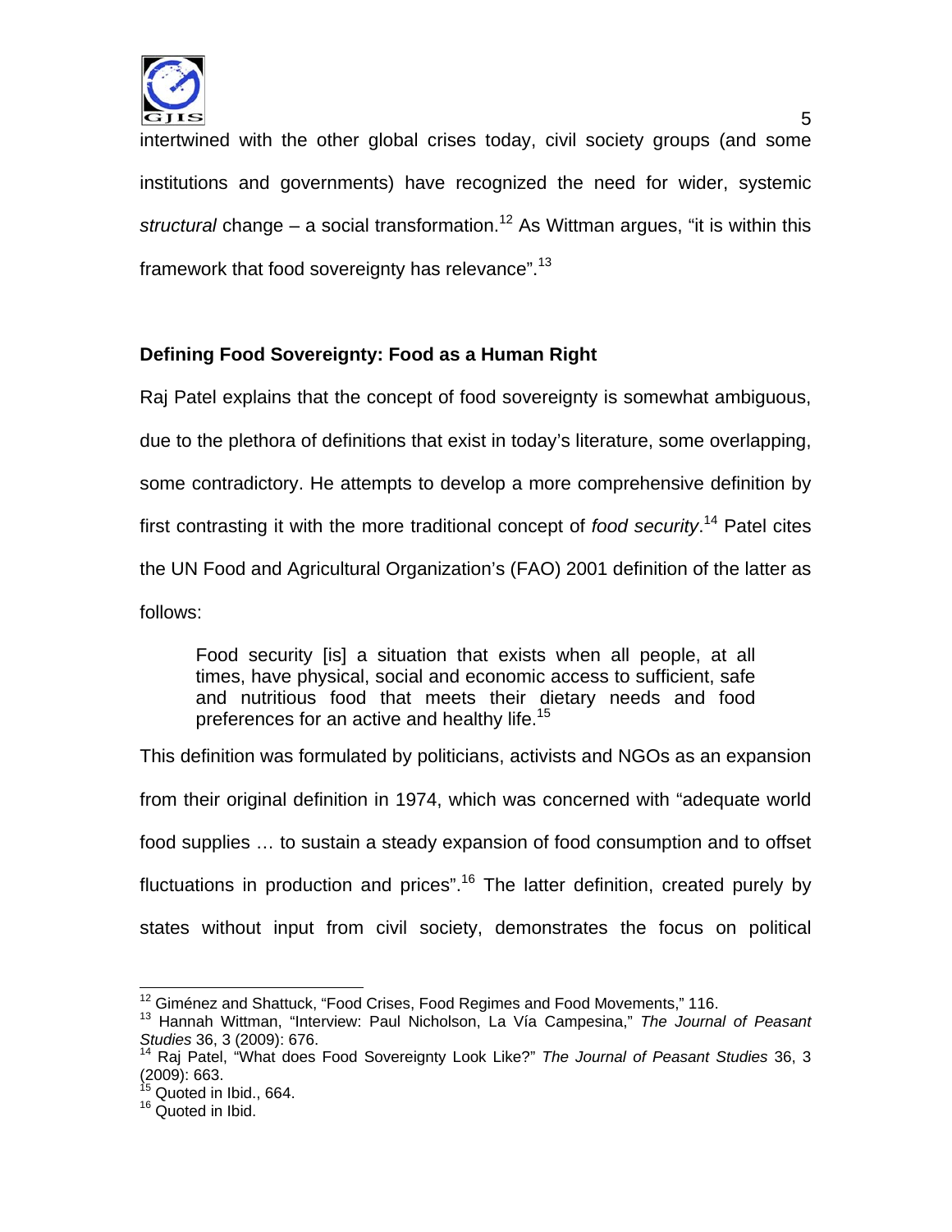intertwined with the other global crises today, civil society groups (and some institutions and governments) have recognized the need for wider, systemic *structural* change – a social transformation.[12] As Wittman argues, "it is within this framework that food sovereignty has relevance".[13]

**Defining Food Sovereignty: Food as a Human Right**

Raj Patel explains that the concept of food sovereignty is somewhat ambiguous, due to the plethora of definitions that exist in today's literature, some overlapping, some contradictory. He attempts to develop a more comprehensive definition by first contrasting it with the more traditional concept of *food security*.[14] Patel cites the UN Food and Agricultural Organization's (FAO) 2001 definition of the latter as follows:

> Food security [is] a situation that exists when all people, at all times, have physical, social and economic access to sufficient, safe and nutritious food that meets their dietary needs and food preferences for an active and healthy life.[15]

This definition was formulated by politicians, activists and NGOs as an expansion from their original definition in 1974, which was concerned with "adequate world food supplies … to sustain a steady expansion of food consumption and to offset fluctuations in production and prices".[16] The latter definition, created purely by states without input from civil society, demonstrates the focus on political

---

[12] Giménez and Shattuck, "Food Crises, Food Regimes and Food Movements," 116.

[13] Hannah Wittman, "Interview: Paul Nicholson, La Vía Campesina," *The Journal of Peasant Studies* 36, 3 (2009): 676.

[14] Raj Patel, "What does Food Sovereignty Look Like?" *The Journal of Peasant Studies* 36, 3 (2009): 663.

[15] Quoted in Ibid., 664.

[16] Quoted in Ibid.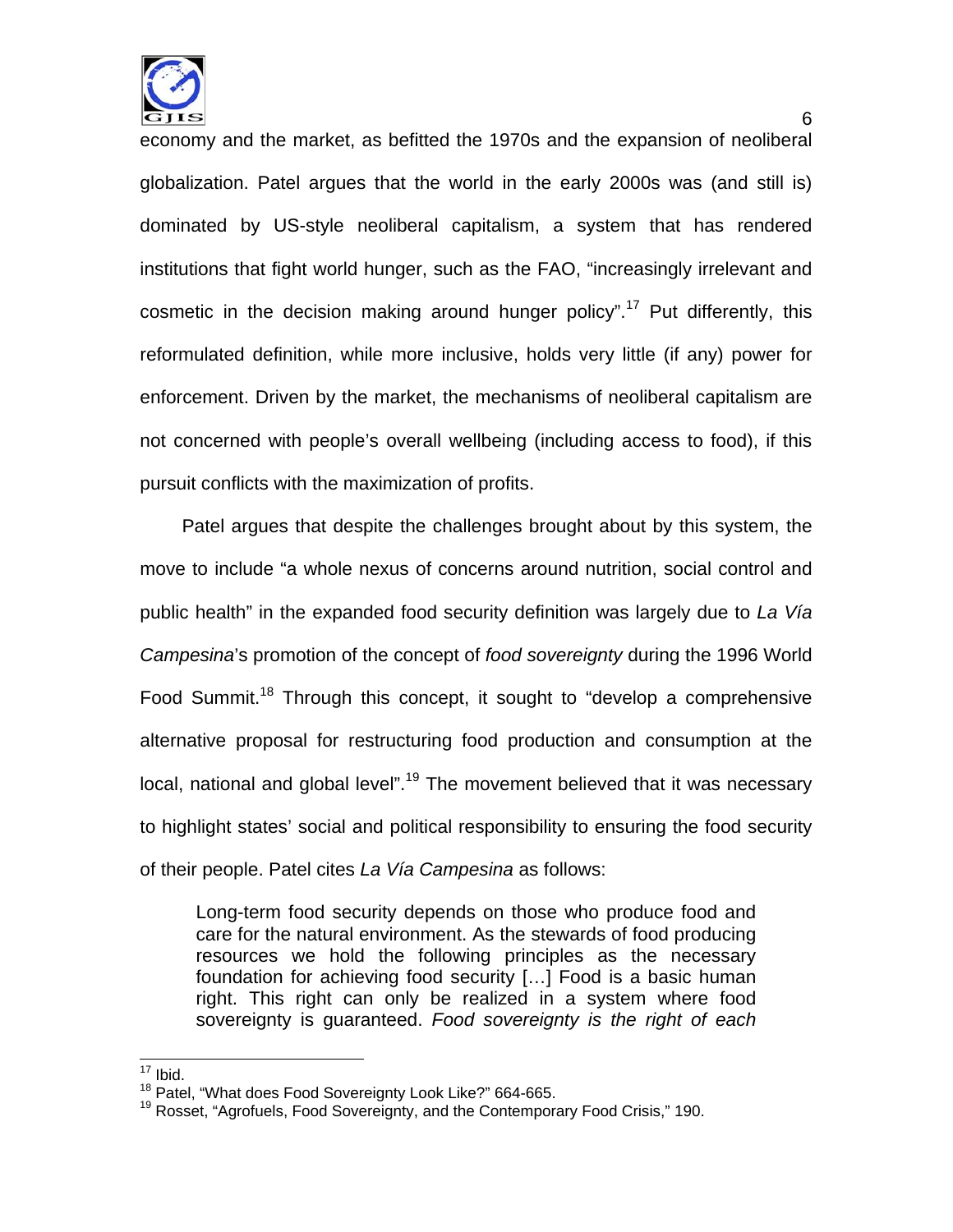economy and the market, as befitted the 1970s and the expansion of neoliberal globalization. Patel argues that the world in the early 2000s was (and still is) dominated by US-style neoliberal capitalism, a system that has rendered institutions that fight world hunger, such as the FAO, "increasingly irrelevant and cosmetic in the decision making around hunger policy".[17] Put differently, this reformulated definition, while more inclusive, holds very little (if any) power for enforcement. Driven by the market, the mechanisms of neoliberal capitalism are not concerned with people's overall wellbeing (including access to food), if this pursuit conflicts with the maximization of profits.

Patel argues that despite the challenges brought about by this system, the move to include "a whole nexus of concerns around nutrition, social control and public health" in the expanded food security definition was largely due to *La Vía Campesina*'s promotion of the concept of *food sovereignty* during the 1996 World Food Summit.[18] Through this concept, it sought to "develop a comprehensive alternative proposal for restructuring food production and consumption at the local, national and global level".[19] The movement believed that it was necessary to highlight states' social and political responsibility to ensuring the food security of their people. Patel cites *La Vía Campesina* as follows:

> Long-term food security depends on those who produce food and care for the natural environment. As the stewards of food producing resources we hold the following principles as the necessary foundation for achieving food security […] Food is a basic human right. This right can only be realized in a system where food sovereignty is guaranteed. *Food sovereignty is the right of each*

[17] Ibid.

[18] Patel, "What does Food Sovereignty Look Like?" 664-665.

[19] Rosset, "Agrofuels, Food Sovereignty, and the Contemporary Food Crisis," 190.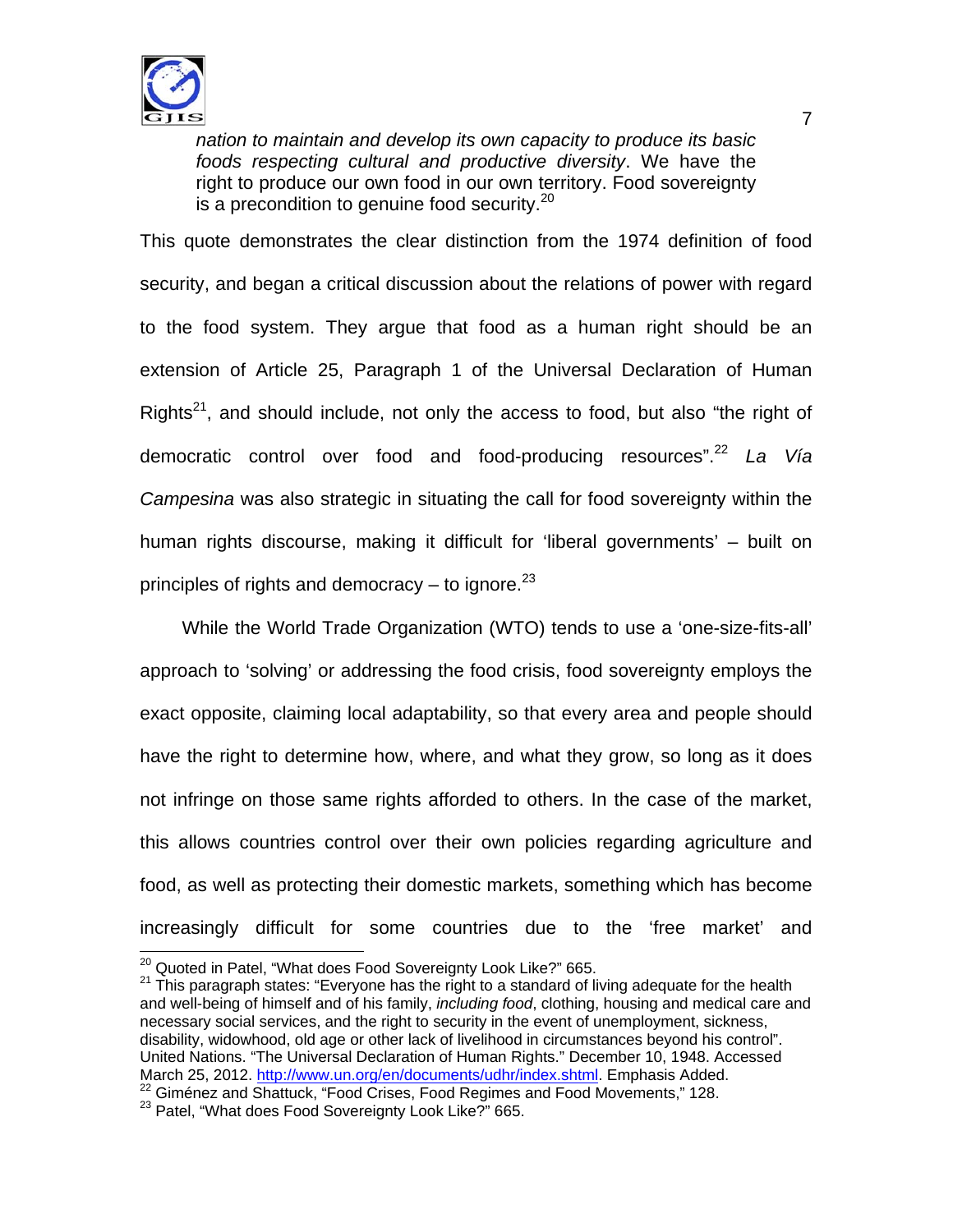> *nation to maintain and develop its own capacity to produce its basic foods respecting cultural and productive diversity*. We have the right to produce our own food in our own territory. Food sovereignty is a precondition to genuine food security.[20]

This quote demonstrates the clear distinction from the 1974 definition of food security, and began a critical discussion about the relations of power with regard to the food system. They argue that food as a human right should be an extension of Article 25, Paragraph 1 of the Universal Declaration of Human Rights[21], and should include, not only the access to food, but also "the right of democratic control over food and food-producing resources".[22] *La Vía Campesina* was also strategic in situating the call for food sovereignty within the human rights discourse, making it difficult for 'liberal governments' – built on principles of rights and democracy – to ignore.[23]

While the World Trade Organization (WTO) tends to use a 'one-size-fits-all' approach to 'solving' or addressing the food crisis, food sovereignty employs the exact opposite, claiming local adaptability, so that every area and people should have the right to determine how, where, and what they grow, so long as it does not infringe on those same rights afforded to others. In the case of the market, this allows countries control over their own policies regarding agriculture and food, as well as protecting their domestic markets, something which has become increasingly difficult for some countries due to the 'free market' and

---

[20] Quoted in Patel, "What does Food Sovereignty Look Like?" 665.

[21] This paragraph states: "Everyone has the right to a standard of living adequate for the health and well-being of himself and of his family, *including food*, clothing, housing and medical care and necessary social services, and the right to security in the event of unemployment, sickness, disability, widowhood, old age or other lack of livelihood in circumstances beyond his control". United Nations. "The Universal Declaration of Human Rights." December 10, 1948. Accessed March 25, 2012. http://www.un.org/en/documents/udhr/index.shtml. Emphasis Added.

[22] Giménez and Shattuck, "Food Crises, Food Regimes and Food Movements," 128.

[23] Patel, "What does Food Sovereignty Look Like?" 665.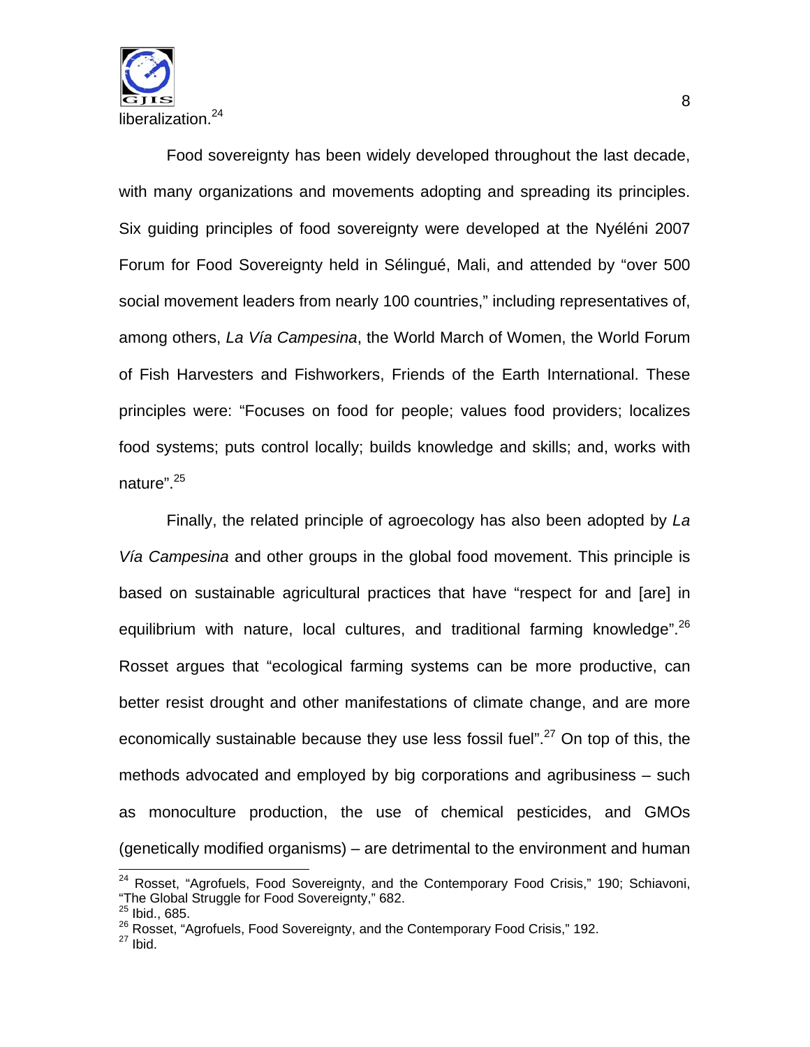liberalization.[24]

Food sovereignty has been widely developed throughout the last decade, with many organizations and movements adopting and spreading its principles. Six guiding principles of food sovereignty were developed at the Nyéléni 2007 Forum for Food Sovereignty held in Sélingué, Mali, and attended by "over 500 social movement leaders from nearly 100 countries," including representatives of, among others, *La Vía Campesina*, the World March of Women, the World Forum of Fish Harvesters and Fishworkers, Friends of the Earth International. These principles were: "Focuses on food for people; values food providers; localizes food systems; puts control locally; builds knowledge and skills; and, works with nature".[25]

Finally, the related principle of agroecology has also been adopted by *La Vía Campesina* and other groups in the global food movement. This principle is based on sustainable agricultural practices that have "respect for and [are] in equilibrium with nature, local cultures, and traditional farming knowledge".[26] Rosset argues that "ecological farming systems can be more productive, can better resist drought and other manifestations of climate change, and are more economically sustainable because they use less fossil fuel".[27] On top of this, the methods advocated and employed by big corporations and agribusiness – such as monoculture production, the use of chemical pesticides, and GMOs (genetically modified organisms) – are detrimental to the environment and human

---

[24] Rosset, "Agrofuels, Food Sovereignty, and the Contemporary Food Crisis," 190; Schiavoni, "The Global Struggle for Food Sovereignty," 682.

[25] Ibid., 685.

[26] Rosset, "Agrofuels, Food Sovereignty, and the Contemporary Food Crisis," 192.

[27] Ibid.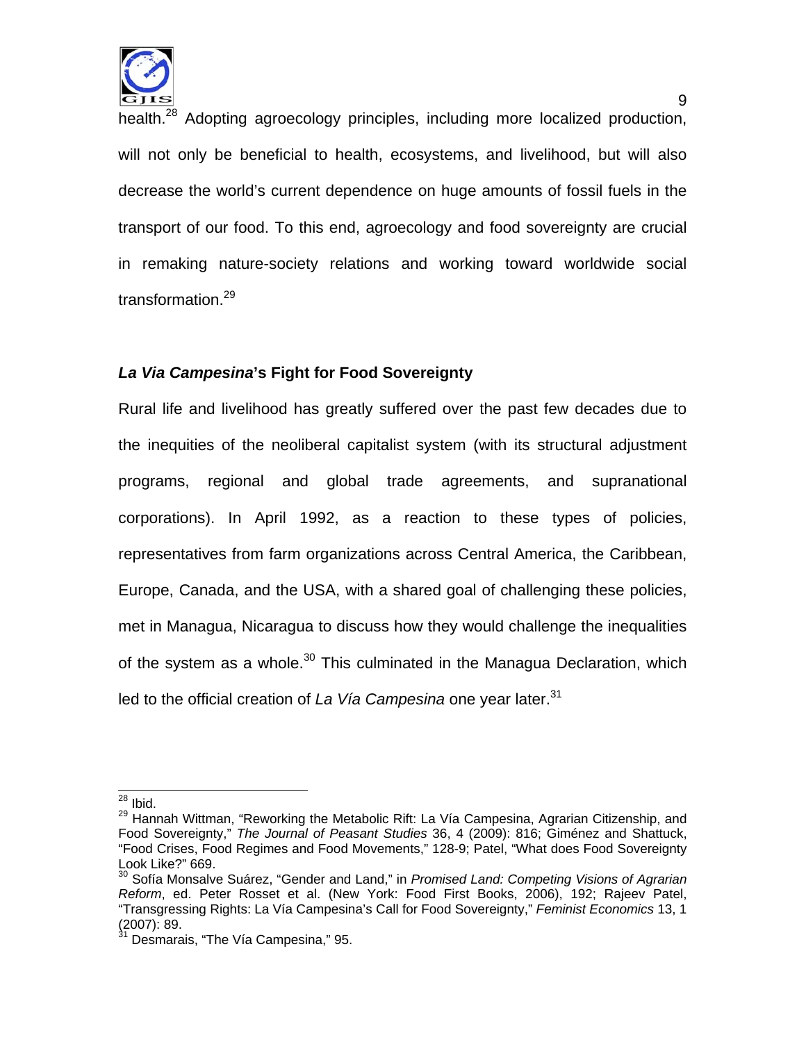health.[28] Adopting agroecology principles, including more localized production, will not only be beneficial to health, ecosystems, and livelihood, but will also decrease the world's current dependence on huge amounts of fossil fuels in the transport of our food. To this end, agroecology and food sovereignty are crucial in remaking nature-society relations and working toward worldwide social transformation.[29]

### *La Via Campesina*'s Fight for Food Sovereignty

Rural life and livelihood has greatly suffered over the past few decades due to the inequities of the neoliberal capitalist system (with its structural adjustment programs, regional and global trade agreements, and supranational corporations). In April 1992, as a reaction to these types of policies, representatives from farm organizations across Central America, the Caribbean, Europe, Canada, and the USA, with a shared goal of challenging these policies, met in Managua, Nicaragua to discuss how they would challenge the inequalities of the system as a whole.[30] This culminated in the Managua Declaration, which led to the official creation of *La Vía Campesina* one year later.[31]

---

[28] Ibid.

[29] Hannah Wittman, "Reworking the Metabolic Rift: La Vía Campesina, Agrarian Citizenship, and Food Sovereignty," *The Journal of Peasant Studies* 36, 4 (2009): 816; Giménez and Shattuck, "Food Crises, Food Regimes and Food Movements," 128-9; Patel, "What does Food Sovereignty Look Like?" 669.

[30] Sofía Monsalve Suárez, "Gender and Land," in *Promised Land: Competing Visions of Agrarian Reform*, ed. Peter Rosset et al. (New York: Food First Books, 2006), 192; Rajeev Patel, "Transgressing Rights: La Vía Campesina's Call for Food Sovereignty," *Feminist Economics* 13, 1 (2007): 89.

[31] Desmarais, "The Vía Campesina," 95.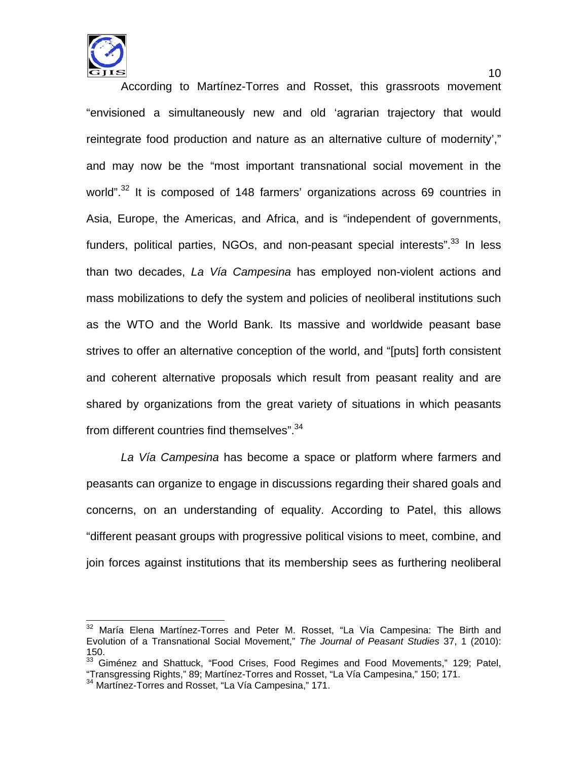According to Martínez-Torres and Rosset, this grassroots movement “envisioned a simultaneously new and old ‘agrarian trajectory that would reintegrate food production and nature as an alternative culture of modernity’,” and may now be the “most important transnational social movement in the world”.[32] It is composed of 148 farmers’ organizations across 69 countries in Asia, Europe, the Americas, and Africa, and is “independent of governments, funders, political parties, NGOs, and non-peasant special interests”.[33] In less than two decades, *La Vía Campesina* has employed non-violent actions and mass mobilizations to defy the system and policies of neoliberal institutions such as the WTO and the World Bank. Its massive and worldwide peasant base strives to offer an alternative conception of the world, and “[puts] forth consistent and coherent alternative proposals which result from peasant reality and are shared by organizations from the great variety of situations in which peasants from different countries find themselves”.[34]

*La Vía Campesina* has become a space or platform where farmers and peasants can organize to engage in discussions regarding their shared goals and concerns, on an understanding of equality. According to Patel, this allows “different peasant groups with progressive political visions to meet, combine, and join forces against institutions that its membership sees as furthering neoliberal

---

[32] María Elena Martínez-Torres and Peter M. Rosset, “La Vía Campesina: The Birth and Evolution of a Transnational Social Movement,” *The Journal of Peasant Studies* 37, 1 (2010): 150.

[33] Giménez and Shattuck, “Food Crises, Food Regimes and Food Movements,” 129; Patel, “Transgressing Rights,” 89; Martínez-Torres and Rosset, “La Vía Campesina,” 150; 171.

[34] Martínez-Torres and Rosset, “La Vía Campesina,” 171.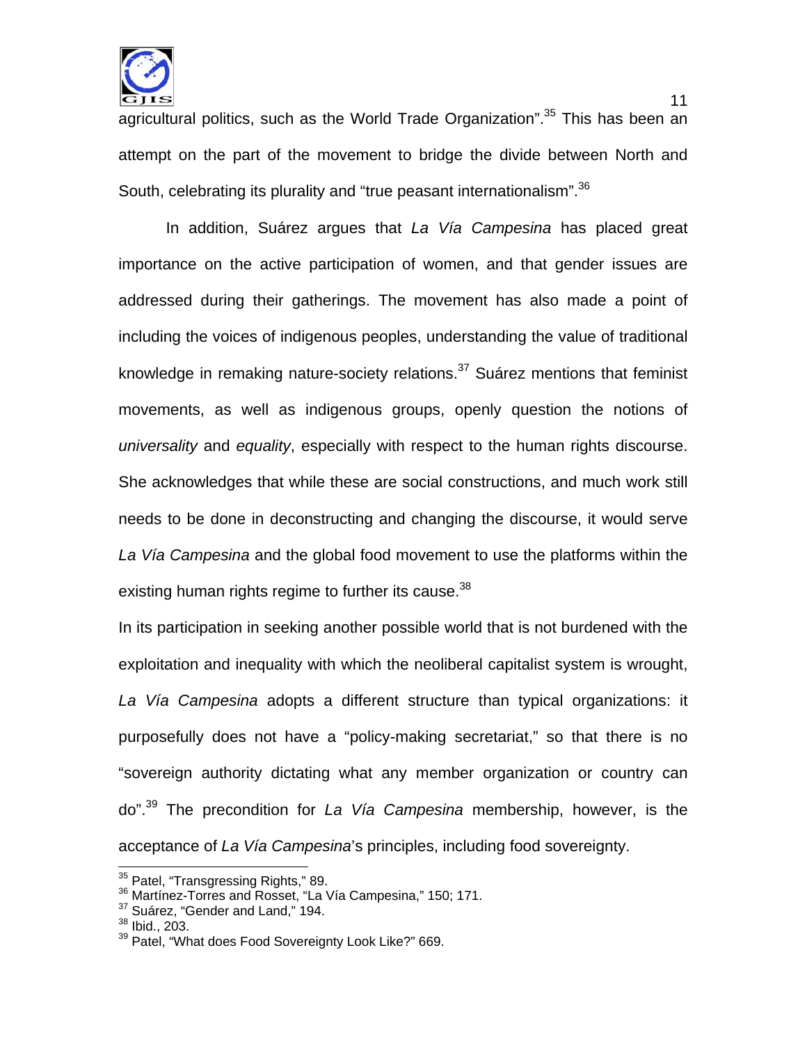agricultural politics, such as the World Trade Organization".[35] This has been an attempt on the part of the movement to bridge the divide between North and South, celebrating its plurality and "true peasant internationalism".[36]

In addition, Suárez argues that *La Vía Campesina* has placed great importance on the active participation of women, and that gender issues are addressed during their gatherings. The movement has also made a point of including the voices of indigenous peoples, understanding the value of traditional knowledge in remaking nature-society relations.[37] Suárez mentions that feminist movements, as well as indigenous groups, openly question the notions of *universality* and *equality*, especially with respect to the human rights discourse. She acknowledges that while these are social constructions, and much work still needs to be done in deconstructing and changing the discourse, it would serve *La Vía Campesina* and the global food movement to use the platforms within the existing human rights regime to further its cause.[38]

In its participation in seeking another possible world that is not burdened with the exploitation and inequality with which the neoliberal capitalist system is wrought, *La Vía Campesina* adopts a different structure than typical organizations: it purposefully does not have a "policy-making secretariat," so that there is no "sovereign authority dictating what any member organization or country can do".[39] The precondition for *La Vía Campesina* membership, however, is the acceptance of *La Vía Campesina*'s principles, including food sovereignty.

---

[35] Patel, "Transgressing Rights," 89.
[36] Martínez-Torres and Rosset, "La Vía Campesina," 150; 171.
[37] Suárez, "Gender and Land," 194.
[38] Ibid., 203.
[39] Patel, "What does Food Sovereignty Look Like?" 669.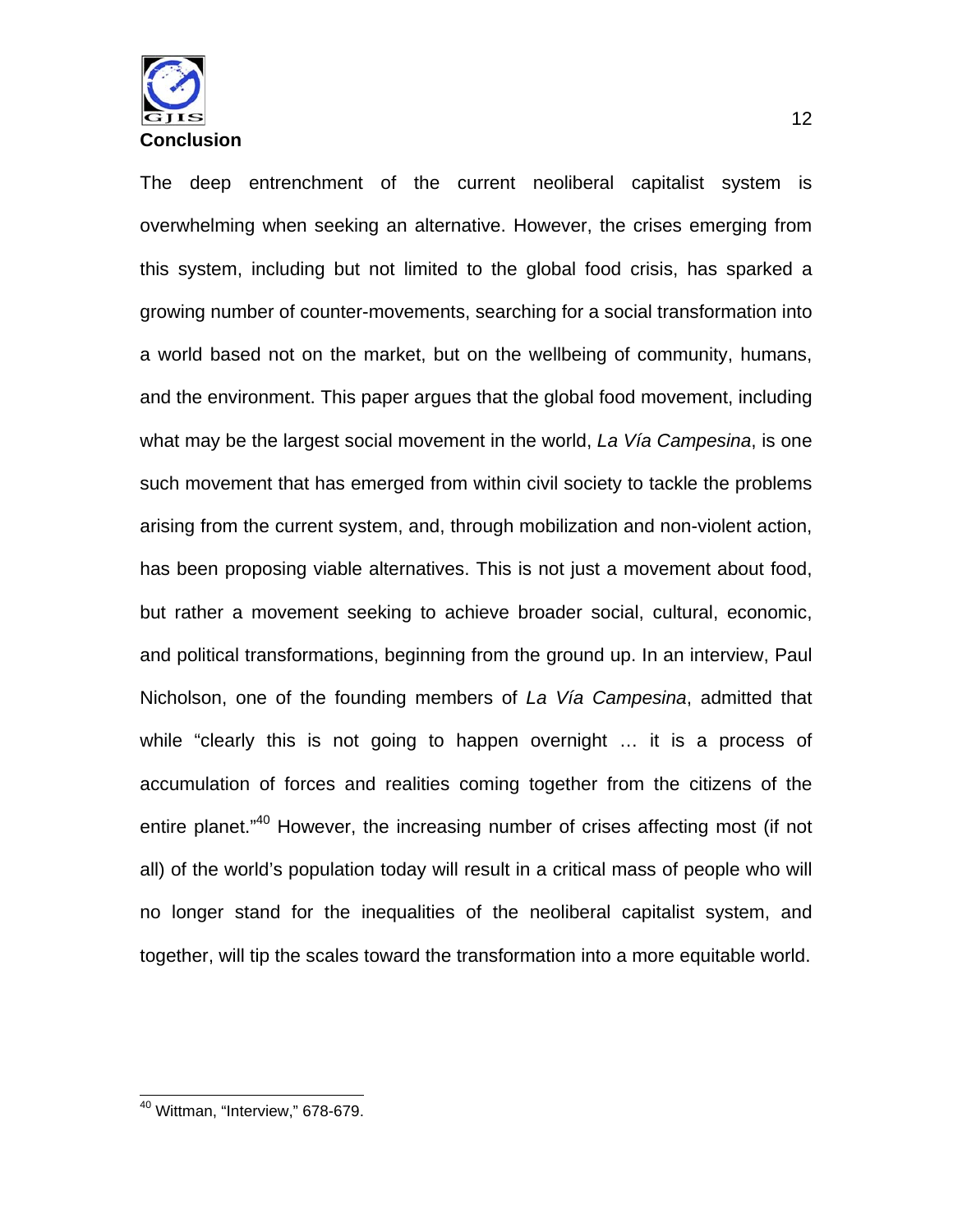## Conclusion

The deep entrenchment of the current neoliberal capitalist system is overwhelming when seeking an alternative. However, the crises emerging from this system, including but not limited to the global food crisis, has sparked a growing number of counter-movements, searching for a social transformation into a world based not on the market, but on the wellbeing of community, humans, and the environment. This paper argues that the global food movement, including what may be the largest social movement in the world, *La Vía Campesina*, is one such movement that has emerged from within civil society to tackle the problems arising from the current system, and, through mobilization and non-violent action, has been proposing viable alternatives. This is not just a movement about food, but rather a movement seeking to achieve broader social, cultural, economic, and political transformations, beginning from the ground up. In an interview, Paul Nicholson, one of the founding members of *La Vía Campesina*, admitted that while "clearly this is not going to happen overnight … it is a process of accumulation of forces and realities coming together from the citizens of the entire planet."[40] However, the increasing number of crises affecting most (if not all) of the world's population today will result in a critical mass of people who will no longer stand for the inequalities of the neoliberal capitalist system, and together, will tip the scales toward the transformation into a more equitable world.

---

[40] Wittman, "Interview," 678-679.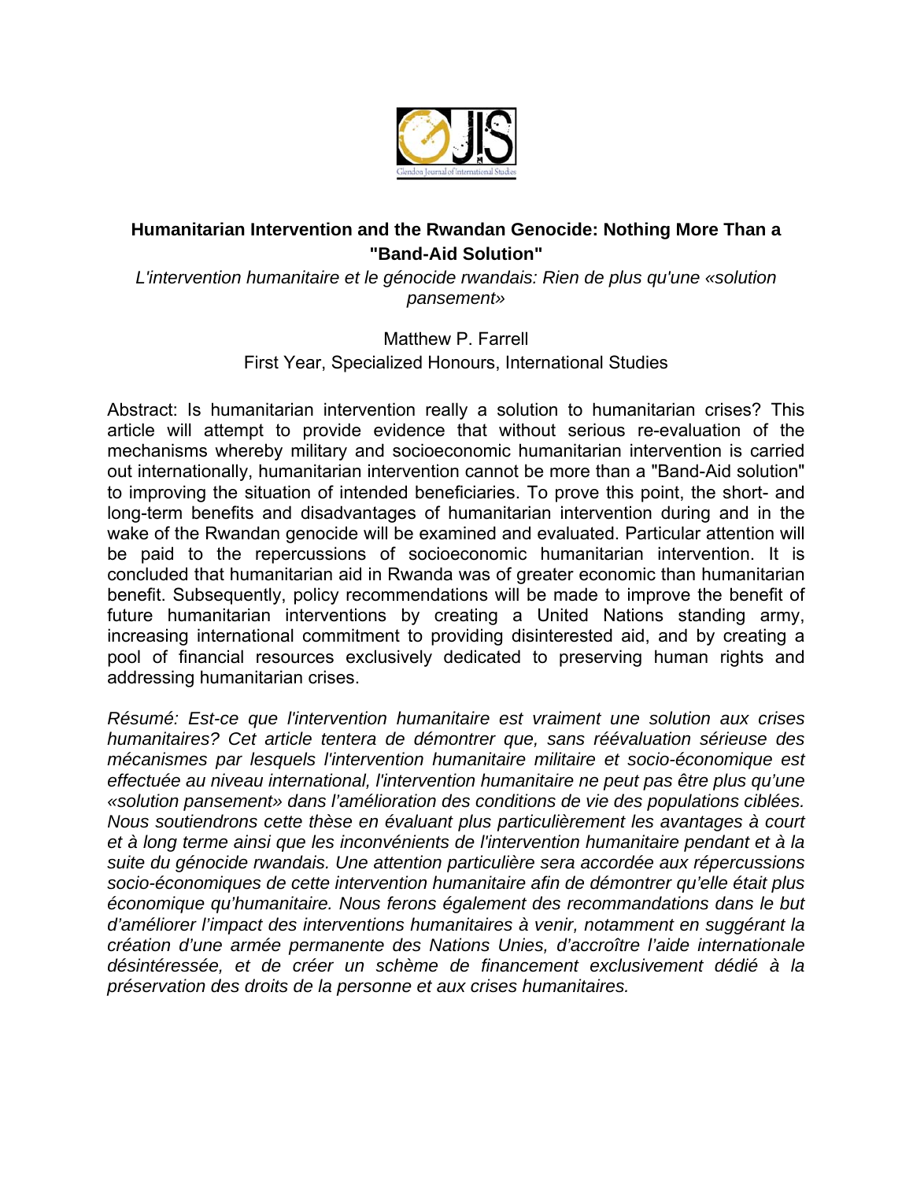**Humanitarian Intervention and the Rwandan Genocide: Nothing More Than a "Band-Aid Solution"**

*L'intervention humanitaire et le génocide rwandais: Rien de plus qu'une «solution pansement»*

Matthew P. Farrell
First Year, Specialized Honours, International Studies

Abstract: Is humanitarian intervention really a solution to humanitarian crises? This article will attempt to provide evidence that without serious re-evaluation of the mechanisms whereby military and socioeconomic humanitarian intervention is carried out internationally, humanitarian intervention cannot be more than a "Band-Aid solution" to improving the situation of intended beneficiaries. To prove this point, the short- and long-term benefits and disadvantages of humanitarian intervention during and in the wake of the Rwandan genocide will be examined and evaluated. Particular attention will be paid to the repercussions of socioeconomic humanitarian intervention. It is concluded that humanitarian aid in Rwanda was of greater economic than humanitarian benefit. Subsequently, policy recommendations will be made to improve the benefit of future humanitarian interventions by creating a United Nations standing army, increasing international commitment to providing disinterested aid, and by creating a pool of financial resources exclusively dedicated to preserving human rights and addressing humanitarian crises.

*Résumé: Est-ce que l'intervention humanitaire est vraiment une solution aux crises humanitaires? Cet article tentera de démontrer que, sans réévaluation sérieuse des mécanismes par lesquels l'intervention humanitaire militaire et socio-économique est effectuée au niveau international, l'intervention humanitaire ne peut pas être plus qu'une «solution pansement» dans l'amélioration des conditions de vie des populations ciblées. Nous soutiendrons cette thèse en évaluant plus particulièrement les avantages à court et à long terme ainsi que les inconvénients de l'intervention humanitaire pendant et à la suite du génocide rwandais. Une attention particulière sera accordée aux répercussions socio-économiques de cette intervention humanitaire afin de démontrer qu'elle était plus économique qu'humanitaire. Nous ferons également des recommandations dans le but d'améliorer l'impact des interventions humanitaires à venir, notamment en suggérant la création d'une armée permanente des Nations Unies, d'accroître l'aide internationale désintéressée, et de créer un schème de financement exclusivement dédié à la préservation des droits de la personne et aux crises humanitaires.*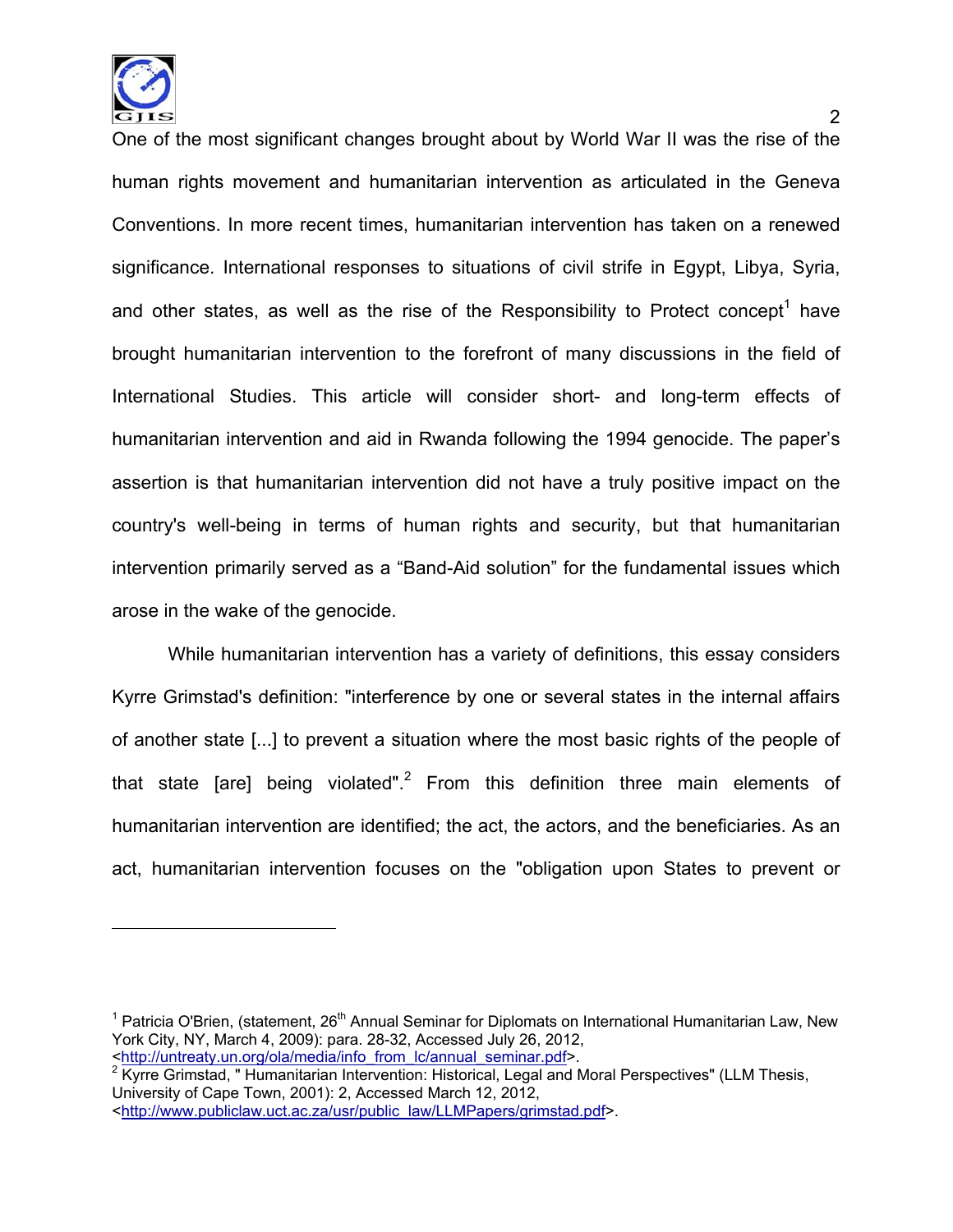One of the most significant changes brought about by World War II was the rise of the human rights movement and humanitarian intervention as articulated in the Geneva Conventions. In more recent times, humanitarian intervention has taken on a renewed significance. International responses to situations of civil strife in Egypt, Libya, Syria, and other states, as well as the rise of the Responsibility to Protect concept[1] have brought humanitarian intervention to the forefront of many discussions in the field of International Studies. This article will consider short- and long-term effects of humanitarian intervention and aid in Rwanda following the 1994 genocide. The paper's assertion is that humanitarian intervention did not have a truly positive impact on the country's well-being in terms of human rights and security, but that humanitarian intervention primarily served as a "Band-Aid solution" for the fundamental issues which arose in the wake of the genocide.

While humanitarian intervention has a variety of definitions, this essay considers Kyrre Grimstad's definition: "interference by one or several states in the internal affairs of another state [...] to prevent a situation where the most basic rights of the people of that state [are] being violated".[2] From this definition three main elements of humanitarian intervention are identified; the act, the actors, and the beneficiaries. As an act, humanitarian intervention focuses on the "obligation upon States to prevent or

---

[1] Patricia O'Brien, (statement, 26th Annual Seminar for Diplomats on International Humanitarian Law, New York City, NY, March 4, 2009): para. 28-32, Accessed July 26, 2012, <http://untreaty.un.org/ola/media/info_from_lc/annual_seminar.pdf>.

[2] Kyrre Grimstad, " Humanitarian Intervention: Historical, Legal and Moral Perspectives" (LLM Thesis, University of Cape Town, 2001): 2, Accessed March 12, 2012, <http://www.publiclaw.uct.ac.za/usr/public_law/LLMPapers/grimstad.pdf>.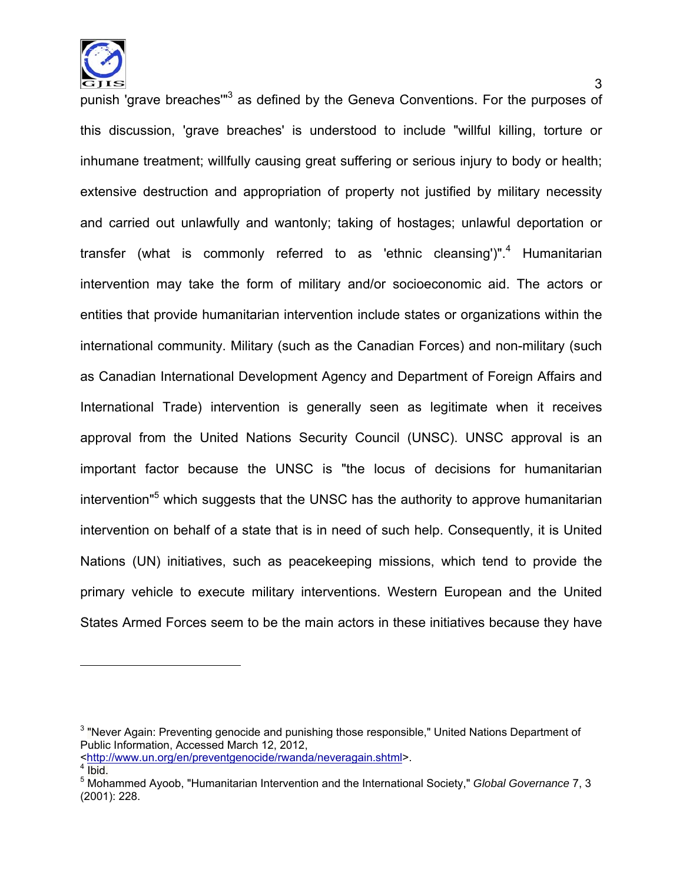punish 'grave breaches'"[3] as defined by the Geneva Conventions. For the purposes of this discussion, 'grave breaches' is understood to include "willful killing, torture or inhumane treatment; willfully causing great suffering or serious injury to body or health; extensive destruction and appropriation of property not justified by military necessity and carried out unlawfully and wantonly; taking of hostages; unlawful deportation or transfer (what is commonly referred to as 'ethnic cleansing')".[4] Humanitarian intervention may take the form of military and/or socioeconomic aid. The actors or entities that provide humanitarian intervention include states or organizations within the international community. Military (such as the Canadian Forces) and non-military (such as Canadian International Development Agency and Department of Foreign Affairs and International Trade) intervention is generally seen as legitimate when it receives approval from the United Nations Security Council (UNSC). UNSC approval is an important factor because the UNSC is "the locus of decisions for humanitarian intervention"[5] which suggests that the UNSC has the authority to approve humanitarian intervention on behalf of a state that is in need of such help. Consequently, it is United Nations (UN) initiatives, such as peacekeeping missions, which tend to provide the primary vehicle to execute military interventions. Western European and the United States Armed Forces seem to be the main actors in these initiatives because they have

---

[3] "Never Again: Preventing genocide and punishing those responsible," United Nations Department of Public Information, Accessed March 12, 2012, <http://www.un.org/en/preventgenocide/rwanda/neveragain.shtml>.

[4] Ibid.

[5] Mohammed Ayoob, "Humanitarian Intervention and the International Society," *Global Governance* 7, 3 (2001): 228.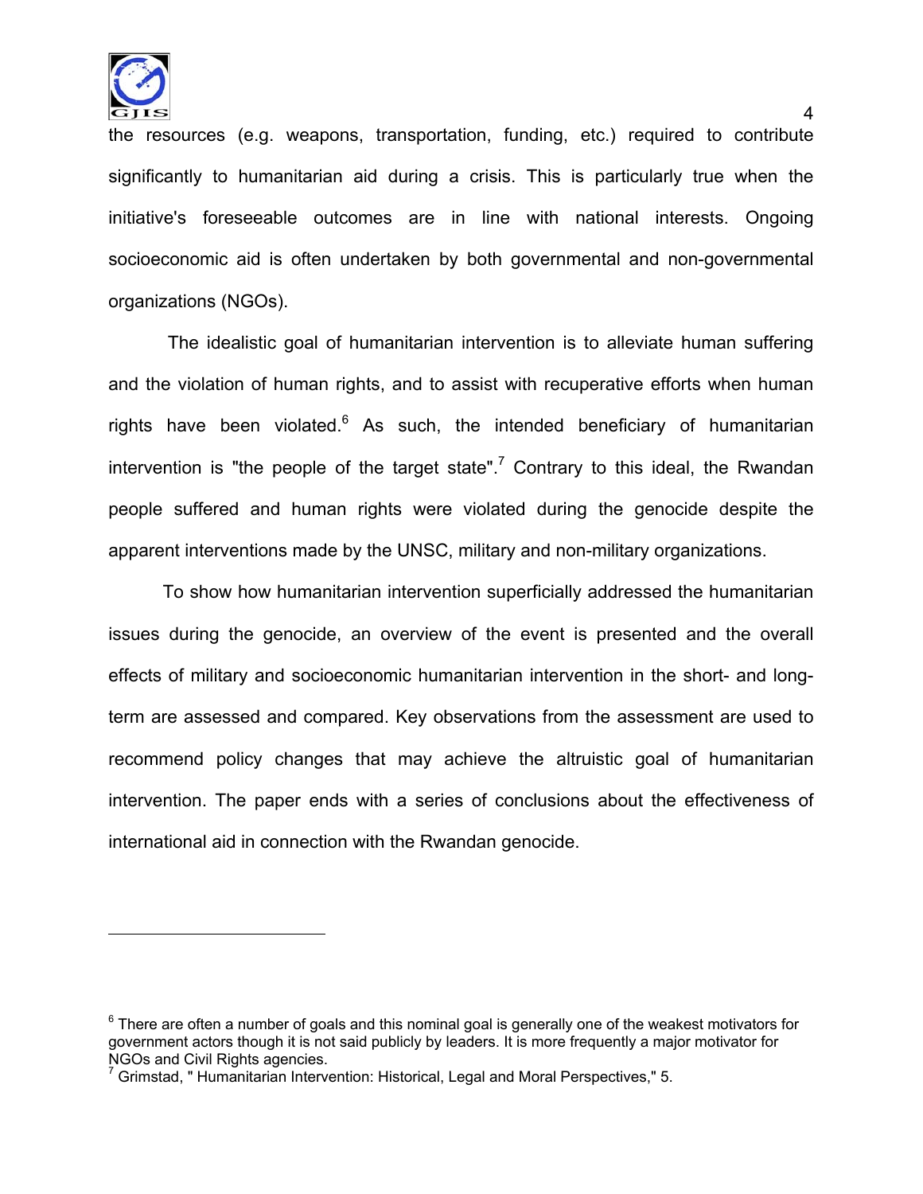the resources (e.g. weapons, transportation, funding, etc.) required to contribute significantly to humanitarian aid during a crisis. This is particularly true when the initiative's foreseeable outcomes are in line with national interests. Ongoing socioeconomic aid is often undertaken by both governmental and non-governmental organizations (NGOs).

The idealistic goal of humanitarian intervention is to alleviate human suffering and the violation of human rights, and to assist with recuperative efforts when human rights have been violated.[6] As such, the intended beneficiary of humanitarian intervention is "the people of the target state".[7] Contrary to this ideal, the Rwandan people suffered and human rights were violated during the genocide despite the apparent interventions made by the UNSC, military and non-military organizations.

To show how humanitarian intervention superficially addressed the humanitarian issues during the genocide, an overview of the event is presented and the overall effects of military and socioeconomic humanitarian intervention in the short- and long-term are assessed and compared. Key observations from the assessment are used to recommend policy changes that may achieve the altruistic goal of humanitarian intervention. The paper ends with a series of conclusions about the effectiveness of international aid in connection with the Rwandan genocide.

---

[6] There are often a number of goals and this nominal goal is generally one of the weakest motivators for government actors though it is not said publicly by leaders. It is more frequently a major motivator for NGOs and Civil Rights agencies.

[7] Grimstad, " Humanitarian Intervention: Historical, Legal and Moral Perspectives," 5.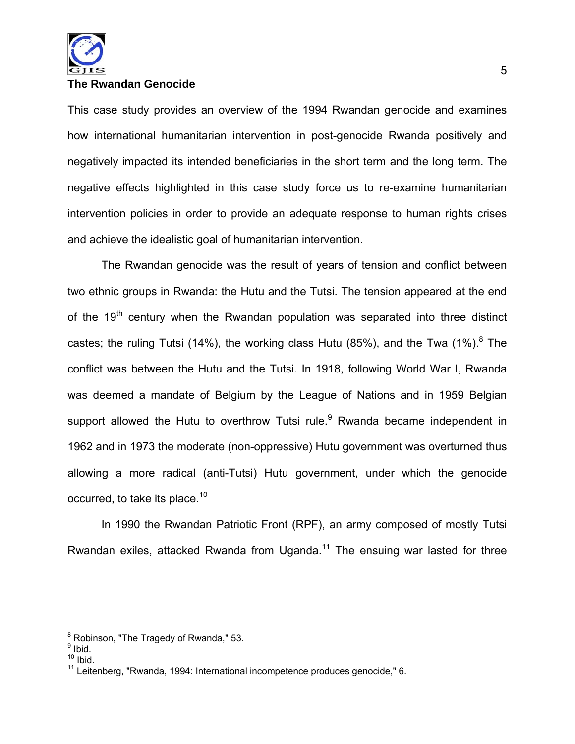## The Rwandan Genocide

This case study provides an overview of the 1994 Rwandan genocide and examines how international humanitarian intervention in post-genocide Rwanda positively and negatively impacted its intended beneficiaries in the short term and the long term. The negative effects highlighted in this case study force us to re-examine humanitarian intervention policies in order to provide an adequate response to human rights crises and achieve the idealistic goal of humanitarian intervention.

The Rwandan genocide was the result of years of tension and conflict between two ethnic groups in Rwanda: the Hutu and the Tutsi. The tension appeared at the end of the 19th century when the Rwandan population was separated into three distinct castes; the ruling Tutsi (14%), the working class Hutu (85%), and the Twa (1%).[8] The conflict was between the Hutu and the Tutsi. In 1918, following World War I, Rwanda was deemed a mandate of Belgium by the League of Nations and in 1959 Belgian support allowed the Hutu to overthrow Tutsi rule.[9] Rwanda became independent in 1962 and in 1973 the moderate (non-oppressive) Hutu government was overturned thus allowing a more radical (anti-Tutsi) Hutu government, under which the genocide occurred, to take its place.[10]

In 1990 the Rwandan Patriotic Front (RPF), an army composed of mostly Tutsi Rwandan exiles, attacked Rwanda from Uganda.[11] The ensuing war lasted for three

---

[8] Robinson, "The Tragedy of Rwanda," 53.
[9] Ibid.
[10] Ibid.
[11] Leitenberg, "Rwanda, 1994: International incompetence produces genocide," 6.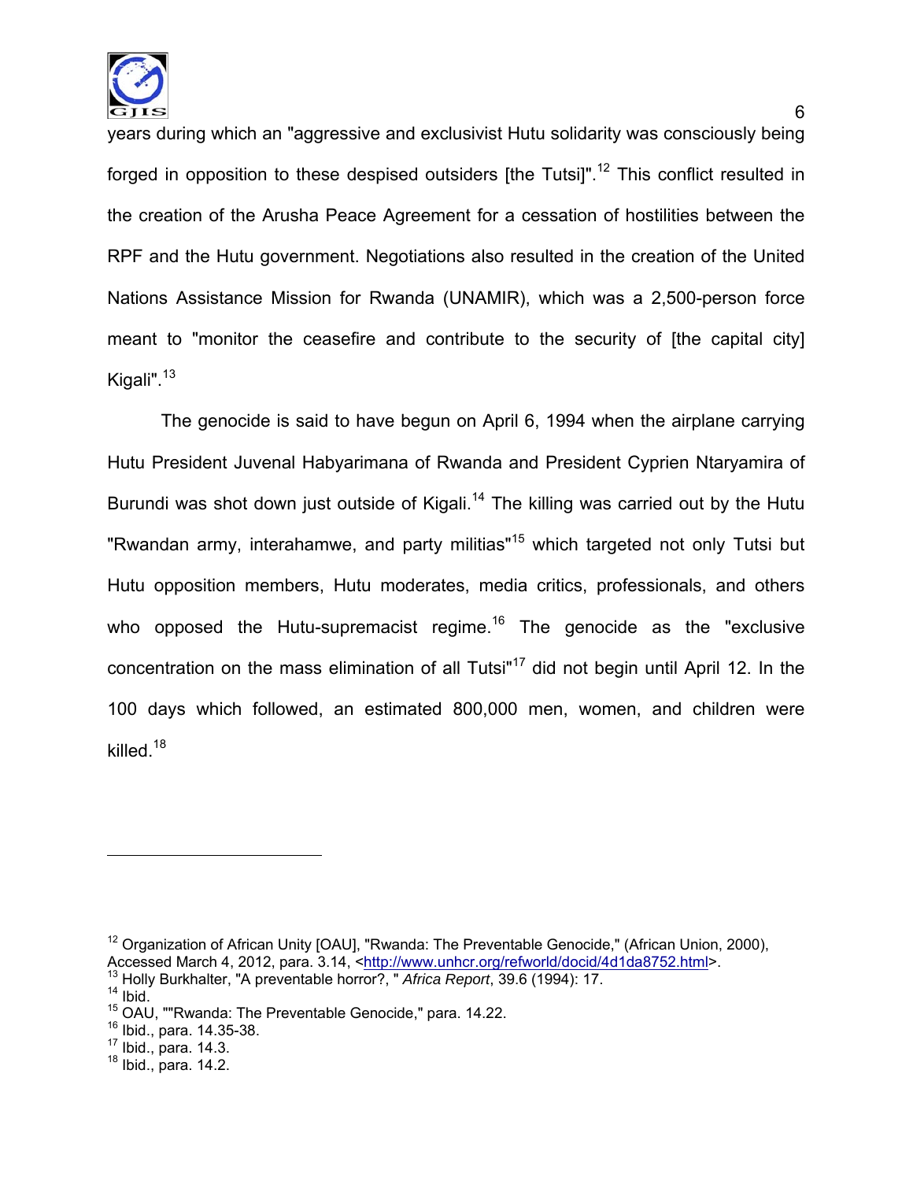years during which an "aggressive and exclusivist Hutu solidarity was consciously being forged in opposition to these despised outsiders [the Tutsi]".[12] This conflict resulted in the creation of the Arusha Peace Agreement for a cessation of hostilities between the RPF and the Hutu government. Negotiations also resulted in the creation of the United Nations Assistance Mission for Rwanda (UNAMIR), which was a 2,500-person force meant to "monitor the ceasefire and contribute to the security of [the capital city] Kigali".[13]

The genocide is said to have begun on April 6, 1994 when the airplane carrying Hutu President Juvenal Habyarimana of Rwanda and President Cyprien Ntaryamira of Burundi was shot down just outside of Kigali.[14] The killing was carried out by the Hutu "Rwandan army, interahamwe, and party militias"[15] which targeted not only Tutsi but Hutu opposition members, Hutu moderates, media critics, professionals, and others who opposed the Hutu-supremacist regime.[16] The genocide as the "exclusive concentration on the mass elimination of all Tutsi"[17] did not begin until April 12. In the 100 days which followed, an estimated 800,000 men, women, and children were killed.[18]

---

[12] Organization of African Unity [OAU], "Rwanda: The Preventable Genocide," (African Union, 2000), Accessed March 4, 2012, para. 3.14, <http://www.unhcr.org/refworld/docid/4d1da8752.html>.
[13] Holly Burkhalter, "A preventable horror?, " *Africa Report*, 39.6 (1994): 17.
[14] Ibid.
[15] OAU, ""Rwanda: The Preventable Genocide," para. 14.22.
[16] Ibid., para. 14.35-38.
[17] Ibid., para. 14.3.
[18] Ibid., para. 14.2.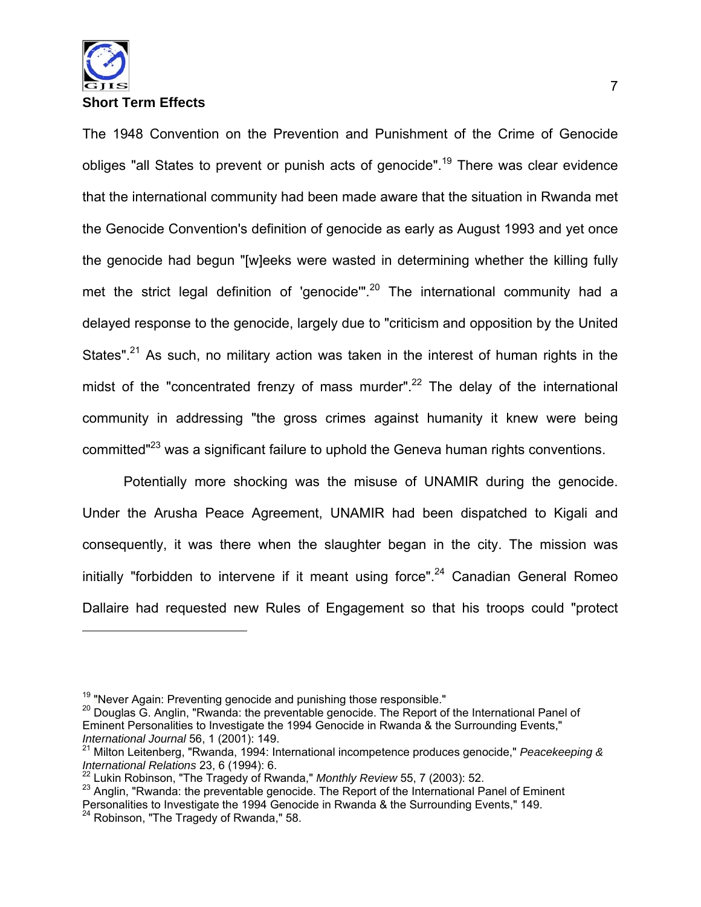### Short Term Effects

The 1948 Convention on the Prevention and Punishment of the Crime of Genocide obliges "all States to prevent or punish acts of genocide".[19] There was clear evidence that the international community had been made aware that the situation in Rwanda met the Genocide Convention's definition of genocide as early as August 1993 and yet once the genocide had begun "[w]eeks were wasted in determining whether the killing fully met the strict legal definition of 'genocide'".[20] The international community had a delayed response to the genocide, largely due to "criticism and opposition by the United States".[21] As such, no military action was taken in the interest of human rights in the midst of the "concentrated frenzy of mass murder".[22] The delay of the international community in addressing "the gross crimes against humanity it knew were being committed"[23] was a significant failure to uphold the Geneva human rights conventions.

Potentially more shocking was the misuse of UNAMIR during the genocide. Under the Arusha Peace Agreement, UNAMIR had been dispatched to Kigali and consequently, it was there when the slaughter began in the city. The mission was initially "forbidden to intervene if it meant using force".[24] Canadian General Romeo Dallaire had requested new Rules of Engagement so that his troops could "protect

---

[19] "Never Again: Preventing genocide and punishing those responsible."

[20] Douglas G. Anglin, "Rwanda: the preventable genocide. The Report of the International Panel of Eminent Personalities to Investigate the 1994 Genocide in Rwanda & the Surrounding Events," *International Journal* 56, 1 (2001): 149.

[21] Milton Leitenberg, "Rwanda, 1994: International incompetence produces genocide," *Peacekeeping & International Relations* 23, 6 (1994): 6.

[22] Lukin Robinson, "The Tragedy of Rwanda," *Monthly Review* 55, 7 (2003): 52.

[23] Anglin, "Rwanda: the preventable genocide. The Report of the International Panel of Eminent Personalities to Investigate the 1994 Genocide in Rwanda & the Surrounding Events," 149.

[24] Robinson, "The Tragedy of Rwanda," 58.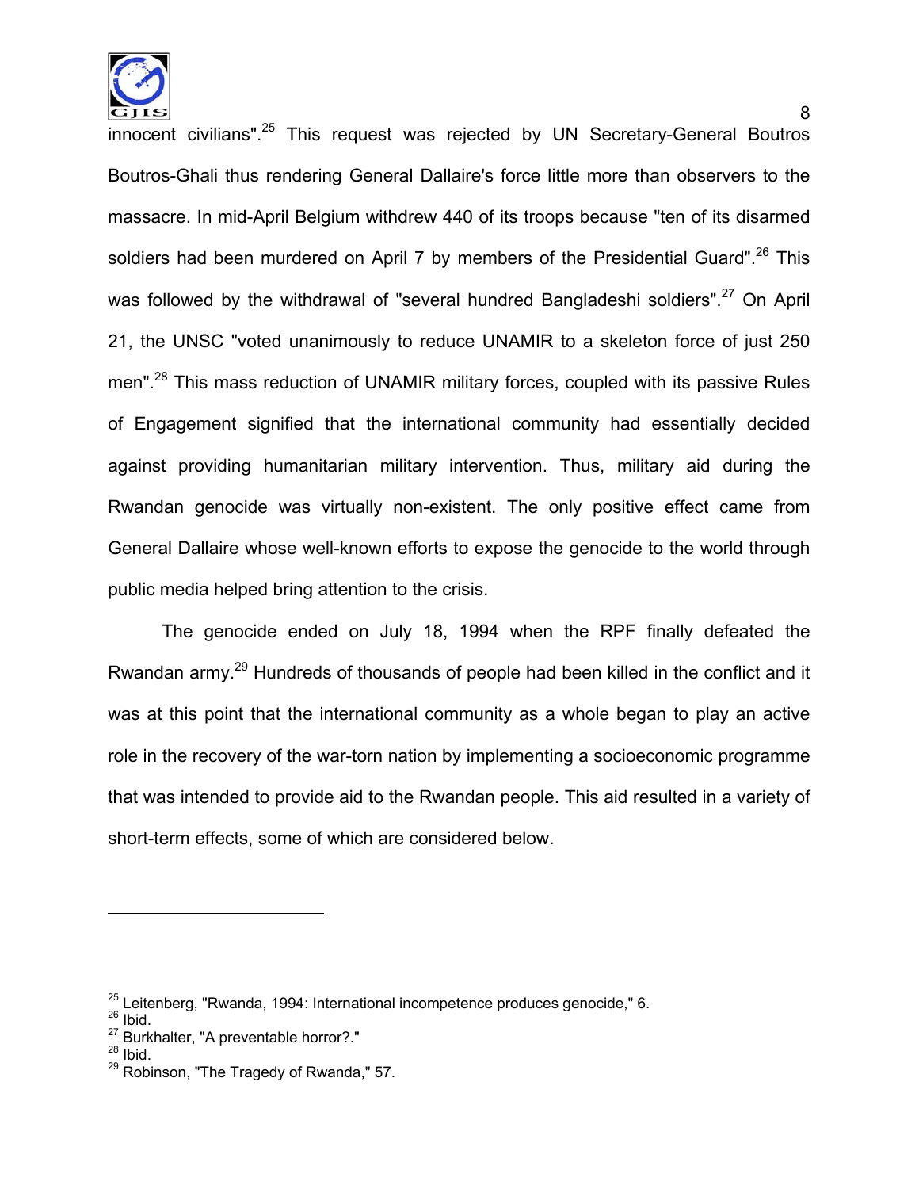innocent civilians".[25] This request was rejected by UN Secretary-General Boutros Boutros-Ghali thus rendering General Dallaire's force little more than observers to the massacre. In mid-April Belgium withdrew 440 of its troops because "ten of its disarmed soldiers had been murdered on April 7 by members of the Presidential Guard".[26] This was followed by the withdrawal of "several hundred Bangladeshi soldiers".[27] On April 21, the UNSC "voted unanimously to reduce UNAMIR to a skeleton force of just 250 men".[28] This mass reduction of UNAMIR military forces, coupled with its passive Rules of Engagement signified that the international community had essentially decided against providing humanitarian military intervention. Thus, military aid during the Rwandan genocide was virtually non-existent. The only positive effect came from General Dallaire whose well-known efforts to expose the genocide to the world through public media helped bring attention to the crisis.

The genocide ended on July 18, 1994 when the RPF finally defeated the Rwandan army.[29] Hundreds of thousands of people had been killed in the conflict and it was at this point that the international community as a whole began to play an active role in the recovery of the war-torn nation by implementing a socioeconomic programme that was intended to provide aid to the Rwandan people. This aid resulted in a variety of short-term effects, some of which are considered below.

---

[25] Leitenberg, "Rwanda, 1994: International incompetence produces genocide," 6.
[26] Ibid.
[27] Burkhalter, "A preventable horror?."
[28] Ibid.
[29] Robinson, "The Tragedy of Rwanda," 57.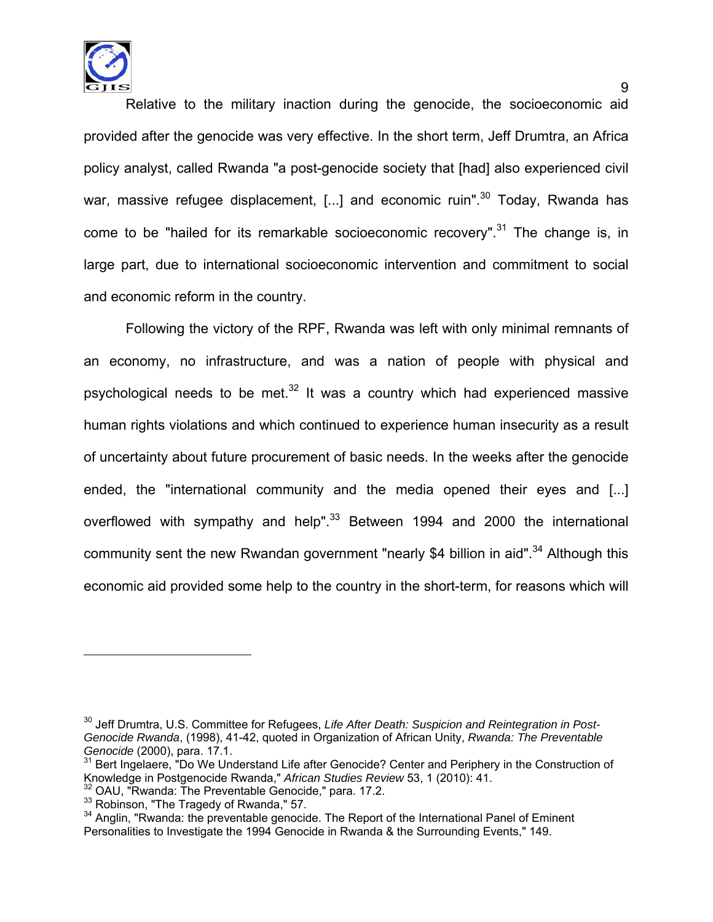Relative to the military inaction during the genocide, the socioeconomic aid provided after the genocide was very effective. In the short term, Jeff Drumtra, an Africa policy analyst, called Rwanda "a post-genocide society that [had] also experienced civil war, massive refugee displacement, [...] and economic ruin".[30] Today, Rwanda has come to be "hailed for its remarkable socioeconomic recovery".[31] The change is, in large part, due to international socioeconomic intervention and commitment to social and economic reform in the country.

Following the victory of the RPF, Rwanda was left with only minimal remnants of an economy, no infrastructure, and was a nation of people with physical and psychological needs to be met.[32] It was a country which had experienced massive human rights violations and which continued to experience human insecurity as a result of uncertainty about future procurement of basic needs. In the weeks after the genocide ended, the "international community and the media opened their eyes and [...] overflowed with sympathy and help".[33] Between 1994 and 2000 the international community sent the new Rwandan government "nearly $4 billion in aid".[34] Although this economic aid provided some help to the country in the short-term, for reasons which will

---

[30] Jeff Drumtra, U.S. Committee for Refugees, *Life After Death: Suspicion and Reintegration in Post-Genocide Rwanda*, (1998), 41-42, quoted in Organization of African Unity, *Rwanda: The Preventable Genocide* (2000), para. 17.1.

[31] Bert Ingelaere, "Do We Understand Life after Genocide? Center and Periphery in the Construction of Knowledge in Postgenocide Rwanda," *African Studies Review* 53, 1 (2010): 41.

[32] OAU, "Rwanda: The Preventable Genocide," para. 17.2.

[33] Robinson, "The Tragedy of Rwanda," 57.

[34] Anglin, "Rwanda: the preventable genocide. The Report of the International Panel of Eminent Personalities to Investigate the 1994 Genocide in Rwanda & the Surrounding Events," 149.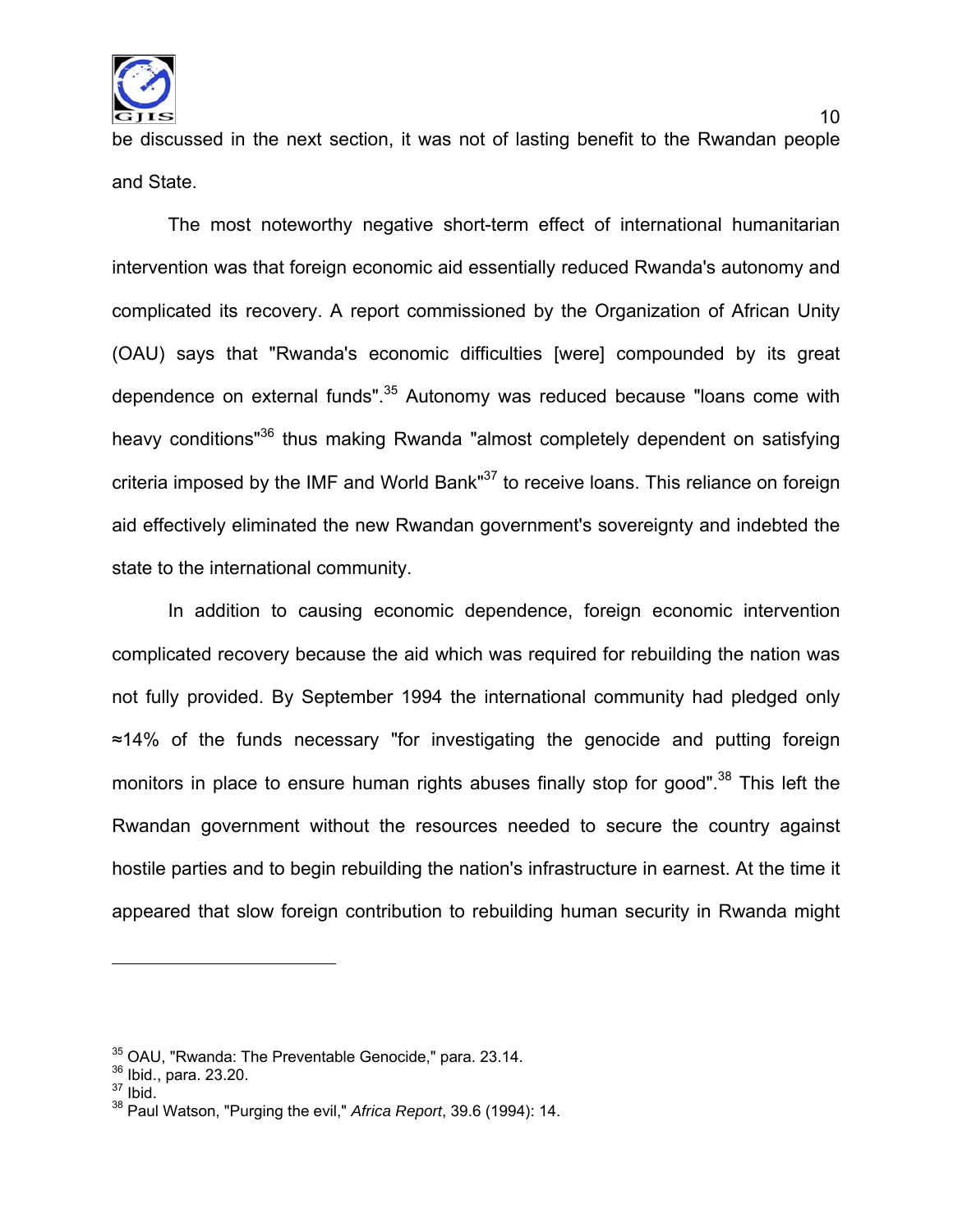be discussed in the next section, it was not of lasting benefit to the Rwandan people and State.

The most noteworthy negative short-term effect of international humanitarian intervention was that foreign economic aid essentially reduced Rwanda's autonomy and complicated its recovery. A report commissioned by the Organization of African Unity (OAU) says that "Rwanda's economic difficulties [were] compounded by its great dependence on external funds".[35] Autonomy was reduced because "loans come with heavy conditions"[36] thus making Rwanda "almost completely dependent on satisfying criteria imposed by the IMF and World Bank"[37] to receive loans. This reliance on foreign aid effectively eliminated the new Rwandan government's sovereignty and indebted the state to the international community.

In addition to causing economic dependence, foreign economic intervention complicated recovery because the aid which was required for rebuilding the nation was not fully provided. By September 1994 the international community had pledged only ≈14% of the funds necessary "for investigating the genocide and putting foreign monitors in place to ensure human rights abuses finally stop for good".[38] This left the Rwandan government without the resources needed to secure the country against hostile parties and to begin rebuilding the nation's infrastructure in earnest. At the time it appeared that slow foreign contribution to rebuilding human security in Rwanda might

---

[35] OAU, "Rwanda: The Preventable Genocide," para. 23.14.
[36] Ibid., para. 23.20.
[37] Ibid.
[38] Paul Watson, "Purging the evil," *Africa Report*, 39.6 (1994): 14.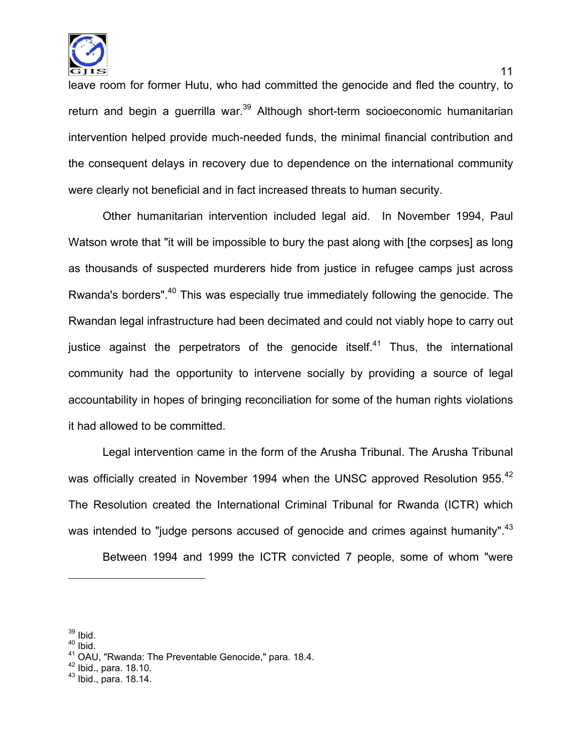leave room for former Hutu, who had committed the genocide and fled the country, to return and begin a guerrilla war.[39] Although short-term socioeconomic humanitarian intervention helped provide much-needed funds, the minimal financial contribution and the consequent delays in recovery due to dependence on the international community were clearly not beneficial and in fact increased threats to human security.

Other humanitarian intervention included legal aid. In November 1994, Paul Watson wrote that "it will be impossible to bury the past along with [the corpses] as long as thousands of suspected murderers hide from justice in refugee camps just across Rwanda's borders".[40] This was especially true immediately following the genocide. The Rwandan legal infrastructure had been decimated and could not viably hope to carry out justice against the perpetrators of the genocide itself.[41] Thus, the international community had the opportunity to intervene socially by providing a source of legal accountability in hopes of bringing reconciliation for some of the human rights violations it had allowed to be committed.

Legal intervention came in the form of the Arusha Tribunal. The Arusha Tribunal was officially created in November 1994 when the UNSC approved Resolution 955.[42] The Resolution created the International Criminal Tribunal for Rwanda (ICTR) which was intended to "judge persons accused of genocide and crimes against humanity".[43]

Between 1994 and 1999 the ICTR convicted 7 people, some of whom "were

---

[39] Ibid.
[40] Ibid.
[41] OAU, "Rwanda: The Preventable Genocide," para. 18.4.
[42] Ibid., para. 18.10.
[43] Ibid., para. 18.14.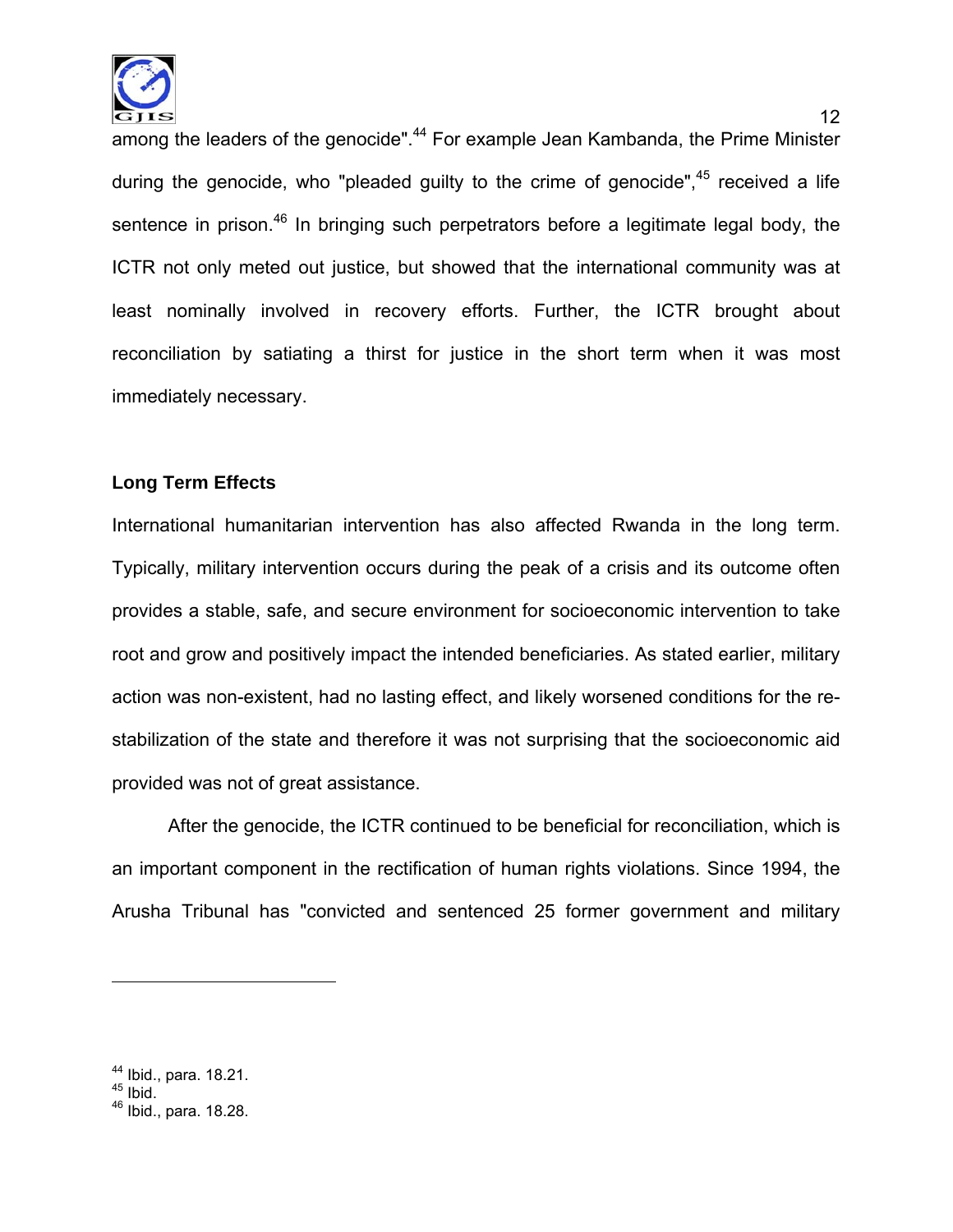among the leaders of the genocide".[44] For example Jean Kambanda, the Prime Minister during the genocide, who "pleaded guilty to the crime of genocide",[45] received a life sentence in prison.[46] In bringing such perpetrators before a legitimate legal body, the ICTR not only meted out justice, but showed that the international community was at least nominally involved in recovery efforts. Further, the ICTR brought about reconciliation by satiating a thirst for justice in the short term when it was most immediately necessary.

### Long Term Effects

International humanitarian intervention has also affected Rwanda in the long term. Typically, military intervention occurs during the peak of a crisis and its outcome often provides a stable, safe, and secure environment for socioeconomic intervention to take root and grow and positively impact the intended beneficiaries. As stated earlier, military action was non-existent, had no lasting effect, and likely worsened conditions for the re-stabilization of the state and therefore it was not surprising that the socioeconomic aid provided was not of great assistance.

After the genocide, the ICTR continued to be beneficial for reconciliation, which is an important component in the rectification of human rights violations. Since 1994, the Arusha Tribunal has "convicted and sentenced 25 former government and military

---

[44] Ibid., para. 18.21.
[45] Ibid.
[46] Ibid., para. 18.28.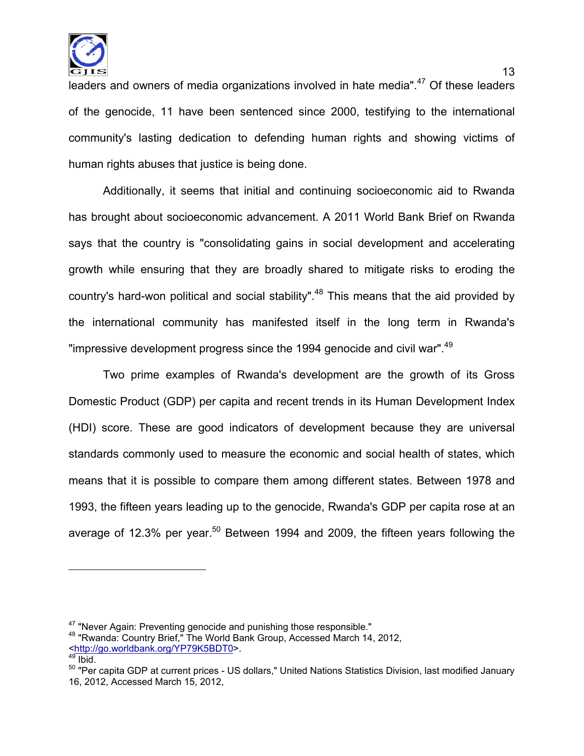leaders and owners of media organizations involved in hate media".[47] Of these leaders of the genocide, 11 have been sentenced since 2000, testifying to the international community's lasting dedication to defending human rights and showing victims of human rights abuses that justice is being done.

Additionally, it seems that initial and continuing socioeconomic aid to Rwanda has brought about socioeconomic advancement. A 2011 World Bank Brief on Rwanda says that the country is "consolidating gains in social development and accelerating growth while ensuring that they are broadly shared to mitigate risks to eroding the country's hard-won political and social stability".[48] This means that the aid provided by the international community has manifested itself in the long term in Rwanda's "impressive development progress since the 1994 genocide and civil war".[49]

Two prime examples of Rwanda's development are the growth of its Gross Domestic Product (GDP) per capita and recent trends in its Human Development Index (HDI) score. These are good indicators of development because they are universal standards commonly used to measure the economic and social health of states, which means that it is possible to compare them among different states. Between 1978 and 1993, the fifteen years leading up to the genocide, Rwanda's GDP per capita rose at an average of 12.3% per year.[50] Between 1994 and 2009, the fifteen years following the

---

[47] "Never Again: Preventing genocide and punishing those responsible."

[48] "Rwanda: Country Brief," The World Bank Group, Accessed March 14, 2012, <http://go.worldbank.org/YP79K5BDT0>.

[49] Ibid.

[50] "Per capita GDP at current prices - US dollars," United Nations Statistics Division, last modified January 16, 2012, Accessed March 15, 2012,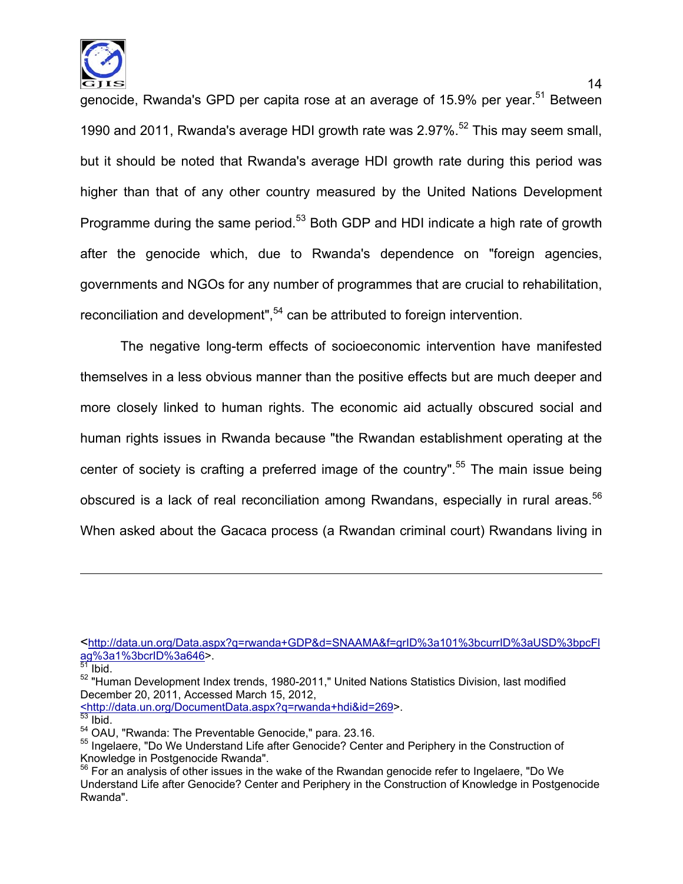genocide, Rwanda's GPD per capita rose at an average of 15.9% per year.[51] Between 1990 and 2011, Rwanda's average HDI growth rate was 2.97%.[52] This may seem small, but it should be noted that Rwanda's average HDI growth rate during this period was higher than that of any other country measured by the United Nations Development Programme during the same period.[53] Both GDP and HDI indicate a high rate of growth after the genocide which, due to Rwanda's dependence on "foreign agencies, governments and NGOs for any number of programmes that are crucial to rehabilitation, reconciliation and development",[54] can be attributed to foreign intervention.

The negative long-term effects of socioeconomic intervention have manifested themselves in a less obvious manner than the positive effects but are much deeper and more closely linked to human rights. The economic aid actually obscured social and human rights issues in Rwanda because "the Rwandan establishment operating at the center of society is crafting a preferred image of the country".[55] The main issue being obscured is a lack of real reconciliation among Rwandans, especially in rural areas.[56] When asked about the Gacaca process (a Rwandan criminal court) Rwandans living in

---

<http://data.un.org/Data.aspx?q=rwanda+GDP&d=SNAAMA&f=grID%3a101%3bcurrID%3aUSD%3bpcFlag%3a1%3bcrID%3a646>.

[51] Ibid.

[52] "Human Development Index trends, 1980-2011," United Nations Statistics Division, last modified December 20, 2011, Accessed March 15, 2012, <http://data.un.org/DocumentData.aspx?q=rwanda+hdi&id=269>.

[53] Ibid.

[54] OAU, "Rwanda: The Preventable Genocide," para. 23.16.

[55] Ingelaere, "Do We Understand Life after Genocide? Center and Periphery in the Construction of Knowledge in Postgenocide Rwanda".

[56] For an analysis of other issues in the wake of the Rwandan genocide refer to Ingelaere, "Do We Understand Life after Genocide? Center and Periphery in the Construction of Knowledge in Postgenocide Rwanda".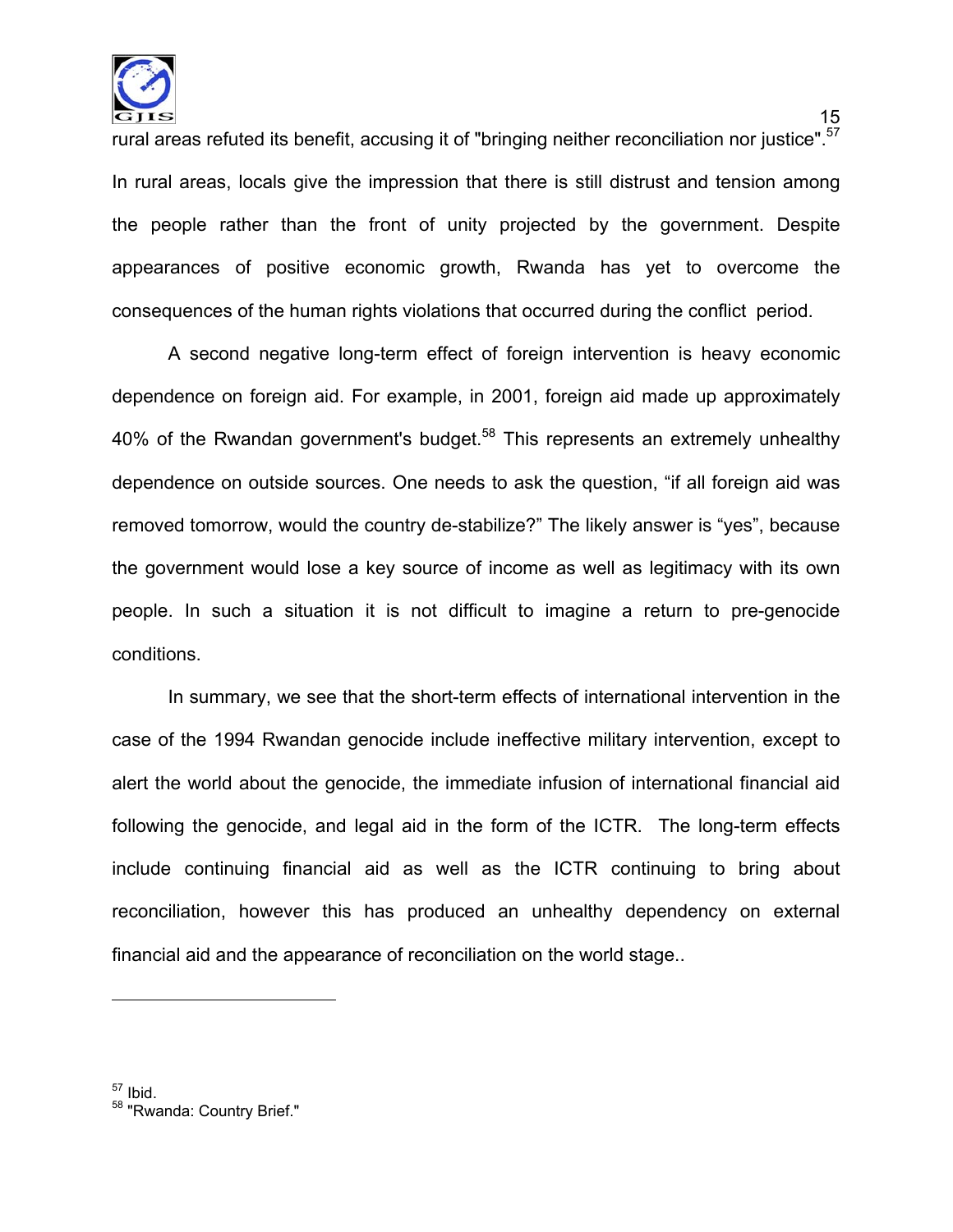rural areas refuted its benefit, accusing it of "bringing neither reconciliation nor justice".[57] In rural areas, locals give the impression that there is still distrust and tension among the people rather than the front of unity projected by the government. Despite appearances of positive economic growth, Rwanda has yet to overcome the consequences of the human rights violations that occurred during the conflict period.

A second negative long-term effect of foreign intervention is heavy economic dependence on foreign aid. For example, in 2001, foreign aid made up approximately 40% of the Rwandan government's budget.[58] This represents an extremely unhealthy dependence on outside sources. One needs to ask the question, "if all foreign aid was removed tomorrow, would the country de-stabilize?" The likely answer is "yes", because the government would lose a key source of income as well as legitimacy with its own people. In such a situation it is not difficult to imagine a return to pre-genocide conditions.

In summary, we see that the short-term effects of international intervention in the case of the 1994 Rwandan genocide include ineffective military intervention, except to alert the world about the genocide, the immediate infusion of international financial aid following the genocide, and legal aid in the form of the ICTR. The long-term effects include continuing financial aid as well as the ICTR continuing to bring about reconciliation, however this has produced an unhealthy dependency on external financial aid and the appearance of reconciliation on the world stage..

---

[57] Ibid.
[58] "Rwanda: Country Brief."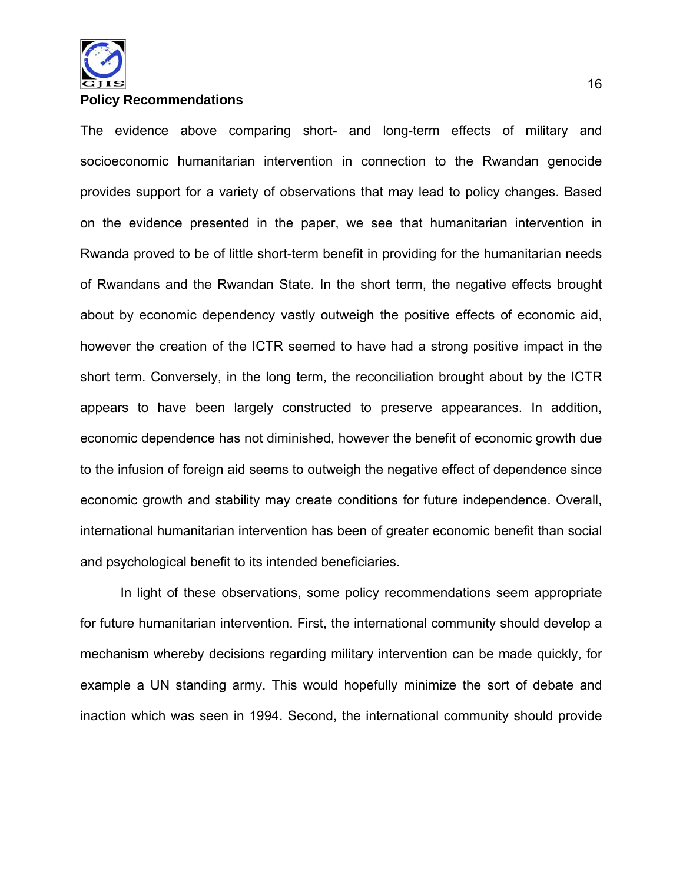### Policy Recommendations

The evidence above comparing short- and long-term effects of military and socioeconomic humanitarian intervention in connection to the Rwandan genocide provides support for a variety of observations that may lead to policy changes. Based on the evidence presented in the paper, we see that humanitarian intervention in Rwanda proved to be of little short-term benefit in providing for the humanitarian needs of Rwandans and the Rwandan State. In the short term, the negative effects brought about by economic dependency vastly outweigh the positive effects of economic aid, however the creation of the ICTR seemed to have had a strong positive impact in the short term. Conversely, in the long term, the reconciliation brought about by the ICTR appears to have been largely constructed to preserve appearances. In addition, economic dependence has not diminished, however the benefit of economic growth due to the infusion of foreign aid seems to outweigh the negative effect of dependence since economic growth and stability may create conditions for future independence. Overall, international humanitarian intervention has been of greater economic benefit than social and psychological benefit to its intended beneficiaries.

In light of these observations, some policy recommendations seem appropriate for future humanitarian intervention. First, the international community should develop a mechanism whereby decisions regarding military intervention can be made quickly, for example a UN standing army. This would hopefully minimize the sort of debate and inaction which was seen in 1994. Second, the international community should provide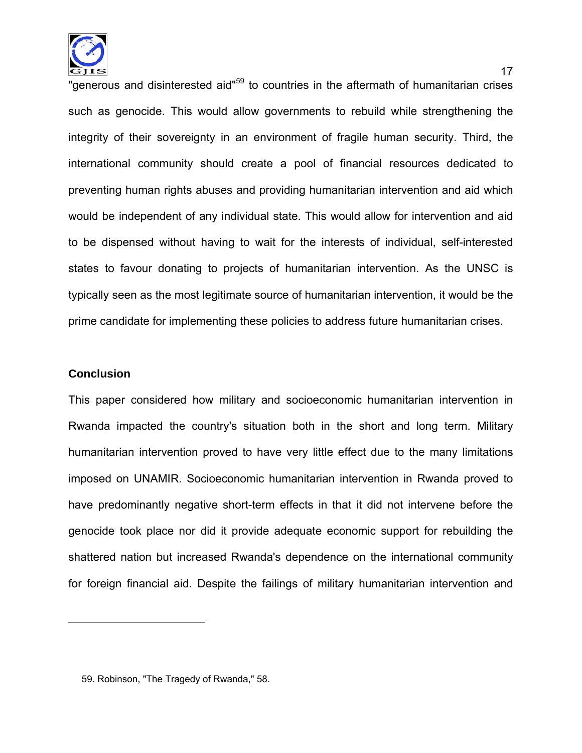"generous and disinterested aid"[59] to countries in the aftermath of humanitarian crises such as genocide. This would allow governments to rebuild while strengthening the integrity of their sovereignty in an environment of fragile human security. Third, the international community should create a pool of financial resources dedicated to preventing human rights abuses and providing humanitarian intervention and aid which would be independent of any individual state. This would allow for intervention and aid to be dispensed without having to wait for the interests of individual, self-interested states to favour donating to projects of humanitarian intervention. As the UNSC is typically seen as the most legitimate source of humanitarian intervention, it would be the prime candidate for implementing these policies to address future humanitarian crises.

**Conclusion**

This paper considered how military and socioeconomic humanitarian intervention in Rwanda impacted the country's situation both in the short and long term. Military humanitarian intervention proved to have very little effect due to the many limitations imposed on UNAMIR. Socioeconomic humanitarian intervention in Rwanda proved to have predominantly negative short-term effects in that it did not intervene before the genocide took place nor did it provide adequate economic support for rebuilding the shattered nation but increased Rwanda's dependence on the international community for foreign financial aid. Despite the failings of military humanitarian intervention and

59. Robinson, "The Tragedy of Rwanda," 58.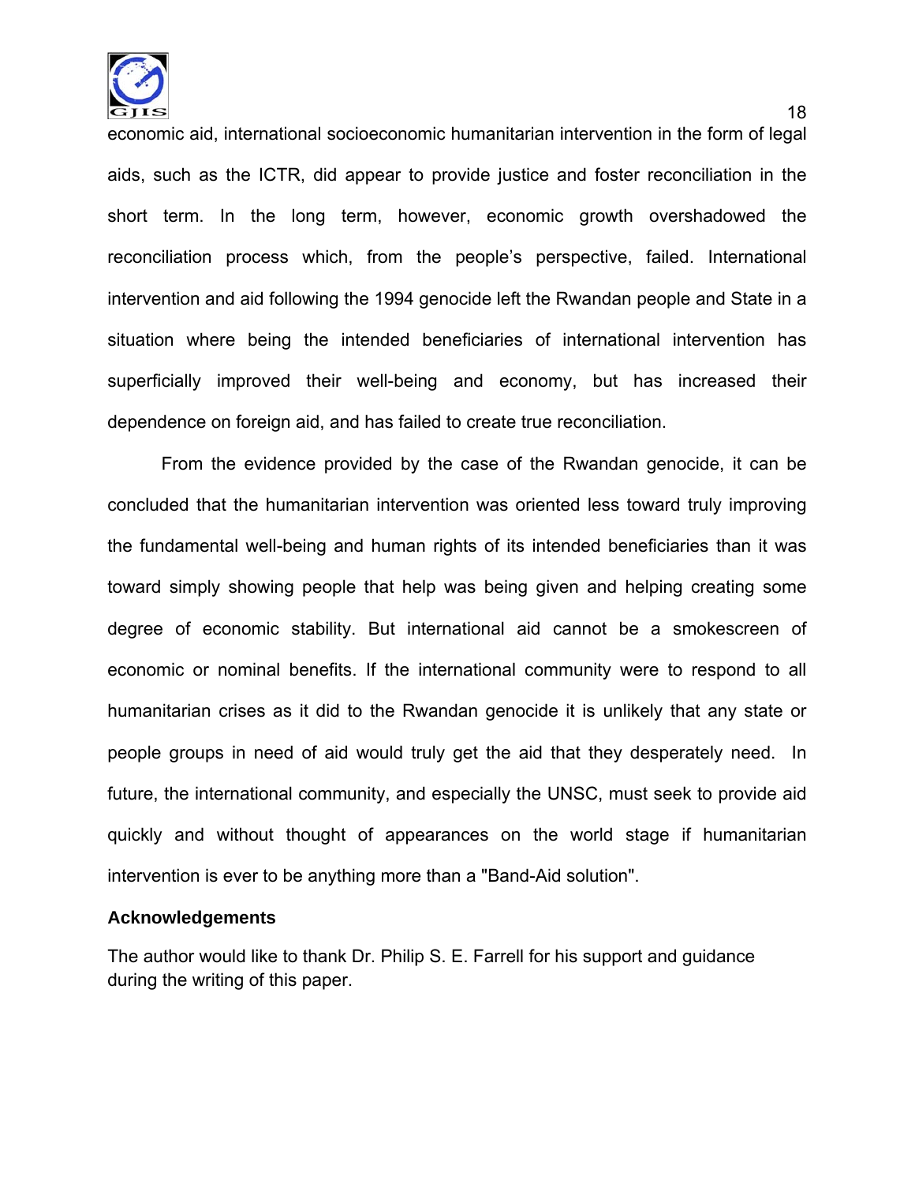economic aid, international socioeconomic humanitarian intervention in the form of legal aids, such as the ICTR, did appear to provide justice and foster reconciliation in the short term. In the long term, however, economic growth overshadowed the reconciliation process which, from the people's perspective, failed. International intervention and aid following the 1994 genocide left the Rwandan people and State in a situation where being the intended beneficiaries of international intervention has superficially improved their well-being and economy, but has increased their dependence on foreign aid, and has failed to create true reconciliation.

From the evidence provided by the case of the Rwandan genocide, it can be concluded that the humanitarian intervention was oriented less toward truly improving the fundamental well-being and human rights of its intended beneficiaries than it was toward simply showing people that help was being given and helping creating some degree of economic stability. But international aid cannot be a smokescreen of economic or nominal benefits. If the international community were to respond to all humanitarian crises as it did to the Rwandan genocide it is unlikely that any state or people groups in need of aid would truly get the aid that they desperately need. In future, the international community, and especially the UNSC, must seek to provide aid quickly and without thought of appearances on the world stage if humanitarian intervention is ever to be anything more than a "Band-Aid solution".

### Acknowledgements

The author would like to thank Dr. Philip S. E. Farrell for his support and guidance during the writing of this paper.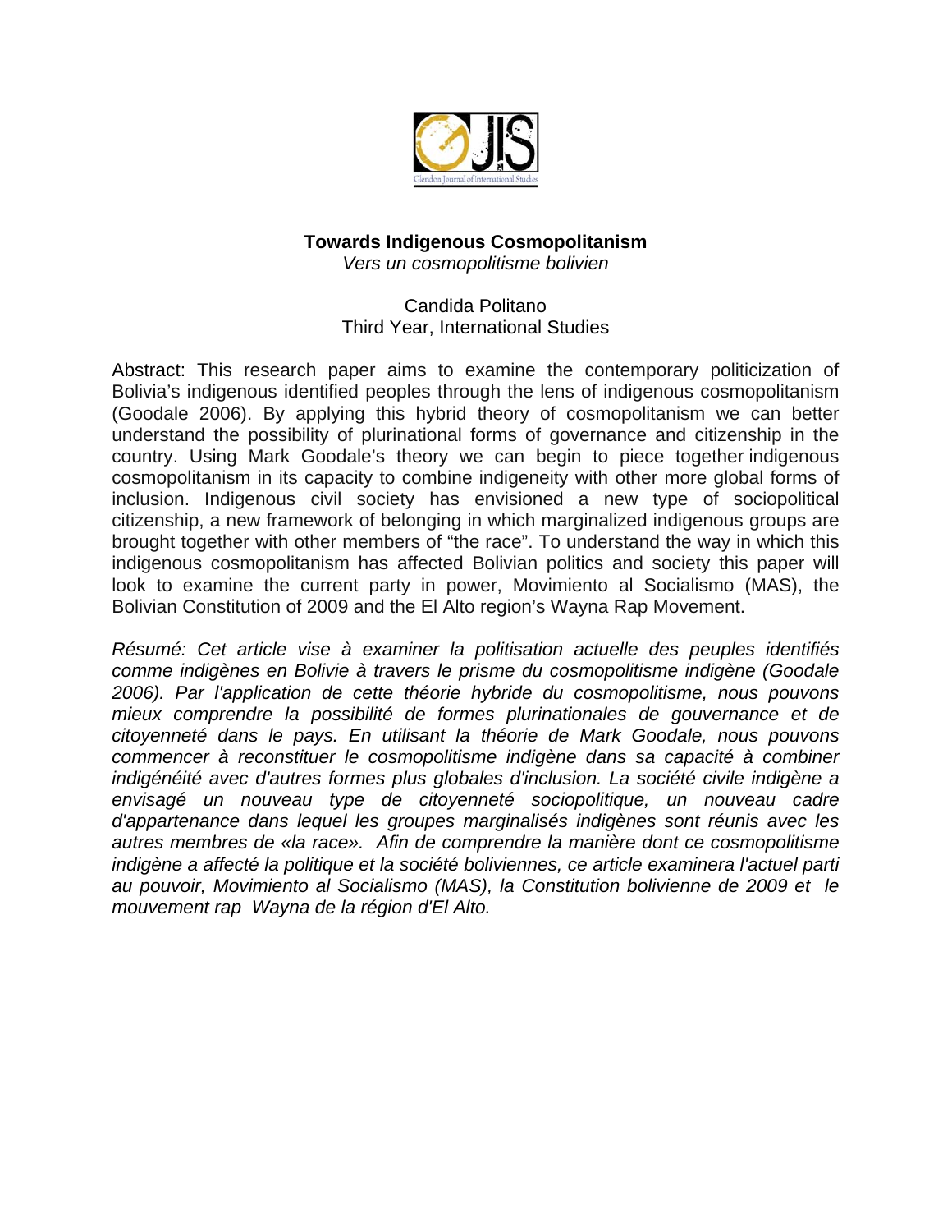**Towards Indigenous Cosmopolitanism**

*Vers un cosmopolitisme bolivien*

Candida Politano
Third Year, International Studies

Abstract: This research paper aims to examine the contemporary politicization of Bolivia's indigenous identified peoples through the lens of indigenous cosmopolitanism (Goodale 2006). By applying this hybrid theory of cosmopolitanism we can better understand the possibility of plurinational forms of governance and citizenship in the country. Using Mark Goodale's theory we can begin to piece together indigenous cosmopolitanism in its capacity to combine indigeneity with other more global forms of inclusion. Indigenous civil society has envisioned a new type of sociopolitical citizenship, a new framework of belonging in which marginalized indigenous groups are brought together with other members of "the race". To understand the way in which this indigenous cosmopolitanism has affected Bolivian politics and society this paper will look to examine the current party in power, Movimiento al Socialismo (MAS), the Bolivian Constitution of 2009 and the El Alto region's Wayna Rap Movement.

*Résumé: Cet article vise à examiner la politisation actuelle des peuples identifiés comme indigènes en Bolivie à travers le prisme du cosmopolitisme indigène (Goodale 2006). Par l'application de cette théorie hybride du cosmopolitisme, nous pouvons mieux comprendre la possibilité de formes plurinationales de gouvernance et de citoyenneté dans le pays. En utilisant la théorie de Mark Goodale, nous pouvons commencer à reconstituer le cosmopolitisme indigène dans sa capacité à combiner indigénéité avec d'autres formes plus globales d'inclusion. La société civile indigène a envisagé un nouveau type de citoyenneté sociopolitique, un nouveau cadre d'appartenance dans lequel les groupes marginalisés indigènes sont réunis avec les autres membres de «la race». Afin de comprendre la manière dont ce cosmopolitisme indigène a affecté la politique et la société boliviennes, ce article examinera l'actuel parti au pouvoir, Movimiento al Socialismo (MAS), la Constitution bolivienne de 2009 et le mouvement rap Wayna de la région d'El Alto.*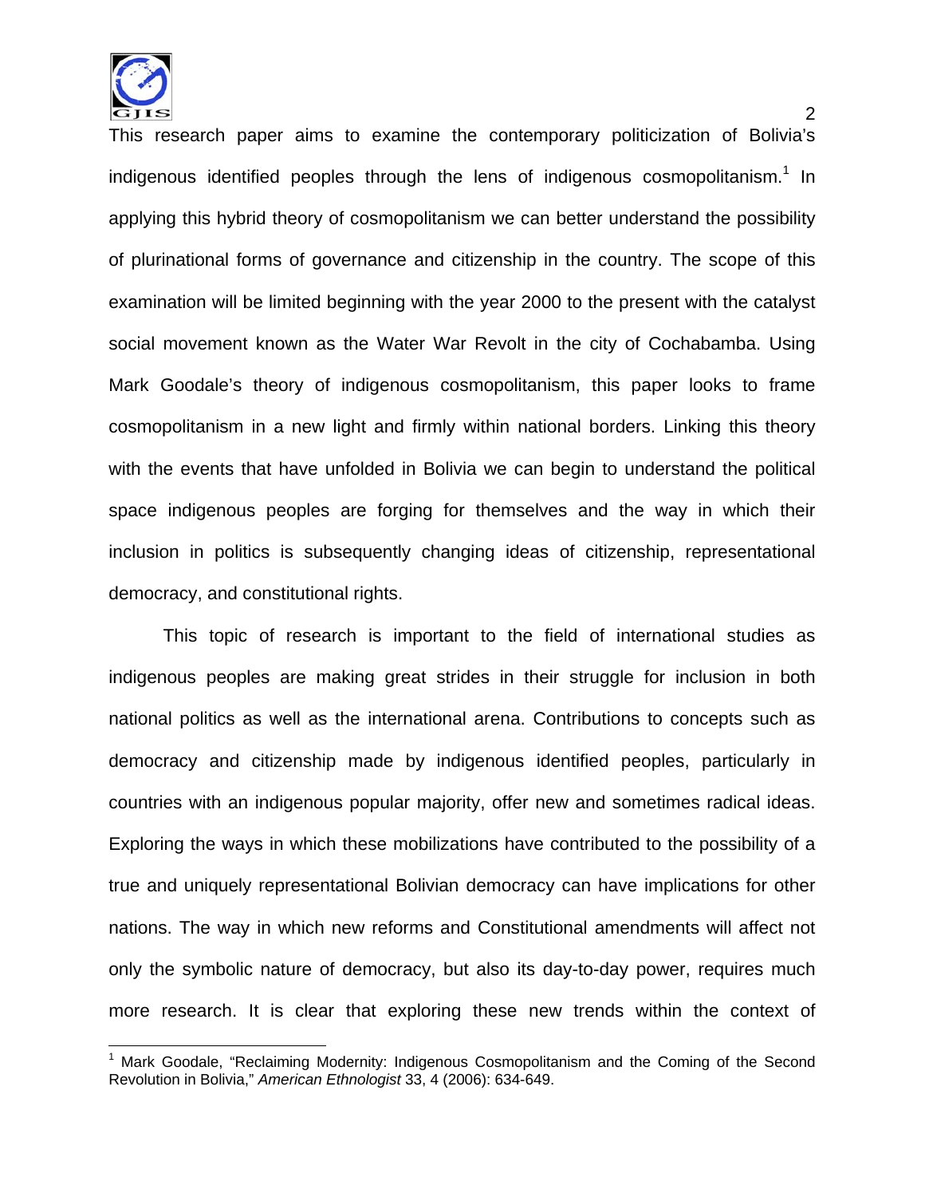This research paper aims to examine the contemporary politicization of Bolivia's indigenous identified peoples through the lens of indigenous cosmopolitanism.[1] In applying this hybrid theory of cosmopolitanism we can better understand the possibility of plurinational forms of governance and citizenship in the country. The scope of this examination will be limited beginning with the year 2000 to the present with the catalyst social movement known as the Water War Revolt in the city of Cochabamba. Using Mark Goodale's theory of indigenous cosmopolitanism, this paper looks to frame cosmopolitanism in a new light and firmly within national borders. Linking this theory with the events that have unfolded in Bolivia we can begin to understand the political space indigenous peoples are forging for themselves and the way in which their inclusion in politics is subsequently changing ideas of citizenship, representational democracy, and constitutional rights.

This topic of research is important to the field of international studies as indigenous peoples are making great strides in their struggle for inclusion in both national politics as well as the international arena. Contributions to concepts such as democracy and citizenship made by indigenous identified peoples, particularly in countries with an indigenous popular majority, offer new and sometimes radical ideas. Exploring the ways in which these mobilizations have contributed to the possibility of a true and uniquely representational Bolivian democracy can have implications for other nations. The way in which new reforms and Constitutional amendments will affect not only the symbolic nature of democracy, but also its day-to-day power, requires much more research. It is clear that exploring these new trends within the context of

[1] Mark Goodale, "Reclaiming Modernity: Indigenous Cosmopolitanism and the Coming of the Second Revolution in Bolivia," *American Ethnologist* 33, 4 (2006): 634-649.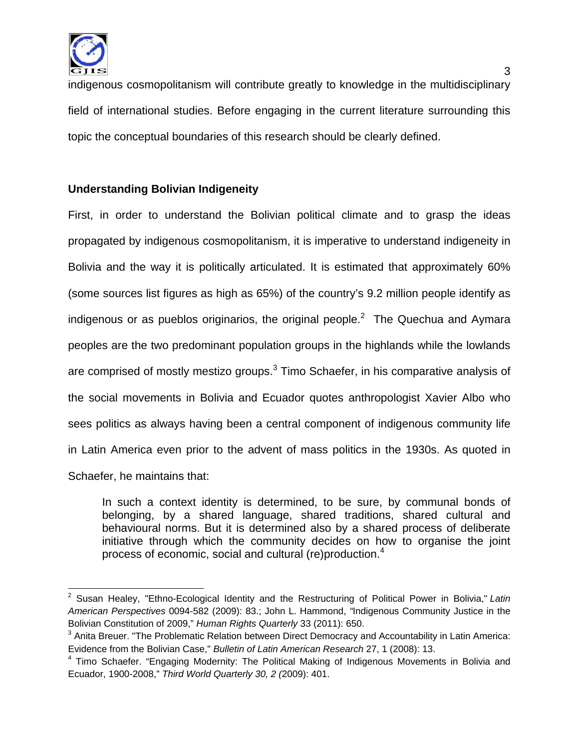indigenous cosmopolitanism will contribute greatly to knowledge in the multidisciplinary field of international studies. Before engaging in the current literature surrounding this topic the conceptual boundaries of this research should be clearly defined.

## Understanding Bolivian Indigeneity

First, in order to understand the Bolivian political climate and to grasp the ideas propagated by indigenous cosmopolitanism, it is imperative to understand indigeneity in Bolivia and the way it is politically articulated. It is estimated that approximately 60% (some sources list figures as high as 65%) of the country's 9.2 million people identify as indigenous or as pueblos originarios, the original people.[2] The Quechua and Aymara peoples are the two predominant population groups in the highlands while the lowlands are comprised of mostly mestizo groups.[3] Timo Schaefer, in his comparative analysis of the social movements in Bolivia and Ecuador quotes anthropologist Xavier Albo who sees politics as always having been a central component of indigenous community life in Latin America even prior to the advent of mass politics in the 1930s. As quoted in Schaefer, he maintains that:

> In such a context identity is determined, to be sure, by communal bonds of belonging, by a shared language, shared traditions, shared cultural and behavioural norms. But it is determined also by a shared process of deliberate initiative through which the community decides on how to organise the joint process of economic, social and cultural (re)production.[4]

---

[2] Susan Healey, "Ethno-Ecological Identity and the Restructuring of Political Power in Bolivia," *Latin American Perspectives* 0094-582 (2009): 83.; John L. Hammond, "Indigenous Community Justice in the Bolivian Constitution of 2009," *Human Rights Quarterly* 33 (2011): 650.

[3] Anita Breuer. "The Problematic Relation between Direct Democracy and Accountability in Latin America: Evidence from the Bolivian Case," *Bulletin of Latin American Research* 27, 1 (2008): 13.

[4] Timo Schaefer. "Engaging Modernity: The Political Making of Indigenous Movements in Bolivia and Ecuador, 1900-2008," *Third World Quarterly 30, 2 (*2009): 401.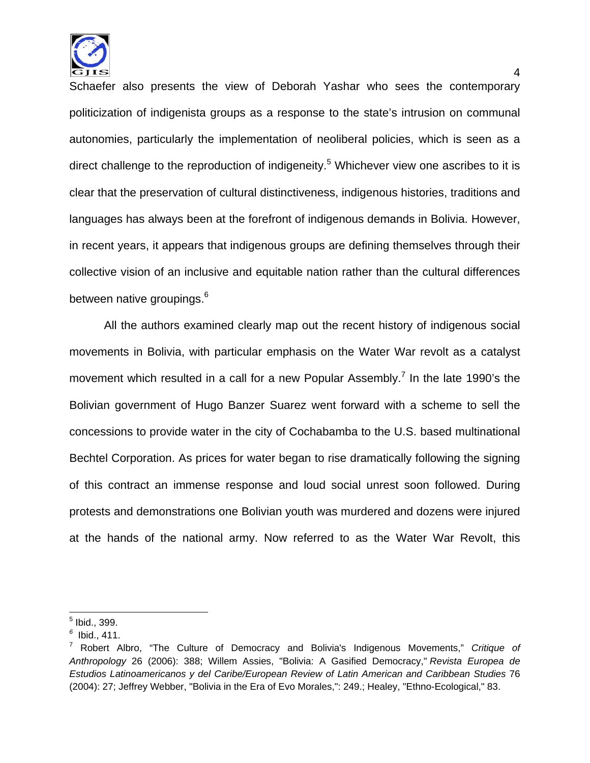Schaefer also presents the view of Deborah Yashar who sees the contemporary politicization of indigenista groups as a response to the state's intrusion on communal autonomies, particularly the implementation of neoliberal policies, which is seen as a direct challenge to the reproduction of indigeneity.[5] Whichever view one ascribes to it is clear that the preservation of cultural distinctiveness, indigenous histories, traditions and languages has always been at the forefront of indigenous demands in Bolivia. However, in recent years, it appears that indigenous groups are defining themselves through their collective vision of an inclusive and equitable nation rather than the cultural differences between native groupings.[6]

All the authors examined clearly map out the recent history of indigenous social movements in Bolivia, with particular emphasis on the Water War revolt as a catalyst movement which resulted in a call for a new Popular Assembly.[7] In the late 1990's the Bolivian government of Hugo Banzer Suarez went forward with a scheme to sell the concessions to provide water in the city of Cochabamba to the U.S. based multinational Bechtel Corporation. As prices for water began to rise dramatically following the signing of this contract an immense response and loud social unrest soon followed. During protests and demonstrations one Bolivian youth was murdered and dozens were injured at the hands of the national army. Now referred to as the Water War Revolt, this

---

[5] Ibid., 399.

[6] Ibid., 411.

[7] Robert Albro, "The Culture of Democracy and Bolivia's Indigenous Movements," *Critique of Anthropology* 26 (2006): 388; Willem Assies, "Bolivia: A Gasified Democracy," *Revista Europea de Estudios Latinoamericanos y del Caribe/European Review of Latin American and Caribbean Studies* 76 (2004): 27; Jeffrey Webber, "Bolivia in the Era of Evo Morales,": 249.; Healey, "Ethno-Ecological," 83.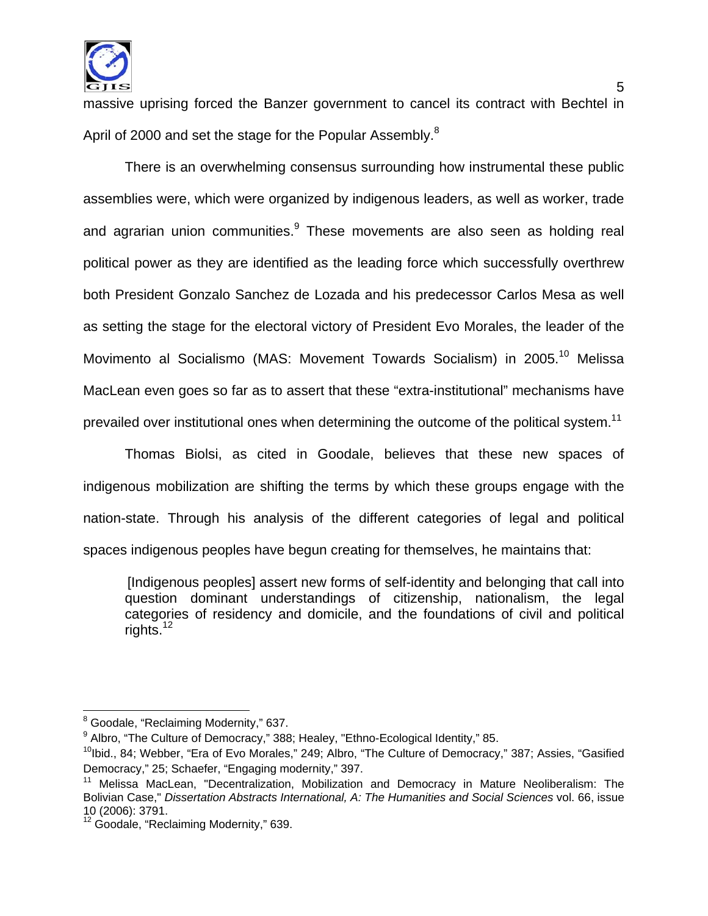massive uprising forced the Banzer government to cancel its contract with Bechtel in April of 2000 and set the stage for the Popular Assembly.[8]

There is an overwhelming consensus surrounding how instrumental these public assemblies were, which were organized by indigenous leaders, as well as worker, trade and agrarian union communities.[9] These movements are also seen as holding real political power as they are identified as the leading force which successfully overthrew both President Gonzalo Sanchez de Lozada and his predecessor Carlos Mesa as well as setting the stage for the electoral victory of President Evo Morales, the leader of the Movimento al Socialismo (MAS: Movement Towards Socialism) in 2005.[10] Melissa MacLean even goes so far as to assert that these "extra-institutional" mechanisms have prevailed over institutional ones when determining the outcome of the political system.[11]

Thomas Biolsi, as cited in Goodale, believes that these new spaces of indigenous mobilization are shifting the terms by which these groups engage with the nation-state. Through his analysis of the different categories of legal and political spaces indigenous peoples have begun creating for themselves, he maintains that:

> [Indigenous peoples] assert new forms of self-identity and belonging that call into question dominant understandings of citizenship, nationalism, the legal categories of residency and domicile, and the foundations of civil and political rights.[12]

---

[8] Goodale, "Reclaiming Modernity," 637.

[9] Albro, "The Culture of Democracy," 388; Healey, "Ethno-Ecological Identity," 85.

[10] Ibid., 84; Webber, "Era of Evo Morales," 249; Albro, "The Culture of Democracy," 387; Assies, "Gasified Democracy," 25; Schaefer, "Engaging modernity," 397.

[11] Melissa MacLean, "Decentralization, Mobilization and Democracy in Mature Neoliberalism: The Bolivian Case," *Dissertation Abstracts International, A: The Humanities and Social Sciences* vol. 66, issue 10 (2006): 3791.

[12] Goodale, "Reclaiming Modernity," 639.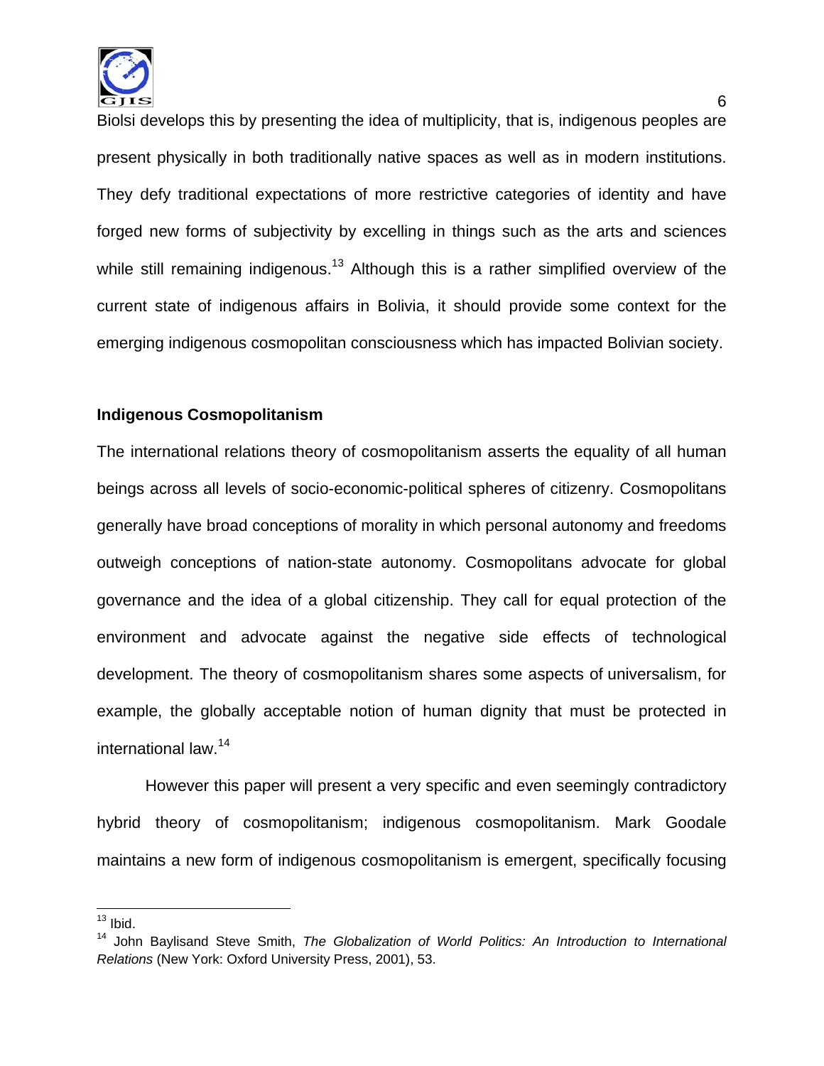Biolsi develops this by presenting the idea of multiplicity, that is, indigenous peoples are present physically in both traditionally native spaces as well as in modern institutions. They defy traditional expectations of more restrictive categories of identity and have forged new forms of subjectivity by excelling in things such as the arts and sciences while still remaining indigenous.[13] Although this is a rather simplified overview of the current state of indigenous affairs in Bolivia, it should provide some context for the emerging indigenous cosmopolitan consciousness which has impacted Bolivian society.

**Indigenous Cosmopolitanism**

The international relations theory of cosmopolitanism asserts the equality of all human beings across all levels of socio-economic-political spheres of citizenry. Cosmopolitans generally have broad conceptions of morality in which personal autonomy and freedoms outweigh conceptions of nation-state autonomy. Cosmopolitans advocate for global governance and the idea of a global citizenship. They call for equal protection of the environment and advocate against the negative side effects of technological development. The theory of cosmopolitanism shares some aspects of universalism, for example, the globally acceptable notion of human dignity that must be protected in international law.[14]

However this paper will present a very specific and even seemingly contradictory hybrid theory of cosmopolitanism; indigenous cosmopolitanism. Mark Goodale maintains a new form of indigenous cosmopolitanism is emergent, specifically focusing

---

[13] Ibid.

[14] John Baylisand Steve Smith, *The Globalization of World Politics: An Introduction to International Relations* (New York: Oxford University Press, 2001), 53.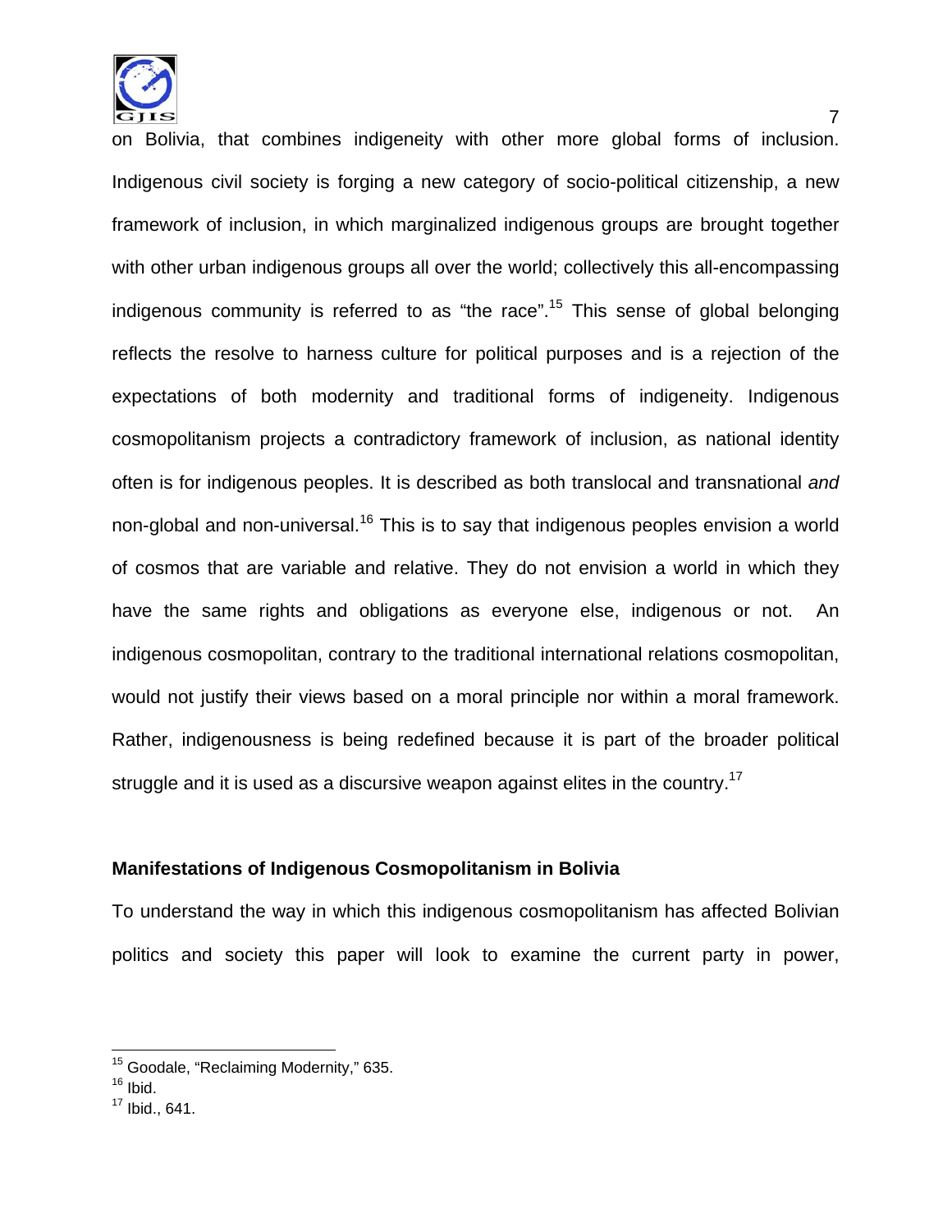on Bolivia, that combines indigeneity with other more global forms of inclusion. Indigenous civil society is forging a new category of socio-political citizenship, a new framework of inclusion, in which marginalized indigenous groups are brought together with other urban indigenous groups all over the world; collectively this all-encompassing indigenous community is referred to as "the race".[15] This sense of global belonging reflects the resolve to harness culture for political purposes and is a rejection of the expectations of both modernity and traditional forms of indigeneity. Indigenous cosmopolitanism projects a contradictory framework of inclusion, as national identity often is for indigenous peoples. It is described as both translocal and transnational *and* non-global and non-universal.[16] This is to say that indigenous peoples envision a world of cosmos that are variable and relative. They do not envision a world in which they have the same rights and obligations as everyone else, indigenous or not. An indigenous cosmopolitan, contrary to the traditional international relations cosmopolitan, would not justify their views based on a moral principle nor within a moral framework. Rather, indigenousness is being redefined because it is part of the broader political struggle and it is used as a discursive weapon against elites in the country.[17]

**Manifestations of Indigenous Cosmopolitanism in Bolivia**

To understand the way in which this indigenous cosmopolitanism has affected Bolivian politics and society this paper will look to examine the current party in power,

---

[15] Goodale, "Reclaiming Modernity," 635.
[16] Ibid.
[17] Ibid., 641.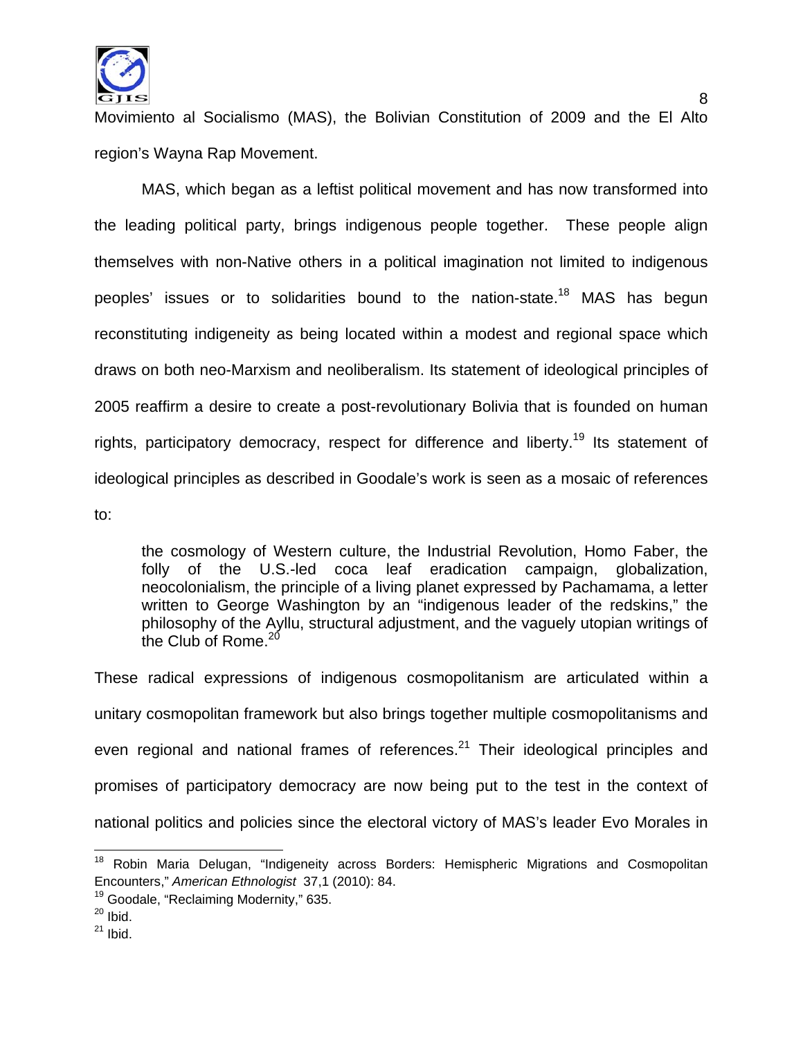Movimiento al Socialismo (MAS), the Bolivian Constitution of 2009 and the El Alto region's Wayna Rap Movement.

MAS, which began as a leftist political movement and has now transformed into the leading political party, brings indigenous people together. These people align themselves with non-Native others in a political imagination not limited to indigenous peoples' issues or to solidarities bound to the nation-state.[18] MAS has begun reconstituting indigeneity as being located within a modest and regional space which draws on both neo-Marxism and neoliberalism. Its statement of ideological principles of 2005 reaffirm a desire to create a post-revolutionary Bolivia that is founded on human rights, participatory democracy, respect for difference and liberty.[19] Its statement of ideological principles as described in Goodale's work is seen as a mosaic of references to:

> the cosmology of Western culture, the Industrial Revolution, Homo Faber, the folly of the U.S.-led coca leaf eradication campaign, globalization, neocolonialism, the principle of a living planet expressed by Pachamama, a letter written to George Washington by an "indigenous leader of the redskins," the philosophy of the Ayllu, structural adjustment, and the vaguely utopian writings of the Club of Rome.[20]

These radical expressions of indigenous cosmopolitanism are articulated within a unitary cosmopolitan framework but also brings together multiple cosmopolitanisms and even regional and national frames of references.[21] Their ideological principles and promises of participatory democracy are now being put to the test in the context of national politics and policies since the electoral victory of MAS's leader Evo Morales in

---

[18] Robin Maria Delugan, "Indigeneity across Borders: Hemispheric Migrations and Cosmopolitan Encounters," *American Ethnologist* 37,1 (2010): 84.

[19] Goodale, "Reclaiming Modernity," 635.

[20] Ibid.

[21] Ibid.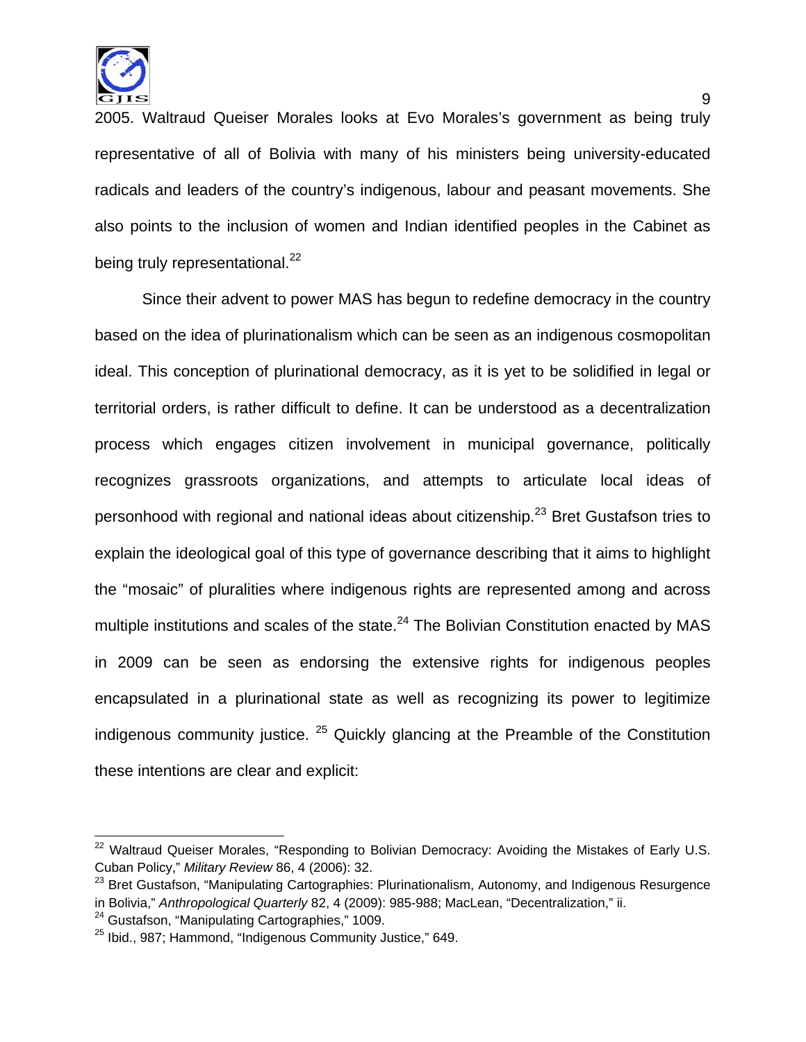2005. Waltraud Queiser Morales looks at Evo Morales's government as being truly representative of all of Bolivia with many of his ministers being university-educated radicals and leaders of the country's indigenous, labour and peasant movements. She also points to the inclusion of women and Indian identified peoples in the Cabinet as being truly representational.[22]

Since their advent to power MAS has begun to redefine democracy in the country based on the idea of plurinationalism which can be seen as an indigenous cosmopolitan ideal. This conception of plurinational democracy, as it is yet to be solidified in legal or territorial orders, is rather difficult to define. It can be understood as a decentralization process which engages citizen involvement in municipal governance, politically recognizes grassroots organizations, and attempts to articulate local ideas of personhood with regional and national ideas about citizenship.[23] Bret Gustafson tries to explain the ideological goal of this type of governance describing that it aims to highlight the "mosaic" of pluralities where indigenous rights are represented among and across multiple institutions and scales of the state.[24] The Bolivian Constitution enacted by MAS in 2009 can be seen as endorsing the extensive rights for indigenous peoples encapsulated in a plurinational state as well as recognizing its power to legitimize indigenous community justice. [25] Quickly glancing at the Preamble of the Constitution these intentions are clear and explicit:

---

[22] Waltraud Queiser Morales, "Responding to Bolivian Democracy: Avoiding the Mistakes of Early U.S. Cuban Policy," *Military Review* 86, 4 (2006): 32.

[23] Bret Gustafson, "Manipulating Cartographies: Plurinationalism, Autonomy, and Indigenous Resurgence in Bolivia," *Anthropological Quarterly* 82, 4 (2009): 985-988; MacLean, "Decentralization," ii.

[24] Gustafson, "Manipulating Cartographies," 1009.

[25] Ibid., 987; Hammond, "Indigenous Community Justice," 649.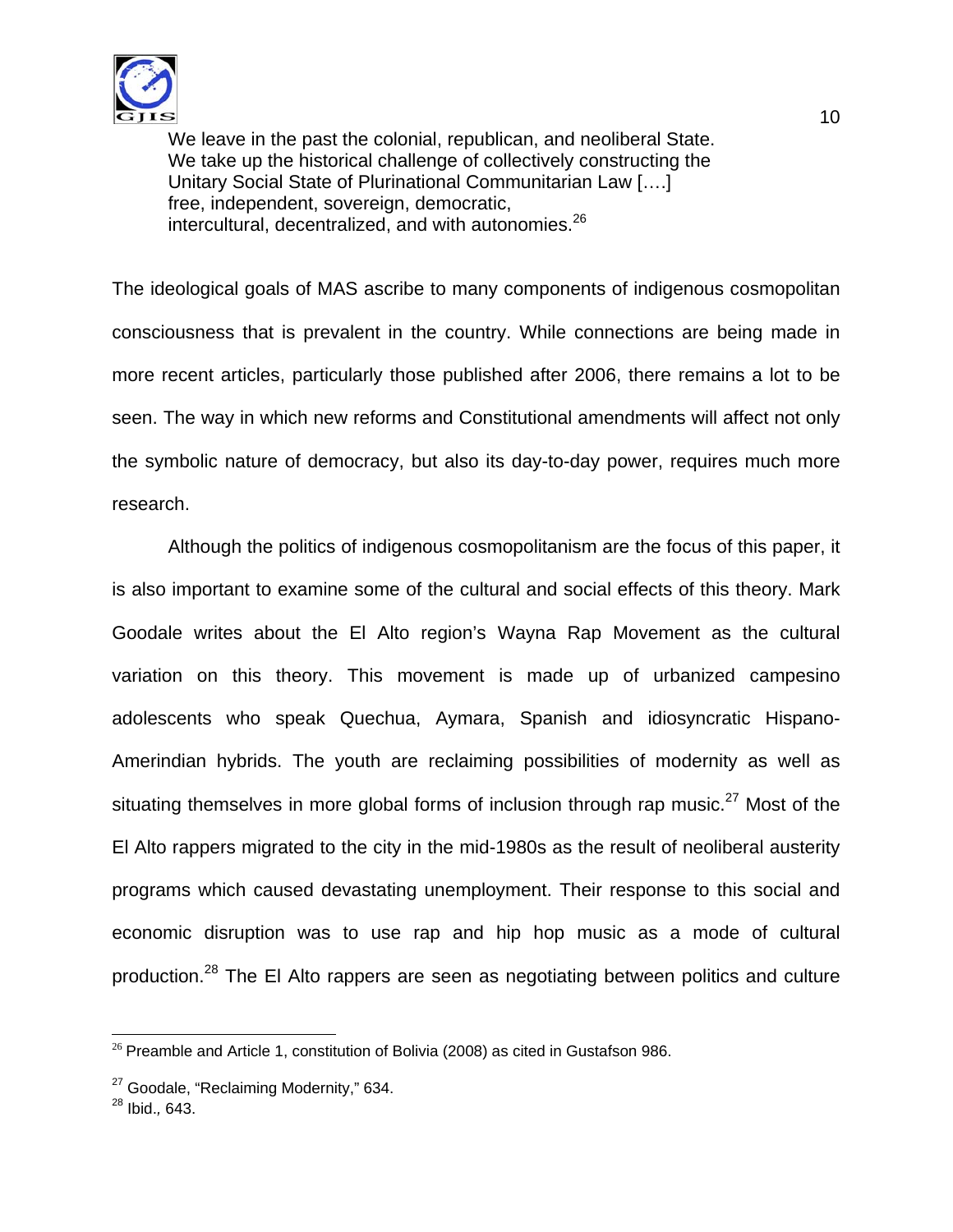> We leave in the past the colonial, republican, and neoliberal State.
> We take up the historical challenge of collectively constructing the
> Unitary Social State of Plurinational Communitarian Law [….]
> free, independent, sovereign, democratic,
> intercultural, decentralized, and with autonomies.[26]

The ideological goals of MAS ascribe to many components of indigenous cosmopolitan consciousness that is prevalent in the country. While connections are being made in more recent articles, particularly those published after 2006, there remains a lot to be seen. The way in which new reforms and Constitutional amendments will affect not only the symbolic nature of democracy, but also its day-to-day power, requires much more research.

Although the politics of indigenous cosmopolitanism are the focus of this paper, it is also important to examine some of the cultural and social effects of this theory. Mark Goodale writes about the El Alto region's Wayna Rap Movement as the cultural variation on this theory. This movement is made up of urbanized campesino adolescents who speak Quechua, Aymara, Spanish and idiosyncratic Hispano-Amerindian hybrids. The youth are reclaiming possibilities of modernity as well as situating themselves in more global forms of inclusion through rap music.[27] Most of the El Alto rappers migrated to the city in the mid-1980s as the result of neoliberal austerity programs which caused devastating unemployment. Their response to this social and economic disruption was to use rap and hip hop music as a mode of cultural production.[28] The El Alto rappers are seen as negotiating between politics and culture

---

[26] Preamble and Article 1, constitution of Bolivia (2008) as cited in Gustafson 986.

[27] Goodale, "Reclaiming Modernity," 634.

[28] Ibid., 643.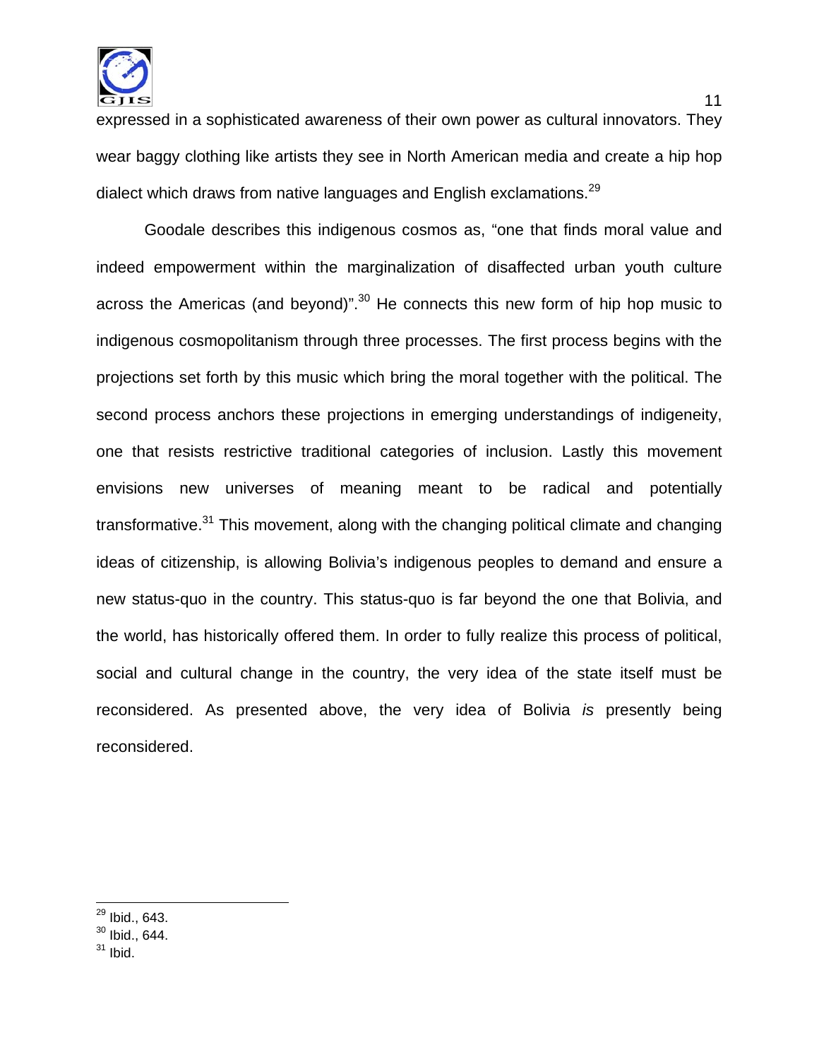expressed in a sophisticated awareness of their own power as cultural innovators. They wear baggy clothing like artists they see in North American media and create a hip hop dialect which draws from native languages and English exclamations.[29]

Goodale describes this indigenous cosmos as, "one that finds moral value and indeed empowerment within the marginalization of disaffected urban youth culture across the Americas (and beyond)".[30] He connects this new form of hip hop music to indigenous cosmopolitanism through three processes. The first process begins with the projections set forth by this music which bring the moral together with the political. The second process anchors these projections in emerging understandings of indigeneity, one that resists restrictive traditional categories of inclusion. Lastly this movement envisions new universes of meaning meant to be radical and potentially transformative.[31] This movement, along with the changing political climate and changing ideas of citizenship, is allowing Bolivia's indigenous peoples to demand and ensure a new status-quo in the country. This status-quo is far beyond the one that Bolivia, and the world, has historically offered them. In order to fully realize this process of political, social and cultural change in the country, the very idea of the state itself must be reconsidered. As presented above, the very idea of Bolivia *is* presently being reconsidered.

---

[29] Ibid., 643.
[30] Ibid., 644.
[31] Ibid.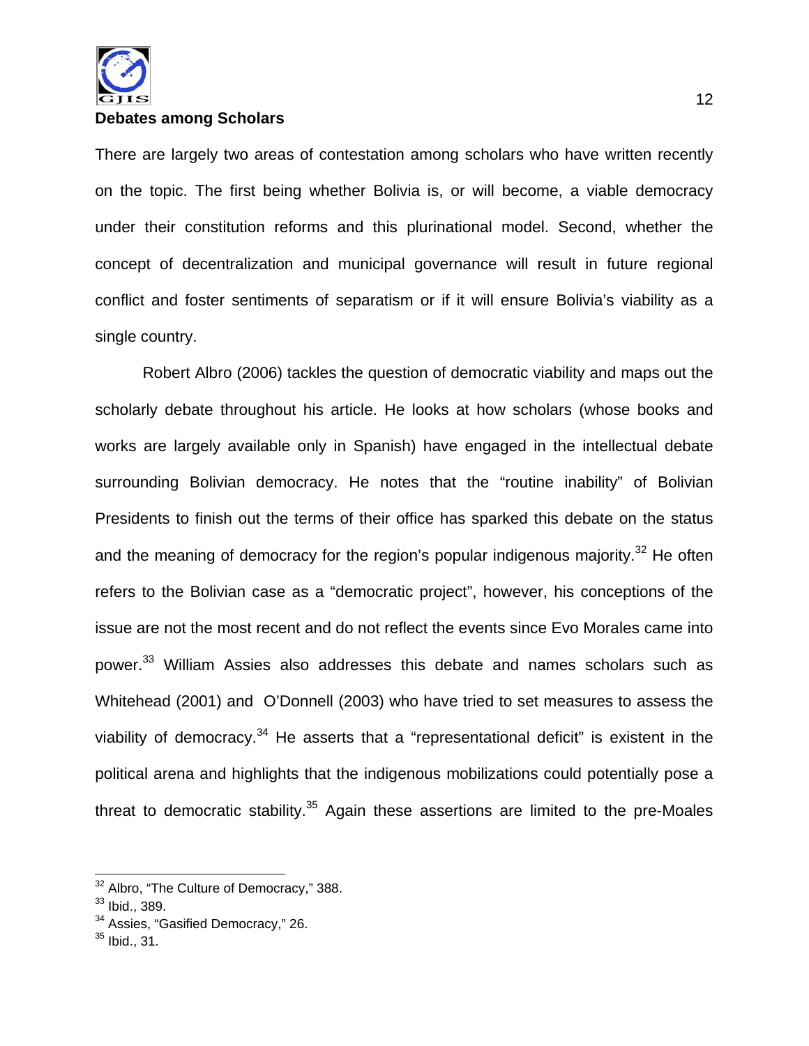**Debates among Scholars**

There are largely two areas of contestation among scholars who have written recently on the topic. The first being whether Bolivia is, or will become, a viable democracy under their constitution reforms and this plurinational model. Second, whether the concept of decentralization and municipal governance will result in future regional conflict and foster sentiments of separatism or if it will ensure Bolivia's viability as a single country.

Robert Albro (2006) tackles the question of democratic viability and maps out the scholarly debate throughout his article. He looks at how scholars (whose books and works are largely available only in Spanish) have engaged in the intellectual debate surrounding Bolivian democracy. He notes that the "routine inability" of Bolivian Presidents to finish out the terms of their office has sparked this debate on the status and the meaning of democracy for the region's popular indigenous majority.[32] He often refers to the Bolivian case as a "democratic project", however, his conceptions of the issue are not the most recent and do not reflect the events since Evo Morales came into power.[33] William Assies also addresses this debate and names scholars such as Whitehead (2001) and O'Donnell (2003) who have tried to set measures to assess the viability of democracy.[34] He asserts that a "representational deficit" is existent in the political arena and highlights that the indigenous mobilizations could potentially pose a threat to democratic stability.[35] Again these assertions are limited to the pre-Moales

---

[32] Albro, "The Culture of Democracy," 388.

[33] Ibid., 389.

[34] Assies, "Gasified Democracy," 26.

[35] Ibid., 31.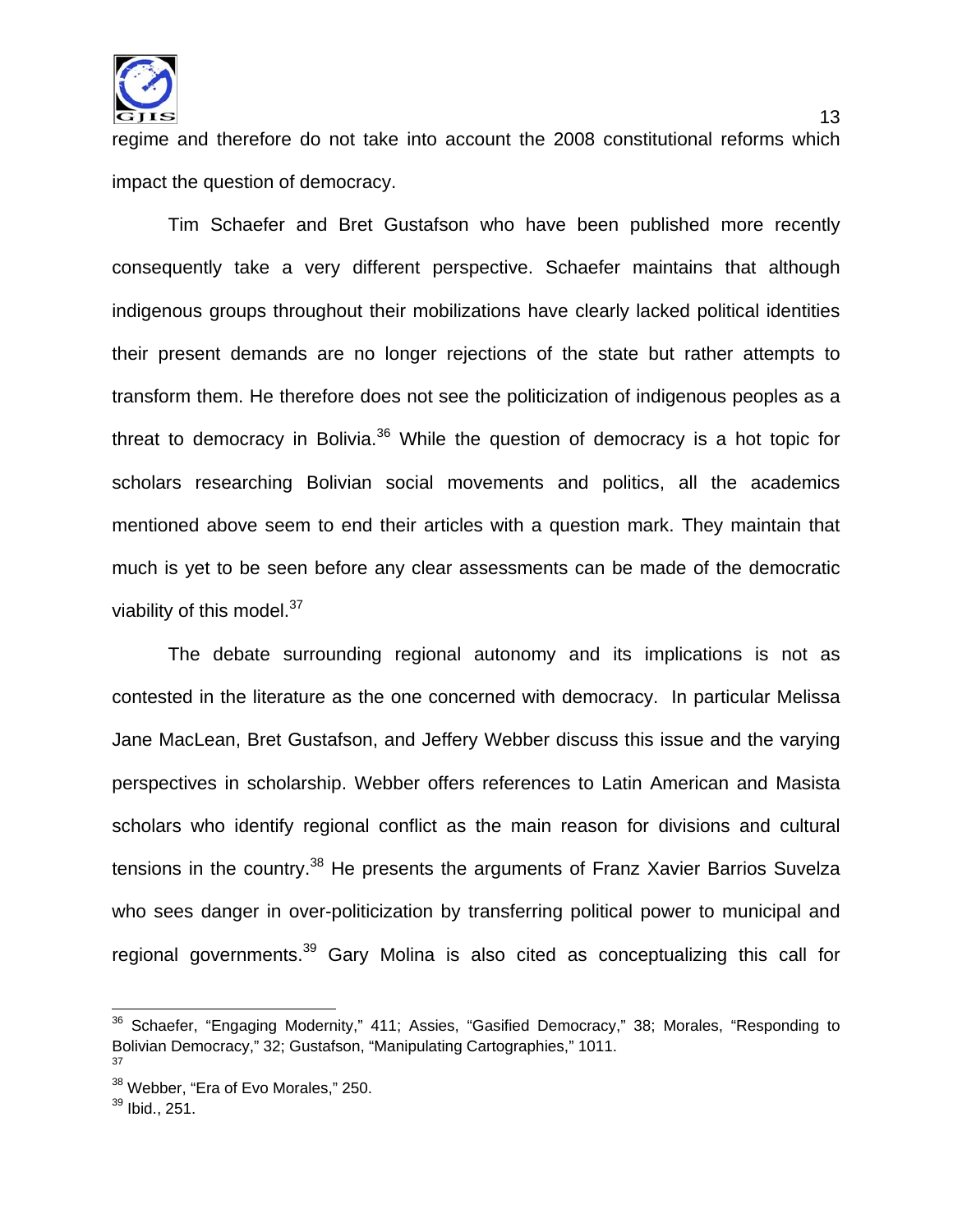regime and therefore do not take into account the 2008 constitutional reforms which impact the question of democracy.

Tim Schaefer and Bret Gustafson who have been published more recently consequently take a very different perspective. Schaefer maintains that although indigenous groups throughout their mobilizations have clearly lacked political identities their present demands are no longer rejections of the state but rather attempts to transform them. He therefore does not see the politicization of indigenous peoples as a threat to democracy in Bolivia.[36] While the question of democracy is a hot topic for scholars researching Bolivian social movements and politics, all the academics mentioned above seem to end their articles with a question mark. They maintain that much is yet to be seen before any clear assessments can be made of the democratic viability of this model.[37]

The debate surrounding regional autonomy and its implications is not as contested in the literature as the one concerned with democracy. In particular Melissa Jane MacLean, Bret Gustafson, and Jeffery Webber discuss this issue and the varying perspectives in scholarship. Webber offers references to Latin American and Masista scholars who identify regional conflict as the main reason for divisions and cultural tensions in the country.[38] He presents the arguments of Franz Xavier Barrios Suvelza who sees danger in over-politicization by transferring political power to municipal and regional governments.[39] Gary Molina is also cited as conceptualizing this call for

---

[36] Schaefer, "Engaging Modernity," 411; Assies, "Gasified Democracy," 38; Morales, "Responding to Bolivian Democracy," 32; Gustafson, "Manipulating Cartographies," 1011.

[37]

[38] Webber, "Era of Evo Morales," 250.

[39] Ibid., 251.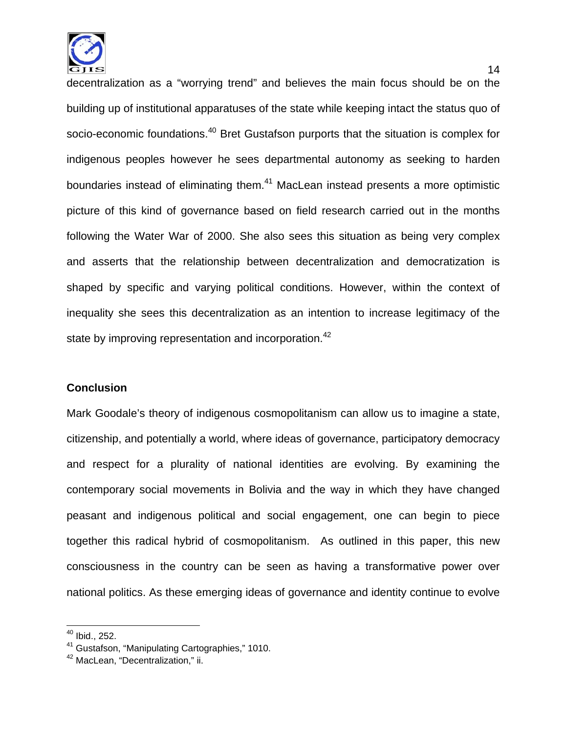decentralization as a “worrying trend” and believes the main focus should be on the building up of institutional apparatuses of the state while keeping intact the status quo of socio-economic foundations.[40] Bret Gustafson purports that the situation is complex for indigenous peoples however he sees departmental autonomy as seeking to harden boundaries instead of eliminating them.[41] MacLean instead presents a more optimistic picture of this kind of governance based on field research carried out in the months following the Water War of 2000. She also sees this situation as being very complex and asserts that the relationship between decentralization and democratization is shaped by specific and varying political conditions. However, within the context of inequality she sees this decentralization as an intention to increase legitimacy of the state by improving representation and incorporation.[42]

## Conclusion

Mark Goodale’s theory of indigenous cosmopolitanism can allow us to imagine a state, citizenship, and potentially a world, where ideas of governance, participatory democracy and respect for a plurality of national identities are evolving. By examining the contemporary social movements in Bolivia and the way in which they have changed peasant and indigenous political and social engagement, one can begin to piece together this radical hybrid of cosmopolitanism. As outlined in this paper, this new consciousness in the country can be seen as having a transformative power over national politics. As these emerging ideas of governance and identity continue to evolve

---

[40] Ibid., 252.

[41] Gustafson, “Manipulating Cartographies,” 1010.

[42] MacLean, “Decentralization,” ii.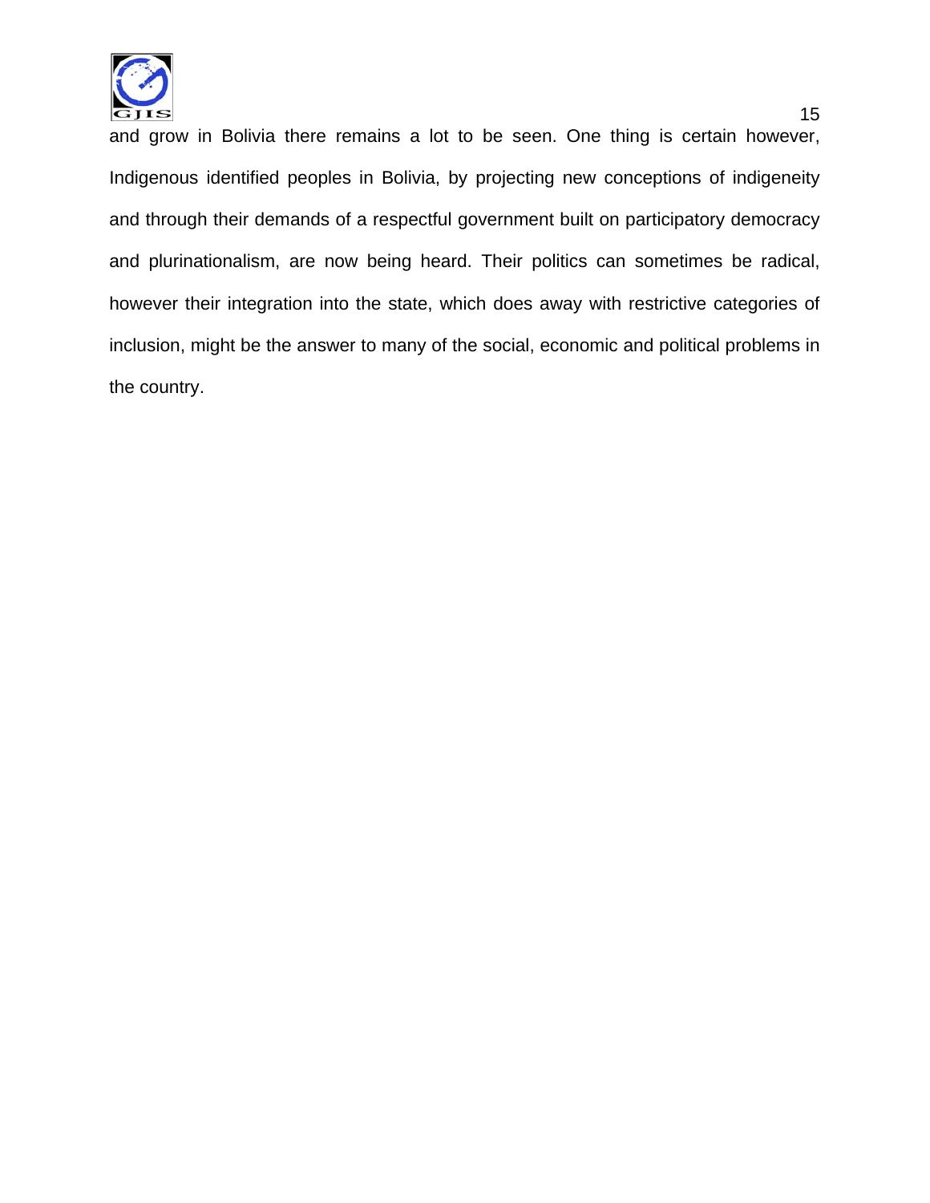and grow in Bolivia there remains a lot to be seen. One thing is certain however, Indigenous identified peoples in Bolivia, by projecting new conceptions of indigeneity and through their demands of a respectful government built on participatory democracy and plurinationalism, are now being heard. Their politics can sometimes be radical, however their integration into the state, which does away with restrictive categories of inclusion, might be the answer to many of the social, economic and political problems in the country.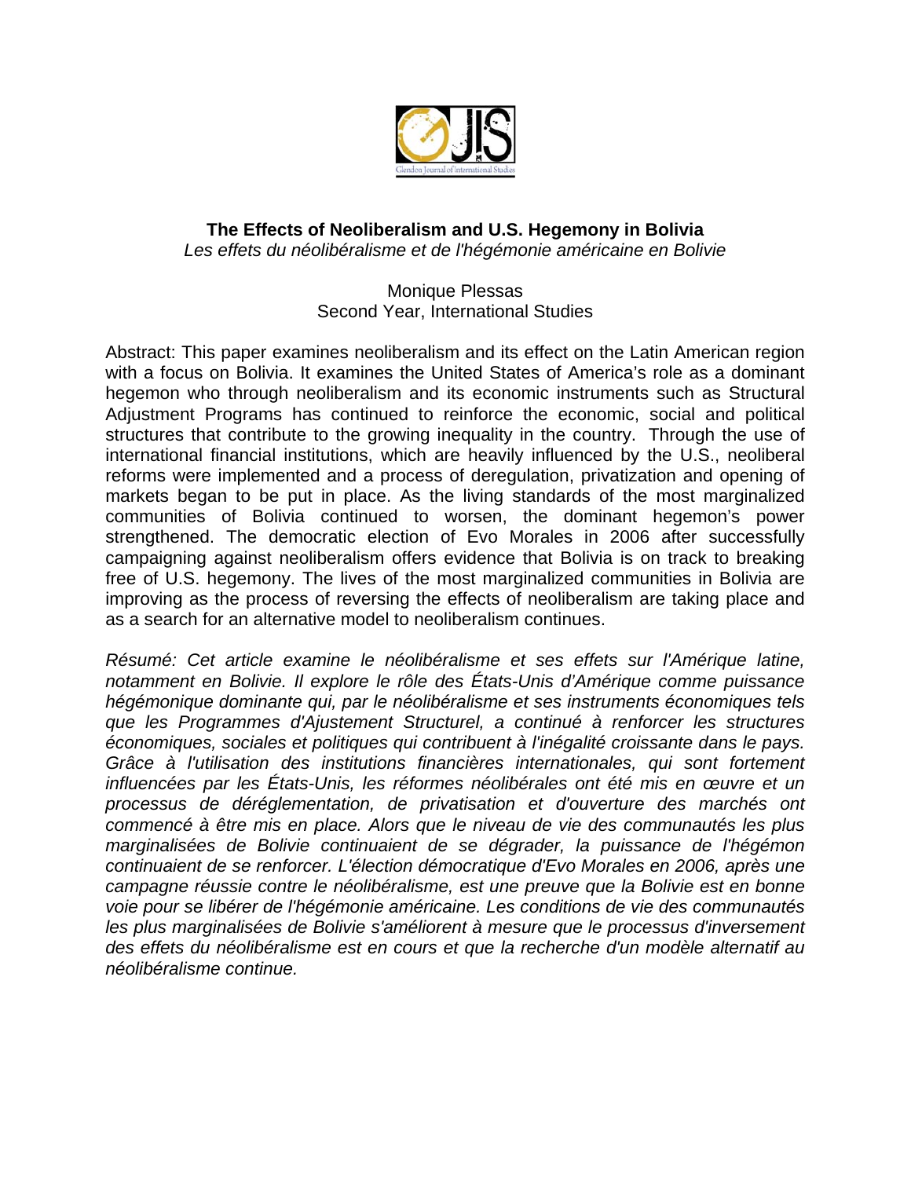**The Effects of Neoliberalism and U.S. Hegemony in Bolivia**

*Les effets du néolibéralisme et de l'hégémonie américaine en Bolivie*

Monique Plessas
Second Year, International Studies

Abstract: This paper examines neoliberalism and its effect on the Latin American region with a focus on Bolivia. It examines the United States of America's role as a dominant hegemon who through neoliberalism and its economic instruments such as Structural Adjustment Programs has continued to reinforce the economic, social and political structures that contribute to the growing inequality in the country. Through the use of international financial institutions, which are heavily influenced by the U.S., neoliberal reforms were implemented and a process of deregulation, privatization and opening of markets began to be put in place. As the living standards of the most marginalized communities of Bolivia continued to worsen, the dominant hegemon's power strengthened. The democratic election of Evo Morales in 2006 after successfully campaigning against neoliberalism offers evidence that Bolivia is on track to breaking free of U.S. hegemony. The lives of the most marginalized communities in Bolivia are improving as the process of reversing the effects of neoliberalism are taking place and as a search for an alternative model to neoliberalism continues.

*Résumé: Cet article examine le néolibéralisme et ses effets sur l'Amérique latine, notamment en Bolivie. Il explore le rôle des États-Unis d'Amérique comme puissance hégémonique dominante qui, par le néolibéralisme et ses instruments économiques tels que les Programmes d'Ajustement Structurel, a continué à renforcer les structures économiques, sociales et politiques qui contribuent à l'inégalité croissante dans le pays. Grâce à l'utilisation des institutions financières internationales, qui sont fortement influencées par les États-Unis, les réformes néolibérales ont été mis en œuvre et un processus de déréglementation, de privatisation et d'ouverture des marchés ont commencé à être mis en place. Alors que le niveau de vie des communautés les plus marginalisées de Bolivie continuaient de se dégrader, la puissance de l'hégémon continuaient de se renforcer. L'élection démocratique d'Evo Morales en 2006, après une campagne réussie contre le néolibéralisme, est une preuve que la Bolivie est en bonne voie pour se libérer de l'hégémonie américaine. Les conditions de vie des communautés les plus marginalisées de Bolivie s'améliorent à mesure que le processus d'inversement des effets du néolibéralisme est en cours et que la recherche d'un modèle alternatif au néolibéralisme continue.*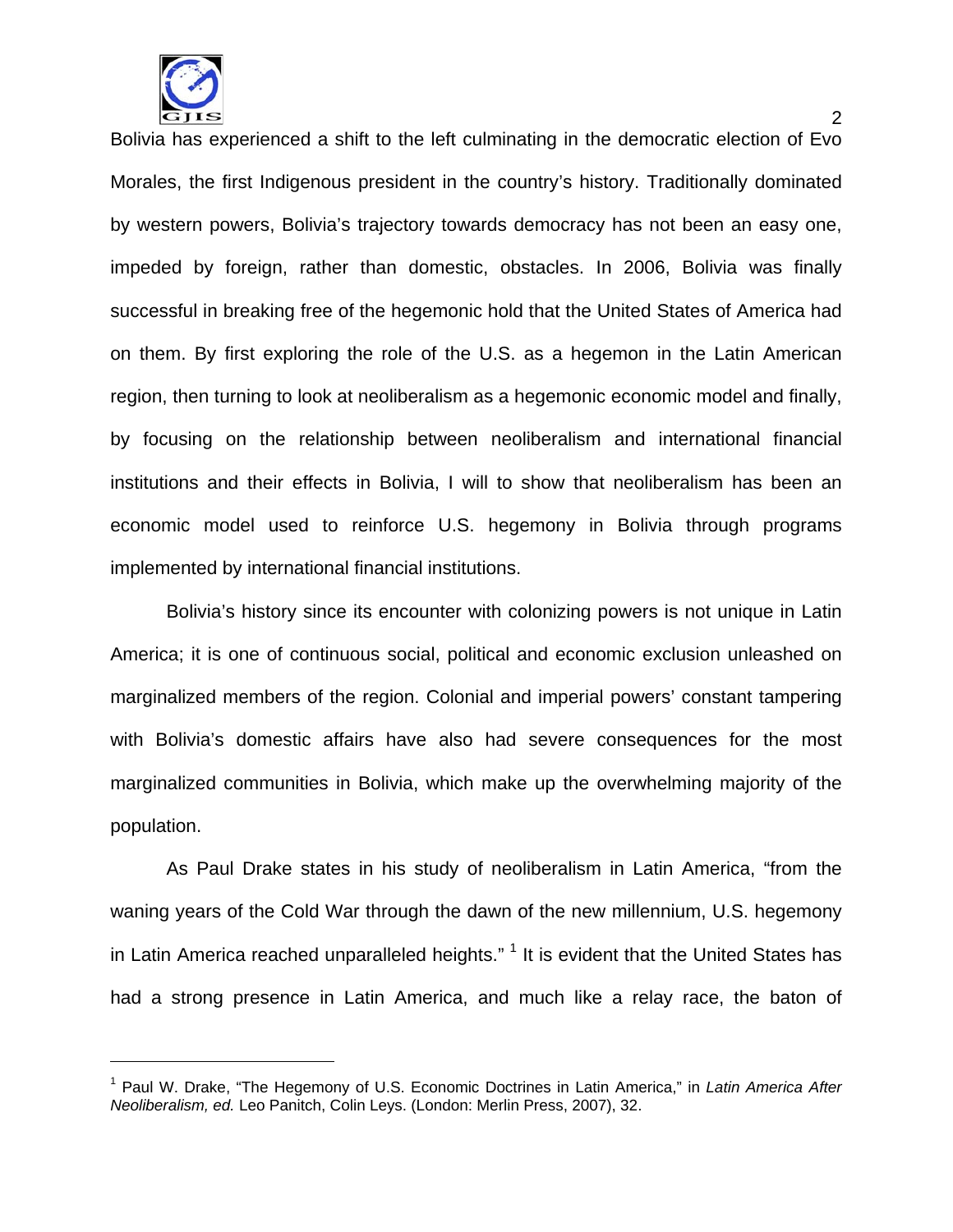Bolivia has experienced a shift to the left culminating in the democratic election of Evo Morales, the first Indigenous president in the country's history. Traditionally dominated by western powers, Bolivia's trajectory towards democracy has not been an easy one, impeded by foreign, rather than domestic, obstacles. In 2006, Bolivia was finally successful in breaking free of the hegemonic hold that the United States of America had on them. By first exploring the role of the U.S. as a hegemon in the Latin American region, then turning to look at neoliberalism as a hegemonic economic model and finally, by focusing on the relationship between neoliberalism and international financial institutions and their effects in Bolivia, I will to show that neoliberalism has been an economic model used to reinforce U.S. hegemony in Bolivia through programs implemented by international financial institutions.

Bolivia's history since its encounter with colonizing powers is not unique in Latin America; it is one of continuous social, political and economic exclusion unleashed on marginalized members of the region. Colonial and imperial powers' constant tampering with Bolivia's domestic affairs have also had severe consequences for the most marginalized communities in Bolivia, which make up the overwhelming majority of the population.

As Paul Drake states in his study of neoliberalism in Latin America, "from the waning years of the Cold War through the dawn of the new millennium, U.S. hegemony in Latin America reached unparalleled heights." [1] It is evident that the United States has had a strong presence in Latin America, and much like a relay race, the baton of

---

[1] Paul W. Drake, "The Hegemony of U.S. Economic Doctrines in Latin America," in *Latin America After Neoliberalism, ed.* Leo Panitch, Colin Leys. (London: Merlin Press, 2007), 32.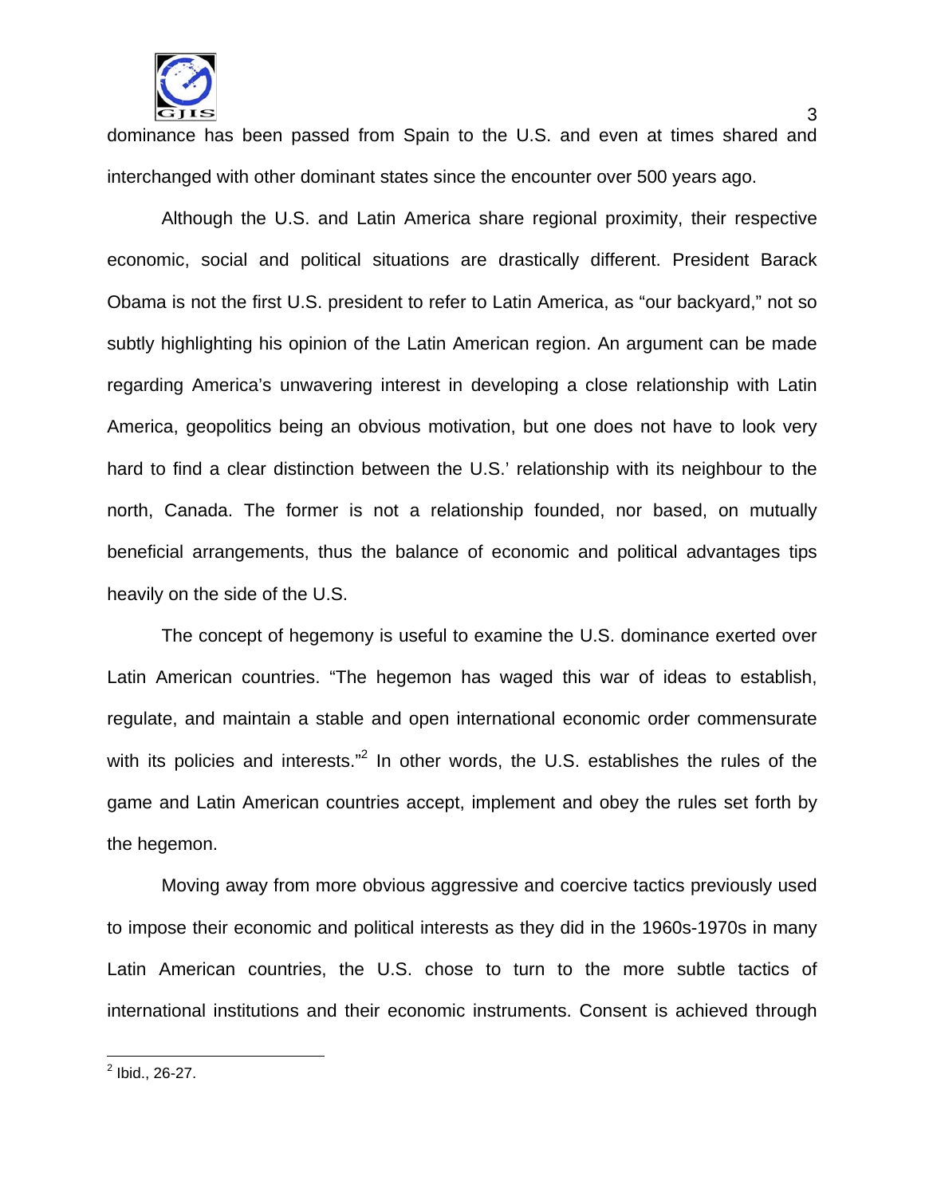dominance has been passed from Spain to the U.S. and even at times shared and interchanged with other dominant states since the encounter over 500 years ago.

Although the U.S. and Latin America share regional proximity, their respective economic, social and political situations are drastically different. President Barack Obama is not the first U.S. president to refer to Latin America, as "our backyard," not so subtly highlighting his opinion of the Latin American region. An argument can be made regarding America's unwavering interest in developing a close relationship with Latin America, geopolitics being an obvious motivation, but one does not have to look very hard to find a clear distinction between the U.S.' relationship with its neighbour to the north, Canada. The former is not a relationship founded, nor based, on mutually beneficial arrangements, thus the balance of economic and political advantages tips heavily on the side of the U.S.

The concept of hegemony is useful to examine the U.S. dominance exerted over Latin American countries. "The hegemon has waged this war of ideas to establish, regulate, and maintain a stable and open international economic order commensurate with its policies and interests."[2] In other words, the U.S. establishes the rules of the game and Latin American countries accept, implement and obey the rules set forth by the hegemon.

Moving away from more obvious aggressive and coercive tactics previously used to impose their economic and political interests as they did in the 1960s-1970s in many Latin American countries, the U.S. chose to turn to the more subtle tactics of international institutions and their economic instruments. Consent is achieved through

---

[2] Ibid., 26-27.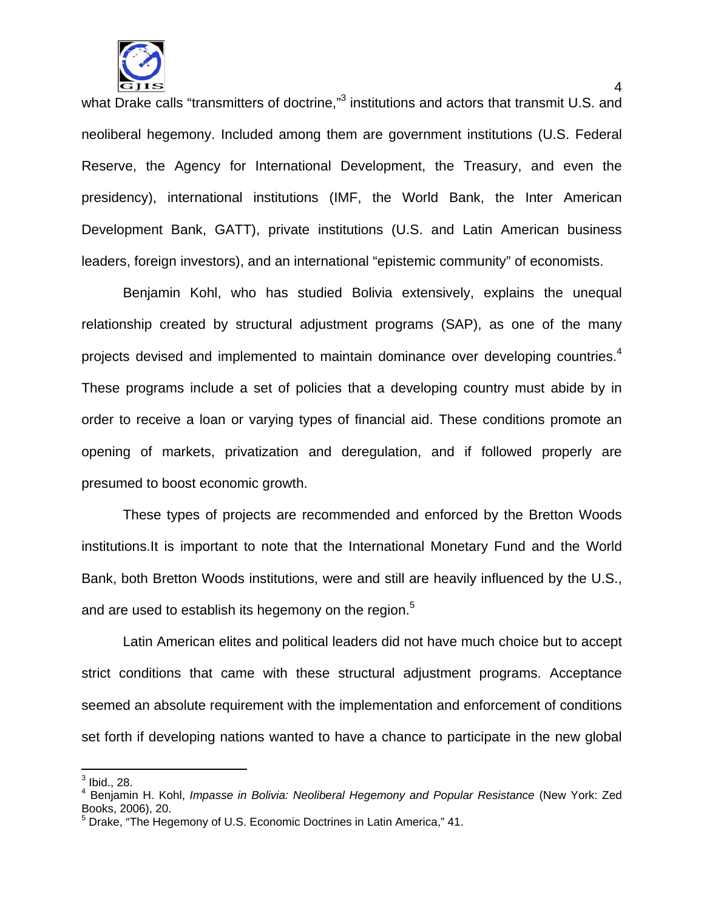what Drake calls “transmitters of doctrine,”[3] institutions and actors that transmit U.S. and neoliberal hegemony. Included among them are government institutions (U.S. Federal Reserve, the Agency for International Development, the Treasury, and even the presidency), international institutions (IMF, the World Bank, the Inter American Development Bank, GATT), private institutions (U.S. and Latin American business leaders, foreign investors), and an international “epistemic community” of economists.

Benjamin Kohl, who has studied Bolivia extensively, explains the unequal relationship created by structural adjustment programs (SAP), as one of the many projects devised and implemented to maintain dominance over developing countries.[4] These programs include a set of policies that a developing country must abide by in order to receive a loan or varying types of financial aid. These conditions promote an opening of markets, privatization and deregulation, and if followed properly are presumed to boost economic growth.

These types of projects are recommended and enforced by the Bretton Woods institutions.It is important to note that the International Monetary Fund and the World Bank, both Bretton Woods institutions, were and still are heavily influenced by the U.S., and are used to establish its hegemony on the region.[5]

Latin American elites and political leaders did not have much choice but to accept strict conditions that came with these structural adjustment programs. Acceptance seemed an absolute requirement with the implementation and enforcement of conditions set forth if developing nations wanted to have a chance to participate in the new global

---

[3] Ibid., 28.

[4] Benjamin H. Kohl, *Impasse in Bolivia: Neoliberal Hegemony and Popular Resistance* (New York: Zed Books, 2006), 20.

[5] Drake, “The Hegemony of U.S. Economic Doctrines in Latin America,” 41.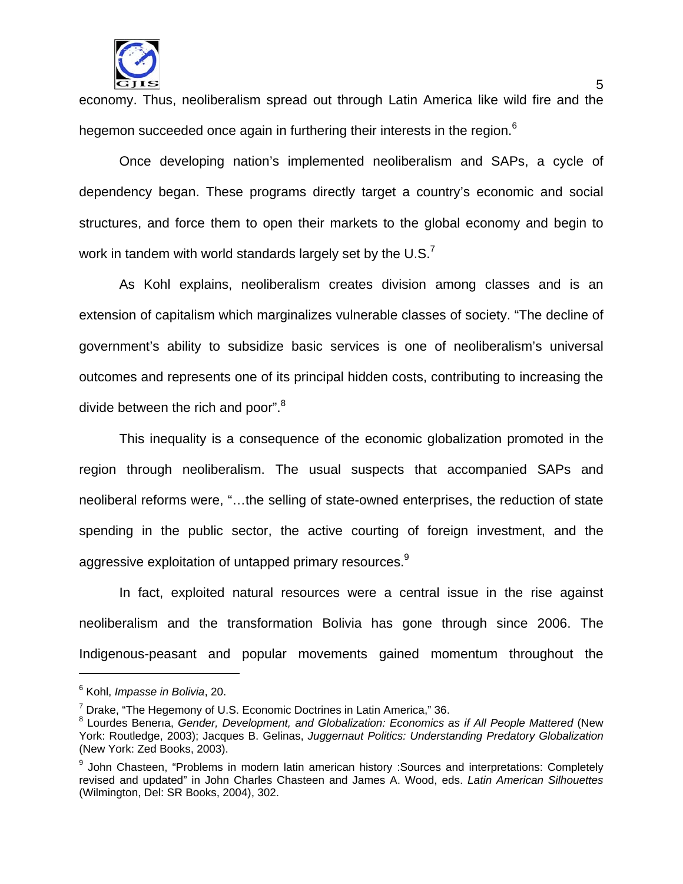economy. Thus, neoliberalism spread out through Latin America like wild fire and the hegemon succeeded once again in furthering their interests in the region.[6]

Once developing nation's implemented neoliberalism and SAPs, a cycle of dependency began. These programs directly target a country's economic and social structures, and force them to open their markets to the global economy and begin to work in tandem with world standards largely set by the U.S.[7]

As Kohl explains, neoliberalism creates division among classes and is an extension of capitalism which marginalizes vulnerable classes of society. "The decline of government's ability to subsidize basic services is one of neoliberalism's universal outcomes and represents one of its principal hidden costs, contributing to increasing the divide between the rich and poor".[8]

This inequality is a consequence of the economic globalization promoted in the region through neoliberalism. The usual suspects that accompanied SAPs and neoliberal reforms were, "…the selling of state-owned enterprises, the reduction of state spending in the public sector, the active courting of foreign investment, and the aggressive exploitation of untapped primary resources.[9]

In fact, exploited natural resources were a central issue in the rise against neoliberalism and the transformation Bolivia has gone through since 2006. The Indigenous-peasant and popular movements gained momentum throughout the

---

[6] Kohl, *Impasse in Bolivia*, 20.

[7] Drake, "The Hegemony of U.S. Economic Doctrines in Latin America," 36.

[8] Lourdes Benerıa, *Gender, Development, and Globalization: Economics as if All People Mattered* (New York: Routledge, 2003); Jacques B. Gelinas, *Juggernaut Politics: Understanding Predatory Globalization* (New York: Zed Books, 2003).

[9] John Chasteen, "Problems in modern latin american history :Sources and interpretations: Completely revised and updated" in John Charles Chasteen and James A. Wood, eds. *Latin American Silhouettes* (Wilmington, Del: SR Books, 2004), 302.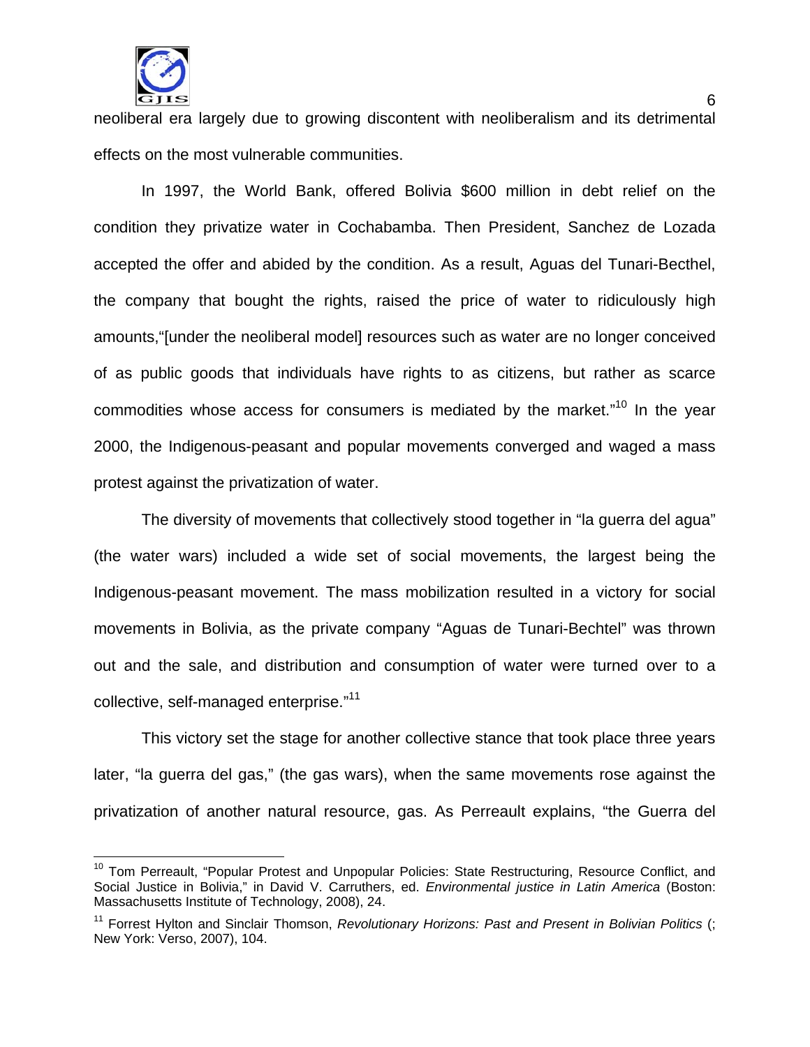neoliberal era largely due to growing discontent with neoliberalism and its detrimental effects on the most vulnerable communities.

In 1997, the World Bank, offered Bolivia $600 million in debt relief on the condition they privatize water in Cochabamba. Then President, Sanchez de Lozada accepted the offer and abided by the condition. As a result, Aguas del Tunari-Becthel, the company that bought the rights, raised the price of water to ridiculously high amounts,"[under the neoliberal model] resources such as water are no longer conceived of as public goods that individuals have rights to as citizens, but rather as scarce commodities whose access for consumers is mediated by the market."[10] In the year 2000, the Indigenous-peasant and popular movements converged and waged a mass protest against the privatization of water.

The diversity of movements that collectively stood together in "la guerra del agua" (the water wars) included a wide set of social movements, the largest being the Indigenous-peasant movement. The mass mobilization resulted in a victory for social movements in Bolivia, as the private company "Aguas de Tunari-Bechtel" was thrown out and the sale, and distribution and consumption of water were turned over to a collective, self-managed enterprise."[11]

This victory set the stage for another collective stance that took place three years later, "la guerra del gas," (the gas wars), when the same movements rose against the privatization of another natural resource, gas. As Perreault explains, "the Guerra del

---

[10] Tom Perreault, "Popular Protest and Unpopular Policies: State Restructuring, Resource Conflict, and Social Justice in Bolivia," in David V. Carruthers, ed. *Environmental justice in Latin America* (Boston: Massachusetts Institute of Technology, 2008), 24.

[11] Forrest Hylton and Sinclair Thomson, *Revolutionary Horizons: Past and Present in Bolivian Politics* (; New York: Verso, 2007), 104.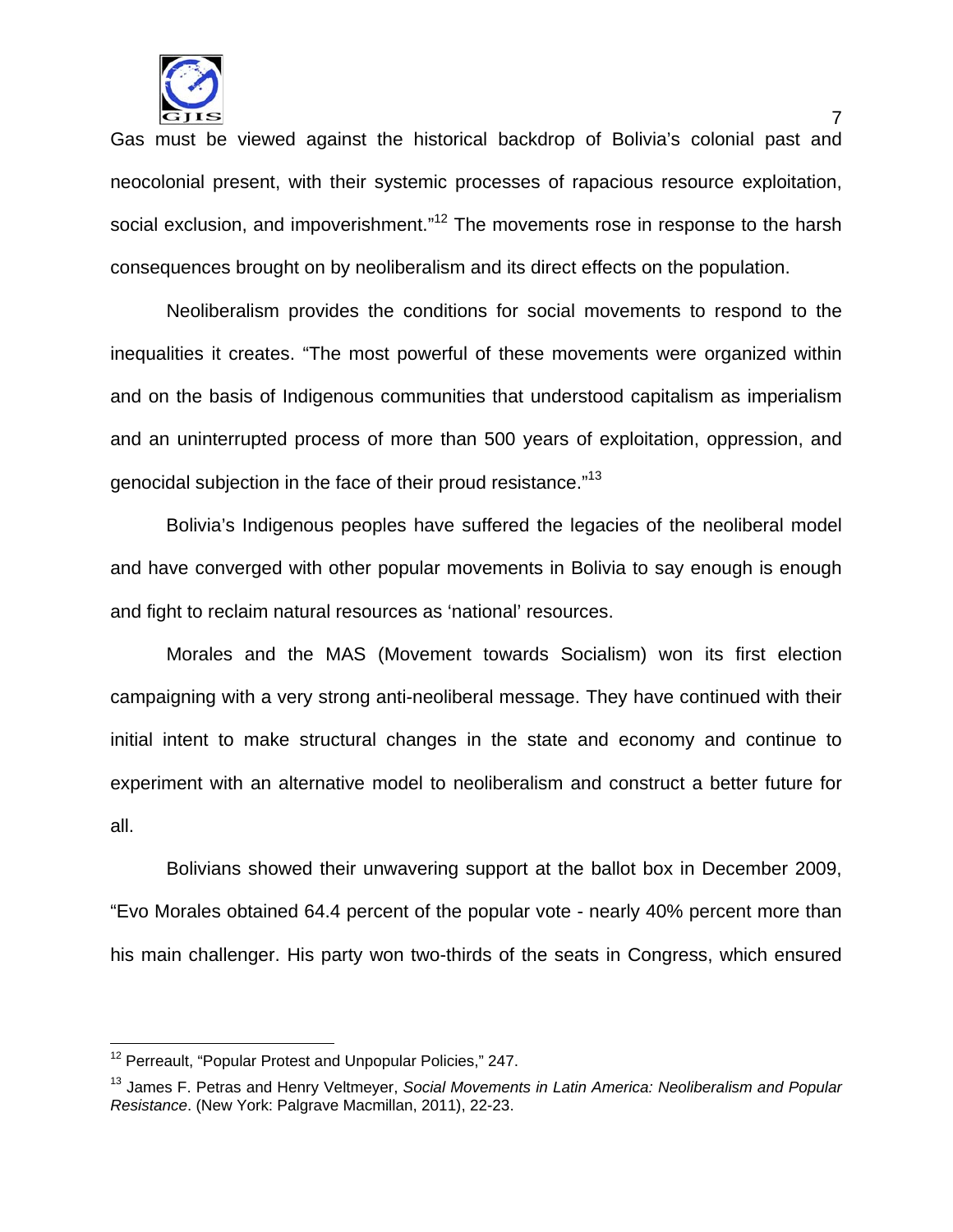Gas must be viewed against the historical backdrop of Bolivia's colonial past and neocolonial present, with their systemic processes of rapacious resource exploitation, social exclusion, and impoverishment."[12] The movements rose in response to the harsh consequences brought on by neoliberalism and its direct effects on the population.

Neoliberalism provides the conditions for social movements to respond to the inequalities it creates. "The most powerful of these movements were organized within and on the basis of Indigenous communities that understood capitalism as imperialism and an uninterrupted process of more than 500 years of exploitation, oppression, and genocidal subjection in the face of their proud resistance."[13]

Bolivia's Indigenous peoples have suffered the legacies of the neoliberal model and have converged with other popular movements in Bolivia to say enough is enough and fight to reclaim natural resources as 'national' resources.

Morales and the MAS (Movement towards Socialism) won its first election campaigning with a very strong anti-neoliberal message. They have continued with their initial intent to make structural changes in the state and economy and continue to experiment with an alternative model to neoliberalism and construct a better future for all.

Bolivians showed their unwavering support at the ballot box in December 2009, "Evo Morales obtained 64.4 percent of the popular vote - nearly 40% percent more than his main challenger. His party won two-thirds of the seats in Congress, which ensured

---

[12] Perreault, "Popular Protest and Unpopular Policies," 247.

[13] James F. Petras and Henry Veltmeyer, *Social Movements in Latin America: Neoliberalism and Popular Resistance*. (New York: Palgrave Macmillan, 2011), 22-23.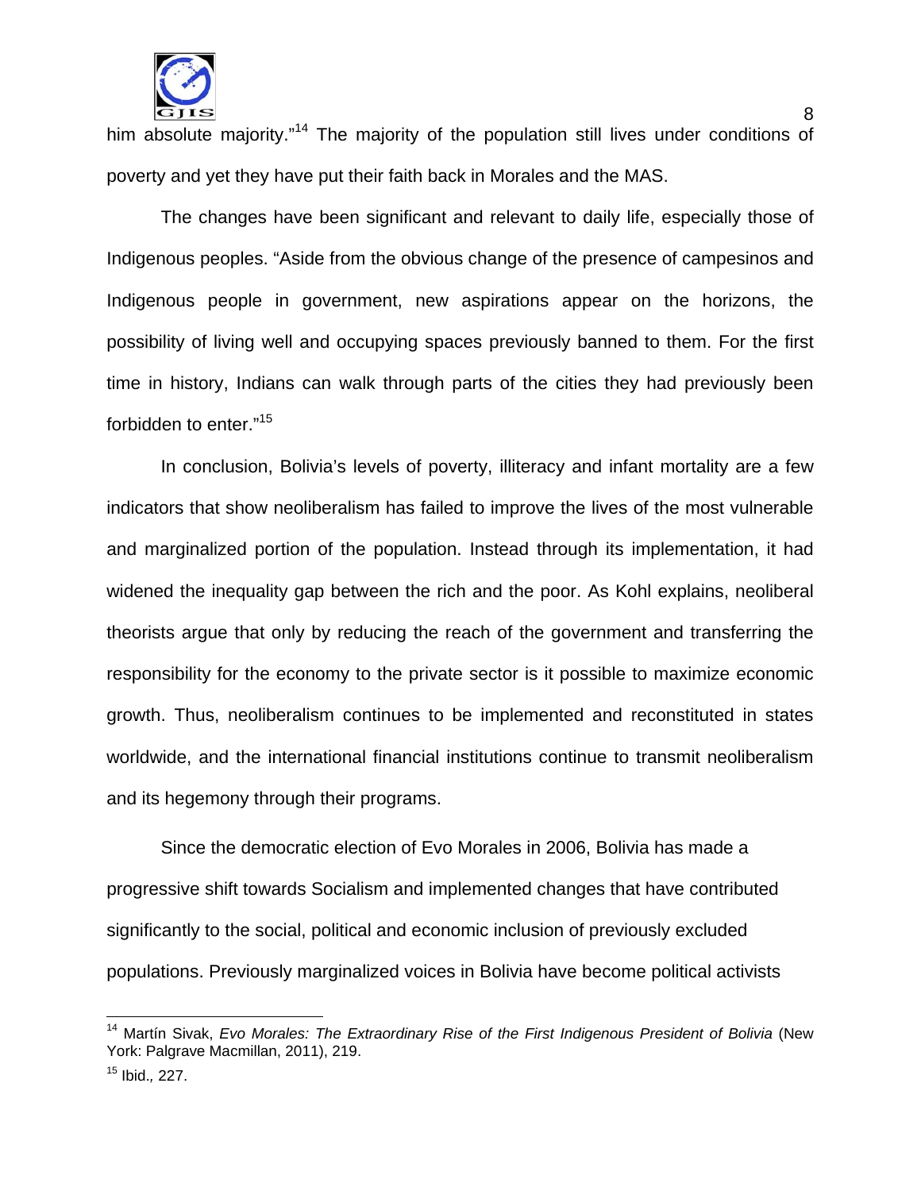him absolute majority."[14] The majority of the population still lives under conditions of poverty and yet they have put their faith back in Morales and the MAS.

The changes have been significant and relevant to daily life, especially those of Indigenous peoples. "Aside from the obvious change of the presence of campesinos and Indigenous people in government, new aspirations appear on the horizons, the possibility of living well and occupying spaces previously banned to them. For the first time in history, Indians can walk through parts of the cities they had previously been forbidden to enter."[15]

In conclusion, Bolivia's levels of poverty, illiteracy and infant mortality are a few indicators that show neoliberalism has failed to improve the lives of the most vulnerable and marginalized portion of the population. Instead through its implementation, it had widened the inequality gap between the rich and the poor. As Kohl explains, neoliberal theorists argue that only by reducing the reach of the government and transferring the responsibility for the economy to the private sector is it possible to maximize economic growth. Thus, neoliberalism continues to be implemented and reconstituted in states worldwide, and the international financial institutions continue to transmit neoliberalism and its hegemony through their programs.

Since the democratic election of Evo Morales in 2006, Bolivia has made a progressive shift towards Socialism and implemented changes that have contributed significantly to the social, political and economic inclusion of previously excluded populations. Previously marginalized voices in Bolivia have become political activists

---

[14] Martín Sivak, *Evo Morales: The Extraordinary Rise of the First Indigenous President of Bolivia* (New York: Palgrave Macmillan, 2011), 219.

[15] Ibid., 227.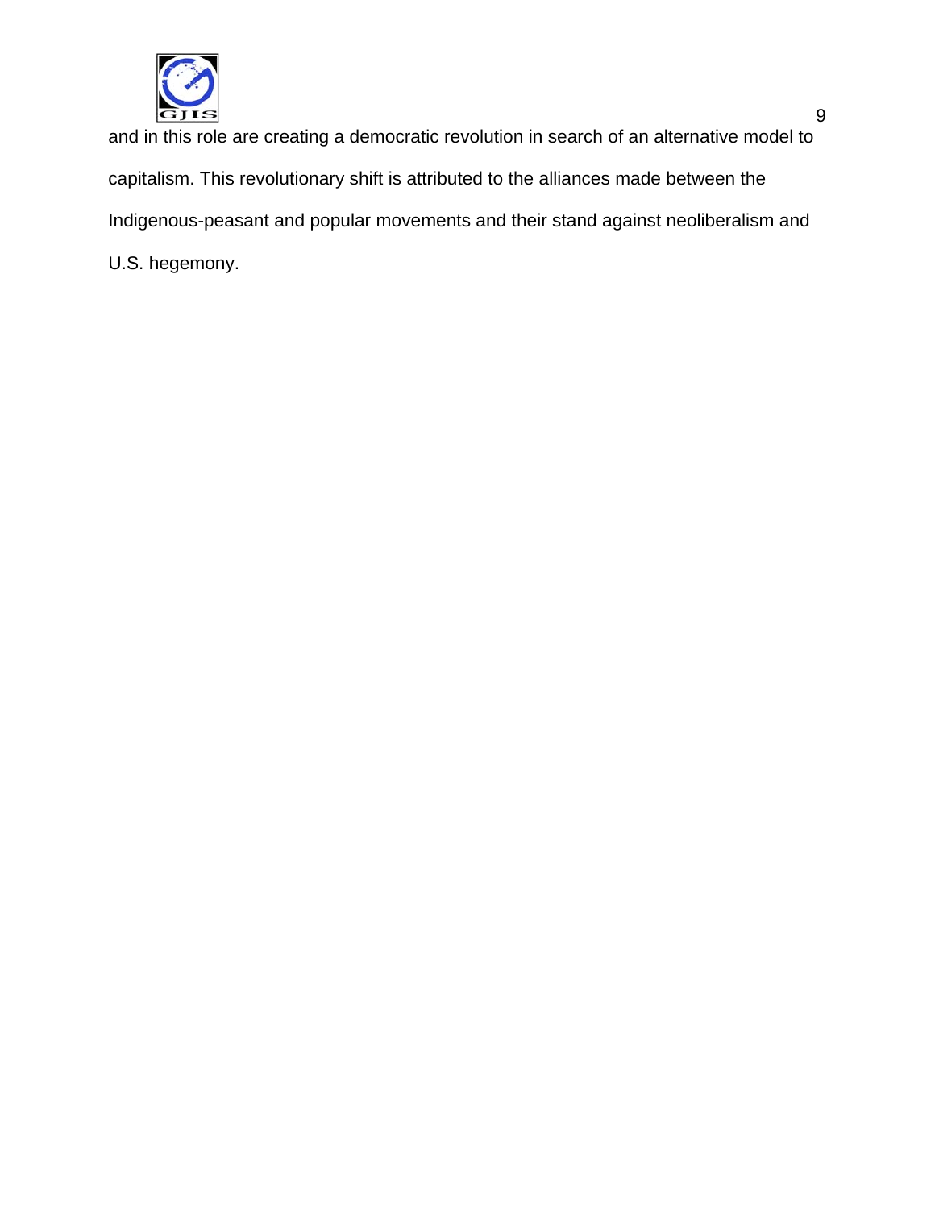and in this role are creating a democratic revolution in search of an alternative model to capitalism. This revolutionary shift is attributed to the alliances made between the Indigenous-peasant and popular movements and their stand against neoliberalism and U.S. hegemony.